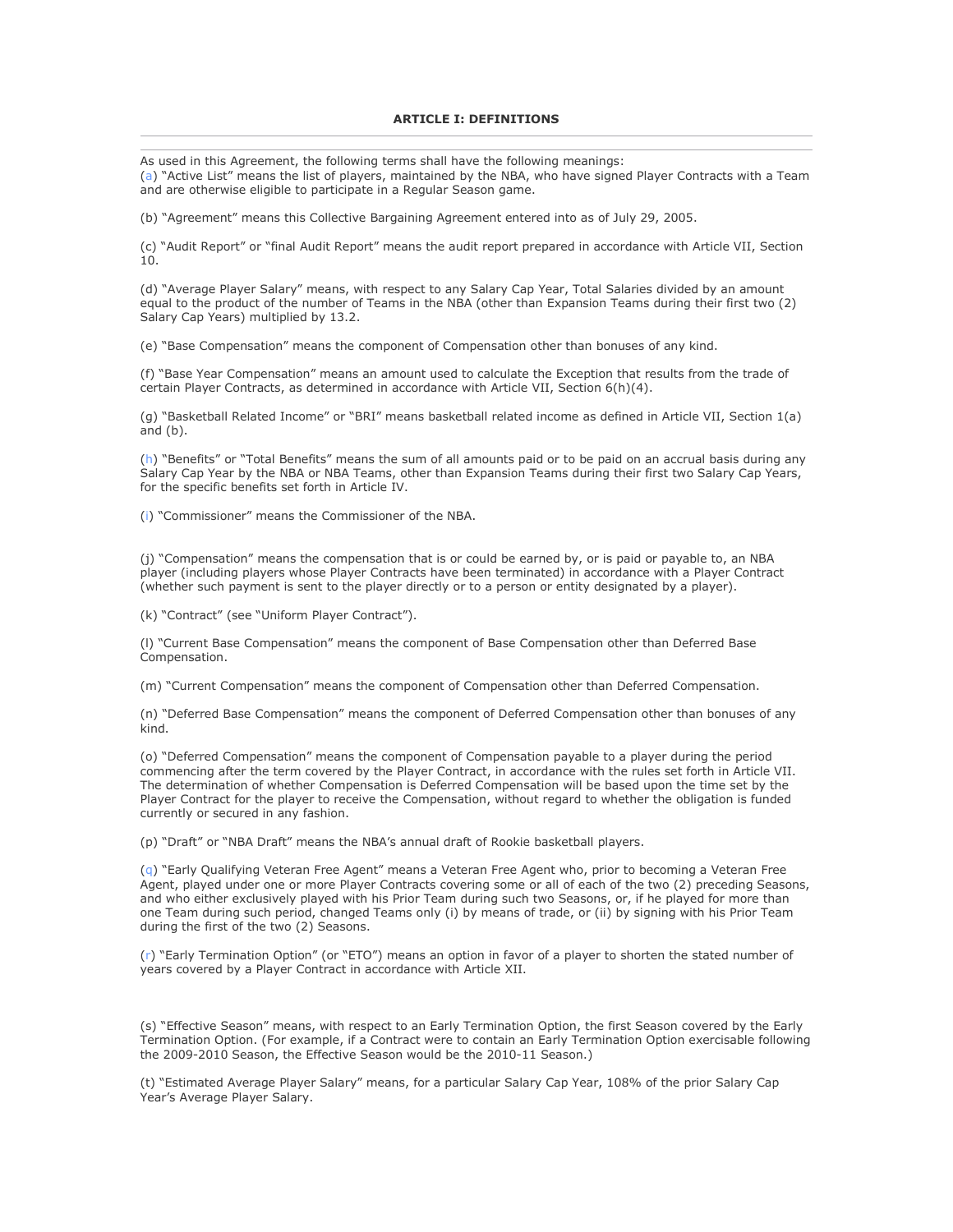## ARTICLE I: DEFINITIONS

As used in this Agreement, the following terms shall have the following meanings:

(a) "Active List" means the list of players, maintained by the NBA, who have signed Player Contracts with a Team and are otherwise eligible to participate in a Regular Season game.

(b) "Agreement" means this Collective Bargaining Agreement entered into as of July 29, 2005.

(c) "Audit Report" or "final Audit Report" means the audit report prepared in accordance with Article VII, Section 10.

(d) "Average Player Salary" means, with respect to any Salary Cap Year, Total Salaries divided by an amount equal to the product of the number of Teams in the NBA (other than Expansion Teams during their first two (2) Salary Cap Years) multiplied by 13.2.

(e) "Base Compensation" means the component of Compensation other than bonuses of any kind.

(f) "Base Year Compensation" means an amount used to calculate the Exception that results from the trade of certain Player Contracts, as determined in accordance with Article VII, Section 6(h)(4).

(g) "Basketball Related Income" or "BRI" means basketball related income as defined in Article VII, Section 1(a) and (b).

(h) "Benefits" or "Total Benefits" means the sum of all amounts paid or to be paid on an accrual basis during any Salary Cap Year by the NBA or NBA Teams, other than Expansion Teams during their first two Salary Cap Years, for the specific benefits set forth in Article IV.

(i) "Commissioner" means the Commissioner of the NBA.

(j) "Compensation" means the compensation that is or could be earned by, or is paid or payable to, an NBA player (including players whose Player Contracts have been terminated) in accordance with a Player Contract (whether such payment is sent to the player directly or to a person or entity designated by a player).

(k) "Contract" (see "Uniform Player Contract").

(l) "Current Base Compensation" means the component of Base Compensation other than Deferred Base Compensation.

(m) "Current Compensation" means the component of Compensation other than Deferred Compensation.

(n) "Deferred Base Compensation" means the component of Deferred Compensation other than bonuses of any kind.

(o) "Deferred Compensation" means the component of Compensation payable to a player during the period commencing after the term covered by the Player Contract, in accordance with the rules set forth in Article VII. The determination of whether Compensation is Deferred Compensation will be based upon the time set by the Player Contract for the player to receive the Compensation, without regard to whether the obligation is funded currently or secured in any fashion.

(p) "Draft" or "NBA Draft" means the NBA's annual draft of Rookie basketball players.

(q) "Early Qualifying Veteran Free Agent" means a Veteran Free Agent who, prior to becoming a Veteran Free Agent, played under one or more Player Contracts covering some or all of each of the two (2) preceding Seasons, and who either exclusively played with his Prior Team during such two Seasons, or, if he played for more than one Team during such period, changed Teams only (i) by means of trade, or (ii) by signing with his Prior Team during the first of the two (2) Seasons.

(r) "Early Termination Option" (or "ETO") means an option in favor of a player to shorten the stated number of years covered by a Player Contract in accordance with Article XII.

(s) "Effective Season" means, with respect to an Early Termination Option, the first Season covered by the Early Termination Option. (For example, if a Contract were to contain an Early Termination Option exercisable following the 2009-2010 Season, the Effective Season would be the 2010-11 Season.)

(t) "Estimated Average Player Salary" means, for a particular Salary Cap Year, 108% of the prior Salary Cap Year's Average Player Salary.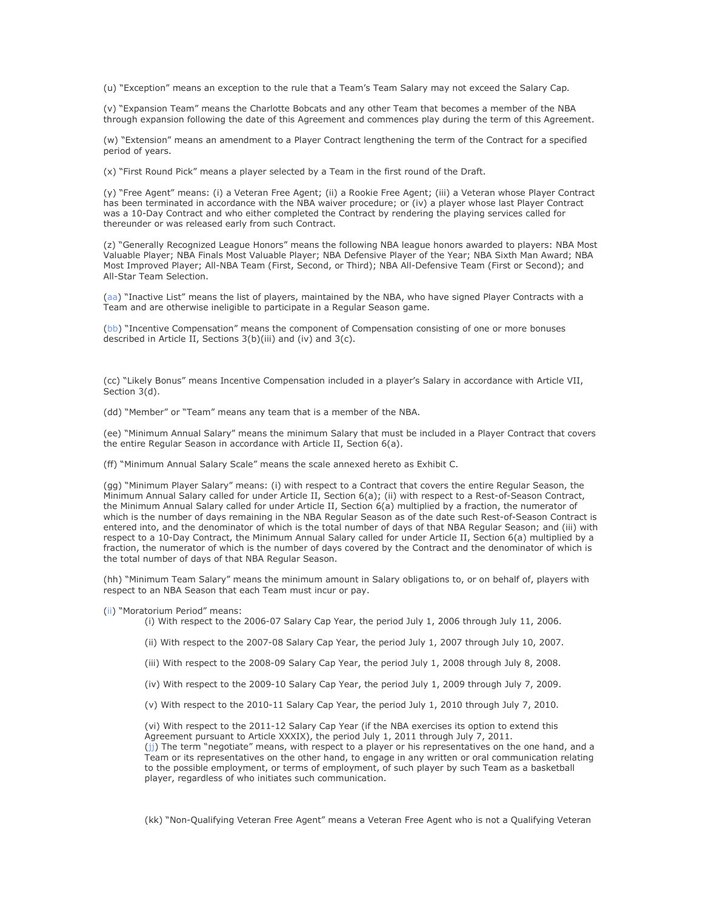(u) "Exception" means an exception to the rule that a Team's Team Salary may not exceed the Salary Cap.

(v) "Expansion Team" means the Charlotte Bobcats and any other Team that becomes a member of the NBA through expansion following the date of this Agreement and commences play during the term of this Agreement.

(w) "Extension" means an amendment to a Player Contract lengthening the term of the Contract for a specified period of years.

(x) "First Round Pick" means a player selected by a Team in the first round of the Draft.

(y) "Free Agent" means: (i) a Veteran Free Agent; (ii) a Rookie Free Agent; (iii) a Veteran whose Player Contract has been terminated in accordance with the NBA waiver procedure; or (iv) a player whose last Player Contract was a 10-Day Contract and who either completed the Contract by rendering the playing services called for thereunder or was released early from such Contract.

(z) "Generally Recognized League Honors" means the following NBA league honors awarded to players: NBA Most Valuable Player; NBA Finals Most Valuable Player; NBA Defensive Player of the Year; NBA Sixth Man Award; NBA Most Improved Player; All-NBA Team (First, Second, or Third); NBA All-Defensive Team (First or Second); and All-Star Team Selection.

(aa) "Inactive List" means the list of players, maintained by the NBA, who have signed Player Contracts with a Team and are otherwise ineligible to participate in a Regular Season game.

(bb) "Incentive Compensation" means the component of Compensation consisting of one or more bonuses described in Article II, Sections 3(b)(iii) and (iv) and 3(c).

(cc) "Likely Bonus" means Incentive Compensation included in a player's Salary in accordance with Article VII, Section 3(d).

(dd) "Member" or "Team" means any team that is a member of the NBA.

(ee) "Minimum Annual Salary" means the minimum Salary that must be included in a Player Contract that covers the entire Regular Season in accordance with Article II, Section 6(a).

(ff) "Minimum Annual Salary Scale" means the scale annexed hereto as Exhibit C.

(gg) "Minimum Player Salary" means: (i) with respect to a Contract that covers the entire Regular Season, the Minimum Annual Salary called for under Article II, Section 6(a); (ii) with respect to a Rest-of-Season Contract, the Minimum Annual Salary called for under Article II, Section 6(a) multiplied by a fraction, the numerator of which is the number of days remaining in the NBA Regular Season as of the date such Rest-of-Season Contract is entered into, and the denominator of which is the total number of days of that NBA Regular Season; and (iii) with respect to a 10-Day Contract, the Minimum Annual Salary called for under Article II, Section 6(a) multiplied by a fraction, the numerator of which is the number of days covered by the Contract and the denominator of which is the total number of days of that NBA Regular Season.

(hh) "Minimum Team Salary" means the minimum amount in Salary obligations to, or on behalf of, players with respect to an NBA Season that each Team must incur or pay.

(ii) "Moratorium Period" means:

(i) With respect to the 2006-07 Salary Cap Year, the period July 1, 2006 through July 11, 2006.

(ii) With respect to the 2007-08 Salary Cap Year, the period July 1, 2007 through July 10, 2007.

(iii) With respect to the 2008-09 Salary Cap Year, the period July 1, 2008 through July 8, 2008.

(iv) With respect to the 2009-10 Salary Cap Year, the period July 1, 2009 through July 7, 2009.

(v) With respect to the 2010-11 Salary Cap Year, the period July 1, 2010 through July 7, 2010.

(vi) With respect to the 2011-12 Salary Cap Year (if the NBA exercises its option to extend this Agreement pursuant to Article XXXIX), the period July 1, 2011 through July 7, 2011.

(jj) The term "negotiate" means, with respect to a player or his representatives on the one hand, and a Team or its representatives on the other hand, to engage in any written or oral communication relating to the possible employment, or terms of employment, of such player by such Team as a basketball player, regardless of who initiates such communication.

(kk) "Non-Qualifying Veteran Free Agent" means a Veteran Free Agent who is not a Qualifying Veteran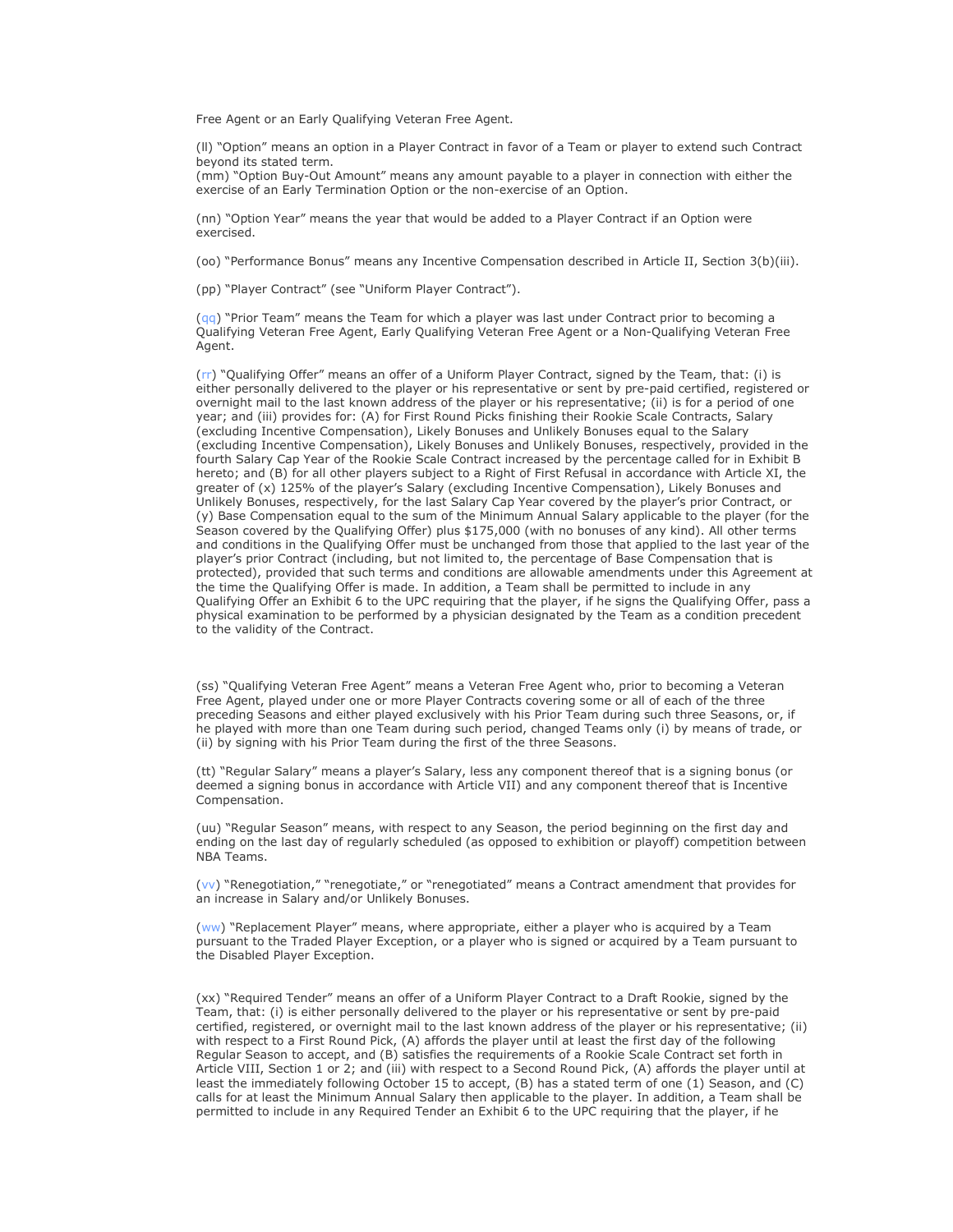Free Agent or an Early Qualifying Veteran Free Agent.

(ll) "Option" means an option in a Player Contract in favor of a Team or player to extend such Contract beyond its stated term.

(mm) "Option Buy-Out Amount" means any amount payable to a player in connection with either the exercise of an Early Termination Option or the non-exercise of an Option.

(nn) "Option Year" means the year that would be added to a Player Contract if an Option were exercised.

(oo) "Performance Bonus" means any Incentive Compensation described in Article II, Section 3(b)(iii).

(pp) "Player Contract" (see "Uniform Player Contract").

(qq) "Prior Team" means the Team for which a player was last under Contract prior to becoming a Qualifying Veteran Free Agent, Early Qualifying Veteran Free Agent or a Non-Qualifying Veteran Free Agent.

(rr) "Qualifying Offer" means an offer of a Uniform Player Contract, signed by the Team, that: (i) is either personally delivered to the player or his representative or sent by pre-paid certified, registered or overnight mail to the last known address of the player or his representative; (ii) is for a period of one year; and (iii) provides for: (A) for First Round Picks finishing their Rookie Scale Contracts, Salary (excluding Incentive Compensation), Likely Bonuses and Unlikely Bonuses equal to the Salary (excluding Incentive Compensation), Likely Bonuses and Unlikely Bonuses, respectively, provided in the fourth Salary Cap Year of the Rookie Scale Contract increased by the percentage called for in Exhibit B hereto; and (B) for all other players subject to a Right of First Refusal in accordance with Article XI, the greater of (x) 125% of the player's Salary (excluding Incentive Compensation), Likely Bonuses and Unlikely Bonuses, respectively, for the last Salary Cap Year covered by the player's prior Contract, or (y) Base Compensation equal to the sum of the Minimum Annual Salary applicable to the player (for the Season covered by the Qualifying Offer) plus $175,000 (with no bonuses of any kind). All other terms and conditions in the Qualifying Offer must be unchanged from those that applied to the last year of the player's prior Contract (including, but not limited to, the percentage of Base Compensation that is protected), provided that such terms and conditions are allowable amendments under this Agreement at the time the Qualifying Offer is made. In addition, a Team shall be permitted to include in any Qualifying Offer an Exhibit 6 to the UPC requiring that the player, if he signs the Qualifying Offer, pass a physical examination to be performed by a physician designated by the Team as a condition precedent to the validity of the Contract.

(ss) "Qualifying Veteran Free Agent" means a Veteran Free Agent who, prior to becoming a Veteran Free Agent, played under one or more Player Contracts covering some or all of each of the three preceding Seasons and either played exclusively with his Prior Team during such three Seasons, or, if he played with more than one Team during such period, changed Teams only (i) by means of trade, or (ii) by signing with his Prior Team during the first of the three Seasons.

(tt) "Regular Salary" means a player's Salary, less any component thereof that is a signing bonus (or deemed a signing bonus in accordance with Article VII) and any component thereof that is Incentive Compensation.

(uu) "Regular Season" means, with respect to any Season, the period beginning on the first day and ending on the last day of regularly scheduled (as opposed to exhibition or playoff) competition between NBA Teams.

(vv) "Renegotiation," "renegotiate," or "renegotiated" means a Contract amendment that provides for an increase in Salary and/or Unlikely Bonuses.

(ww) "Replacement Player" means, where appropriate, either a player who is acquired by a Team pursuant to the Traded Player Exception, or a player who is signed or acquired by a Team pursuant to the Disabled Player Exception.

(xx) "Required Tender" means an offer of a Uniform Player Contract to a Draft Rookie, signed by the Team, that: (i) is either personally delivered to the player or his representative or sent by pre-paid certified, registered, or overnight mail to the last known address of the player or his representative; (ii) with respect to a First Round Pick, (A) affords the player until at least the first day of the following Regular Season to accept, and (B) satisfies the requirements of a Rookie Scale Contract set forth in Article VIII, Section 1 or 2; and (iii) with respect to a Second Round Pick, (A) affords the player until at least the immediately following October 15 to accept, (B) has a stated term of one (1) Season, and (C) calls for at least the Minimum Annual Salary then applicable to the player. In addition, a Team shall be permitted to include in any Required Tender an Exhibit 6 to the UPC requiring that the player, if he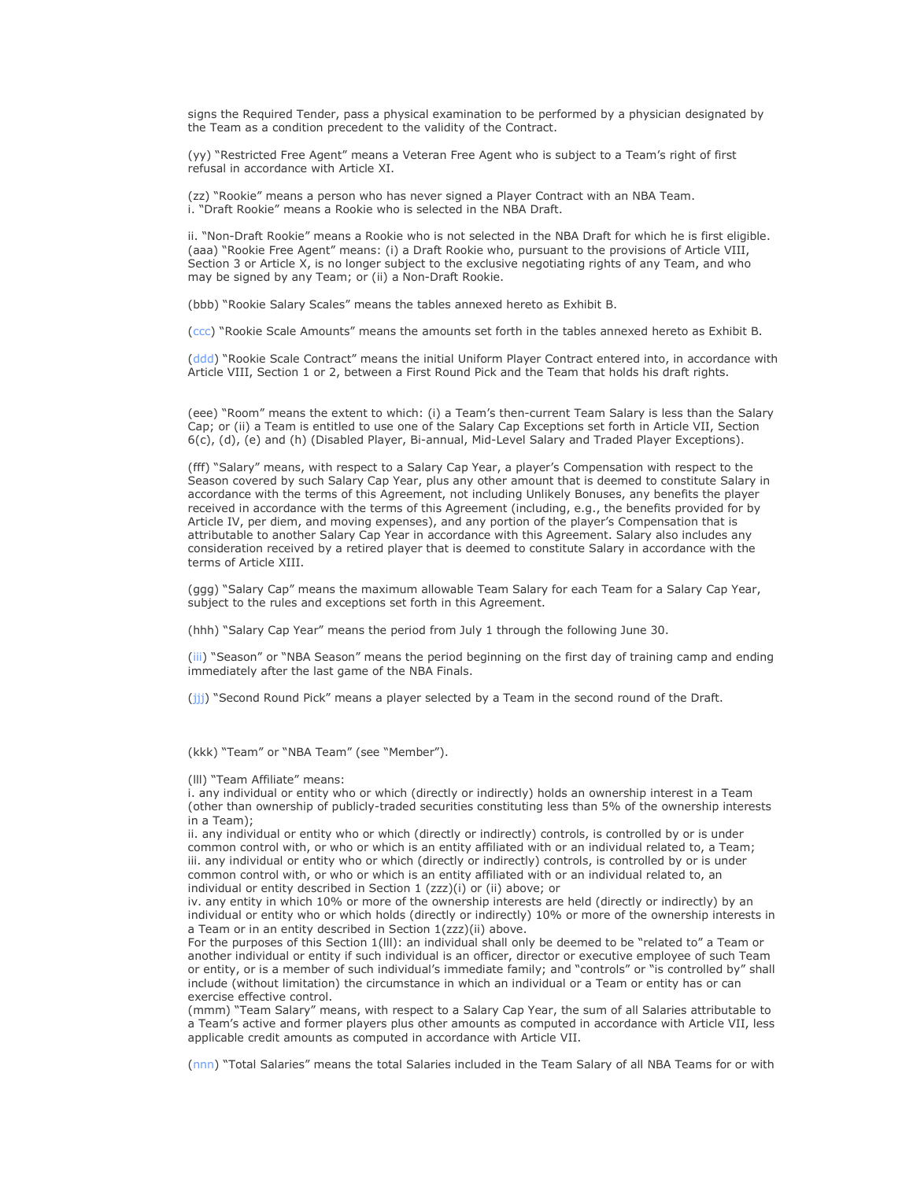signs the Required Tender, pass a physical examination to be performed by a physician designated by the Team as a condition precedent to the validity of the Contract.

(yy) "Restricted Free Agent" means a Veteran Free Agent who is subject to a Team's right of first refusal in accordance with Article XI.

(zz) "Rookie" means a person who has never signed a Player Contract with an NBA Team.
i. "Draft Rookie" means a Rookie who is selected in the NBA Draft.

ii. "Non-Draft Rookie" means a Rookie who is not selected in the NBA Draft for which he is first eligible.
(aaa) "Rookie Free Agent" means: (i) a Draft Rookie who, pursuant to the provisions of Article VIII, Section 3 or Article X, is no longer subject to the exclusive negotiating rights of any Team, and who may be signed by any Team; or (ii) a Non-Draft Rookie.

(bbb) "Rookie Salary Scales" means the tables annexed hereto as Exhibit B.

(ccc) "Rookie Scale Amounts" means the amounts set forth in the tables annexed hereto as Exhibit B.

(ddd) "Rookie Scale Contract" means the initial Uniform Player Contract entered into, in accordance with Article VIII, Section 1 or 2, between a First Round Pick and the Team that holds his draft rights.

(eee) "Room" means the extent to which: (i) a Team's then-current Team Salary is less than the Salary Cap; or (ii) a Team is entitled to use one of the Salary Cap Exceptions set forth in Article VII, Section 6(c), (d), (e) and (h) (Disabled Player, Bi-annual, Mid-Level Salary and Traded Player Exceptions).

(fff) "Salary" means, with respect to a Salary Cap Year, a player's Compensation with respect to the Season covered by such Salary Cap Year, plus any other amount that is deemed to constitute Salary in accordance with the terms of this Agreement, not including Unlikely Bonuses, any benefits the player received in accordance with the terms of this Agreement (including, e.g., the benefits provided for by Article IV, per diem, and moving expenses), and any portion of the player's Compensation that is attributable to another Salary Cap Year in accordance with this Agreement. Salary also includes any consideration received by a retired player that is deemed to constitute Salary in accordance with the terms of Article XIII.

(ggg) "Salary Cap" means the maximum allowable Team Salary for each Team for a Salary Cap Year, subject to the rules and exceptions set forth in this Agreement.

(hhh) "Salary Cap Year" means the period from July 1 through the following June 30.

(iii) "Season" or "NBA Season" means the period beginning on the first day of training camp and ending immediately after the last game of the NBA Finals.

(jjj) "Second Round Pick" means a player selected by a Team in the second round of the Draft.

(kkk) "Team" or "NBA Team" (see "Member").

(lll) "Team Affiliate" means:
i. any individual or entity who or which (directly or indirectly) holds an ownership interest in a Team (other than ownership of publicly-traded securities constituting less than 5% of the ownership interests in a Team);
ii. any individual or entity who or which (directly or indirectly) controls, is controlled by or is under common control with, or who or which is an entity affiliated with or an individual related to, a Team;
iii. any individual or entity who or which (directly or indirectly) controls, is controlled by or is under common control with, or who or which is an entity affiliated with or an individual related to, an individual or entity described in Section 1 (zzz)(i) or (ii) above; or
iv. any entity in which 10% or more of the ownership interests are held (directly or indirectly) by an individual or entity who or which holds (directly or indirectly) 10% or more of the ownership interests in a Team or in an entity described in Section 1(zzz)(ii) above.
For the purposes of this Section 1(lll): an individual shall only be deemed to be "related to" a Team or another individual or entity if such individual is an officer, director or executive employee of such Team or entity, or is a member of such individual's immediate family; and "controls" or "is controlled by" shall include (without limitation) the circumstance in which an individual or a Team or entity has or can exercise effective control.
(mmm) "Team Salary" means, with respect to a Salary Cap Year, the sum of all Salaries attributable to a Team's active and former players plus other amounts as computed in accordance with Article VII, less applicable credit amounts as computed in accordance with Article VII.

(nnn) "Total Salaries" means the total Salaries included in the Team Salary of all NBA Teams for or with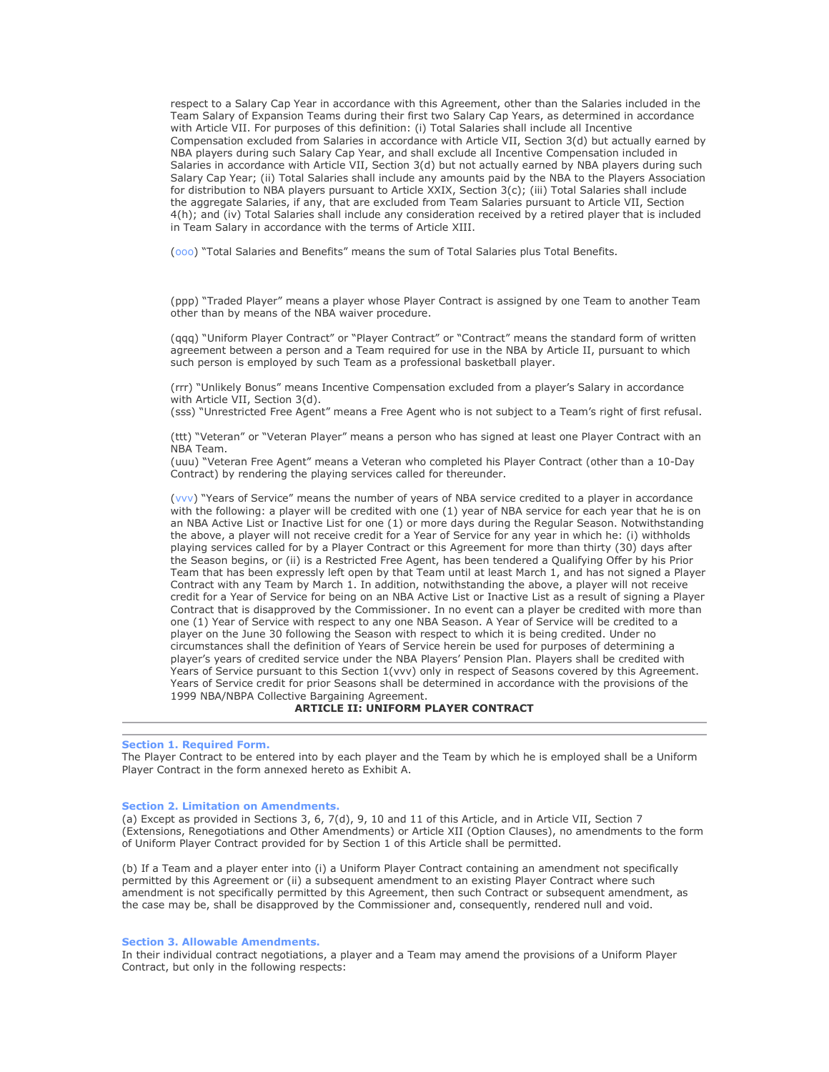respect to a Salary Cap Year in accordance with this Agreement, other than the Salaries included in the Team Salary of Expansion Teams during their first two Salary Cap Years, as determined in accordance with Article VII. For purposes of this definition: (i) Total Salaries shall include all Incentive Compensation excluded from Salaries in accordance with Article VII, Section 3(d) but actually earned by NBA players during such Salary Cap Year, and shall exclude all Incentive Compensation included in Salaries in accordance with Article VII, Section 3(d) but not actually earned by NBA players during such Salary Cap Year; (ii) Total Salaries shall include any amounts paid by the NBA to the Players Association for distribution to NBA players pursuant to Article XXIX, Section 3(c); (iii) Total Salaries shall include the aggregate Salaries, if any, that are excluded from Team Salaries pursuant to Article VII, Section 4(h); and (iv) Total Salaries shall include any consideration received by a retired player that is included in Team Salary in accordance with the terms of Article XIII.

(ooo) "Total Salaries and Benefits" means the sum of Total Salaries plus Total Benefits.

(ppp) "Traded Player" means a player whose Player Contract is assigned by one Team to another Team other than by means of the NBA waiver procedure.

(qqq) "Uniform Player Contract" or "Player Contract" or "Contract" means the standard form of written agreement between a person and a Team required for use in the NBA by Article II, pursuant to which such person is employed by such Team as a professional basketball player.

(rrr) "Unlikely Bonus" means Incentive Compensation excluded from a player's Salary in accordance with Article VII, Section 3(d).
(sss) "Unrestricted Free Agent" means a Free Agent who is not subject to a Team's right of first refusal.

(ttt) "Veteran" or "Veteran Player" means a person who has signed at least one Player Contract with an NBA Team.
(uuu) "Veteran Free Agent" means a Veteran who completed his Player Contract (other than a 10-Day Contract) by rendering the playing services called for thereunder.

(vvv) "Years of Service" means the number of years of NBA service credited to a player in accordance with the following: a player will be credited with one (1) year of NBA service for each year that he is on an NBA Active List or Inactive List for one (1) or more days during the Regular Season. Notwithstanding the above, a player will not receive credit for a Year of Service for any year in which he: (i) withholds playing services called for by a Player Contract or this Agreement for more than thirty (30) days after the Season begins, or (ii) is a Restricted Free Agent, has been tendered a Qualifying Offer by his Prior Team that has been expressly left open by that Team until at least March 1, and has not signed a Player Contract with any Team by March 1. In addition, notwithstanding the above, a player will not receive credit for a Year of Service for being on an NBA Active List or Inactive List as a result of signing a Player Contract that is disapproved by the Commissioner. In no event can a player be credited with more than one (1) Year of Service with respect to any one NBA Season. A Year of Service will be credited to a player on the June 30 following the Season with respect to which it is being credited. Under no circumstances shall the definition of Years of Service herein be used for purposes of determining a player's years of credited service under the NBA Players' Pension Plan. Players shall be credited with Years of Service pursuant to this Section 1(vvv) only in respect of Seasons covered by this Agreement. Years of Service credit for prior Seasons shall be determined in accordance with the provisions of the 1999 NBA/NBPA Collective Bargaining Agreement.

# ARTICLE II: UNIFORM PLAYER CONTRACT

### Section 1. Required Form.

The Player Contract to be entered into by each player and the Team by which he is employed shall be a Uniform Player Contract in the form annexed hereto as Exhibit A.

### Section 2. Limitation on Amendments.

(a) Except as provided in Sections 3, 6, 7(d), 9, 10 and 11 of this Article, and in Article VII, Section 7 (Extensions, Renegotiations and Other Amendments) or Article XII (Option Clauses), no amendments to the form of Uniform Player Contract provided for by Section 1 of this Article shall be permitted.

(b) If a Team and a player enter into (i) a Uniform Player Contract containing an amendment not specifically permitted by this Agreement or (ii) a subsequent amendment to an existing Player Contract where such amendment is not specifically permitted by this Agreement, then such Contract or subsequent amendment, as the case may be, shall be disapproved by the Commissioner and, consequently, rendered null and void.

### Section 3. Allowable Amendments.

In their individual contract negotiations, a player and a Team may amend the provisions of a Uniform Player Contract, but only in the following respects: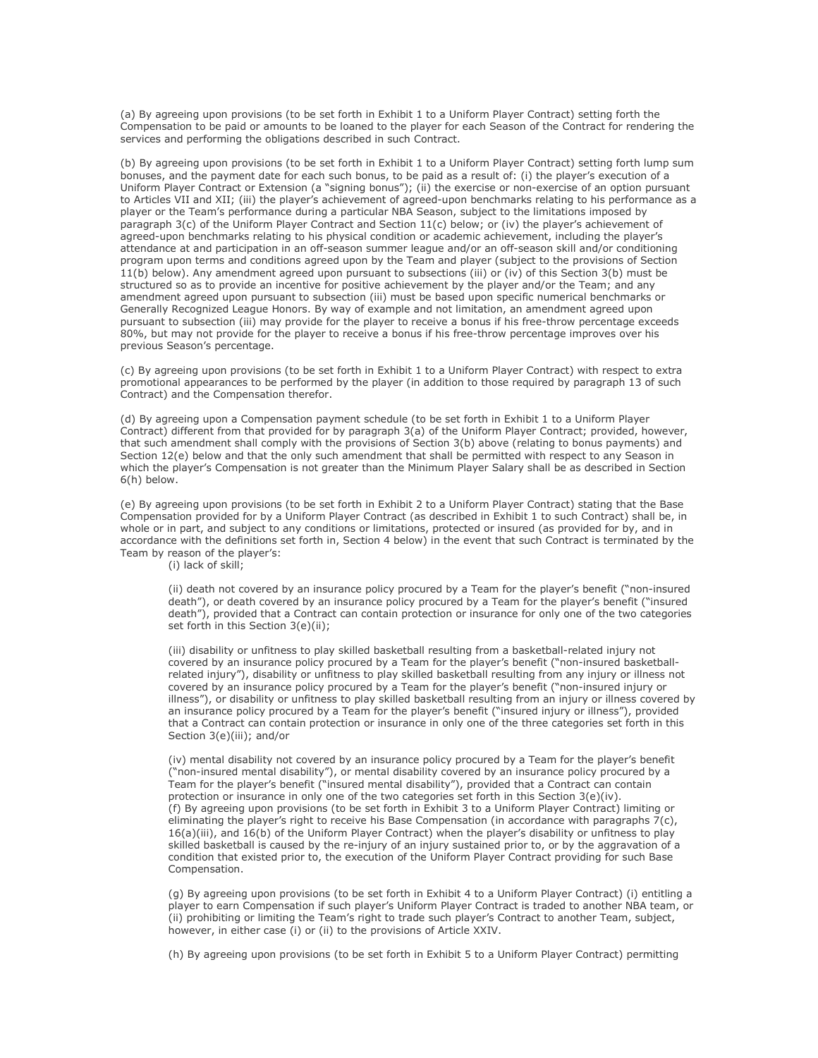(a) By agreeing upon provisions (to be set forth in Exhibit 1 to a Uniform Player Contract) setting forth the Compensation to be paid or amounts to be loaned to the player for each Season of the Contract for rendering the services and performing the obligations described in such Contract.

(b) By agreeing upon provisions (to be set forth in Exhibit 1 to a Uniform Player Contract) setting forth lump sum bonuses, and the payment date for each such bonus, to be paid as a result of: (i) the player's execution of a Uniform Player Contract or Extension (a "signing bonus"); (ii) the exercise or non-exercise of an option pursuant to Articles VII and XII; (iii) the player's achievement of agreed-upon benchmarks relating to his performance as a player or the Team's performance during a particular NBA Season, subject to the limitations imposed by paragraph 3(c) of the Uniform Player Contract and Section 11(c) below; or (iv) the player's achievement of agreed-upon benchmarks relating to his physical condition or academic achievement, including the player's attendance at and participation in an off-season summer league and/or an off-season skill and/or conditioning program upon terms and conditions agreed upon by the Team and player (subject to the provisions of Section 11(b) below). Any amendment agreed upon pursuant to subsections (iii) or (iv) of this Section 3(b) must be structured so as to provide an incentive for positive achievement by the player and/or the Team; and any amendment agreed upon pursuant to subsection (iii) must be based upon specific numerical benchmarks or Generally Recognized League Honors. By way of example and not limitation, an amendment agreed upon pursuant to subsection (iii) may provide for the player to receive a bonus if his free-throw percentage exceeds 80%, but may not provide for the player to receive a bonus if his free-throw percentage improves over his previous Season's percentage.

(c) By agreeing upon provisions (to be set forth in Exhibit 1 to a Uniform Player Contract) with respect to extra promotional appearances to be performed by the player (in addition to those required by paragraph 13 of such Contract) and the Compensation therefor.

(d) By agreeing upon a Compensation payment schedule (to be set forth in Exhibit 1 to a Uniform Player Contract) different from that provided for by paragraph 3(a) of the Uniform Player Contract; provided, however, that such amendment shall comply with the provisions of Section 3(b) above (relating to bonus payments) and Section 12(e) below and that the only such amendment that shall be permitted with respect to any Season in which the player's Compensation is not greater than the Minimum Player Salary shall be as described in Section 6(h) below.

(e) By agreeing upon provisions (to be set forth in Exhibit 2 to a Uniform Player Contract) stating that the Base Compensation provided for by a Uniform Player Contract (as described in Exhibit 1 to such Contract) shall be, in whole or in part, and subject to any conditions or limitations, protected or insured (as provided for by, and in accordance with the definitions set forth in, Section 4 below) in the event that such Contract is terminated by the Team by reason of the player's:

(i) lack of skill;

(ii) death not covered by an insurance policy procured by a Team for the player's benefit ("non-insured death"), or death covered by an insurance policy procured by a Team for the player's benefit ("insured death"), provided that a Contract can contain protection or insurance for only one of the two categories set forth in this Section 3(e)(ii);

(iii) disability or unfitness to play skilled basketball resulting from a basketball-related injury not covered by an insurance policy procured by a Team for the player's benefit ("non-insured basketball-related injury"), disability or unfitness to play skilled basketball resulting from any injury or illness not covered by an insurance policy procured by a Team for the player's benefit ("non-insured injury or illness"), or disability or unfitness to play skilled basketball resulting from an injury or illness covered by an insurance policy procured by a Team for the player's benefit ("insured injury or illness"), provided that a Contract can contain protection or insurance in only one of the three categories set forth in this Section 3(e)(iii); and/or

(iv) mental disability not covered by an insurance policy procured by a Team for the player's benefit ("non-insured mental disability"), or mental disability covered by an insurance policy procured by a Team for the player's benefit ("insured mental disability"), provided that a Contract can contain protection or insurance in only one of the two categories set forth in this Section 3(e)(iv).

(f) By agreeing upon provisions (to be set forth in Exhibit 3 to a Uniform Player Contract) limiting or eliminating the player's right to receive his Base Compensation (in accordance with paragraphs 7(c), 16(a)(iii), and 16(b) of the Uniform Player Contract) when the player's disability or unfitness to play skilled basketball is caused by the re-injury of an injury sustained prior to, or by the aggravation of a condition that existed prior to, the execution of the Uniform Player Contract providing for such Base Compensation.

(g) By agreeing upon provisions (to be set forth in Exhibit 4 to a Uniform Player Contract) (i) entitling a player to earn Compensation if such player's Uniform Player Contract is traded to another NBA team, or (ii) prohibiting or limiting the Team's right to trade such player's Contract to another Team, subject, however, in either case (i) or (ii) to the provisions of Article XXIV.

(h) By agreeing upon provisions (to be set forth in Exhibit 5 to a Uniform Player Contract) permitting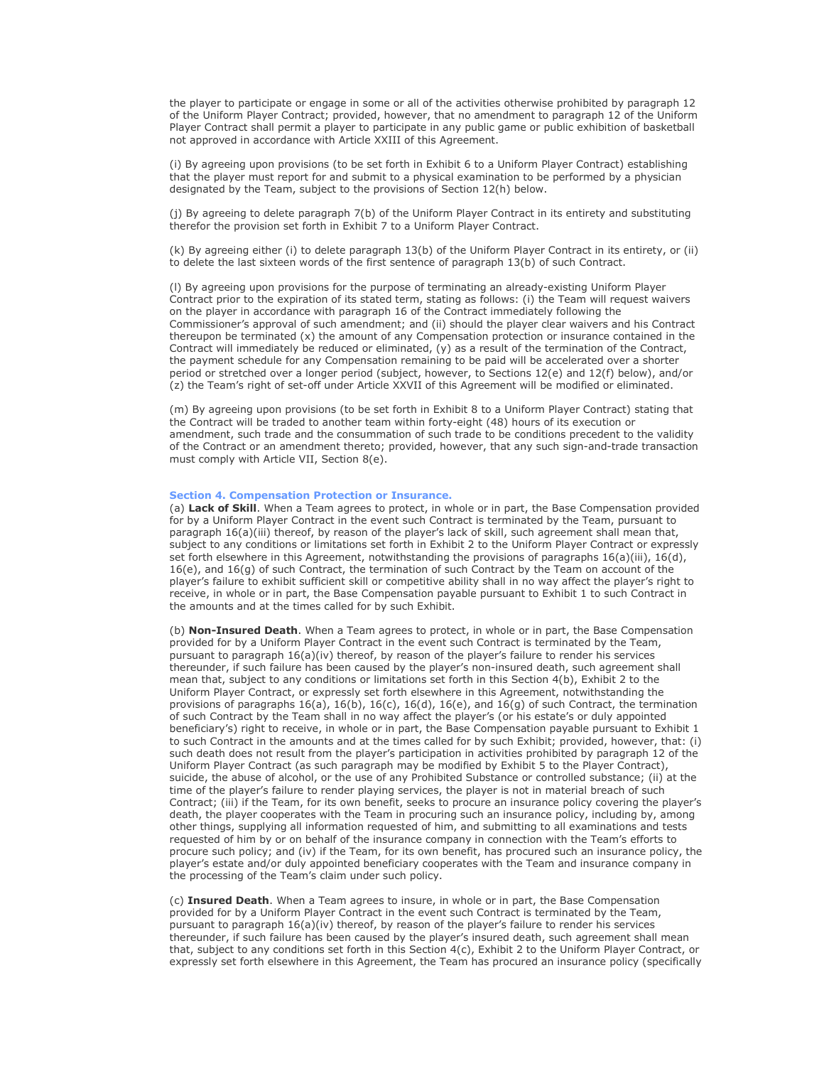the player to participate or engage in some or all of the activities otherwise prohibited by paragraph 12 of the Uniform Player Contract; provided, however, that no amendment to paragraph 12 of the Uniform Player Contract shall permit a player to participate in any public game or public exhibition of basketball not approved in accordance with Article XXIII of this Agreement.

(i) By agreeing upon provisions (to be set forth in Exhibit 6 to a Uniform Player Contract) establishing that the player must report for and submit to a physical examination to be performed by a physician designated by the Team, subject to the provisions of Section 12(h) below.

(j) By agreeing to delete paragraph 7(b) of the Uniform Player Contract in its entirety and substituting therefor the provision set forth in Exhibit 7 to a Uniform Player Contract.

(k) By agreeing either (i) to delete paragraph 13(b) of the Uniform Player Contract in its entirety, or (ii) to delete the last sixteen words of the first sentence of paragraph 13(b) of such Contract.

(l) By agreeing upon provisions for the purpose of terminating an already-existing Uniform Player Contract prior to the expiration of its stated term, stating as follows: (i) the Team will request waivers on the player in accordance with paragraph 16 of the Contract immediately following the Commissioner's approval of such amendment; and (ii) should the player clear waivers and his Contract thereupon be terminated (x) the amount of any Compensation protection or insurance contained in the Contract will immediately be reduced or eliminated, (y) as a result of the termination of the Contract, the payment schedule for any Compensation remaining to be paid will be accelerated over a shorter period or stretched over a longer period (subject, however, to Sections 12(e) and 12(f) below), and/or (z) the Team's right of set-off under Article XXVII of this Agreement will be modified or eliminated.

(m) By agreeing upon provisions (to be set forth in Exhibit 8 to a Uniform Player Contract) stating that the Contract will be traded to another team within forty-eight (48) hours of its execution or amendment, such trade and the consummation of such trade to be conditions precedent to the validity of the Contract or an amendment thereto; provided, however, that any such sign-and-trade transaction must comply with Article VII, Section 8(e).

### Section 4. Compensation Protection or Insurance.

(a) **Lack of Skill**. When a Team agrees to protect, in whole or in part, the Base Compensation provided for by a Uniform Player Contract in the event such Contract is terminated by the Team, pursuant to paragraph 16(a)(iii) thereof, by reason of the player's lack of skill, such agreement shall mean that, subject to any conditions or limitations set forth in Exhibit 2 to the Uniform Player Contract or expressly set forth elsewhere in this Agreement, notwithstanding the provisions of paragraphs 16(a)(iii), 16(d), 16(e), and 16(g) of such Contract, the termination of such Contract by the Team on account of the player's failure to exhibit sufficient skill or competitive ability shall in no way affect the player's right to receive, in whole or in part, the Base Compensation payable pursuant to Exhibit 1 to such Contract in the amounts and at the times called for by such Exhibit.

(b) **Non-Insured Death**. When a Team agrees to protect, in whole or in part, the Base Compensation provided for by a Uniform Player Contract in the event such Contract is terminated by the Team, pursuant to paragraph 16(a)(iv) thereof, by reason of the player's failure to render his services thereunder, if such failure has been caused by the player's non-insured death, such agreement shall mean that, subject to any conditions or limitations set forth in this Section 4(b), Exhibit 2 to the Uniform Player Contract, or expressly set forth elsewhere in this Agreement, notwithstanding the provisions of paragraphs 16(a), 16(b), 16(c), 16(d), 16(e), and 16(g) of such Contract, the termination of such Contract by the Team shall in no way affect the player's (or his estate's or duly appointed beneficiary's) right to receive, in whole or in part, the Base Compensation payable pursuant to Exhibit 1 to such Contract in the amounts and at the times called for by such Exhibit; provided, however, that: (i) such death does not result from the player's participation in activities prohibited by paragraph 12 of the Uniform Player Contract (as such paragraph may be modified by Exhibit 5 to the Player Contract), suicide, the abuse of alcohol, or the use of any Prohibited Substance or controlled substance; (ii) at the time of the player's failure to render playing services, the player is not in material breach of such Contract; (iii) if the Team, for its own benefit, seeks to procure an insurance policy covering the player's death, the player cooperates with the Team in procuring such an insurance policy, including by, among other things, supplying all information requested of him, and submitting to all examinations and tests requested of him by or on behalf of the insurance company in connection with the Team's efforts to procure such policy; and (iv) if the Team, for its own benefit, has procured such an insurance policy, the player's estate and/or duly appointed beneficiary cooperates with the Team and insurance company in the processing of the Team's claim under such policy.

(c) **Insured Death**. When a Team agrees to insure, in whole or in part, the Base Compensation provided for by a Uniform Player Contract in the event such Contract is terminated by the Team, pursuant to paragraph 16(a)(iv) thereof, by reason of the player's failure to render his services thereunder, if such failure has been caused by the player's insured death, such agreement shall mean that, subject to any conditions set forth in this Section 4(c), Exhibit 2 to the Uniform Player Contract, or expressly set forth elsewhere in this Agreement, the Team has procured an insurance policy (specifically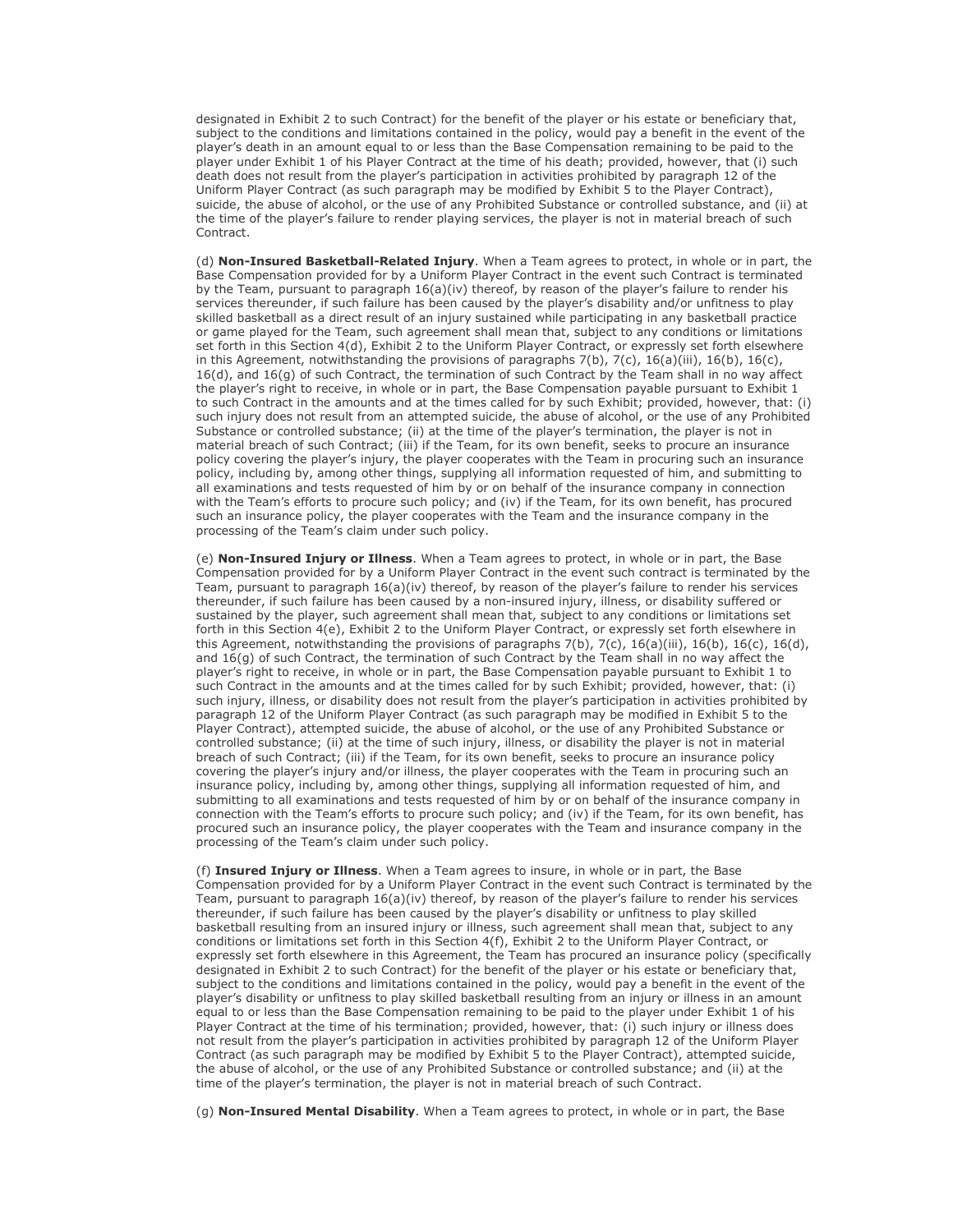designated in Exhibit 2 to such Contract) for the benefit of the player or his estate or beneficiary that, subject to the conditions and limitations contained in the policy, would pay a benefit in the event of the player's death in an amount equal to or less than the Base Compensation remaining to be paid to the player under Exhibit 1 of his Player Contract at the time of his death; provided, however, that (i) such death does not result from the player's participation in activities prohibited by paragraph 12 of the Uniform Player Contract (as such paragraph may be modified by Exhibit 5 to the Player Contract), suicide, the abuse of alcohol, or the use of any Prohibited Substance or controlled substance, and (ii) at the time of the player's failure to render playing services, the player is not in material breach of such Contract.

(d) **Non-Insured Basketball-Related Injury**. When a Team agrees to protect, in whole or in part, the Base Compensation provided for by a Uniform Player Contract in the event such Contract is terminated by the Team, pursuant to paragraph 16(a)(iv) thereof, by reason of the player's failure to render his services thereunder, if such failure has been caused by the player's disability and/or unfitness to play skilled basketball as a direct result of an injury sustained while participating in any basketball practice or game played for the Team, such agreement shall mean that, subject to any conditions or limitations set forth in this Section 4(d), Exhibit 2 to the Uniform Player Contract, or expressly set forth elsewhere in this Agreement, notwithstanding the provisions of paragraphs 7(b), 7(c), 16(a)(iii), 16(b), 16(c), 16(d), and 16(g) of such Contract, the termination of such Contract by the Team shall in no way affect the player's right to receive, in whole or in part, the Base Compensation payable pursuant to Exhibit 1 to such Contract in the amounts and at the times called for by such Exhibit; provided, however, that: (i) such injury does not result from an attempted suicide, the abuse of alcohol, or the use of any Prohibited Substance or controlled substance; (ii) at the time of the player's termination, the player is not in material breach of such Contract; (iii) if the Team, for its own benefit, seeks to procure an insurance policy covering the player's injury, the player cooperates with the Team in procuring such an insurance policy, including by, among other things, supplying all information requested of him, and submitting to all examinations and tests requested of him by or on behalf of the insurance company in connection with the Team's efforts to procure such policy; and (iv) if the Team, for its own benefit, has procured such an insurance policy, the player cooperates with the Team and the insurance company in the processing of the Team's claim under such policy.

(e) **Non-Insured Injury or Illness**. When a Team agrees to protect, in whole or in part, the Base Compensation provided for by a Uniform Player Contract in the event such contract is terminated by the Team, pursuant to paragraph 16(a)(iv) thereof, by reason of the player's failure to render his services thereunder, if such failure has been caused by a non-insured injury, illness, or disability suffered or sustained by the player, such agreement shall mean that, subject to any conditions or limitations set forth in this Section 4(e), Exhibit 2 to the Uniform Player Contract, or expressly set forth elsewhere in this Agreement, notwithstanding the provisions of paragraphs 7(b), 7(c), 16(a)(iii), 16(b), 16(c), 16(d), and 16(g) of such Contract, the termination of such Contract by the Team shall in no way affect the player's right to receive, in whole or in part, the Base Compensation payable pursuant to Exhibit 1 to such Contract in the amounts and at the times called for by such Exhibit; provided, however, that: (i) such injury, illness, or disability does not result from the player's participation in activities prohibited by paragraph 12 of the Uniform Player Contract (as such paragraph may be modified in Exhibit 5 to the Player Contract), attempted suicide, the abuse of alcohol, or the use of any Prohibited Substance or controlled substance; (ii) at the time of such injury, illness, or disability the player is not in material breach of such Contract; (iii) if the Team, for its own benefit, seeks to procure an insurance policy covering the player's injury and/or illness, the player cooperates with the Team in procuring such an insurance policy, including by, among other things, supplying all information requested of him, and submitting to all examinations and tests requested of him by or on behalf of the insurance company in connection with the Team's efforts to procure such policy; and (iv) if the Team, for its own benefit, has procured such an insurance policy, the player cooperates with the Team and insurance company in the processing of the Team's claim under such policy.

(f) **Insured Injury or Illness**. When a Team agrees to insure, in whole or in part, the Base Compensation provided for by a Uniform Player Contract in the event such Contract is terminated by the Team, pursuant to paragraph 16(a)(iv) thereof, by reason of the player's failure to render his services thereunder, if such failure has been caused by the player's disability or unfitness to play skilled basketball resulting from an insured injury or illness, such agreement shall mean that, subject to any conditions or limitations set forth in this Section 4(f), Exhibit 2 to the Uniform Player Contract, or expressly set forth elsewhere in this Agreement, the Team has procured an insurance policy (specifically designated in Exhibit 2 to such Contract) for the benefit of the player or his estate or beneficiary that, subject to the conditions and limitations contained in the policy, would pay a benefit in the event of the player's disability or unfitness to play skilled basketball resulting from an injury or illness in an amount equal to or less than the Base Compensation remaining to be paid to the player under Exhibit 1 of his Player Contract at the time of his termination; provided, however, that: (i) such injury or illness does not result from the player's participation in activities prohibited by paragraph 12 of the Uniform Player Contract (as such paragraph may be modified by Exhibit 5 to the Player Contract), attempted suicide, the abuse of alcohol, or the use of any Prohibited Substance or controlled substance; and (ii) at the time of the player's termination, the player is not in material breach of such Contract.

(g) **Non-Insured Mental Disability**. When a Team agrees to protect, in whole or in part, the Base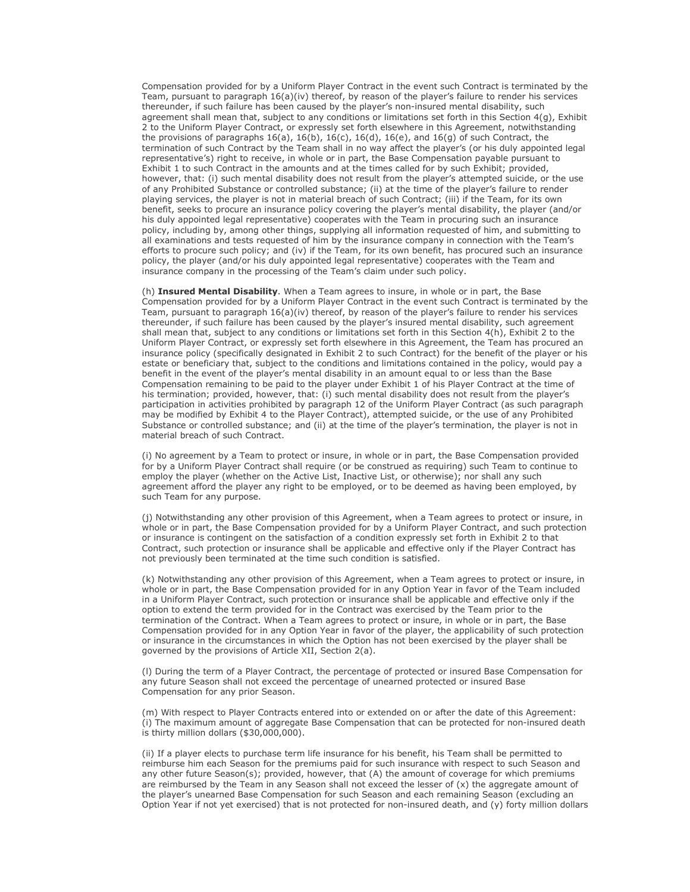Compensation provided for by a Uniform Player Contract in the event such Contract is terminated by the Team, pursuant to paragraph 16(a)(iv) thereof, by reason of the player's failure to render his services thereunder, if such failure has been caused by the player's non-insured mental disability, such agreement shall mean that, subject to any conditions or limitations set forth in this Section 4(g), Exhibit 2 to the Uniform Player Contract, or expressly set forth elsewhere in this Agreement, notwithstanding the provisions of paragraphs 16(a), 16(b), 16(c), 16(d), 16(e), and 16(g) of such Contract, the termination of such Contract by the Team shall in no way affect the player's (or his duly appointed legal representative's) right to receive, in whole or in part, the Base Compensation payable pursuant to Exhibit 1 to such Contract in the amounts and at the times called for by such Exhibit; provided, however, that: (i) such mental disability does not result from the player's attempted suicide, or the use of any Prohibited Substance or controlled substance; (ii) at the time of the player's failure to render playing services, the player is not in material breach of such Contract; (iii) if the Team, for its own benefit, seeks to procure an insurance policy covering the player's mental disability, the player (and/or his duly appointed legal representative) cooperates with the Team in procuring such an insurance policy, including by, among other things, supplying all information requested of him, and submitting to all examinations and tests requested of him by the insurance company in connection with the Team's efforts to procure such policy; and (iv) if the Team, for its own benefit, has procured such an insurance policy, the player (and/or his duly appointed legal representative) cooperates with the Team and insurance company in the processing of the Team's claim under such policy.

(h) **Insured Mental Disability**. When a Team agrees to insure, in whole or in part, the Base Compensation provided for by a Uniform Player Contract in the event such Contract is terminated by the Team, pursuant to paragraph 16(a)(iv) thereof, by reason of the player's failure to render his services thereunder, if such failure has been caused by the player's insured mental disability, such agreement shall mean that, subject to any conditions or limitations set forth in this Section 4(h), Exhibit 2 to the Uniform Player Contract, or expressly set forth elsewhere in this Agreement, the Team has procured an insurance policy (specifically designated in Exhibit 2 to such Contract) for the benefit of the player or his estate or beneficiary that, subject to the conditions and limitations contained in the policy, would pay a benefit in the event of the player's mental disability in an amount equal to or less than the Base Compensation remaining to be paid to the player under Exhibit 1 of his Player Contract at the time of his termination; provided, however, that: (i) such mental disability does not result from the player's participation in activities prohibited by paragraph 12 of the Uniform Player Contract (as such paragraph may be modified by Exhibit 4 to the Player Contract), attempted suicide, or the use of any Prohibited Substance or controlled substance; and (ii) at the time of the player's termination, the player is not in material breach of such Contract.

(i) No agreement by a Team to protect or insure, in whole or in part, the Base Compensation provided for by a Uniform Player Contract shall require (or be construed as requiring) such Team to continue to employ the player (whether on the Active List, Inactive List, or otherwise); nor shall any such agreement afford the player any right to be employed, or to be deemed as having been employed, by such Team for any purpose.

(j) Notwithstanding any other provision of this Agreement, when a Team agrees to protect or insure, in whole or in part, the Base Compensation provided for by a Uniform Player Contract, and such protection or insurance is contingent on the satisfaction of a condition expressly set forth in Exhibit 2 to that Contract, such protection or insurance shall be applicable and effective only if the Player Contract has not previously been terminated at the time such condition is satisfied.

(k) Notwithstanding any other provision of this Agreement, when a Team agrees to protect or insure, in whole or in part, the Base Compensation provided for in any Option Year in favor of the Team included in a Uniform Player Contract, such protection or insurance shall be applicable and effective only if the option to extend the term provided for in the Contract was exercised by the Team prior to the termination of the Contract. When a Team agrees to protect or insure, in whole or in part, the Base Compensation provided for in any Option Year in favor of the player, the applicability of such protection or insurance in the circumstances in which the Option has not been exercised by the player shall be governed by the provisions of Article XII, Section 2(a).

(l) During the term of a Player Contract, the percentage of protected or insured Base Compensation for any future Season shall not exceed the percentage of unearned protected or insured Base Compensation for any prior Season.

(m) With respect to Player Contracts entered into or extended on or after the date of this Agreement: (i) The maximum amount of aggregate Base Compensation that can be protected for non-insured death is thirty million dollars ($30,000,000).

(ii) If a player elects to purchase term life insurance for his benefit, his Team shall be permitted to reimburse him each Season for the premiums paid for such insurance with respect to such Season and any other future Season(s); provided, however, that (A) the amount of coverage for which premiums are reimbursed by the Team in any Season shall not exceed the lesser of (x) the aggregate amount of the player's unearned Base Compensation for such Season and each remaining Season (excluding an Option Year if not yet exercised) that is not protected for non-insured death, and (y) forty million dollars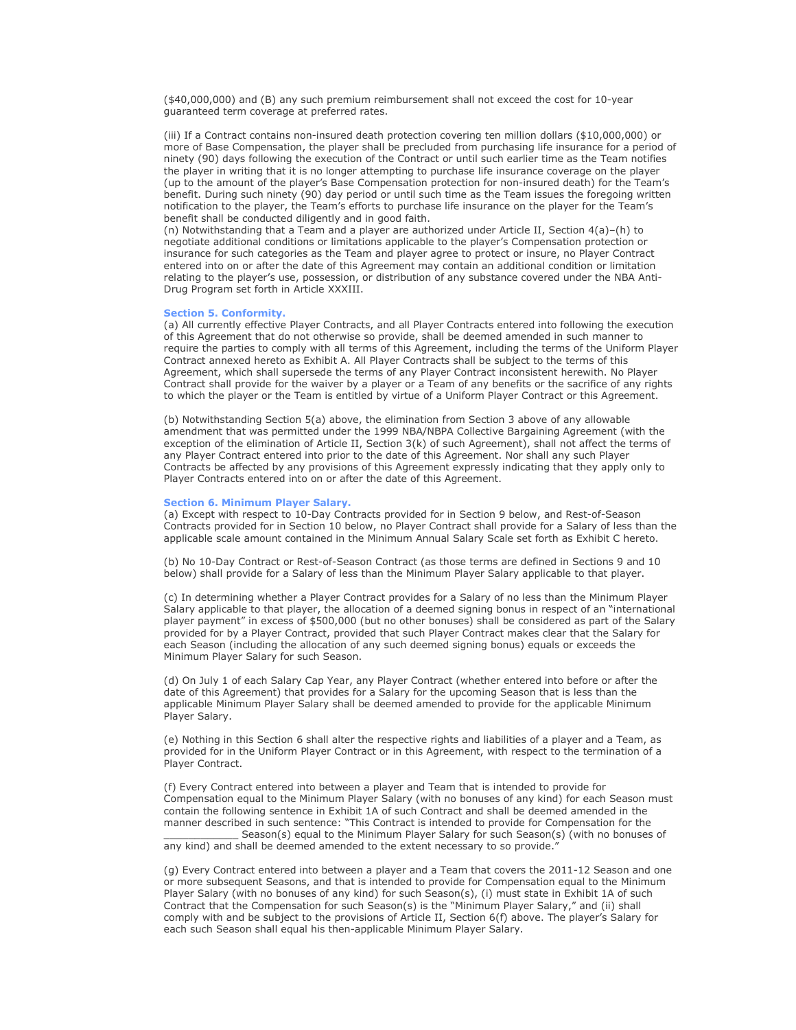($40,000,000) and (B) any such premium reimbursement shall not exceed the cost for 10-year guaranteed term coverage at preferred rates.

(iii) If a Contract contains non-insured death protection covering ten million dollars ($10,000,000) or more of Base Compensation, the player shall be precluded from purchasing life insurance for a period of ninety (90) days following the execution of the Contract or until such earlier time as the Team notifies the player in writing that it is no longer attempting to purchase life insurance coverage on the player (up to the amount of the player's Base Compensation protection for non-insured death) for the Team's benefit. During such ninety (90) day period or until such time as the Team issues the foregoing written notification to the player, the Team's efforts to purchase life insurance on the player for the Team's benefit shall be conducted diligently and in good faith.

(n) Notwithstanding that a Team and a player are authorized under Article II, Section 4(a)–(h) to negotiate additional conditions or limitations applicable to the player's Compensation protection or insurance for such categories as the Team and player agree to protect or insure, no Player Contract entered into on or after the date of this Agreement may contain an additional condition or limitation relating to the player's use, possession, or distribution of any substance covered under the NBA Anti-Drug Program set forth in Article XXXIII.

### Section 5. Conformity.

(a) All currently effective Player Contracts, and all Player Contracts entered into following the execution of this Agreement that do not otherwise so provide, shall be deemed amended in such manner to require the parties to comply with all terms of this Agreement, including the terms of the Uniform Player Contract annexed hereto as Exhibit A. All Player Contracts shall be subject to the terms of this Agreement, which shall supersede the terms of any Player Contract inconsistent herewith. No Player Contract shall provide for the waiver by a player or a Team of any benefits or the sacrifice of any rights to which the player or the Team is entitled by virtue of a Uniform Player Contract or this Agreement.

(b) Notwithstanding Section 5(a) above, the elimination from Section 3 above of any allowable amendment that was permitted under the 1999 NBA/NBPA Collective Bargaining Agreement (with the exception of the elimination of Article II, Section 3(k) of such Agreement), shall not affect the terms of any Player Contract entered into prior to the date of this Agreement. Nor shall any such Player Contracts be affected by any provisions of this Agreement expressly indicating that they apply only to Player Contracts entered into on or after the date of this Agreement.

### Section 6. Minimum Player Salary.

(a) Except with respect to 10-Day Contracts provided for in Section 9 below, and Rest-of-Season Contracts provided for in Section 10 below, no Player Contract shall provide for a Salary of less than the applicable scale amount contained in the Minimum Annual Salary Scale set forth as Exhibit C hereto.

(b) No 10-Day Contract or Rest-of-Season Contract (as those terms are defined in Sections 9 and 10 below) shall provide for a Salary of less than the Minimum Player Salary applicable to that player.

(c) In determining whether a Player Contract provides for a Salary of no less than the Minimum Player Salary applicable to that player, the allocation of a deemed signing bonus in respect of an "international player payment" in excess of $500,000 (but no other bonuses) shall be considered as part of the Salary provided for by a Player Contract, provided that such Player Contract makes clear that the Salary for each Season (including the allocation of any such deemed signing bonus) equals or exceeds the Minimum Player Salary for such Season.

(d) On July 1 of each Salary Cap Year, any Player Contract (whether entered into before or after the date of this Agreement) that provides for a Salary for the upcoming Season that is less than the applicable Minimum Player Salary shall be deemed amended to provide for the applicable Minimum Player Salary.

(e) Nothing in this Section 6 shall alter the respective rights and liabilities of a player and a Team, as provided for in the Uniform Player Contract or in this Agreement, with respect to the termination of a Player Contract.

(f) Every Contract entered into between a player and Team that is intended to provide for Compensation equal to the Minimum Player Salary (with no bonuses of any kind) for each Season must contain the following sentence in Exhibit 1A of such Contract and shall be deemed amended in the manner described in such sentence: "This Contract is intended to provide for Compensation for the ____________ Season(s) equal to the Minimum Player Salary for such Season(s) (with no bonuses of any kind) and shall be deemed amended to the extent necessary to so provide."

(g) Every Contract entered into between a player and a Team that covers the 2011-12 Season and one or more subsequent Seasons, and that is intended to provide for Compensation equal to the Minimum Player Salary (with no bonuses of any kind) for such Season(s), (i) must state in Exhibit 1A of such Contract that the Compensation for such Season(s) is the "Minimum Player Salary," and (ii) shall comply with and be subject to the provisions of Article II, Section 6(f) above. The player's Salary for each such Season shall equal his then-applicable Minimum Player Salary.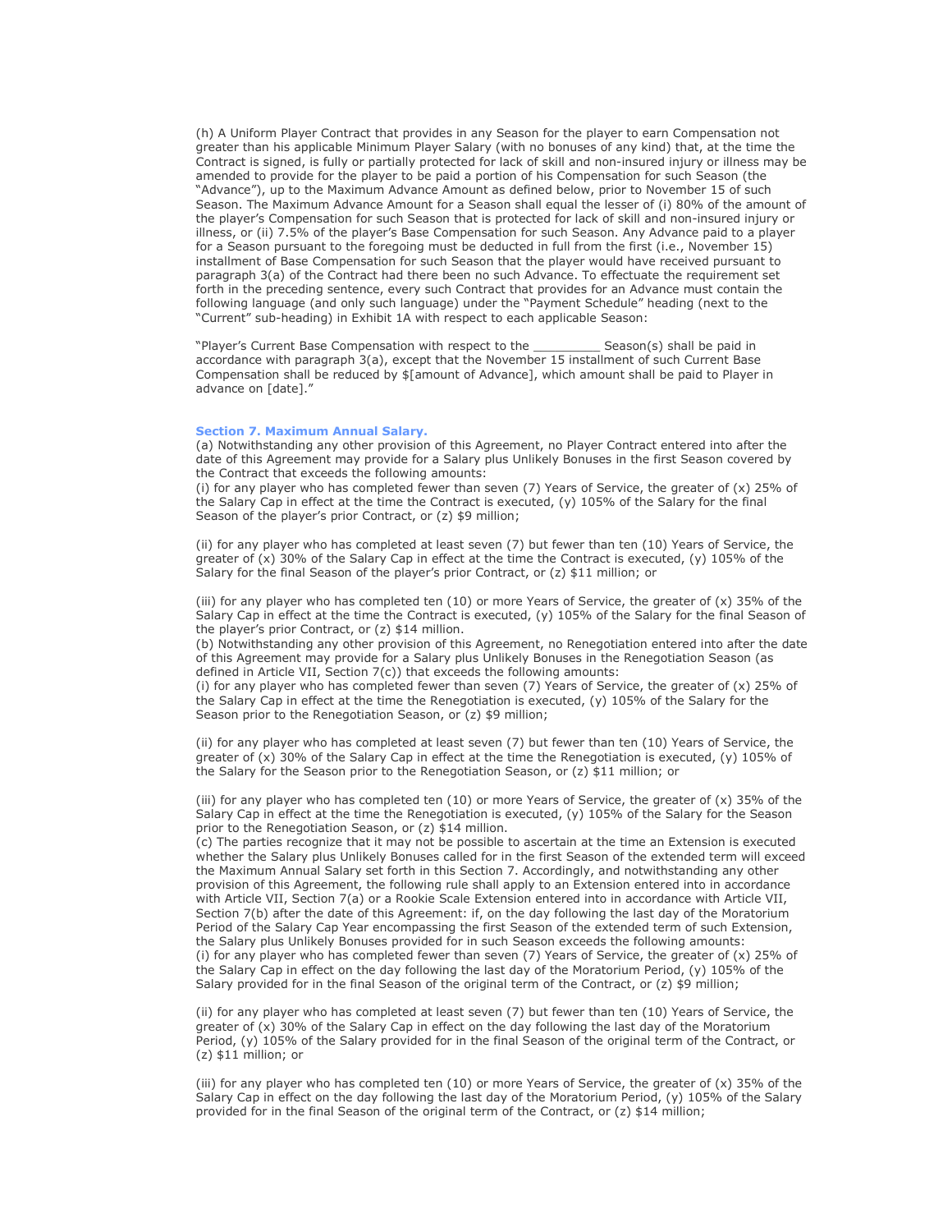(h) A Uniform Player Contract that provides in any Season for the player to earn Compensation not greater than his applicable Minimum Player Salary (with no bonuses of any kind) that, at the time the Contract is signed, is fully or partially protected for lack of skill and non-insured injury or illness may be amended to provide for the player to be paid a portion of his Compensation for such Season (the "Advance"), up to the Maximum Advance Amount as defined below, prior to November 15 of such Season. The Maximum Advance Amount for a Season shall equal the lesser of (i) 80% of the amount of the player's Compensation for such Season that is protected for lack of skill and non-insured injury or illness, or (ii) 7.5% of the player's Base Compensation for such Season. Any Advance paid to a player for a Season pursuant to the foregoing must be deducted in full from the first (i.e., November 15) installment of Base Compensation for such Season that the player would have received pursuant to paragraph 3(a) of the Contract had there been no such Advance. To effectuate the requirement set forth in the preceding sentence, every such Contract that provides for an Advance must contain the following language (and only such language) under the "Payment Schedule" heading (next to the "Current" sub-heading) in Exhibit 1A with respect to each applicable Season:

"Player's Current Base Compensation with respect to the _________ Season(s) shall be paid in accordance with paragraph 3(a), except that the November 15 installment of such Current Base Compensation shall be reduced by $[amount of Advance], which amount shall be paid to Player in advance on [date]."

### Section 7. Maximum Annual Salary.

(a) Notwithstanding any other provision of this Agreement, no Player Contract entered into after the date of this Agreement may provide for a Salary plus Unlikely Bonuses in the first Season covered by the Contract that exceeds the following amounts:

(i) for any player who has completed fewer than seven (7) Years of Service, the greater of (x) 25% of the Salary Cap in effect at the time the Contract is executed, (y) 105% of the Salary for the final Season of the player's prior Contract, or (z) $9 million;

(ii) for any player who has completed at least seven (7) but fewer than ten (10) Years of Service, the greater of (x) 30% of the Salary Cap in effect at the time the Contract is executed, (y) 105% of the Salary for the final Season of the player's prior Contract, or (z) $11 million; or

(iii) for any player who has completed ten (10) or more Years of Service, the greater of (x) 35% of the Salary Cap in effect at the time the Contract is executed, (y) 105% of the Salary for the final Season of the player's prior Contract, or (z) $14 million.

(b) Notwithstanding any other provision of this Agreement, no Renegotiation entered into after the date of this Agreement may provide for a Salary plus Unlikely Bonuses in the Renegotiation Season (as defined in Article VII, Section 7(c)) that exceeds the following amounts:

(i) for any player who has completed fewer than seven (7) Years of Service, the greater of (x) 25% of the Salary Cap in effect at the time the Renegotiation is executed, (y) 105% of the Salary for the Season prior to the Renegotiation Season, or (z) $9 million;

(ii) for any player who has completed at least seven (7) but fewer than ten (10) Years of Service, the greater of (x) 30% of the Salary Cap in effect at the time the Renegotiation is executed, (y) 105% of the Salary for the Season prior to the Renegotiation Season, or (z) $11 million; or

(iii) for any player who has completed ten (10) or more Years of Service, the greater of (x) 35% of the Salary Cap in effect at the time the Renegotiation is executed, (y) 105% of the Salary for the Season prior to the Renegotiation Season, or (z) $14 million.

(c) The parties recognize that it may not be possible to ascertain at the time an Extension is executed whether the Salary plus Unlikely Bonuses called for in the first Season of the extended term will exceed the Maximum Annual Salary set forth in this Section 7. Accordingly, and notwithstanding any other provision of this Agreement, the following rule shall apply to an Extension entered into in accordance with Article VII, Section 7(a) or a Rookie Scale Extension entered into in accordance with Article VII, Section 7(b) after the date of this Agreement: if, on the day following the last day of the Moratorium Period of the Salary Cap Year encompassing the first Season of the extended term of such Extension, the Salary plus Unlikely Bonuses provided for in such Season exceeds the following amounts:

(i) for any player who has completed fewer than seven (7) Years of Service, the greater of (x) 25% of the Salary Cap in effect on the day following the last day of the Moratorium Period, (y) 105% of the Salary provided for in the final Season of the original term of the Contract, or (z) $9 million;

(ii) for any player who has completed at least seven (7) but fewer than ten (10) Years of Service, the greater of (x) 30% of the Salary Cap in effect on the day following the last day of the Moratorium Period, (y) 105% of the Salary provided for in the final Season of the original term of the Contract, or (z) $11 million; or

(iii) for any player who has completed ten (10) or more Years of Service, the greater of (x) 35% of the Salary Cap in effect on the day following the last day of the Moratorium Period, (y) 105% of the Salary provided for in the final Season of the original term of the Contract, or (z) $14 million;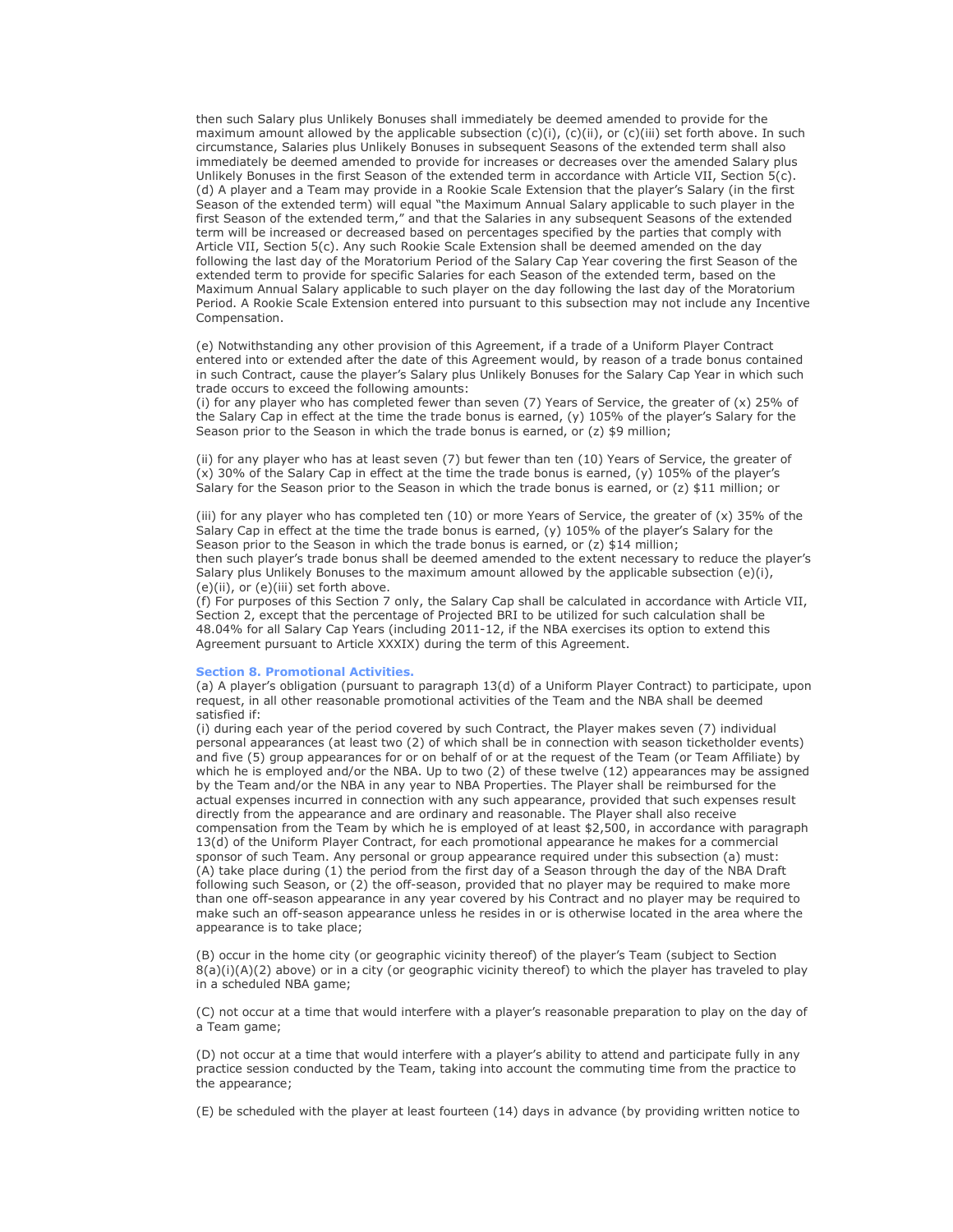then such Salary plus Unlikely Bonuses shall immediately be deemed amended to provide for the maximum amount allowed by the applicable subsection (c)(i), (c)(ii), or (c)(iii) set forth above. In such circumstance, Salaries plus Unlikely Bonuses in subsequent Seasons of the extended term shall also immediately be deemed amended to provide for increases or decreases over the amended Salary plus Unlikely Bonuses in the first Season of the extended term in accordance with Article VII, Section 5(c).
(d) A player and a Team may provide in a Rookie Scale Extension that the player's Salary (in the first Season of the extended term) will equal "the Maximum Annual Salary applicable to such player in the first Season of the extended term," and that the Salaries in any subsequent Seasons of the extended term will be increased or decreased based on percentages specified by the parties that comply with Article VII, Section 5(c). Any such Rookie Scale Extension shall be deemed amended on the day following the last day of the Moratorium Period of the Salary Cap Year covering the first Season of the extended term to provide for specific Salaries for each Season of the extended term, based on the Maximum Annual Salary applicable to such player on the day following the last day of the Moratorium Period. A Rookie Scale Extension entered into pursuant to this subsection may not include any Incentive Compensation.

(e) Notwithstanding any other provision of this Agreement, if a trade of a Uniform Player Contract entered into or extended after the date of this Agreement would, by reason of a trade bonus contained in such Contract, cause the player's Salary plus Unlikely Bonuses for the Salary Cap Year in which such trade occurs to exceed the following amounts:
(i) for any player who has completed fewer than seven (7) Years of Service, the greater of (x) 25% of the Salary Cap in effect at the time the trade bonus is earned, (y) 105% of the player's Salary for the Season prior to the Season in which the trade bonus is earned, or (z) $9 million;

(ii) for any player who has at least seven (7) but fewer than ten (10) Years of Service, the greater of (x) 30% of the Salary Cap in effect at the time the trade bonus is earned, (y) 105% of the player's Salary for the Season prior to the Season in which the trade bonus is earned, or (z) $11 million; or

(iii) for any player who has completed ten (10) or more Years of Service, the greater of (x) 35% of the Salary Cap in effect at the time the trade bonus is earned, (y) 105% of the player's Salary for the Season prior to the Season in which the trade bonus is earned, or (z) $14 million;
then such player's trade bonus shall be deemed amended to the extent necessary to reduce the player's Salary plus Unlikely Bonuses to the maximum amount allowed by the applicable subsection (e)(i), (e)(ii), or (e)(iii) set forth above.
(f) For purposes of this Section 7 only, the Salary Cap shall be calculated in accordance with Article VII, Section 2, except that the percentage of Projected BRI to be utilized for such calculation shall be 48.04% for all Salary Cap Years (including 2011-12, if the NBA exercises its option to extend this Agreement pursuant to Article XXXIX) during the term of this Agreement.

### Section 8. Promotional Activities.

(a) A player's obligation (pursuant to paragraph 13(d) of a Uniform Player Contract) to participate, upon request, in all other reasonable promotional activities of the Team and the NBA shall be deemed satisfied if:
(i) during each year of the period covered by such Contract, the Player makes seven (7) individual personal appearances (at least two (2) of which shall be in connection with season ticketholder events) and five (5) group appearances for or on behalf of or at the request of the Team (or Team Affiliate) by which he is employed and/or the NBA. Up to two (2) of these twelve (12) appearances may be assigned by the Team and/or the NBA in any year to NBA Properties. The Player shall be reimbursed for the actual expenses incurred in connection with any such appearance, provided that such expenses result directly from the appearance and are ordinary and reasonable. The Player shall also receive compensation from the Team by which he is employed of at least $2,500, in accordance with paragraph 13(d) of the Uniform Player Contract, for each promotional appearance he makes for a commercial sponsor of such Team. Any personal or group appearance required under this subsection (a) must:
(A) take place during (1) the period from the first day of a Season through the day of the NBA Draft following such Season, or (2) the off-season, provided that no player may be required to make more than one off-season appearance in any year covered by his Contract and no player may be required to make such an off-season appearance unless he resides in or is otherwise located in the area where the appearance is to take place;

(B) occur in the home city (or geographic vicinity thereof) of the player's Team (subject to Section 8(a)(i)(A)(2) above) or in a city (or geographic vicinity thereof) to which the player has traveled to play in a scheduled NBA game;

(C) not occur at a time that would interfere with a player's reasonable preparation to play on the day of a Team game;

(D) not occur at a time that would interfere with a player's ability to attend and participate fully in any practice session conducted by the Team, taking into account the commuting time from the practice to the appearance;

(E) be scheduled with the player at least fourteen (14) days in advance (by providing written notice to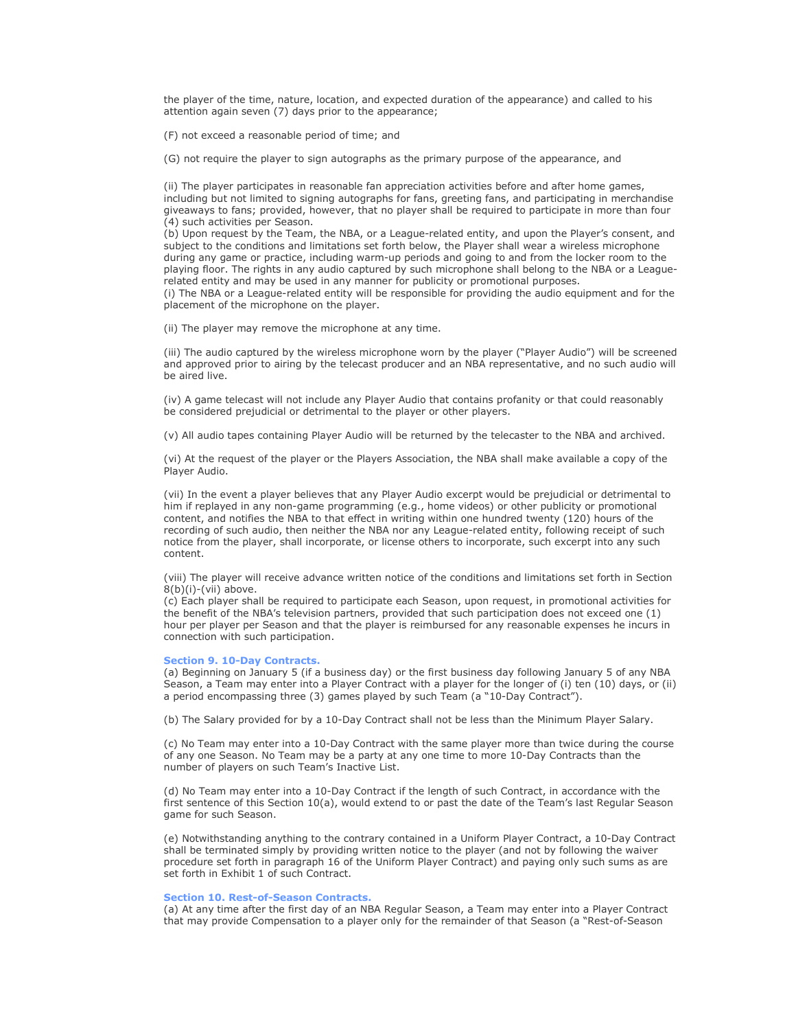the player of the time, nature, location, and expected duration of the appearance) and called to his attention again seven (7) days prior to the appearance;

(F) not exceed a reasonable period of time; and

(G) not require the player to sign autographs as the primary purpose of the appearance, and

(ii) The player participates in reasonable fan appreciation activities before and after home games, including but not limited to signing autographs for fans, greeting fans, and participating in merchandise giveaways to fans; provided, however, that no player shall be required to participate in more than four (4) such activities per Season.

(b) Upon request by the Team, the NBA, or a League-related entity, and upon the Player's consent, and subject to the conditions and limitations set forth below, the Player shall wear a wireless microphone during any game or practice, including warm-up periods and going to and from the locker room to the playing floor. The rights in any audio captured by such microphone shall belong to the NBA or a League-related entity and may be used in any manner for publicity or promotional purposes.

(i) The NBA or a League-related entity will be responsible for providing the audio equipment and for the placement of the microphone on the player.

(ii) The player may remove the microphone at any time.

(iii) The audio captured by the wireless microphone worn by the player ("Player Audio") will be screened and approved prior to airing by the telecast producer and an NBA representative, and no such audio will be aired live.

(iv) A game telecast will not include any Player Audio that contains profanity or that could reasonably be considered prejudicial or detrimental to the player or other players.

(v) All audio tapes containing Player Audio will be returned by the telecaster to the NBA and archived.

(vi) At the request of the player or the Players Association, the NBA shall make available a copy of the Player Audio.

(vii) In the event a player believes that any Player Audio excerpt would be prejudicial or detrimental to him if replayed in any non-game programming (e.g., home videos) or other publicity or promotional content, and notifies the NBA to that effect in writing within one hundred twenty (120) hours of the recording of such audio, then neither the NBA nor any League-related entity, following receipt of such notice from the player, shall incorporate, or license others to incorporate, such excerpt into any such content.

(viii) The player will receive advance written notice of the conditions and limitations set forth in Section 8(b)(i)-(vii) above.

(c) Each player shall be required to participate each Season, upon request, in promotional activities for the benefit of the NBA's television partners, provided that such participation does not exceed one (1) hour per player per Season and that the player is reimbursed for any reasonable expenses he incurs in connection with such participation.

### Section 9. 10-Day Contracts.

(a) Beginning on January 5 (if a business day) or the first business day following January 5 of any NBA Season, a Team may enter into a Player Contract with a player for the longer of (i) ten (10) days, or (ii) a period encompassing three (3) games played by such Team (a "10-Day Contract").

(b) The Salary provided for by a 10-Day Contract shall not be less than the Minimum Player Salary.

(c) No Team may enter into a 10-Day Contract with the same player more than twice during the course of any one Season. No Team may be a party at any one time to more 10-Day Contracts than the number of players on such Team's Inactive List.

(d) No Team may enter into a 10-Day Contract if the length of such Contract, in accordance with the first sentence of this Section 10(a), would extend to or past the date of the Team's last Regular Season game for such Season.

(e) Notwithstanding anything to the contrary contained in a Uniform Player Contract, a 10-Day Contract shall be terminated simply by providing written notice to the player (and not by following the waiver procedure set forth in paragraph 16 of the Uniform Player Contract) and paying only such sums as are set forth in Exhibit 1 of such Contract.

### Section 10. Rest-of-Season Contracts.

(a) At any time after the first day of an NBA Regular Season, a Team may enter into a Player Contract that may provide Compensation to a player only for the remainder of that Season (a "Rest-of-Season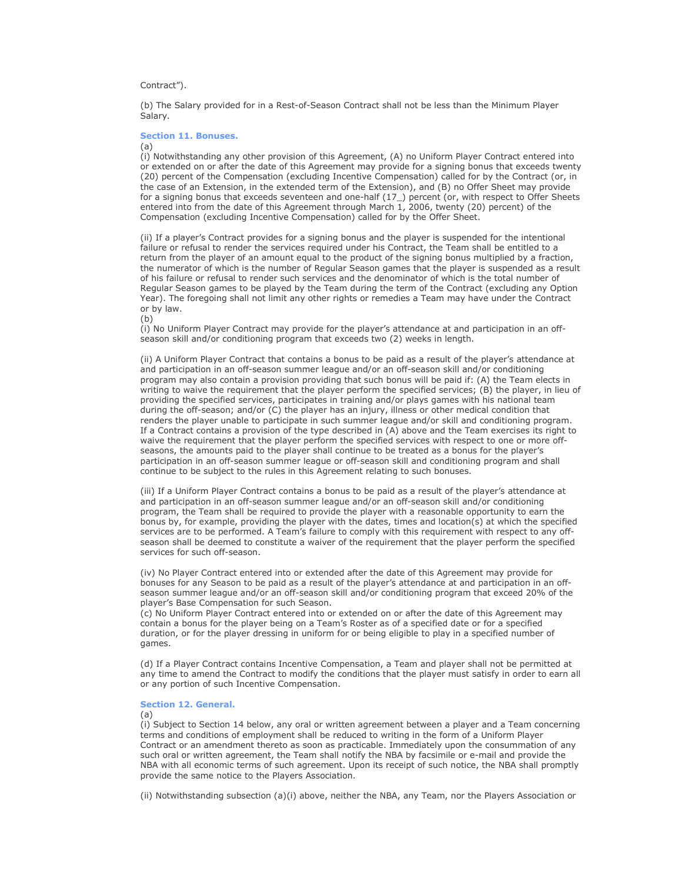Contract”).

(b) The Salary provided for in a Rest-of-Season Contract shall not be less than the Minimum Player Salary.

### Section 11. Bonuses.

(a)

(i) Notwithstanding any other provision of this Agreement, (A) no Uniform Player Contract entered into or extended on or after the date of this Agreement may provide for a signing bonus that exceeds twenty (20) percent of the Compensation (excluding Incentive Compensation) called for by the Contract (or, in the case of an Extension, in the extended term of the Extension), and (B) no Offer Sheet may provide for a signing bonus that exceeds seventeen and one-half (17_) percent (or, with respect to Offer Sheets entered into from the date of this Agreement through March 1, 2006, twenty (20) percent) of the Compensation (excluding Incentive Compensation) called for by the Offer Sheet.

(ii) If a player’s Contract provides for a signing bonus and the player is suspended for the intentional failure or refusal to render the services required under his Contract, the Team shall be entitled to a return from the player of an amount equal to the product of the signing bonus multiplied by a fraction, the numerator of which is the number of Regular Season games that the player is suspended as a result of his failure or refusal to render such services and the denominator of which is the total number of Regular Season games to be played by the Team during the term of the Contract (excluding any Option Year). The foregoing shall not limit any other rights or remedies a Team may have under the Contract or by law.

(b)

(i) No Uniform Player Contract may provide for the player’s attendance at and participation in an off-season skill and/or conditioning program that exceeds two (2) weeks in length.

(ii) A Uniform Player Contract that contains a bonus to be paid as a result of the player’s attendance at and participation in an off-season summer league and/or an off-season skill and/or conditioning program may also contain a provision providing that such bonus will be paid if: (A) the Team elects in writing to waive the requirement that the player perform the specified services; (B) the player, in lieu of providing the specified services, participates in training and/or plays games with his national team during the off-season; and/or (C) the player has an injury, illness or other medical condition that renders the player unable to participate in such summer league and/or skill and conditioning program. If a Contract contains a provision of the type described in (A) above and the Team exercises its right to waive the requirement that the player perform the specified services with respect to one or more off-seasons, the amounts paid to the player shall continue to be treated as a bonus for the player’s participation in an off-season summer league or off-season skill and conditioning program and shall continue to be subject to the rules in this Agreement relating to such bonuses.

(iii) If a Uniform Player Contract contains a bonus to be paid as a result of the player’s attendance at and participation in an off-season summer league and/or an off-season skill and/or conditioning program, the Team shall be required to provide the player with a reasonable opportunity to earn the bonus by, for example, providing the player with the dates, times and location(s) at which the specified services are to be performed. A Team’s failure to comply with this requirement with respect to any off-season shall be deemed to constitute a waiver of the requirement that the player perform the specified services for such off-season.

(iv) No Player Contract entered into or extended after the date of this Agreement may provide for bonuses for any Season to be paid as a result of the player’s attendance at and participation in an off-season summer league and/or an off-season skill and/or conditioning program that exceed 20% of the player’s Base Compensation for such Season.

(c) No Uniform Player Contract entered into or extended on or after the date of this Agreement may contain a bonus for the player being on a Team’s Roster as of a specified date or for a specified duration, or for the player dressing in uniform for or being eligible to play in a specified number of games.

(d) If a Player Contract contains Incentive Compensation, a Team and player shall not be permitted at any time to amend the Contract to modify the conditions that the player must satisfy in order to earn all or any portion of such Incentive Compensation.

### Section 12. General.

(a)

(i) Subject to Section 14 below, any oral or written agreement between a player and a Team concerning terms and conditions of employment shall be reduced to writing in the form of a Uniform Player Contract or an amendment thereto as soon as practicable. Immediately upon the consummation of any such oral or written agreement, the Team shall notify the NBA by facsimile or e-mail and provide the NBA with all economic terms of such agreement. Upon its receipt of such notice, the NBA shall promptly provide the same notice to the Players Association.

(ii) Notwithstanding subsection (a)(i) above, neither the NBA, any Team, nor the Players Association or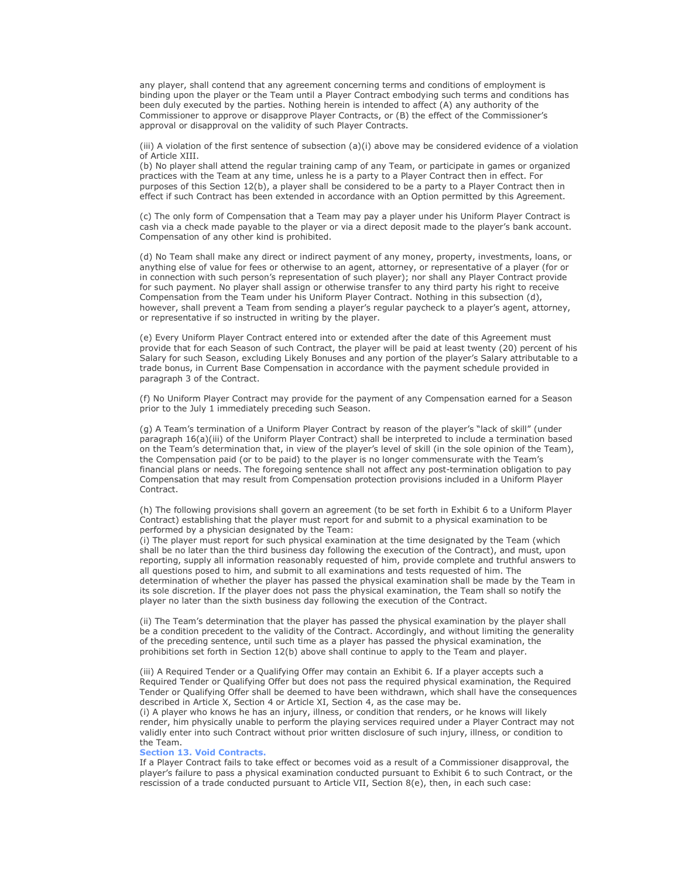any player, shall contend that any agreement concerning terms and conditions of employment is binding upon the player or the Team until a Player Contract embodying such terms and conditions has been duly executed by the parties. Nothing herein is intended to affect (A) any authority of the Commissioner to approve or disapprove Player Contracts, or (B) the effect of the Commissioner's approval or disapproval on the validity of such Player Contracts.

(iii) A violation of the first sentence of subsection (a)(i) above may be considered evidence of a violation of Article XIII.

(b) No player shall attend the regular training camp of any Team, or participate in games or organized practices with the Team at any time, unless he is a party to a Player Contract then in effect. For purposes of this Section 12(b), a player shall be considered to be a party to a Player Contract then in effect if such Contract has been extended in accordance with an Option permitted by this Agreement.

(c) The only form of Compensation that a Team may pay a player under his Uniform Player Contract is cash via a check made payable to the player or via a direct deposit made to the player's bank account. Compensation of any other kind is prohibited.

(d) No Team shall make any direct or indirect payment of any money, property, investments, loans, or anything else of value for fees or otherwise to an agent, attorney, or representative of a player (for or in connection with such person's representation of such player); nor shall any Player Contract provide for such payment. No player shall assign or otherwise transfer to any third party his right to receive Compensation from the Team under his Uniform Player Contract. Nothing in this subsection (d), however, shall prevent a Team from sending a player's regular paycheck to a player's agent, attorney, or representative if so instructed in writing by the player.

(e) Every Uniform Player Contract entered into or extended after the date of this Agreement must provide that for each Season of such Contract, the player will be paid at least twenty (20) percent of his Salary for such Season, excluding Likely Bonuses and any portion of the player's Salary attributable to a trade bonus, in Current Base Compensation in accordance with the payment schedule provided in paragraph 3 of the Contract.

(f) No Uniform Player Contract may provide for the payment of any Compensation earned for a Season prior to the July 1 immediately preceding such Season.

(g) A Team's termination of a Uniform Player Contract by reason of the player's "lack of skill" (under paragraph 16(a)(iii) of the Uniform Player Contract) shall be interpreted to include a termination based on the Team's determination that, in view of the player's level of skill (in the sole opinion of the Team), the Compensation paid (or to be paid) to the player is no longer commensurate with the Team's financial plans or needs. The foregoing sentence shall not affect any post-termination obligation to pay Compensation that may result from Compensation protection provisions included in a Uniform Player Contract.

(h) The following provisions shall govern an agreement (to be set forth in Exhibit 6 to a Uniform Player Contract) establishing that the player must report for and submit to a physical examination to be performed by a physician designated by the Team:

(i) The player must report for such physical examination at the time designated by the Team (which shall be no later than the third business day following the execution of the Contract), and must, upon reporting, supply all information reasonably requested of him, provide complete and truthful answers to all questions posed to him, and submit to all examinations and tests requested of him. The determination of whether the player has passed the physical examination shall be made by the Team in its sole discretion. If the player does not pass the physical examination, the Team shall so notify the player no later than the sixth business day following the execution of the Contract.

(ii) The Team's determination that the player has passed the physical examination by the player shall be a condition precedent to the validity of the Contract. Accordingly, and without limiting the generality of the preceding sentence, until such time as a player has passed the physical examination, the prohibitions set forth in Section 12(b) above shall continue to apply to the Team and player.

(iii) A Required Tender or a Qualifying Offer may contain an Exhibit 6. If a player accepts such a Required Tender or Qualifying Offer but does not pass the required physical examination, the Required Tender or Qualifying Offer shall be deemed to have been withdrawn, which shall have the consequences described in Article X, Section 4 or Article XI, Section 4, as the case may be.

(i) A player who knows he has an injury, illness, or condition that renders, or he knows will likely render, him physically unable to perform the playing services required under a Player Contract may not validly enter into such Contract without prior written disclosure of such injury, illness, or condition to the Team.

### Section 13. Void Contracts.

If a Player Contract fails to take effect or becomes void as a result of a Commissioner disapproval, the player's failure to pass a physical examination conducted pursuant to Exhibit 6 to such Contract, or the rescission of a trade conducted pursuant to Article VII, Section 8(e), then, in each such case: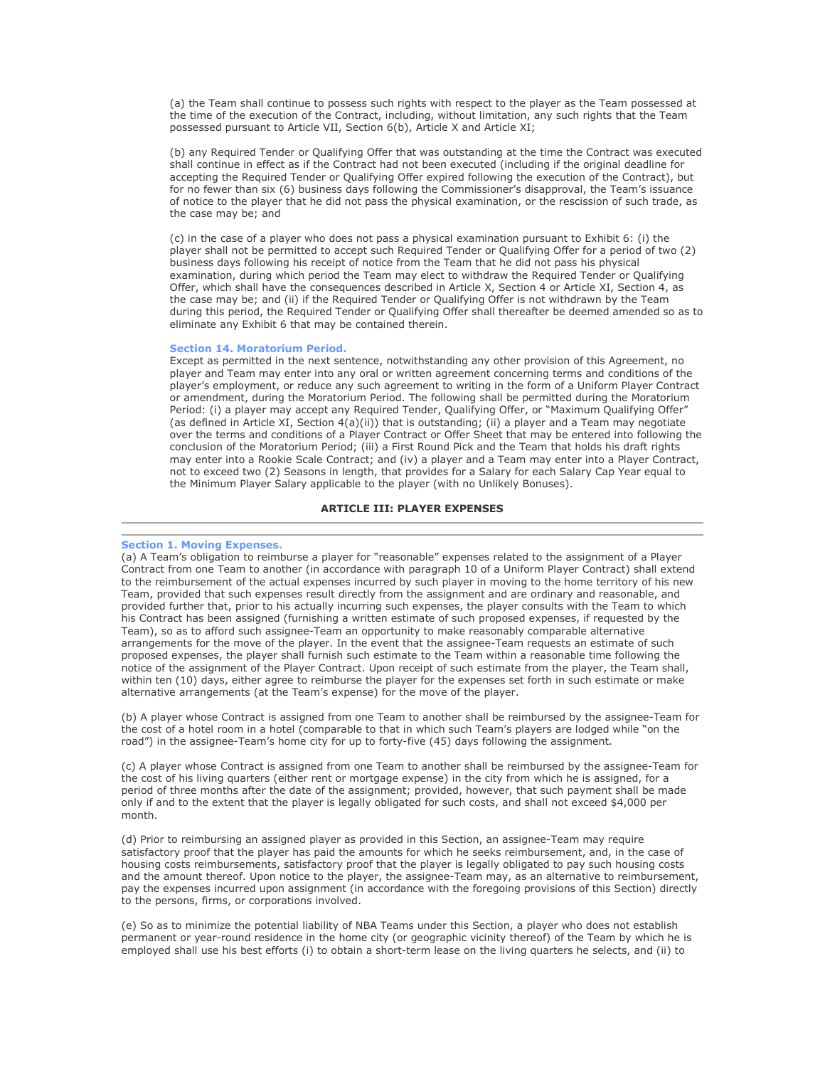(a) the Team shall continue to possess such rights with respect to the player as the Team possessed at the time of the execution of the Contract, including, without limitation, any such rights that the Team possessed pursuant to Article VII, Section 6(b), Article X and Article XI;

(b) any Required Tender or Qualifying Offer that was outstanding at the time the Contract was executed shall continue in effect as if the Contract had not been executed (including if the original deadline for accepting the Required Tender or Qualifying Offer expired following the execution of the Contract), but for no fewer than six (6) business days following the Commissioner's disapproval, the Team's issuance of notice to the player that he did not pass the physical examination, or the rescission of such trade, as the case may be; and

(c) in the case of a player who does not pass a physical examination pursuant to Exhibit 6: (i) the player shall not be permitted to accept such Required Tender or Qualifying Offer for a period of two (2) business days following his receipt of notice from the Team that he did not pass his physical examination, during which period the Team may elect to withdraw the Required Tender or Qualifying Offer, which shall have the consequences described in Article X, Section 4 or Article XI, Section 4, as the case may be; and (ii) if the Required Tender or Qualifying Offer is not withdrawn by the Team during this period, the Required Tender or Qualifying Offer shall thereafter be deemed amended so as to eliminate any Exhibit 6 that may be contained therein.

### Section 14. Moratorium Period.

Except as permitted in the next sentence, notwithstanding any other provision of this Agreement, no player and Team may enter into any oral or written agreement concerning terms and conditions of the player's employment, or reduce any such agreement to writing in the form of a Uniform Player Contract or amendment, during the Moratorium Period. The following shall be permitted during the Moratorium Period: (i) a player may accept any Required Tender, Qualifying Offer, or "Maximum Qualifying Offer" (as defined in Article XI, Section 4(a)(ii)) that is outstanding; (ii) a player and a Team may negotiate over the terms and conditions of a Player Contract or Offer Sheet that may be entered into following the conclusion of the Moratorium Period; (iii) a First Round Pick and the Team that holds his draft rights may enter into a Rookie Scale Contract; and (iv) a player and a Team may enter into a Player Contract, not to exceed two (2) Seasons in length, that provides for a Salary for each Salary Cap Year equal to the Minimum Player Salary applicable to the player (with no Unlikely Bonuses).

## ARTICLE III: PLAYER EXPENSES

### Section 1. Moving Expenses.

(a) A Team's obligation to reimburse a player for "reasonable" expenses related to the assignment of a Player Contract from one Team to another (in accordance with paragraph 10 of a Uniform Player Contract) shall extend to the reimbursement of the actual expenses incurred by such player in moving to the home territory of his new Team, provided that such expenses result directly from the assignment and are ordinary and reasonable, and provided further that, prior to his actually incurring such expenses, the player consults with the Team to which his Contract has been assigned (furnishing a written estimate of such proposed expenses, if requested by the Team), so as to afford such assignee-Team an opportunity to make reasonably comparable alternative arrangements for the move of the player. In the event that the assignee-Team requests an estimate of such proposed expenses, the player shall furnish such estimate to the Team within a reasonable time following the notice of the assignment of the Player Contract. Upon receipt of such estimate from the player, the Team shall, within ten (10) days, either agree to reimburse the player for the expenses set forth in such estimate or make alternative arrangements (at the Team's expense) for the move of the player.

(b) A player whose Contract is assigned from one Team to another shall be reimbursed by the assignee-Team for the cost of a hotel room in a hotel (comparable to that in which such Team's players are lodged while "on the road") in the assignee-Team's home city for up to forty-five (45) days following the assignment.

(c) A player whose Contract is assigned from one Team to another shall be reimbursed by the assignee-Team for the cost of his living quarters (either rent or mortgage expense) in the city from which he is assigned, for a period of three months after the date of the assignment; provided, however, that such payment shall be made only if and to the extent that the player is legally obligated for such costs, and shall not exceed $4,000 per month.

(d) Prior to reimbursing an assigned player as provided in this Section, an assignee-Team may require satisfactory proof that the player has paid the amounts for which he seeks reimbursement, and, in the case of housing costs reimbursements, satisfactory proof that the player is legally obligated to pay such housing costs and the amount thereof. Upon notice to the player, the assignee-Team may, as an alternative to reimbursement, pay the expenses incurred upon assignment (in accordance with the foregoing provisions of this Section) directly to the persons, firms, or corporations involved.

(e) So as to minimize the potential liability of NBA Teams under this Section, a player who does not establish permanent or year-round residence in the home city (or geographic vicinity thereof) of the Team by which he is employed shall use his best efforts (i) to obtain a short-term lease on the living quarters he selects, and (ii) to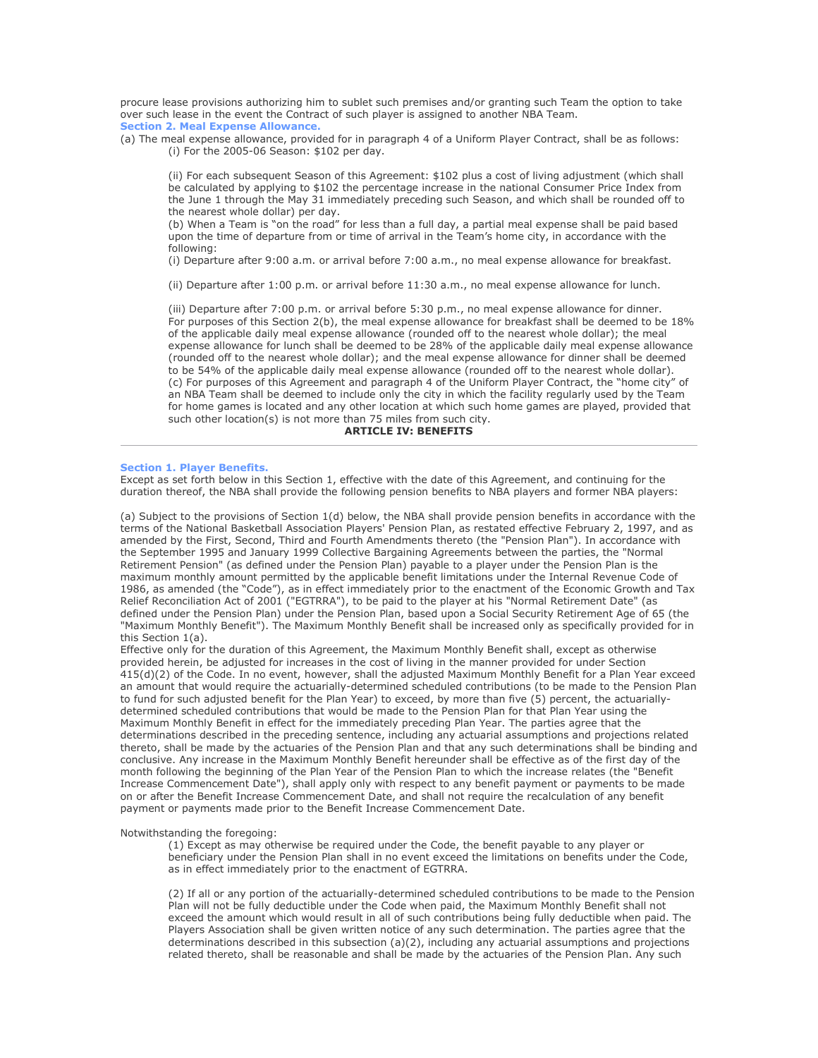procure lease provisions authorizing him to sublet such premises and/or granting such Team the option to take over such lease in the event the Contract of such player is assigned to another NBA Team.

### Section 2. Meal Expense Allowance.

(a) The meal expense allowance, provided for in paragraph 4 of a Uniform Player Contract, shall be as follows:

(i) For the 2005-06 Season: $102 per day.

(ii) For each subsequent Season of this Agreement: $102 plus a cost of living adjustment (which shall be calculated by applying to $102 the percentage increase in the national Consumer Price Index from the June 1 through the May 31 immediately preceding such Season, and which shall be rounded off to the nearest whole dollar) per day.

(b) When a Team is "on the road" for less than a full day, a partial meal expense shall be paid based upon the time of departure from or time of arrival in the Team's home city, in accordance with the following:

(i) Departure after 9:00 a.m. or arrival before 7:00 a.m., no meal expense allowance for breakfast.

(ii) Departure after 1:00 p.m. or arrival before 11:30 a.m., no meal expense allowance for lunch.

(iii) Departure after 7:00 p.m. or arrival before 5:30 p.m., no meal expense allowance for dinner.

For purposes of this Section 2(b), the meal expense allowance for breakfast shall be deemed to be 18% of the applicable daily meal expense allowance (rounded off to the nearest whole dollar); the meal expense allowance for lunch shall be deemed to be 28% of the applicable daily meal expense allowance (rounded off to the nearest whole dollar); and the meal expense allowance for dinner shall be deemed to be 54% of the applicable daily meal expense allowance (rounded off to the nearest whole dollar).

(c) For purposes of this Agreement and paragraph 4 of the Uniform Player Contract, the "home city" of an NBA Team shall be deemed to include only the city in which the facility regularly used by the Team for home games is located and any other location at which such home games are played, provided that such other location(s) is not more than 75 miles from such city.

## ARTICLE IV: BENEFITS

---

### Section 1. Player Benefits.

Except as set forth below in this Section 1, effective with the date of this Agreement, and continuing for the duration thereof, the NBA shall provide the following pension benefits to NBA players and former NBA players:

(a) Subject to the provisions of Section 1(d) below, the NBA shall provide pension benefits in accordance with the terms of the National Basketball Association Players' Pension Plan, as restated effective February 2, 1997, and as amended by the First, Second, Third and Fourth Amendments thereto (the "Pension Plan"). In accordance with the September 1995 and January 1999 Collective Bargaining Agreements between the parties, the "Normal Retirement Pension" (as defined under the Pension Plan) payable to a player under the Pension Plan is the maximum monthly amount permitted by the applicable benefit limitations under the Internal Revenue Code of 1986, as amended (the "Code"), as in effect immediately prior to the enactment of the Economic Growth and Tax Relief Reconciliation Act of 2001 ("EGTRRA"), to be paid to the player at his "Normal Retirement Date" (as defined under the Pension Plan) under the Pension Plan, based upon a Social Security Retirement Age of 65 (the "Maximum Monthly Benefit"). The Maximum Monthly Benefit shall be increased only as specifically provided for in this Section 1(a).

Effective only for the duration of this Agreement, the Maximum Monthly Benefit shall, except as otherwise provided herein, be adjusted for increases in the cost of living in the manner provided for under Section 415(d)(2) of the Code. In no event, however, shall the adjusted Maximum Monthly Benefit for a Plan Year exceed an amount that would require the actuarially-determined scheduled contributions (to be made to the Pension Plan to fund for such adjusted benefit for the Plan Year) to exceed, by more than five (5) percent, the actuarially-determined scheduled contributions that would be made to the Pension Plan for that Plan Year using the Maximum Monthly Benefit in effect for the immediately preceding Plan Year. The parties agree that the determinations described in the preceding sentence, including any actuarial assumptions and projections related thereto, shall be made by the actuaries of the Pension Plan and that any such determinations shall be binding and conclusive. Any increase in the Maximum Monthly Benefit hereunder shall be effective as of the first day of the month following the beginning of the Plan Year of the Pension Plan to which the increase relates (the "Benefit Increase Commencement Date"), shall apply only with respect to any benefit payment or payments to be made on or after the Benefit Increase Commencement Date, and shall not require the recalculation of any benefit payment or payments made prior to the Benefit Increase Commencement Date.

Notwithstanding the foregoing:

(1) Except as may otherwise be required under the Code, the benefit payable to any player or beneficiary under the Pension Plan shall in no event exceed the limitations on benefits under the Code, as in effect immediately prior to the enactment of EGTRRA.

(2) If all or any portion of the actuarially-determined scheduled contributions to be made to the Pension Plan will not be fully deductible under the Code when paid, the Maximum Monthly Benefit shall not exceed the amount which would result in all of such contributions being fully deductible when paid. The Players Association shall be given written notice of any such determination. The parties agree that the determinations described in this subsection (a)(2), including any actuarial assumptions and projections related thereto, shall be reasonable and shall be made by the actuaries of the Pension Plan. Any such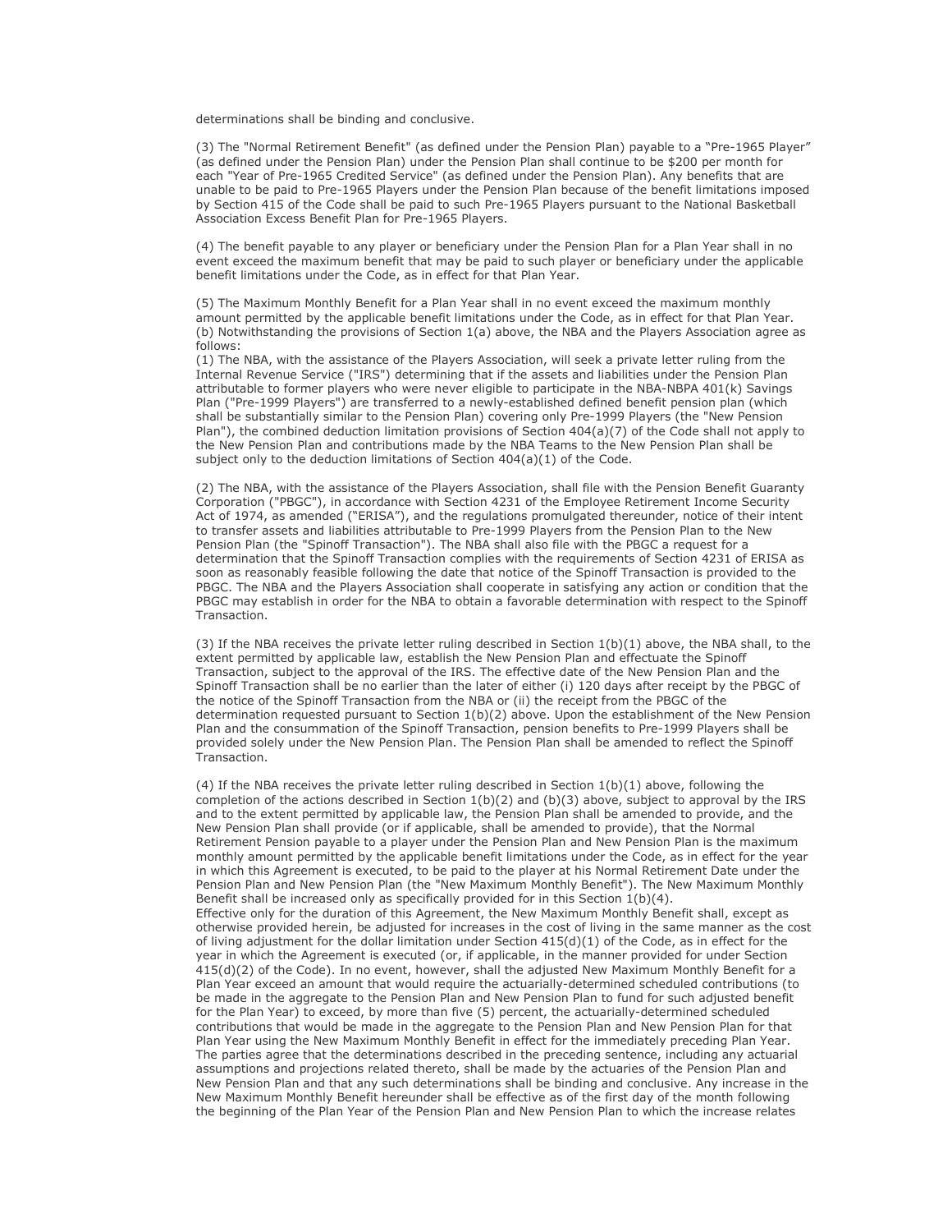determinations shall be binding and conclusive.

(3) The "Normal Retirement Benefit" (as defined under the Pension Plan) payable to a "Pre-1965 Player" (as defined under the Pension Plan) under the Pension Plan shall continue to be $200 per month for each "Year of Pre-1965 Credited Service" (as defined under the Pension Plan). Any benefits that are unable to be paid to Pre-1965 Players under the Pension Plan because of the benefit limitations imposed by Section 415 of the Code shall be paid to such Pre-1965 Players pursuant to the National Basketball Association Excess Benefit Plan for Pre-1965 Players.

(4) The benefit payable to any player or beneficiary under the Pension Plan for a Plan Year shall in no event exceed the maximum benefit that may be paid to such player or beneficiary under the applicable benefit limitations under the Code, as in effect for that Plan Year.

(5) The Maximum Monthly Benefit for a Plan Year shall in no event exceed the maximum monthly amount permitted by the applicable benefit limitations under the Code, as in effect for that Plan Year.
(b) Notwithstanding the provisions of Section 1(a) above, the NBA and the Players Association agree as follows:
(1) The NBA, with the assistance of the Players Association, will seek a private letter ruling from the Internal Revenue Service ("IRS") determining that if the assets and liabilities under the Pension Plan attributable to former players who were never eligible to participate in the NBA-NBPA 401(k) Savings Plan ("Pre-1999 Players") are transferred to a newly-established defined benefit pension plan (which shall be substantially similar to the Pension Plan) covering only Pre-1999 Players (the "New Pension Plan"), the combined deduction limitation provisions of Section 404(a)(7) of the Code shall not apply to the New Pension Plan and contributions made by the NBA Teams to the New Pension Plan shall be subject only to the deduction limitations of Section 404(a)(1) of the Code.

(2) The NBA, with the assistance of the Players Association, shall file with the Pension Benefit Guaranty Corporation ("PBGC"), in accordance with Section 4231 of the Employee Retirement Income Security Act of 1974, as amended ("ERISA"), and the regulations promulgated thereunder, notice of their intent to transfer assets and liabilities attributable to Pre-1999 Players from the Pension Plan to the New Pension Plan (the "Spinoff Transaction"). The NBA shall also file with the PBGC a request for a determination that the Spinoff Transaction complies with the requirements of Section 4231 of ERISA as soon as reasonably feasible following the date that notice of the Spinoff Transaction is provided to the PBGC. The NBA and the Players Association shall cooperate in satisfying any action or condition that the PBGC may establish in order for the NBA to obtain a favorable determination with respect to the Spinoff Transaction.

(3) If the NBA receives the private letter ruling described in Section 1(b)(1) above, the NBA shall, to the extent permitted by applicable law, establish the New Pension Plan and effectuate the Spinoff Transaction, subject to the approval of the IRS. The effective date of the New Pension Plan and the Spinoff Transaction shall be no earlier than the later of either (i) 120 days after receipt by the PBGC of the notice of the Spinoff Transaction from the NBA or (ii) the receipt from the PBGC of the determination requested pursuant to Section 1(b)(2) above. Upon the establishment of the New Pension Plan and the consummation of the Spinoff Transaction, pension benefits to Pre-1999 Players shall be provided solely under the New Pension Plan. The Pension Plan shall be amended to reflect the Spinoff Transaction.

(4) If the NBA receives the private letter ruling described in Section 1(b)(1) above, following the completion of the actions described in Section 1(b)(2) and (b)(3) above, subject to approval by the IRS and to the extent permitted by applicable law, the Pension Plan shall be amended to provide, and the New Pension Plan shall provide (or if applicable, shall be amended to provide), that the Normal Retirement Pension payable to a player under the Pension Plan and New Pension Plan is the maximum monthly amount permitted by the applicable benefit limitations under the Code, as in effect for the year in which this Agreement is executed, to be paid to the player at his Normal Retirement Date under the Pension Plan and New Pension Plan (the "New Maximum Monthly Benefit"). The New Maximum Monthly Benefit shall be increased only as specifically provided for in this Section 1(b)(4).
Effective only for the duration of this Agreement, the New Maximum Monthly Benefit shall, except as otherwise provided herein, be adjusted for increases in the cost of living in the same manner as the cost of living adjustment for the dollar limitation under Section 415(d)(1) of the Code, as in effect for the year in which the Agreement is executed (or, if applicable, in the manner provided for under Section 415(d)(2) of the Code). In no event, however, shall the adjusted New Maximum Monthly Benefit for a Plan Year exceed an amount that would require the actuarially-determined scheduled contributions (to be made in the aggregate to the Pension Plan and New Pension Plan to fund for such adjusted benefit for the Plan Year) to exceed, by more than five (5) percent, the actuarially-determined scheduled contributions that would be made in the aggregate to the Pension Plan and New Pension Plan for that Plan Year using the New Maximum Monthly Benefit in effect for the immediately preceding Plan Year. The parties agree that the determinations described in the preceding sentence, including any actuarial assumptions and projections related thereto, shall be made by the actuaries of the Pension Plan and New Pension Plan and that any such determinations shall be binding and conclusive. Any increase in the New Maximum Monthly Benefit hereunder shall be effective as of the first day of the month following the beginning of the Plan Year of the Pension Plan and New Pension Plan to which the increase relates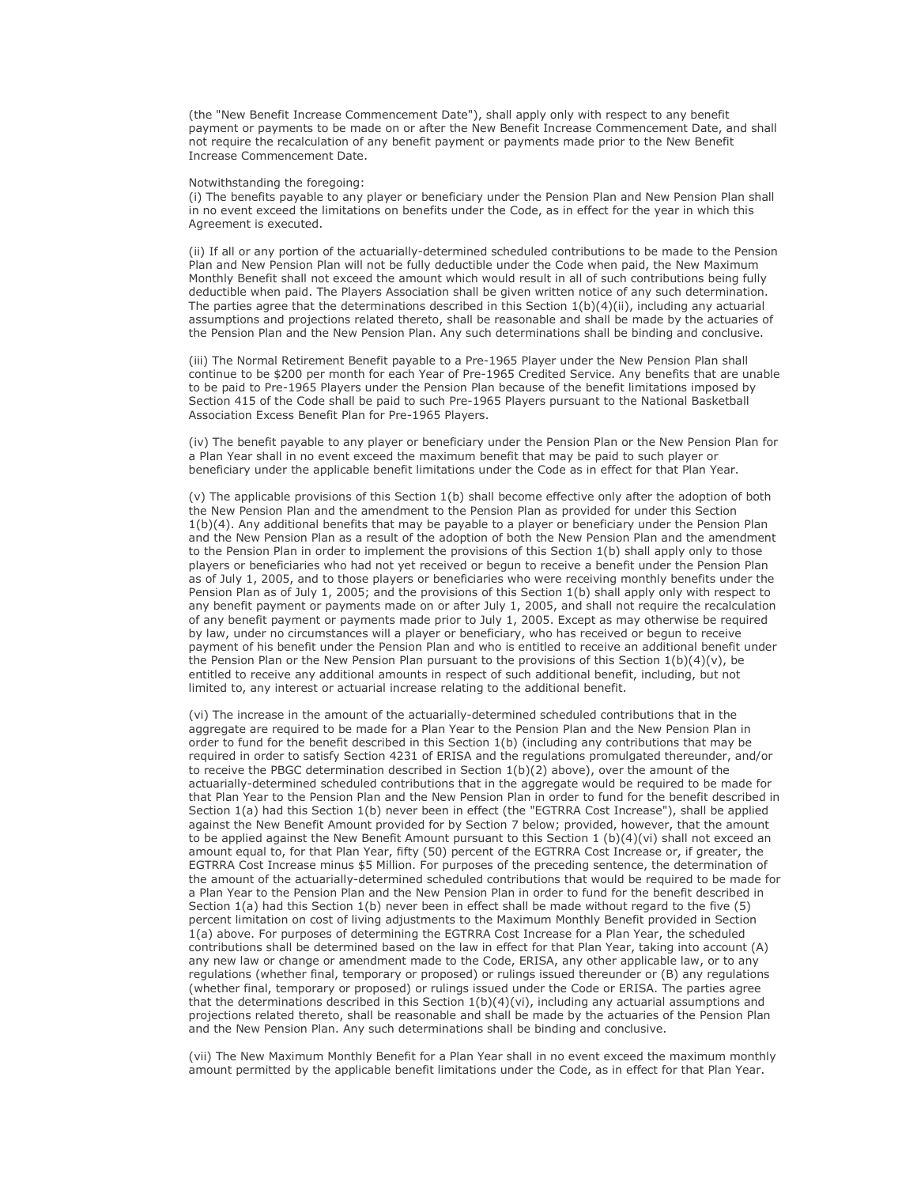(the "New Benefit Increase Commencement Date"), shall apply only with respect to any benefit payment or payments to be made on or after the New Benefit Increase Commencement Date, and shall not require the recalculation of any benefit payment or payments made prior to the New Benefit Increase Commencement Date.

Notwithstanding the foregoing:
(i) The benefits payable to any player or beneficiary under the Pension Plan and New Pension Plan shall in no event exceed the limitations on benefits under the Code, as in effect for the year in which this Agreement is executed.

(ii) If all or any portion of the actuarially-determined scheduled contributions to be made to the Pension Plan and New Pension Plan will not be fully deductible under the Code when paid, the New Maximum Monthly Benefit shall not exceed the amount which would result in all of such contributions being fully deductible when paid. The Players Association shall be given written notice of any such determination. The parties agree that the determinations described in this Section 1(b)(4)(ii), including any actuarial assumptions and projections related thereto, shall be reasonable and shall be made by the actuaries of the Pension Plan and the New Pension Plan. Any such determinations shall be binding and conclusive.

(iii) The Normal Retirement Benefit payable to a Pre-1965 Player under the New Pension Plan shall continue to be $200 per month for each Year of Pre-1965 Credited Service. Any benefits that are unable to be paid to Pre-1965 Players under the Pension Plan because of the benefit limitations imposed by Section 415 of the Code shall be paid to such Pre-1965 Players pursuant to the National Basketball Association Excess Benefit Plan for Pre-1965 Players.

(iv) The benefit payable to any player or beneficiary under the Pension Plan or the New Pension Plan for a Plan Year shall in no event exceed the maximum benefit that may be paid to such player or beneficiary under the applicable benefit limitations under the Code as in effect for that Plan Year.

(v) The applicable provisions of this Section 1(b) shall become effective only after the adoption of both the New Pension Plan and the amendment to the Pension Plan as provided for under this Section 1(b)(4). Any additional benefits that may be payable to a player or beneficiary under the Pension Plan and the New Pension Plan as a result of the adoption of both the New Pension Plan and the amendment to the Pension Plan in order to implement the provisions of this Section 1(b) shall apply only to those players or beneficiaries who had not yet received or begun to receive a benefit under the Pension Plan as of July 1, 2005, and to those players or beneficiaries who were receiving monthly benefits under the Pension Plan as of July 1, 2005; and the provisions of this Section 1(b) shall apply only with respect to any benefit payment or payments made on or after July 1, 2005, and shall not require the recalculation of any benefit payment or payments made prior to July 1, 2005. Except as may otherwise be required by law, under no circumstances will a player or beneficiary, who has received or begun to receive payment of his benefit under the Pension Plan and who is entitled to receive an additional benefit under the Pension Plan or the New Pension Plan pursuant to the provisions of this Section 1(b)(4)(v), be entitled to receive any additional amounts in respect of such additional benefit, including, but not limited to, any interest or actuarial increase relating to the additional benefit.

(vi) The increase in the amount of the actuarially-determined scheduled contributions that in the aggregate are required to be made for a Plan Year to the Pension Plan and the New Pension Plan in order to fund for the benefit described in this Section 1(b) (including any contributions that may be required in order to satisfy Section 4231 of ERISA and the regulations promulgated thereunder, and/or to receive the PBGC determination described in Section 1(b)(2) above), over the amount of the actuarially-determined scheduled contributions that in the aggregate would be required to be made for that Plan Year to the Pension Plan and the New Pension Plan in order to fund for the benefit described in Section 1(a) had this Section 1(b) never been in effect (the "EGTRRA Cost Increase"), shall be applied against the New Benefit Amount provided for by Section 7 below; provided, however, that the amount to be applied against the New Benefit Amount pursuant to this Section 1 (b)(4)(vi) shall not exceed an amount equal to, for that Plan Year, fifty (50) percent of the EGTRRA Cost Increase or, if greater, the EGTRRA Cost Increase minus $5 Million. For purposes of the preceding sentence, the determination of the amount of the actuarially-determined scheduled contributions that would be required to be made for a Plan Year to the Pension Plan and the New Pension Plan in order to fund for the benefit described in Section 1(a) had this Section 1(b) never been in effect shall be made without regard to the five (5) percent limitation on cost of living adjustments to the Maximum Monthly Benefit provided in Section 1(a) above. For purposes of determining the EGTRRA Cost Increase for a Plan Year, the scheduled contributions shall be determined based on the law in effect for that Plan Year, taking into account (A) any new law or change or amendment made to the Code, ERISA, any other applicable law, or to any regulations (whether final, temporary or proposed) or rulings issued thereunder or (B) any regulations (whether final, temporary or proposed) or rulings issued under the Code or ERISA. The parties agree that the determinations described in this Section 1(b)(4)(vi), including any actuarial assumptions and projections related thereto, shall be reasonable and shall be made by the actuaries of the Pension Plan and the New Pension Plan. Any such determinations shall be binding and conclusive.

(vii) The New Maximum Monthly Benefit for a Plan Year shall in no event exceed the maximum monthly amount permitted by the applicable benefit limitations under the Code, as in effect for that Plan Year.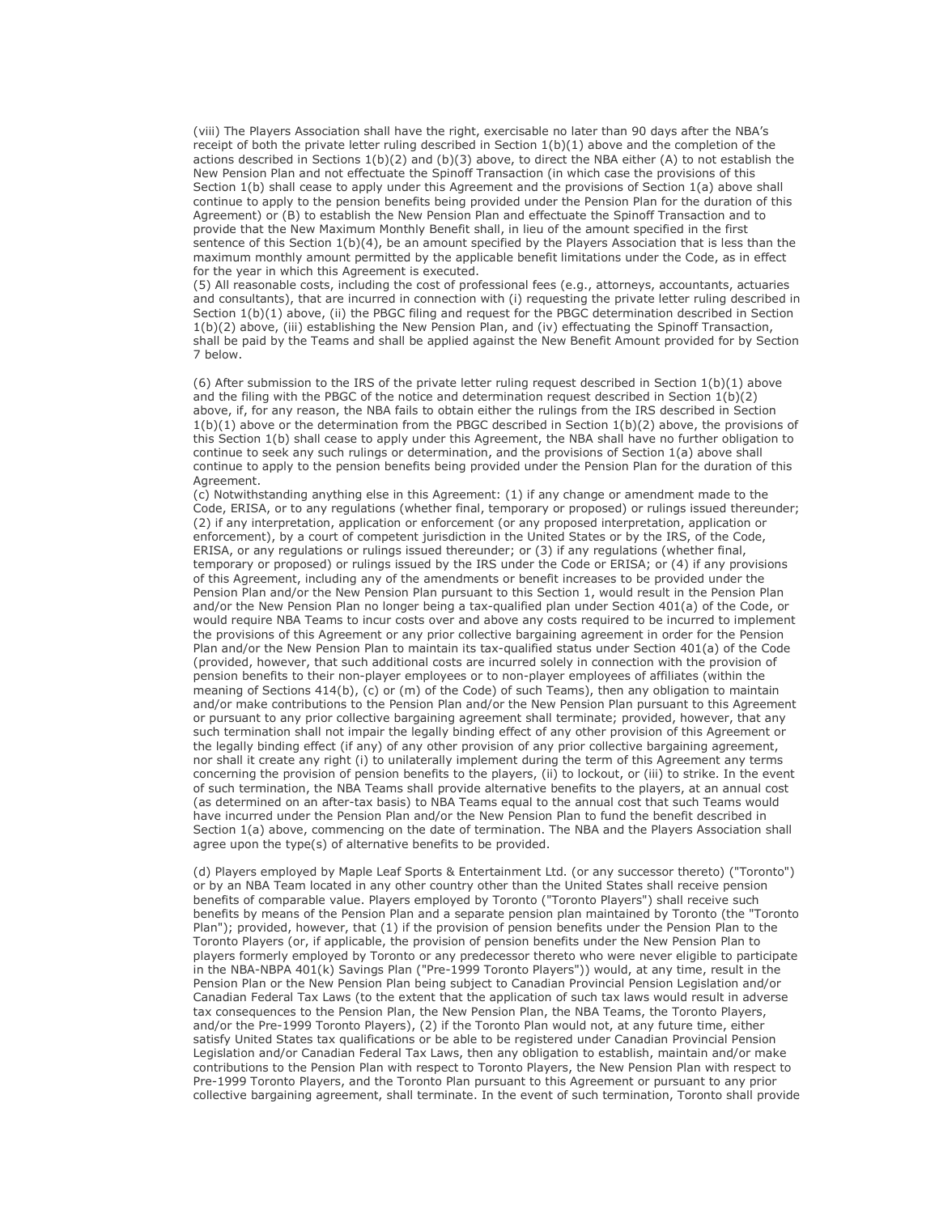(viii) The Players Association shall have the right, exercisable no later than 90 days after the NBA's receipt of both the private letter ruling described in Section 1(b)(1) above and the completion of the actions described in Sections 1(b)(2) and (b)(3) above, to direct the NBA either (A) to not establish the New Pension Plan and not effectuate the Spinoff Transaction (in which case the provisions of this Section 1(b) shall cease to apply under this Agreement and the provisions of Section 1(a) above shall continue to apply to the pension benefits being provided under the Pension Plan for the duration of this Agreement) or (B) to establish the New Pension Plan and effectuate the Spinoff Transaction and to provide that the New Maximum Monthly Benefit shall, in lieu of the amount specified in the first sentence of this Section 1(b)(4), be an amount specified by the Players Association that is less than the maximum monthly amount permitted by the applicable benefit limitations under the Code, as in effect for the year in which this Agreement is executed.

(5) All reasonable costs, including the cost of professional fees (e.g., attorneys, accountants, actuaries and consultants), that are incurred in connection with (i) requesting the private letter ruling described in Section 1(b)(1) above, (ii) the PBGC filing and request for the PBGC determination described in Section 1(b)(2) above, (iii) establishing the New Pension Plan, and (iv) effectuating the Spinoff Transaction, shall be paid by the Teams and shall be applied against the New Benefit Amount provided for by Section 7 below.

(6) After submission to the IRS of the private letter ruling request described in Section 1(b)(1) above and the filing with the PBGC of the notice and determination request described in Section 1(b)(2) above, if, for any reason, the NBA fails to obtain either the rulings from the IRS described in Section 1(b)(1) above or the determination from the PBGC described in Section 1(b)(2) above, the provisions of this Section 1(b) shall cease to apply under this Agreement, the NBA shall have no further obligation to continue to seek any such rulings or determination, and the provisions of Section 1(a) above shall continue to apply to the pension benefits being provided under the Pension Plan for the duration of this Agreement.

(c) Notwithstanding anything else in this Agreement: (1) if any change or amendment made to the Code, ERISA, or to any regulations (whether final, temporary or proposed) or rulings issued thereunder; (2) if any interpretation, application or enforcement (or any proposed interpretation, application or enforcement), by a court of competent jurisdiction in the United States or by the IRS, of the Code, ERISA, or any regulations or rulings issued thereunder; or (3) if any regulations (whether final, temporary or proposed) or rulings issued by the IRS under the Code or ERISA; or (4) if any provisions of this Agreement, including any of the amendments or benefit increases to be provided under the Pension Plan and/or the New Pension Plan pursuant to this Section 1, would result in the Pension Plan and/or the New Pension Plan no longer being a tax-qualified plan under Section 401(a) of the Code, or would require NBA Teams to incur costs over and above any costs required to be incurred to implement the provisions of this Agreement or any prior collective bargaining agreement in order for the Pension Plan and/or the New Pension Plan to maintain its tax-qualified status under Section 401(a) of the Code (provided, however, that such additional costs are incurred solely in connection with the provision of pension benefits to their non-player employees or to non-player employees of affiliates (within the meaning of Sections 414(b), (c) or (m) of the Code) of such Teams), then any obligation to maintain and/or make contributions to the Pension Plan and/or the New Pension Plan pursuant to this Agreement or pursuant to any prior collective bargaining agreement shall terminate; provided, however, that any such termination shall not impair the legally binding effect of any other provision of this Agreement or the legally binding effect (if any) of any other provision of any prior collective bargaining agreement, nor shall it create any right (i) to unilaterally implement during the term of this Agreement any terms concerning the provision of pension benefits to the players, (ii) to lockout, or (iii) to strike. In the event of such termination, the NBA Teams shall provide alternative benefits to the players, at an annual cost (as determined on an after-tax basis) to NBA Teams equal to the annual cost that such Teams would have incurred under the Pension Plan and/or the New Pension Plan to fund the benefit described in Section 1(a) above, commencing on the date of termination. The NBA and the Players Association shall agree upon the type(s) of alternative benefits to be provided.

(d) Players employed by Maple Leaf Sports & Entertainment Ltd. (or any successor thereto) ("Toronto") or by an NBA Team located in any other country other than the United States shall receive pension benefits of comparable value. Players employed by Toronto ("Toronto Players") shall receive such benefits by means of the Pension Plan and a separate pension plan maintained by Toronto (the "Toronto Plan"); provided, however, that (1) if the provision of pension benefits under the Pension Plan to the Toronto Players (or, if applicable, the provision of pension benefits under the New Pension Plan to players formerly employed by Toronto or any predecessor thereto who were never eligible to participate in the NBA-NBPA 401(k) Savings Plan ("Pre-1999 Toronto Players")) would, at any time, result in the Pension Plan or the New Pension Plan being subject to Canadian Provincial Pension Legislation and/or Canadian Federal Tax Laws (to the extent that the application of such tax laws would result in adverse tax consequences to the Pension Plan, the New Pension Plan, the NBA Teams, the Toronto Players, and/or the Pre-1999 Toronto Players), (2) if the Toronto Plan would not, at any future time, either satisfy United States tax qualifications or be able to be registered under Canadian Provincial Pension Legislation and/or Canadian Federal Tax Laws, then any obligation to establish, maintain and/or make contributions to the Pension Plan with respect to Toronto Players, the New Pension Plan with respect to Pre-1999 Toronto Players, and the Toronto Plan pursuant to this Agreement or pursuant to any prior collective bargaining agreement, shall terminate. In the event of such termination, Toronto shall provide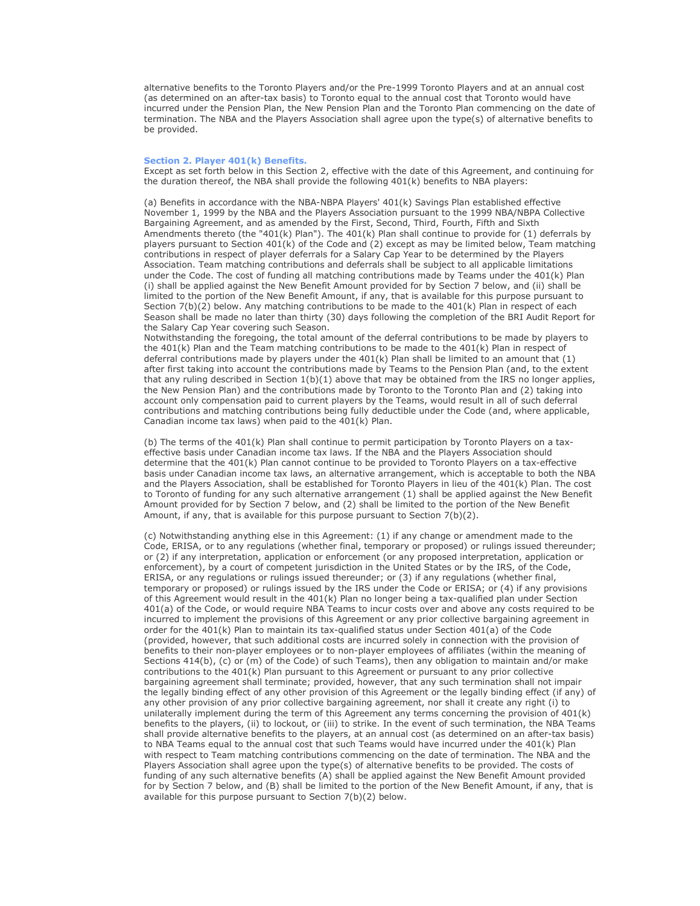alternative benefits to the Toronto Players and/or the Pre-1999 Toronto Players and at an annual cost (as determined on an after-tax basis) to Toronto equal to the annual cost that Toronto would have incurred under the Pension Plan, the New Pension Plan and the Toronto Plan commencing on the date of termination. The NBA and the Players Association shall agree upon the type(s) of alternative benefits to be provided.

### Section 2. Player 401(k) Benefits.

Except as set forth below in this Section 2, effective with the date of this Agreement, and continuing for the duration thereof, the NBA shall provide the following 401(k) benefits to NBA players:

(a) Benefits in accordance with the NBA-NBPA Players' 401(k) Savings Plan established effective November 1, 1999 by the NBA and the Players Association pursuant to the 1999 NBA/NBPA Collective Bargaining Agreement, and as amended by the First, Second, Third, Fourth, Fifth and Sixth Amendments thereto (the "401(k) Plan"). The 401(k) Plan shall continue to provide for (1) deferrals by players pursuant to Section 401(k) of the Code and (2) except as may be limited below, Team matching contributions in respect of player deferrals for a Salary Cap Year to be determined by the Players Association. Team matching contributions and deferrals shall be subject to all applicable limitations under the Code. The cost of funding all matching contributions made by Teams under the 401(k) Plan (i) shall be applied against the New Benefit Amount provided for by Section 7 below, and (ii) shall be limited to the portion of the New Benefit Amount, if any, that is available for this purpose pursuant to Section 7(b)(2) below. Any matching contributions to be made to the 401(k) Plan in respect of each Season shall be made no later than thirty (30) days following the completion of the BRI Audit Report for the Salary Cap Year covering such Season.
Notwithstanding the foregoing, the total amount of the deferral contributions to be made by players to the 401(k) Plan and the Team matching contributions to be made to the 401(k) Plan in respect of deferral contributions made by players under the 401(k) Plan shall be limited to an amount that (1) after first taking into account the contributions made by Teams to the Pension Plan (and, to the extent that any ruling described in Section 1(b)(1) above that may be obtained from the IRS no longer applies, the New Pension Plan) and the contributions made by Toronto to the Toronto Plan and (2) taking into account only compensation paid to current players by the Teams, would result in all of such deferral contributions and matching contributions being fully deductible under the Code (and, where applicable, Canadian income tax laws) when paid to the 401(k) Plan.

(b) The terms of the 401(k) Plan shall continue to permit participation by Toronto Players on a tax-effective basis under Canadian income tax laws. If the NBA and the Players Association should determine that the 401(k) Plan cannot continue to be provided to Toronto Players on a tax-effective basis under Canadian income tax laws, an alternative arrangement, which is acceptable to both the NBA and the Players Association, shall be established for Toronto Players in lieu of the 401(k) Plan. The cost to Toronto of funding for any such alternative arrangement (1) shall be applied against the New Benefit Amount provided for by Section 7 below, and (2) shall be limited to the portion of the New Benefit Amount, if any, that is available for this purpose pursuant to Section 7(b)(2).

(c) Notwithstanding anything else in this Agreement: (1) if any change or amendment made to the Code, ERISA, or to any regulations (whether final, temporary or proposed) or rulings issued thereunder; or (2) if any interpretation, application or enforcement (or any proposed interpretation, application or enforcement), by a court of competent jurisdiction in the United States or by the IRS, of the Code, ERISA, or any regulations or rulings issued thereunder; or (3) if any regulations (whether final, temporary or proposed) or rulings issued by the IRS under the Code or ERISA; or (4) if any provisions of this Agreement would result in the 401(k) Plan no longer being a tax-qualified plan under Section 401(a) of the Code, or would require NBA Teams to incur costs over and above any costs required to be incurred to implement the provisions of this Agreement or any prior collective bargaining agreement in order for the 401(k) Plan to maintain its tax-qualified status under Section 401(a) of the Code (provided, however, that such additional costs are incurred solely in connection with the provision of benefits to their non-player employees or to non-player employees of affiliates (within the meaning of Sections 414(b), (c) or (m) of the Code) of such Teams), then any obligation to maintain and/or make contributions to the 401(k) Plan pursuant to this Agreement or pursuant to any prior collective bargaining agreement shall terminate; provided, however, that any such termination shall not impair the legally binding effect of any other provision of this Agreement or the legally binding effect (if any) of any other provision of any prior collective bargaining agreement, nor shall it create any right (i) to unilaterally implement during the term of this Agreement any terms concerning the provision of 401(k) benefits to the players, (ii) to lockout, or (iii) to strike. In the event of such termination, the NBA Teams shall provide alternative benefits to the players, at an annual cost (as determined on an after-tax basis) to NBA Teams equal to the annual cost that such Teams would have incurred under the 401(k) Plan with respect to Team matching contributions commencing on the date of termination. The NBA and the Players Association shall agree upon the type(s) of alternative benefits to be provided. The costs of funding of any such alternative benefits (A) shall be applied against the New Benefit Amount provided for by Section 7 below, and (B) shall be limited to the portion of the New Benefit Amount, if any, that is available for this purpose pursuant to Section 7(b)(2) below.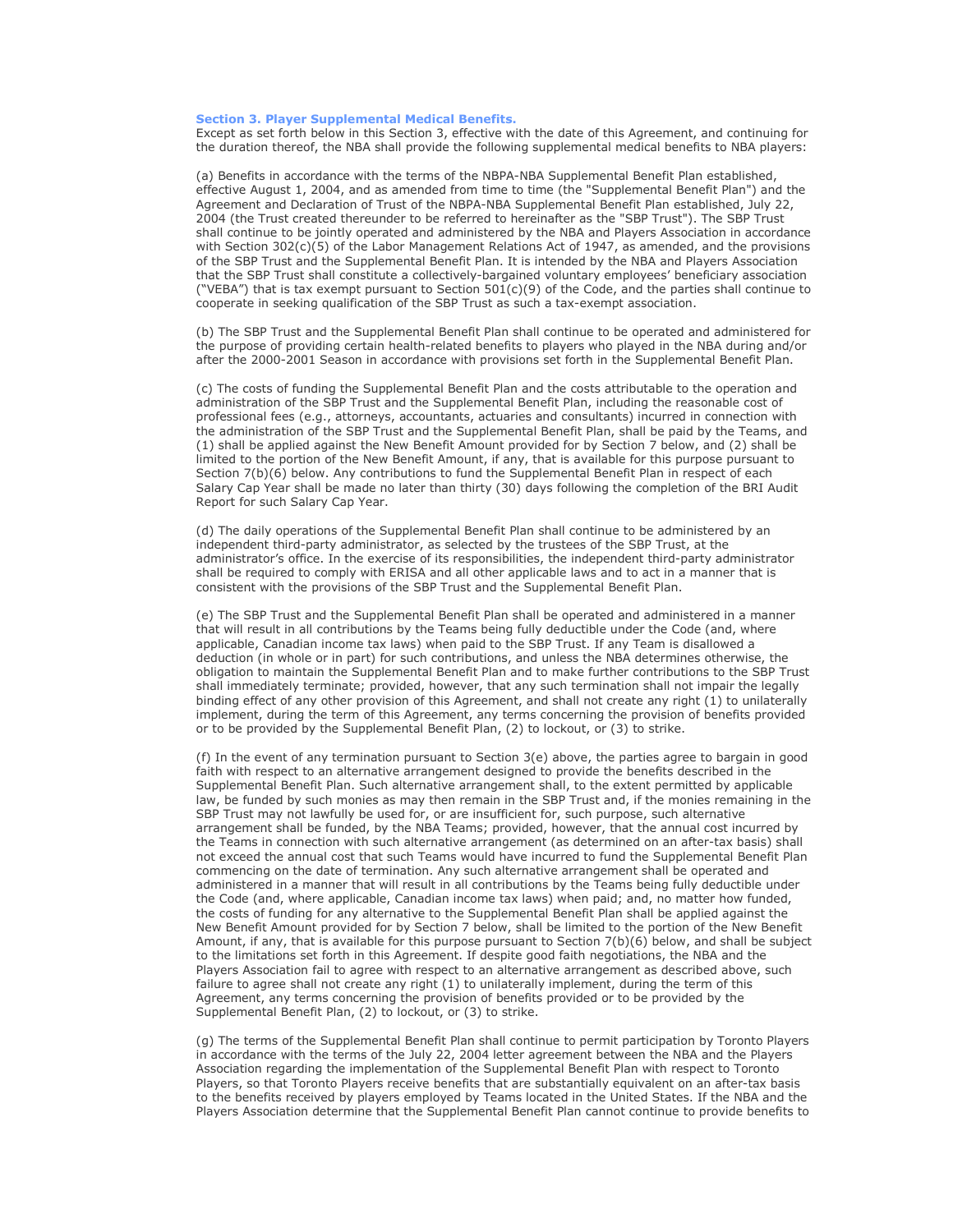### Section 3. Player Supplemental Medical Benefits.

Except as set forth below in this Section 3, effective with the date of this Agreement, and continuing for the duration thereof, the NBA shall provide the following supplemental medical benefits to NBA players:

(a) Benefits in accordance with the terms of the NBPA-NBA Supplemental Benefit Plan established, effective August 1, 2004, and as amended from time to time (the "Supplemental Benefit Plan") and the Agreement and Declaration of Trust of the NBPA-NBA Supplemental Benefit Plan established, July 22, 2004 (the Trust created thereunder to be referred to hereinafter as the "SBP Trust"). The SBP Trust shall continue to be jointly operated and administered by the NBA and Players Association in accordance with Section 302(c)(5) of the Labor Management Relations Act of 1947, as amended, and the provisions of the SBP Trust and the Supplemental Benefit Plan. It is intended by the NBA and Players Association that the SBP Trust shall constitute a collectively-bargained voluntary employees' beneficiary association ("VEBA") that is tax exempt pursuant to Section 501(c)(9) of the Code, and the parties shall continue to cooperate in seeking qualification of the SBP Trust as such a tax-exempt association.

(b) The SBP Trust and the Supplemental Benefit Plan shall continue to be operated and administered for the purpose of providing certain health-related benefits to players who played in the NBA during and/or after the 2000-2001 Season in accordance with provisions set forth in the Supplemental Benefit Plan.

(c) The costs of funding the Supplemental Benefit Plan and the costs attributable to the operation and administration of the SBP Trust and the Supplemental Benefit Plan, including the reasonable cost of professional fees (e.g., attorneys, accountants, actuaries and consultants) incurred in connection with the administration of the SBP Trust and the Supplemental Benefit Plan, shall be paid by the Teams, and (1) shall be applied against the New Benefit Amount provided for by Section 7 below, and (2) shall be limited to the portion of the New Benefit Amount, if any, that is available for this purpose pursuant to Section 7(b)(6) below. Any contributions to fund the Supplemental Benefit Plan in respect of each Salary Cap Year shall be made no later than thirty (30) days following the completion of the BRI Audit Report for such Salary Cap Year.

(d) The daily operations of the Supplemental Benefit Plan shall continue to be administered by an independent third-party administrator, as selected by the trustees of the SBP Trust, at the administrator's office. In the exercise of its responsibilities, the independent third-party administrator shall be required to comply with ERISA and all other applicable laws and to act in a manner that is consistent with the provisions of the SBP Trust and the Supplemental Benefit Plan.

(e) The SBP Trust and the Supplemental Benefit Plan shall be operated and administered in a manner that will result in all contributions by the Teams being fully deductible under the Code (and, where applicable, Canadian income tax laws) when paid to the SBP Trust. If any Team is disallowed a deduction (in whole or in part) for such contributions, and unless the NBA determines otherwise, the obligation to maintain the Supplemental Benefit Plan and to make further contributions to the SBP Trust shall immediately terminate; provided, however, that any such termination shall not impair the legally binding effect of any other provision of this Agreement, and shall not create any right (1) to unilaterally implement, during the term of this Agreement, any terms concerning the provision of benefits provided or to be provided by the Supplemental Benefit Plan, (2) to lockout, or (3) to strike.

(f) In the event of any termination pursuant to Section 3(e) above, the parties agree to bargain in good faith with respect to an alternative arrangement designed to provide the benefits described in the Supplemental Benefit Plan. Such alternative arrangement shall, to the extent permitted by applicable law, be funded by such monies as may then remain in the SBP Trust and, if the monies remaining in the SBP Trust may not lawfully be used for, or are insufficient for, such purpose, such alternative arrangement shall be funded, by the NBA Teams; provided, however, that the annual cost incurred by the Teams in connection with such alternative arrangement (as determined on an after-tax basis) shall not exceed the annual cost that such Teams would have incurred to fund the Supplemental Benefit Plan commencing on the date of termination. Any such alternative arrangement shall be operated and administered in a manner that will result in all contributions by the Teams being fully deductible under the Code (and, where applicable, Canadian income tax laws) when paid; and, no matter how funded, the costs of funding for any alternative to the Supplemental Benefit Plan shall be applied against the New Benefit Amount provided for by Section 7 below, shall be limited to the portion of the New Benefit Amount, if any, that is available for this purpose pursuant to Section 7(b)(6) below, and shall be subject to the limitations set forth in this Agreement. If despite good faith negotiations, the NBA and the Players Association fail to agree with respect to an alternative arrangement as described above, such failure to agree shall not create any right (1) to unilaterally implement, during the term of this Agreement, any terms concerning the provision of benefits provided or to be provided by the Supplemental Benefit Plan, (2) to lockout, or (3) to strike.

(g) The terms of the Supplemental Benefit Plan shall continue to permit participation by Toronto Players in accordance with the terms of the July 22, 2004 letter agreement between the NBA and the Players Association regarding the implementation of the Supplemental Benefit Plan with respect to Toronto Players, so that Toronto Players receive benefits that are substantially equivalent on an after-tax basis to the benefits received by players employed by Teams located in the United States. If the NBA and the Players Association determine that the Supplemental Benefit Plan cannot continue to provide benefits to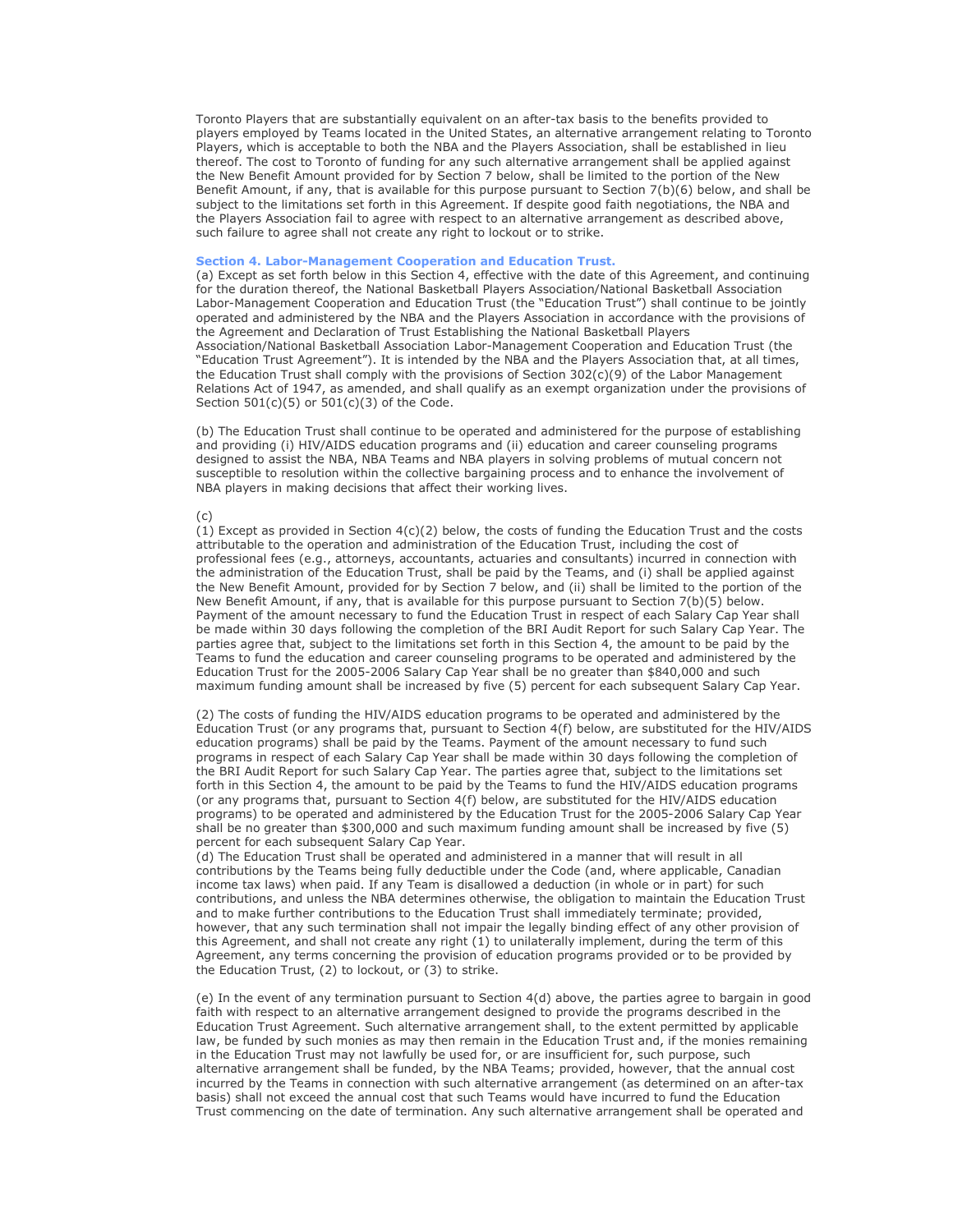Toronto Players that are substantially equivalent on an after-tax basis to the benefits provided to players employed by Teams located in the United States, an alternative arrangement relating to Toronto Players, which is acceptable to both the NBA and the Players Association, shall be established in lieu thereof. The cost to Toronto of funding for any such alternative arrangement shall be applied against the New Benefit Amount provided for by Section 7 below, shall be limited to the portion of the New Benefit Amount, if any, that is available for this purpose pursuant to Section 7(b)(6) below, and shall be subject to the limitations set forth in this Agreement. If despite good faith negotiations, the NBA and the Players Association fail to agree with respect to an alternative arrangement as described above, such failure to agree shall not create any right to lockout or to strike.

### Section 4. Labor-Management Cooperation and Education Trust.

(a) Except as set forth below in this Section 4, effective with the date of this Agreement, and continuing for the duration thereof, the National Basketball Players Association/National Basketball Association Labor-Management Cooperation and Education Trust (the "Education Trust") shall continue to be jointly operated and administered by the NBA and the Players Association in accordance with the provisions of the Agreement and Declaration of Trust Establishing the National Basketball Players Association/National Basketball Association Labor-Management Cooperation and Education Trust (the "Education Trust Agreement"). It is intended by the NBA and the Players Association that, at all times, the Education Trust shall comply with the provisions of Section 302(c)(9) of the Labor Management Relations Act of 1947, as amended, and shall qualify as an exempt organization under the provisions of Section 501(c)(5) or 501(c)(3) of the Code.

(b) The Education Trust shall continue to be operated and administered for the purpose of establishing and providing (i) HIV/AIDS education programs and (ii) education and career counseling programs designed to assist the NBA, NBA Teams and NBA players in solving problems of mutual concern not susceptible to resolution within the collective bargaining process and to enhance the involvement of NBA players in making decisions that affect their working lives.

(c)

(1) Except as provided in Section 4(c)(2) below, the costs of funding the Education Trust and the costs attributable to the operation and administration of the Education Trust, including the cost of professional fees (e.g., attorneys, accountants, actuaries and consultants) incurred in connection with the administration of the Education Trust, shall be paid by the Teams, and (i) shall be applied against the New Benefit Amount, provided for by Section 7 below, and (ii) shall be limited to the portion of the New Benefit Amount, if any, that is available for this purpose pursuant to Section 7(b)(5) below. Payment of the amount necessary to fund the Education Trust in respect of each Salary Cap Year shall be made within 30 days following the completion of the BRI Audit Report for such Salary Cap Year. The parties agree that, subject to the limitations set forth in this Section 4, the amount to be paid by the Teams to fund the education and career counseling programs to be operated and administered by the Education Trust for the 2005-2006 Salary Cap Year shall be no greater than $840,000 and such maximum funding amount shall be increased by five (5) percent for each subsequent Salary Cap Year.

(2) The costs of funding the HIV/AIDS education programs to be operated and administered by the Education Trust (or any programs that, pursuant to Section 4(f) below, are substituted for the HIV/AIDS education programs) shall be paid by the Teams. Payment of the amount necessary to fund such programs in respect of each Salary Cap Year shall be made within 30 days following the completion of the BRI Audit Report for such Salary Cap Year. The parties agree that, subject to the limitations set forth in this Section 4, the amount to be paid by the Teams to fund the HIV/AIDS education programs (or any programs that, pursuant to Section 4(f) below, are substituted for the HIV/AIDS education programs) to be operated and administered by the Education Trust for the 2005-2006 Salary Cap Year shall be no greater than $300,000 and such maximum funding amount shall be increased by five (5) percent for each subsequent Salary Cap Year.

(d) The Education Trust shall be operated and administered in a manner that will result in all contributions by the Teams being fully deductible under the Code (and, where applicable, Canadian income tax laws) when paid. If any Team is disallowed a deduction (in whole or in part) for such contributions, and unless the NBA determines otherwise, the obligation to maintain the Education Trust and to make further contributions to the Education Trust shall immediately terminate; provided, however, that any such termination shall not impair the legally binding effect of any other provision of this Agreement, and shall not create any right (1) to unilaterally implement, during the term of this Agreement, any terms concerning the provision of education programs provided or to be provided by the Education Trust, (2) to lockout, or (3) to strike.

(e) In the event of any termination pursuant to Section 4(d) above, the parties agree to bargain in good faith with respect to an alternative arrangement designed to provide the programs described in the Education Trust Agreement. Such alternative arrangement shall, to the extent permitted by applicable law, be funded by such monies as may then remain in the Education Trust and, if the monies remaining in the Education Trust may not lawfully be used for, or are insufficient for, such purpose, such alternative arrangement shall be funded, by the NBA Teams; provided, however, that the annual cost incurred by the Teams in connection with such alternative arrangement (as determined on an after-tax basis) shall not exceed the annual cost that such Teams would have incurred to fund the Education Trust commencing on the date of termination. Any such alternative arrangement shall be operated and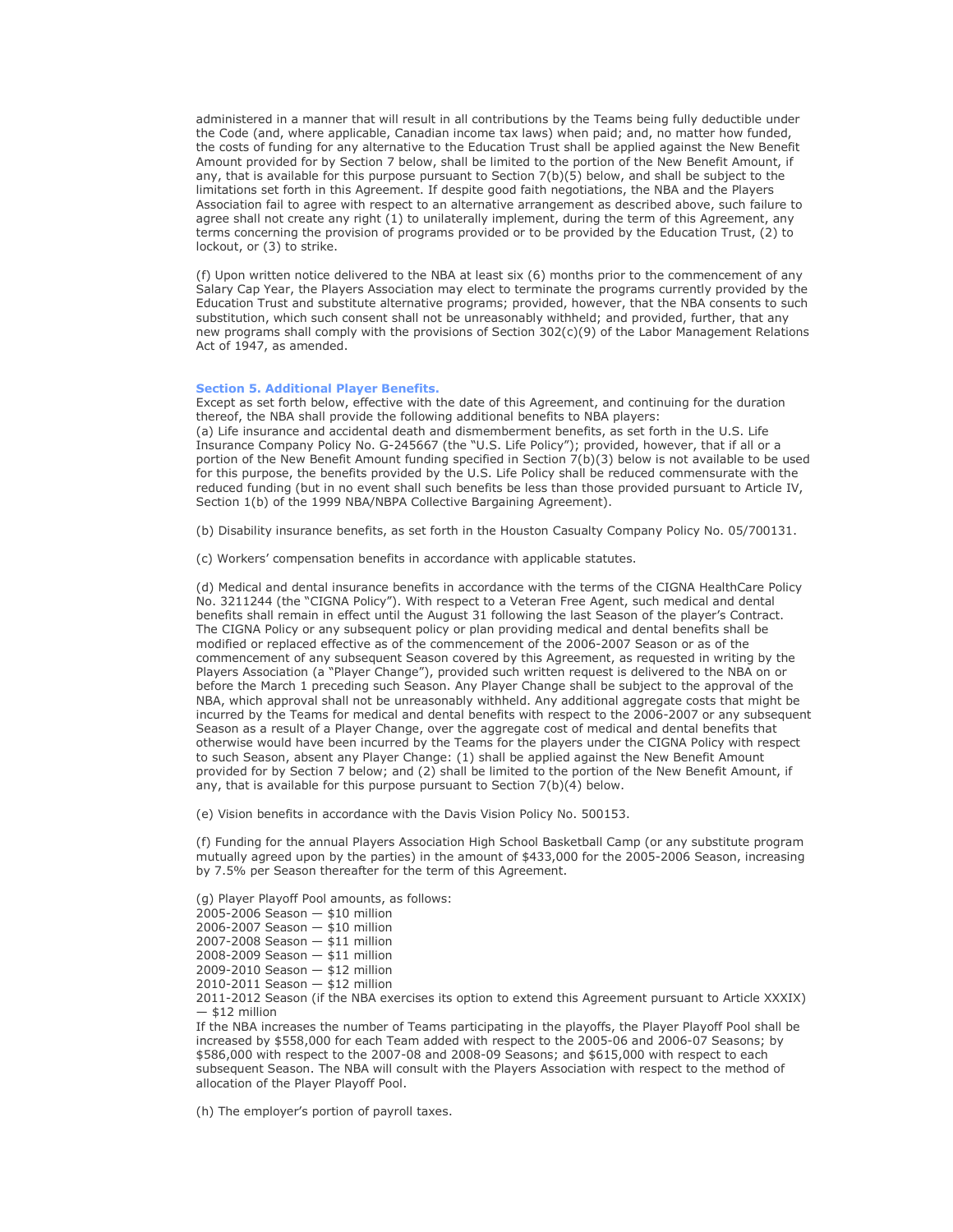administered in a manner that will result in all contributions by the Teams being fully deductible under the Code (and, where applicable, Canadian income tax laws) when paid; and, no matter how funded, the costs of funding for any alternative to the Education Trust shall be applied against the New Benefit Amount provided for by Section 7 below, shall be limited to the portion of the New Benefit Amount, if any, that is available for this purpose pursuant to Section 7(b)(5) below, and shall be subject to the limitations set forth in this Agreement. If despite good faith negotiations, the NBA and the Players Association fail to agree with respect to an alternative arrangement as described above, such failure to agree shall not create any right (1) to unilaterally implement, during the term of this Agreement, any terms concerning the provision of programs provided or to be provided by the Education Trust, (2) to lockout, or (3) to strike.

(f) Upon written notice delivered to the NBA at least six (6) months prior to the commencement of any Salary Cap Year, the Players Association may elect to terminate the programs currently provided by the Education Trust and substitute alternative programs; provided, however, that the NBA consents to such substitution, which such consent shall not be unreasonably withheld; and provided, further, that any new programs shall comply with the provisions of Section 302(c)(9) of the Labor Management Relations Act of 1947, as amended.

### Section 5. Additional Player Benefits.

Except as set forth below, effective with the date of this Agreement, and continuing for the duration thereof, the NBA shall provide the following additional benefits to NBA players:

(a) Life insurance and accidental death and dismemberment benefits, as set forth in the U.S. Life Insurance Company Policy No. G-245667 (the "U.S. Life Policy"); provided, however, that if all or a portion of the New Benefit Amount funding specified in Section 7(b)(3) below is not available to be used for this purpose, the benefits provided by the U.S. Life Policy shall be reduced commensurate with the reduced funding (but in no event shall such benefits be less than those provided pursuant to Article IV, Section 1(b) of the 1999 NBA/NBPA Collective Bargaining Agreement).

(b) Disability insurance benefits, as set forth in the Houston Casualty Company Policy No. 05/700131.

(c) Workers' compensation benefits in accordance with applicable statutes.

(d) Medical and dental insurance benefits in accordance with the terms of the CIGNA HealthCare Policy No. 3211244 (the "CIGNA Policy"). With respect to a Veteran Free Agent, such medical and dental benefits shall remain in effect until the August 31 following the last Season of the player's Contract. The CIGNA Policy or any subsequent policy or plan providing medical and dental benefits shall be modified or replaced effective as of the commencement of the 2006-2007 Season or as of the commencement of any subsequent Season covered by this Agreement, as requested in writing by the Players Association (a "Player Change"), provided such written request is delivered to the NBA on or before the March 1 preceding such Season. Any Player Change shall be subject to the approval of the NBA, which approval shall not be unreasonably withheld. Any additional aggregate costs that might be incurred by the Teams for medical and dental benefits with respect to the 2006-2007 or any subsequent Season as a result of a Player Change, over the aggregate cost of medical and dental benefits that otherwise would have been incurred by the Teams for the players under the CIGNA Policy with respect to such Season, absent any Player Change: (1) shall be applied against the New Benefit Amount provided for by Section 7 below; and (2) shall be limited to the portion of the New Benefit Amount, if any, that is available for this purpose pursuant to Section 7(b)(4) below.

(e) Vision benefits in accordance with the Davis Vision Policy No. 500153.

(f) Funding for the annual Players Association High School Basketball Camp (or any substitute program mutually agreed upon by the parties) in the amount of $433,000 for the 2005-2006 Season, increasing by 7.5% per Season thereafter for the term of this Agreement.

(g) Player Playoff Pool amounts, as follows:
2005-2006 Season — $10 million
2006-2007 Season — $10 million
2007-2008 Season — $11 million
2008-2009 Season — $11 million
2009-2010 Season — $12 million
2010-2011 Season — $12 million
2011-2012 Season (if the NBA exercises its option to extend this Agreement pursuant to Article XXXIX) — $12 million
If the NBA increases the number of Teams participating in the playoffs, the Player Playoff Pool shall be increased by $558,000 for each Team added with respect to the 2005-06 and 2006-07 Seasons; by $586,000 with respect to the 2007-08 and 2008-09 Seasons; and $615,000 with respect to each subsequent Season. The NBA will consult with the Players Association with respect to the method of allocation of the Player Playoff Pool.

(h) The employer's portion of payroll taxes.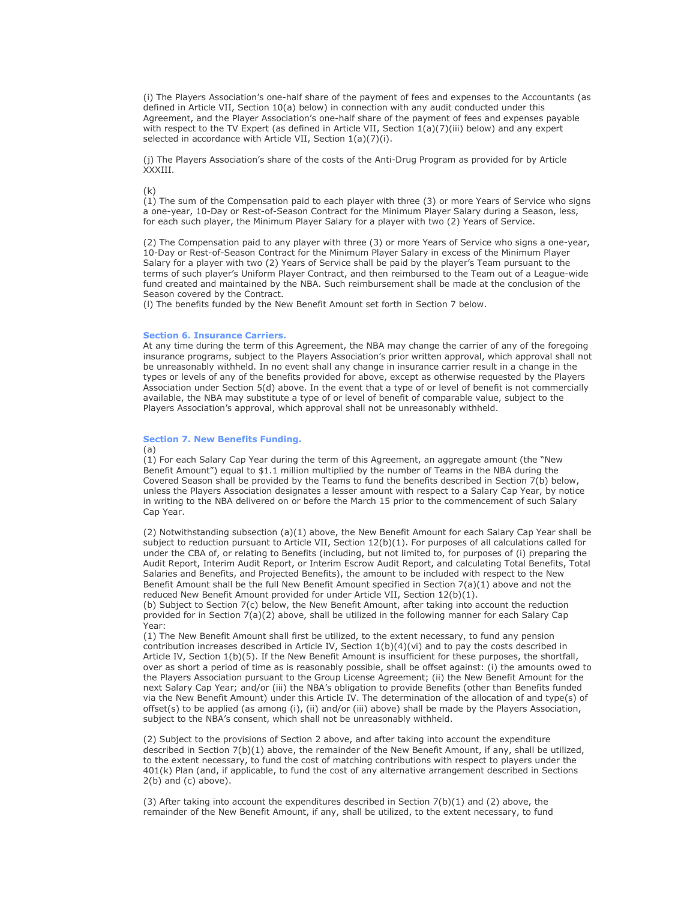(i) The Players Association's one-half share of the payment of fees and expenses to the Accountants (as defined in Article VII, Section 10(a) below) in connection with any audit conducted under this Agreement, and the Player Association's one-half share of the payment of fees and expenses payable with respect to the TV Expert (as defined in Article VII, Section 1(a)(7)(iii) below) and any expert selected in accordance with Article VII, Section 1(a)(7)(i).

(j) The Players Association's share of the costs of the Anti-Drug Program as provided for by Article XXXIII.

(k)
(1) The sum of the Compensation paid to each player with three (3) or more Years of Service who signs a one-year, 10-Day or Rest-of-Season Contract for the Minimum Player Salary during a Season, less, for each such player, the Minimum Player Salary for a player with two (2) Years of Service.

(2) The Compensation paid to any player with three (3) or more Years of Service who signs a one-year, 10-Day or Rest-of-Season Contract for the Minimum Player Salary in excess of the Minimum Player Salary for a player with two (2) Years of Service shall be paid by the player's Team pursuant to the terms of such player's Uniform Player Contract, and then reimbursed to the Team out of a League-wide fund created and maintained by the NBA. Such reimbursement shall be made at the conclusion of the Season covered by the Contract.
(l) The benefits funded by the New Benefit Amount set forth in Section 7 below.

### Section 6. Insurance Carriers.

At any time during the term of this Agreement, the NBA may change the carrier of any of the foregoing insurance programs, subject to the Players Association's prior written approval, which approval shall not be unreasonably withheld. In no event shall any change in insurance carrier result in a change in the types or levels of any of the benefits provided for above, except as otherwise requested by the Players Association under Section 5(d) above. In the event that a type of or level of benefit is not commercially available, the NBA may substitute a type of or level of benefit of comparable value, subject to the Players Association's approval, which approval shall not be unreasonably withheld.

### Section 7. New Benefits Funding.

(a)
(1) For each Salary Cap Year during the term of this Agreement, an aggregate amount (the "New Benefit Amount") equal to $1.1 million multiplied by the number of Teams in the NBA during the Covered Season shall be provided by the Teams to fund the benefits described in Section 7(b) below, unless the Players Association designates a lesser amount with respect to a Salary Cap Year, by notice in writing to the NBA delivered on or before the March 15 prior to the commencement of such Salary Cap Year.

(2) Notwithstanding subsection (a)(1) above, the New Benefit Amount for each Salary Cap Year shall be subject to reduction pursuant to Article VII, Section 12(b)(1). For purposes of all calculations called for under the CBA of, or relating to Benefits (including, but not limited to, for purposes of (i) preparing the Audit Report, Interim Audit Report, or Interim Escrow Audit Report, and calculating Total Benefits, Total Salaries and Benefits, and Projected Benefits), the amount to be included with respect to the New Benefit Amount shall be the full New Benefit Amount specified in Section 7(a)(1) above and not the reduced New Benefit Amount provided for under Article VII, Section 12(b)(1).
(b) Subject to Section 7(c) below, the New Benefit Amount, after taking into account the reduction provided for in Section 7(a)(2) above, shall be utilized in the following manner for each Salary Cap Year:
(1) The New Benefit Amount shall first be utilized, to the extent necessary, to fund any pension contribution increases described in Article IV, Section 1(b)(4)(vi) and to pay the costs described in Article IV, Section 1(b)(5). If the New Benefit Amount is insufficient for these purposes, the shortfall, over as short a period of time as is reasonably possible, shall be offset against: (i) the amounts owed to the Players Association pursuant to the Group License Agreement; (ii) the New Benefit Amount for the next Salary Cap Year; and/or (iii) the NBA's obligation to provide Benefits (other than Benefits funded via the New Benefit Amount) under this Article IV. The determination of the allocation of and type(s) of offset(s) to be applied (as among (i), (ii) and/or (iii) above) shall be made by the Players Association, subject to the NBA's consent, which shall not be unreasonably withheld.

(2) Subject to the provisions of Section 2 above, and after taking into account the expenditure described in Section 7(b)(1) above, the remainder of the New Benefit Amount, if any, shall be utilized, to the extent necessary, to fund the cost of matching contributions with respect to players under the 401(k) Plan (and, if applicable, to fund the cost of any alternative arrangement described in Sections 2(b) and (c) above).

(3) After taking into account the expenditures described in Section 7(b)(1) and (2) above, the remainder of the New Benefit Amount, if any, shall be utilized, to the extent necessary, to fund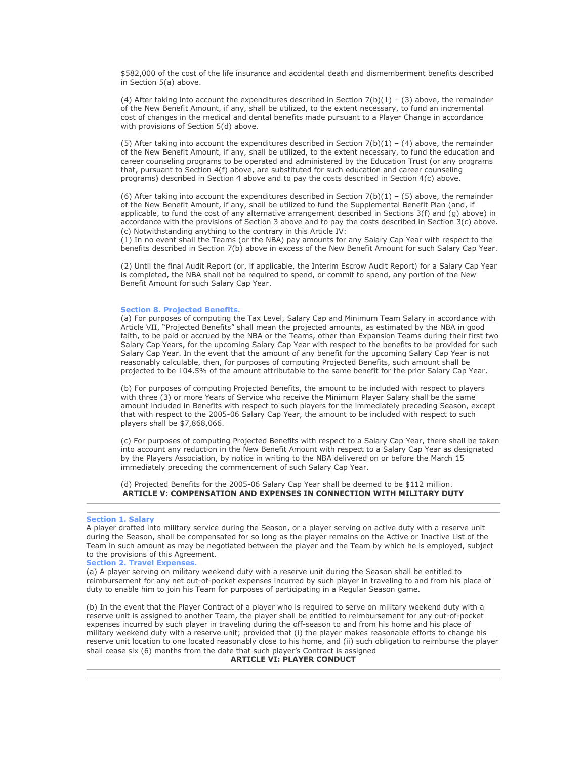$582,000 of the cost of the life insurance and accidental death and dismemberment benefits described in Section 5(a) above.

(4) After taking into account the expenditures described in Section 7(b)(1) – (3) above, the remainder of the New Benefit Amount, if any, shall be utilized, to the extent necessary, to fund an incremental cost of changes in the medical and dental benefits made pursuant to a Player Change in accordance with provisions of Section 5(d) above.

(5) After taking into account the expenditures described in Section 7(b)(1) – (4) above, the remainder of the New Benefit Amount, if any, shall be utilized, to the extent necessary, to fund the education and career counseling programs to be operated and administered by the Education Trust (or any programs that, pursuant to Section 4(f) above, are substituted for such education and career counseling programs) described in Section 4 above and to pay the costs described in Section 4(c) above.

(6) After taking into account the expenditures described in Section 7(b)(1) – (5) above, the remainder of the New Benefit Amount, if any, shall be utilized to fund the Supplemental Benefit Plan (and, if applicable, to fund the cost of any alternative arrangement described in Sections 3(f) and (g) above) in accordance with the provisions of Section 3 above and to pay the costs described in Section 3(c) above.
(c) Notwithstanding anything to the contrary in this Article IV:
(1) In no event shall the Teams (or the NBA) pay amounts for any Salary Cap Year with respect to the benefits described in Section 7(b) above in excess of the New Benefit Amount for such Salary Cap Year.

(2) Until the final Audit Report (or, if applicable, the Interim Escrow Audit Report) for a Salary Cap Year is completed, the NBA shall not be required to spend, or commit to spend, any portion of the New Benefit Amount for such Salary Cap Year.

### Section 8. Projected Benefits.

(a) For purposes of computing the Tax Level, Salary Cap and Minimum Team Salary in accordance with Article VII, "Projected Benefits" shall mean the projected amounts, as estimated by the NBA in good faith, to be paid or accrued by the NBA or the Teams, other than Expansion Teams during their first two Salary Cap Years, for the upcoming Salary Cap Year with respect to the benefits to be provided for such Salary Cap Year. In the event that the amount of any benefit for the upcoming Salary Cap Year is not reasonably calculable, then, for purposes of computing Projected Benefits, such amount shall be projected to be 104.5% of the amount attributable to the same benefit for the prior Salary Cap Year.

(b) For purposes of computing Projected Benefits, the amount to be included with respect to players with three (3) or more Years of Service who receive the Minimum Player Salary shall be the same amount included in Benefits with respect to such players for the immediately preceding Season, except that with respect to the 2005-06 Salary Cap Year, the amount to be included with respect to such players shall be $7,868,066.

(c) For purposes of computing Projected Benefits with respect to a Salary Cap Year, there shall be taken into account any reduction in the New Benefit Amount with respect to a Salary Cap Year as designated by the Players Association, by notice in writing to the NBA delivered on or before the March 15 immediately preceding the commencement of such Salary Cap Year.

(d) Projected Benefits for the 2005-06 Salary Cap Year shall be deemed to be $112 million.

## ARTICLE V: COMPENSATION AND EXPENSES IN CONNECTION WITH MILITARY DUTY

---

### Section 1. Salary

A player drafted into military service during the Season, or a player serving on active duty with a reserve unit during the Season, shall be compensated for so long as the player remains on the Active or Inactive List of the Team in such amount as may be negotiated between the player and the Team by which he is employed, subject to the provisions of this Agreement.

### Section 2. Travel Expenses.

(a) A player serving on military weekend duty with a reserve unit during the Season shall be entitled to reimbursement for any net out-of-pocket expenses incurred by such player in traveling to and from his place of duty to enable him to join his Team for purposes of participating in a Regular Season game.

(b) In the event that the Player Contract of a player who is required to serve on military weekend duty with a reserve unit is assigned to another Team, the player shall be entitled to reimbursement for any out-of-pocket expenses incurred by such player in traveling during the off-season to and from his home and his place of military weekend duty with a reserve unit; provided that (i) the player makes reasonable efforts to change his reserve unit location to one located reasonably close to his home, and (ii) such obligation to reimburse the player shall cease six (6) months from the date that such player's Contract is assigned

## ARTICLE VI: PLAYER CONDUCT

---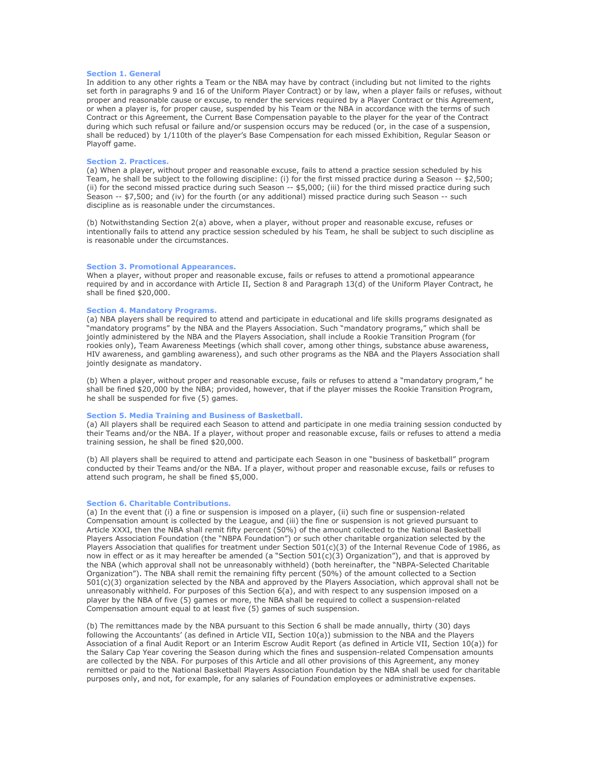### Section 1. General

In addition to any other rights a Team or the NBA may have by contract (including but not limited to the rights set forth in paragraphs 9 and 16 of the Uniform Player Contract) or by law, when a player fails or refuses, without proper and reasonable cause or excuse, to render the services required by a Player Contract or this Agreement, or when a player is, for proper cause, suspended by his Team or the NBA in accordance with the terms of such Contract or this Agreement, the Current Base Compensation payable to the player for the year of the Contract during which such refusal or failure and/or suspension occurs may be reduced (or, in the case of a suspension, shall be reduced) by 1/110th of the player's Base Compensation for each missed Exhibition, Regular Season or Playoff game.

### Section 2. Practices.

(a) When a player, without proper and reasonable excuse, fails to attend a practice session scheduled by his Team, he shall be subject to the following discipline: (i) for the first missed practice during a Season -- $2,500; (ii) for the second missed practice during such Season -- $5,000; (iii) for the third missed practice during such Season -- $7,500; and (iv) for the fourth (or any additional) missed practice during such Season -- such discipline as is reasonable under the circumstances.

(b) Notwithstanding Section 2(a) above, when a player, without proper and reasonable excuse, refuses or intentionally fails to attend any practice session scheduled by his Team, he shall be subject to such discipline as is reasonable under the circumstances.

### Section 3. Promotional Appearances.

When a player, without proper and reasonable excuse, fails or refuses to attend a promotional appearance required by and in accordance with Article II, Section 8 and Paragraph 13(d) of the Uniform Player Contract, he shall be fined $20,000.

### Section 4. Mandatory Programs.

(a) NBA players shall be required to attend and participate in educational and life skills programs designated as "mandatory programs" by the NBA and the Players Association. Such "mandatory programs," which shall be jointly administered by the NBA and the Players Association, shall include a Rookie Transition Program (for rookies only), Team Awareness Meetings (which shall cover, among other things, substance abuse awareness, HIV awareness, and gambling awareness), and such other programs as the NBA and the Players Association shall jointly designate as mandatory.

(b) When a player, without proper and reasonable excuse, fails or refuses to attend a "mandatory program," he shall be fined $20,000 by the NBA; provided, however, that if the player misses the Rookie Transition Program, he shall be suspended for five (5) games.

### Section 5. Media Training and Business of Basketball.

(a) All players shall be required each Season to attend and participate in one media training session conducted by their Teams and/or the NBA. If a player, without proper and reasonable excuse, fails or refuses to attend a media training session, he shall be fined $20,000.

(b) All players shall be required to attend and participate each Season in one "business of basketball" program conducted by their Teams and/or the NBA. If a player, without proper and reasonable excuse, fails or refuses to attend such program, he shall be fined $5,000.

### Section 6. Charitable Contributions.

(a) In the event that (i) a fine or suspension is imposed on a player, (ii) such fine or suspension-related Compensation amount is collected by the League, and (iii) the fine or suspension is not grieved pursuant to Article XXXI, then the NBA shall remit fifty percent (50%) of the amount collected to the National Basketball Players Association Foundation (the "NBPA Foundation") or such other charitable organization selected by the Players Association that qualifies for treatment under Section 501(c)(3) of the Internal Revenue Code of 1986, as now in effect or as it may hereafter be amended (a "Section 501(c)(3) Organization"), and that is approved by the NBA (which approval shall not be unreasonably withheld) (both hereinafter, the "NBPA-Selected Charitable Organization"). The NBA shall remit the remaining fifty percent (50%) of the amount collected to a Section 501(c)(3) organization selected by the NBA and approved by the Players Association, which approval shall not be unreasonably withheld. For purposes of this Section 6(a), and with respect to any suspension imposed on a player by the NBA of five (5) games or more, the NBA shall be required to collect a suspension-related Compensation amount equal to at least five (5) games of such suspension.

(b) The remittances made by the NBA pursuant to this Section 6 shall be made annually, thirty (30) days following the Accountants' (as defined in Article VII, Section 10(a)) submission to the NBA and the Players Association of a final Audit Report or an Interim Escrow Audit Report (as defined in Article VII, Section 10(a)) for the Salary Cap Year covering the Season during which the fines and suspension-related Compensation amounts are collected by the NBA. For purposes of this Article and all other provisions of this Agreement, any money remitted or paid to the National Basketball Players Association Foundation by the NBA shall be used for charitable purposes only, and not, for example, for any salaries of Foundation employees or administrative expenses.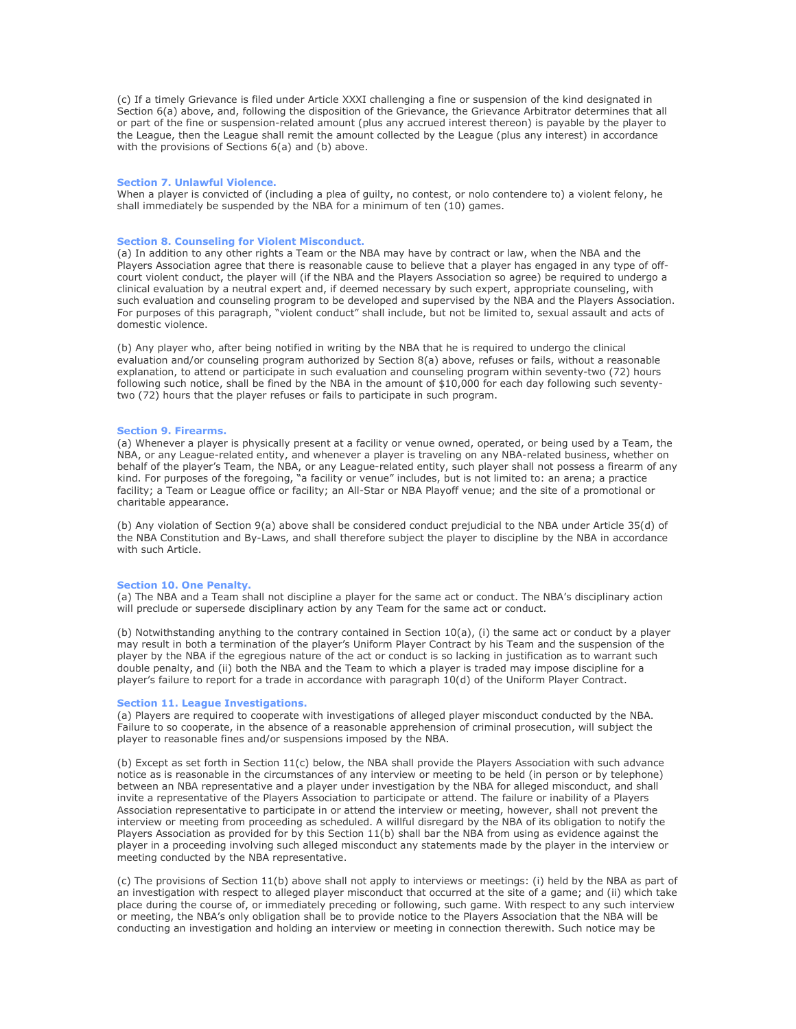(c) If a timely Grievance is filed under Article XXXI challenging a fine or suspension of the kind designated in Section 6(a) above, and, following the disposition of the Grievance, the Grievance Arbitrator determines that all or part of the fine or suspension-related amount (plus any accrued interest thereon) is payable by the player to the League, then the League shall remit the amount collected by the League (plus any interest) in accordance with the provisions of Sections 6(a) and (b) above.

### Section 7. Unlawful Violence.

When a player is convicted of (including a plea of guilty, no contest, or nolo contendere to) a violent felony, he shall immediately be suspended by the NBA for a minimum of ten (10) games.

### Section 8. Counseling for Violent Misconduct.

(a) In addition to any other rights a Team or the NBA may have by contract or law, when the NBA and the Players Association agree that there is reasonable cause to believe that a player has engaged in any type of off-court violent conduct, the player will (if the NBA and the Players Association so agree) be required to undergo a clinical evaluation by a neutral expert and, if deemed necessary by such expert, appropriate counseling, with such evaluation and counseling program to be developed and supervised by the NBA and the Players Association. For purposes of this paragraph, "violent conduct" shall include, but not be limited to, sexual assault and acts of domestic violence.

(b) Any player who, after being notified in writing by the NBA that he is required to undergo the clinical evaluation and/or counseling program authorized by Section 8(a) above, refuses or fails, without a reasonable explanation, to attend or participate in such evaluation and counseling program within seventy-two (72) hours following such notice, shall be fined by the NBA in the amount of $10,000 for each day following such seventy-two (72) hours that the player refuses or fails to participate in such program.

### Section 9. Firearms.

(a) Whenever a player is physically present at a facility or venue owned, operated, or being used by a Team, the NBA, or any League-related entity, and whenever a player is traveling on any NBA-related business, whether on behalf of the player's Team, the NBA, or any League-related entity, such player shall not possess a firearm of any kind. For purposes of the foregoing, "a facility or venue" includes, but is not limited to: an arena; a practice facility; a Team or League office or facility; an All-Star or NBA Playoff venue; and the site of a promotional or charitable appearance.

(b) Any violation of Section 9(a) above shall be considered conduct prejudicial to the NBA under Article 35(d) of the NBA Constitution and By-Laws, and shall therefore subject the player to discipline by the NBA in accordance with such Article.

### Section 10. One Penalty.

(a) The NBA and a Team shall not discipline a player for the same act or conduct. The NBA's disciplinary action will preclude or supersede disciplinary action by any Team for the same act or conduct.

(b) Notwithstanding anything to the contrary contained in Section 10(a), (i) the same act or conduct by a player may result in both a termination of the player's Uniform Player Contract by his Team and the suspension of the player by the NBA if the egregious nature of the act or conduct is so lacking in justification as to warrant such double penalty, and (ii) both the NBA and the Team to which a player is traded may impose discipline for a player's failure to report for a trade in accordance with paragraph 10(d) of the Uniform Player Contract.

### Section 11. League Investigations.

(a) Players are required to cooperate with investigations of alleged player misconduct conducted by the NBA. Failure to so cooperate, in the absence of a reasonable apprehension of criminal prosecution, will subject the player to reasonable fines and/or suspensions imposed by the NBA.

(b) Except as set forth in Section 11(c) below, the NBA shall provide the Players Association with such advance notice as is reasonable in the circumstances of any interview or meeting to be held (in person or by telephone) between an NBA representative and a player under investigation by the NBA for alleged misconduct, and shall invite a representative of the Players Association to participate or attend. The failure or inability of a Players Association representative to participate in or attend the interview or meeting, however, shall not prevent the interview or meeting from proceeding as scheduled. A willful disregard by the NBA of its obligation to notify the Players Association as provided for by this Section 11(b) shall bar the NBA from using as evidence against the player in a proceeding involving such alleged misconduct any statements made by the player in the interview or meeting conducted by the NBA representative.

(c) The provisions of Section 11(b) above shall not apply to interviews or meetings: (i) held by the NBA as part of an investigation with respect to alleged player misconduct that occurred at the site of a game; and (ii) which take place during the course of, or immediately preceding or following, such game. With respect to any such interview or meeting, the NBA's only obligation shall be to provide notice to the Players Association that the NBA will be conducting an investigation and holding an interview or meeting in connection therewith. Such notice may be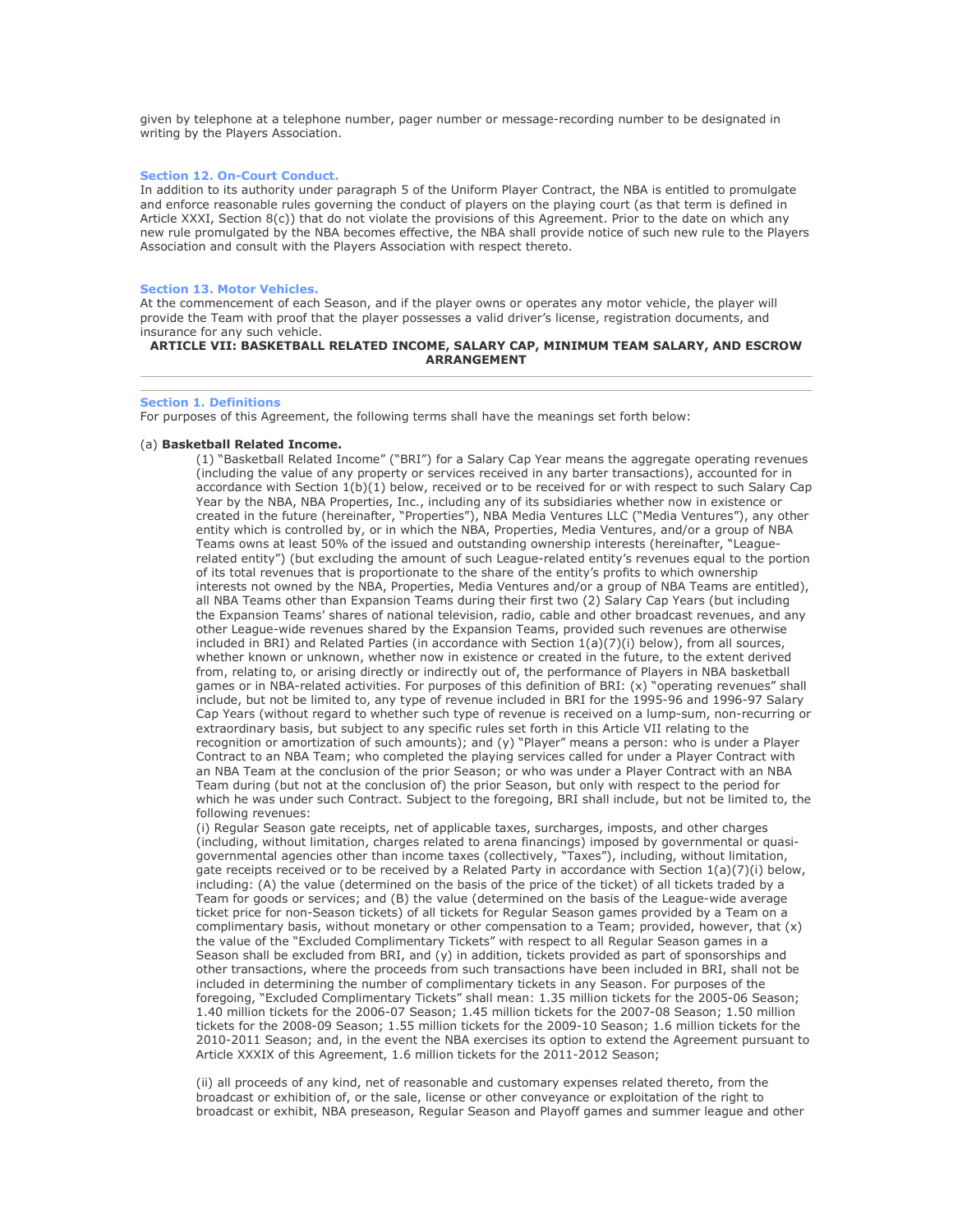given by telephone at a telephone number, pager number or message-recording number to be designated in writing by the Players Association.

### Section 12. On-Court Conduct.

In addition to its authority under paragraph 5 of the Uniform Player Contract, the NBA is entitled to promulgate and enforce reasonable rules governing the conduct of players on the playing court (as that term is defined in Article XXXI, Section 8(c)) that do not violate the provisions of this Agreement. Prior to the date on which any new rule promulgated by the NBA becomes effective, the NBA shall provide notice of such new rule to the Players Association and consult with the Players Association with respect thereto.

### Section 13. Motor Vehicles.

At the commencement of each Season, and if the player owns or operates any motor vehicle, the player will provide the Team with proof that the player possesses a valid driver's license, registration documents, and insurance for any such vehicle.

## ARTICLE VII: BASKETBALL RELATED INCOME, SALARY CAP, MINIMUM TEAM SALARY, AND ESCROW ARRANGEMENT

---

### Section 1. Definitions

For purposes of this Agreement, the following terms shall have the meanings set forth below:

(a) **Basketball Related Income.**

(1) "Basketball Related Income" ("BRI") for a Salary Cap Year means the aggregate operating revenues (including the value of any property or services received in any barter transactions), accounted for in accordance with Section 1(b)(1) below, received or to be received for or with respect to such Salary Cap Year by the NBA, NBA Properties, Inc., including any of its subsidiaries whether now in existence or created in the future (hereinafter, "Properties"), NBA Media Ventures LLC ("Media Ventures"), any other entity which is controlled by, or in which the NBA, Properties, Media Ventures, and/or a group of NBA Teams owns at least 50% of the issued and outstanding ownership interests (hereinafter, "League-related entity") (but excluding the amount of such League-related entity's revenues equal to the portion of its total revenues that is proportionate to the share of the entity's profits to which ownership interests not owned by the NBA, Properties, Media Ventures and/or a group of NBA Teams are entitled), all NBA Teams other than Expansion Teams during their first two (2) Salary Cap Years (but including the Expansion Teams' shares of national television, radio, cable and other broadcast revenues, and any other League-wide revenues shared by the Expansion Teams, provided such revenues are otherwise included in BRI) and Related Parties (in accordance with Section 1(a)(7)(i) below), from all sources, whether known or unknown, whether now in existence or created in the future, to the extent derived from, relating to, or arising directly or indirectly out of, the performance of Players in NBA basketball games or in NBA-related activities. For purposes of this definition of BRI: (x) "operating revenues" shall include, but not be limited to, any type of revenue included in BRI for the 1995-96 and 1996-97 Salary Cap Years (without regard to whether such type of revenue is received on a lump-sum, non-recurring or extraordinary basis, but subject to any specific rules set forth in this Article VII relating to the recognition or amortization of such amounts); and (y) "Player" means a person: who is under a Player Contract to an NBA Team; who completed the playing services called for under a Player Contract with an NBA Team at the conclusion of the prior Season; or who was under a Player Contract with an NBA Team during (but not at the conclusion of) the prior Season, but only with respect to the period for which he was under such Contract. Subject to the foregoing, BRI shall include, but not be limited to, the following revenues:

(i) Regular Season gate receipts, net of applicable taxes, surcharges, imposts, and other charges (including, without limitation, charges related to arena financings) imposed by governmental or quasi-governmental agencies other than income taxes (collectively, "Taxes"), including, without limitation, gate receipts received or to be received by a Related Party in accordance with Section 1(a)(7)(i) below, including: (A) the value (determined on the basis of the price of the ticket) of all tickets traded by a Team for goods or services; and (B) the value (determined on the basis of the League-wide average ticket price for non-Season tickets) of all tickets for Regular Season games provided by a Team on a complimentary basis, without monetary or other compensation to a Team; provided, however, that (x) the value of the "Excluded Complimentary Tickets" with respect to all Regular Season games in a Season shall be excluded from BRI, and (y) in addition, tickets provided as part of sponsorships and other transactions, where the proceeds from such transactions have been included in BRI, shall not be included in determining the number of complimentary tickets in any Season. For purposes of the foregoing, "Excluded Complimentary Tickets" shall mean: 1.35 million tickets for the 2005-06 Season; 1.40 million tickets for the 2006-07 Season; 1.45 million tickets for the 2007-08 Season; 1.50 million tickets for the 2008-09 Season; 1.55 million tickets for the 2009-10 Season; 1.6 million tickets for the 2010-2011 Season; and, in the event the NBA exercises its option to extend the Agreement pursuant to Article XXXIX of this Agreement, 1.6 million tickets for the 2011-2012 Season;

(ii) all proceeds of any kind, net of reasonable and customary expenses related thereto, from the broadcast or exhibition of, or the sale, license or other conveyance or exploitation of the right to broadcast or exhibit, NBA preseason, Regular Season and Playoff games and summer league and other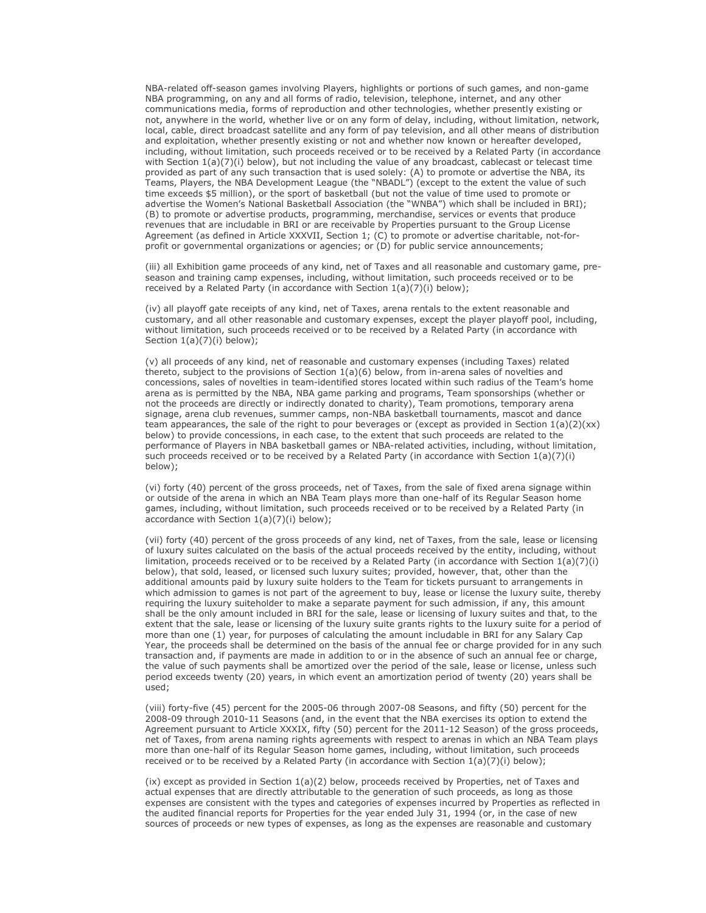NBA-related off-season games involving Players, highlights or portions of such games, and non-game NBA programming, on any and all forms of radio, television, telephone, internet, and any other communications media, forms of reproduction and other technologies, whether presently existing or not, anywhere in the world, whether live or on any form of delay, including, without limitation, network, local, cable, direct broadcast satellite and any form of pay television, and all other means of distribution and exploitation, whether presently existing or not and whether now known or hereafter developed, including, without limitation, such proceeds received or to be received by a Related Party (in accordance with Section 1(a)(7)(i) below), but not including the value of any broadcast, cablecast or telecast time provided as part of any such transaction that is used solely: (A) to promote or advertise the NBA, its Teams, Players, the NBA Development League (the "NBADL") (except to the extent the value of such time exceeds $5 million), or the sport of basketball (but not the value of time used to promote or advertise the Women's National Basketball Association (the "WNBA") which shall be included in BRI); (B) to promote or advertise products, programming, merchandise, services or events that produce revenues that are includable in BRI or are receivable by Properties pursuant to the Group License Agreement (as defined in Article XXXVII, Section 1; (C) to promote or advertise charitable, not-for-profit or governmental organizations or agencies; or (D) for public service announcements;

(iii) all Exhibition game proceeds of any kind, net of Taxes and all reasonable and customary game, pre-season and training camp expenses, including, without limitation, such proceeds received or to be received by a Related Party (in accordance with Section 1(a)(7)(i) below);

(iv) all playoff gate receipts of any kind, net of Taxes, arena rentals to the extent reasonable and customary, and all other reasonable and customary expenses, except the player playoff pool, including, without limitation, such proceeds received or to be received by a Related Party (in accordance with Section 1(a)(7)(i) below);

(v) all proceeds of any kind, net of reasonable and customary expenses (including Taxes) related thereto, subject to the provisions of Section 1(a)(6) below, from in-arena sales of novelties and concessions, sales of novelties in team-identified stores located within such radius of the Team's home arena as is permitted by the NBA, NBA game parking and programs, Team sponsorships (whether or not the proceeds are directly or indirectly donated to charity), Team promotions, temporary arena signage, arena club revenues, summer camps, non-NBA basketball tournaments, mascot and dance team appearances, the sale of the right to pour beverages or (except as provided in Section 1(a)(2)(xx) below) to provide concessions, in each case, to the extent that such proceeds are related to the performance of Players in NBA basketball games or NBA-related activities, including, without limitation, such proceeds received or to be received by a Related Party (in accordance with Section 1(a)(7)(i) below);

(vi) forty (40) percent of the gross proceeds, net of Taxes, from the sale of fixed arena signage within or outside of the arena in which an NBA Team plays more than one-half of its Regular Season home games, including, without limitation, such proceeds received or to be received by a Related Party (in accordance with Section 1(a)(7)(i) below);

(vii) forty (40) percent of the gross proceeds of any kind, net of Taxes, from the sale, lease or licensing of luxury suites calculated on the basis of the actual proceeds received by the entity, including, without limitation, proceeds received or to be received by a Related Party (in accordance with Section 1(a)(7)(i) below), that sold, leased, or licensed such luxury suites; provided, however, that, other than the additional amounts paid by luxury suite holders to the Team for tickets pursuant to arrangements in which admission to games is not part of the agreement to buy, lease or license the luxury suite, thereby requiring the luxury suiteholder to make a separate payment for such admission, if any, this amount shall be the only amount included in BRI for the sale, lease or licensing of luxury suites and that, to the extent that the sale, lease or licensing of the luxury suite grants rights to the luxury suite for a period of more than one (1) year, for purposes of calculating the amount includable in BRI for any Salary Cap Year, the proceeds shall be determined on the basis of the annual fee or charge provided for in any such transaction and, if payments are made in addition to or in the absence of such an annual fee or charge, the value of such payments shall be amortized over the period of the sale, lease or license, unless such period exceeds twenty (20) years, in which event an amortization period of twenty (20) years shall be used;

(viii) forty-five (45) percent for the 2005-06 through 2007-08 Seasons, and fifty (50) percent for the 2008-09 through 2010-11 Seasons (and, in the event that the NBA exercises its option to extend the Agreement pursuant to Article XXXIX, fifty (50) percent for the 2011-12 Season) of the gross proceeds, net of Taxes, from arena naming rights agreements with respect to arenas in which an NBA Team plays more than one-half of its Regular Season home games, including, without limitation, such proceeds received or to be received by a Related Party (in accordance with Section 1(a)(7)(i) below);

(ix) except as provided in Section 1(a)(2) below, proceeds received by Properties, net of Taxes and actual expenses that are directly attributable to the generation of such proceeds, as long as those expenses are consistent with the types and categories of expenses incurred by Properties as reflected in the audited financial reports for Properties for the year ended July 31, 1994 (or, in the case of new sources of proceeds or new types of expenses, as long as the expenses are reasonable and customary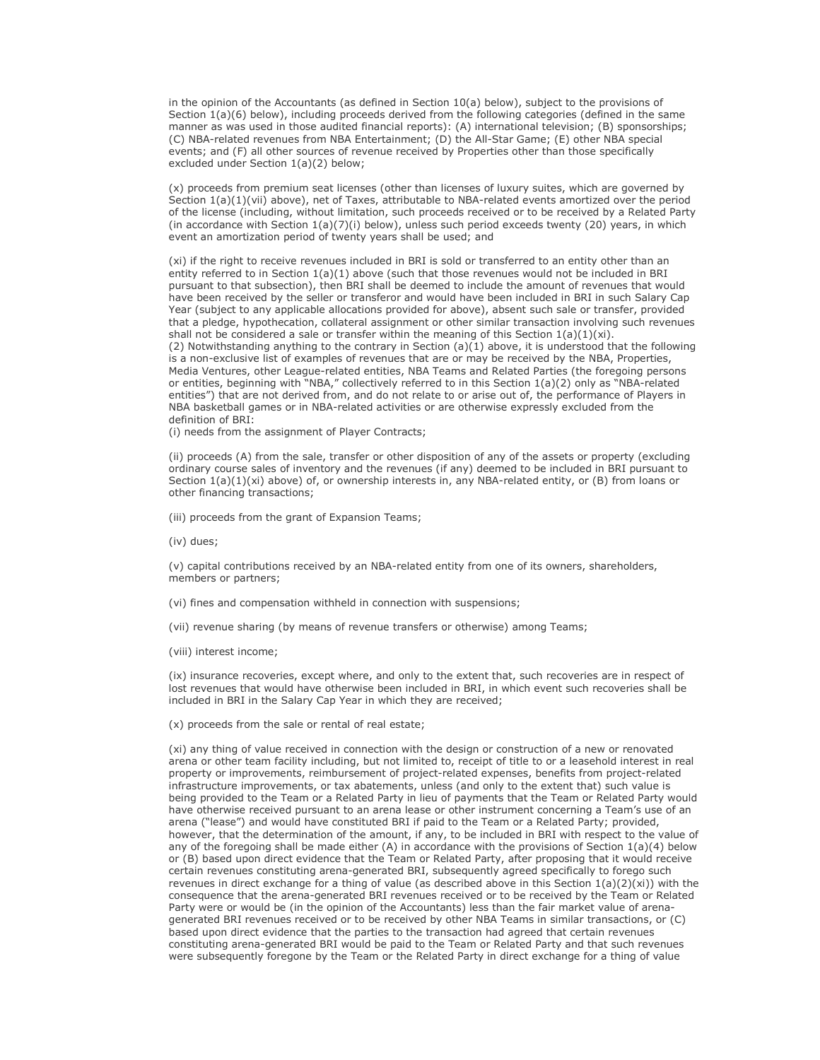in the opinion of the Accountants (as defined in Section 10(a) below), subject to the provisions of Section 1(a)(6) below), including proceeds derived from the following categories (defined in the same manner as was used in those audited financial reports): (A) international television; (B) sponsorships; (C) NBA-related revenues from NBA Entertainment; (D) the All-Star Game; (E) other NBA special events; and (F) all other sources of revenue received by Properties other than those specifically excluded under Section 1(a)(2) below;

(x) proceeds from premium seat licenses (other than licenses of luxury suites, which are governed by Section 1(a)(1)(vii) above), net of Taxes, attributable to NBA-related events amortized over the period of the license (including, without limitation, such proceeds received or to be received by a Related Party (in accordance with Section 1(a)(7)(i) below), unless such period exceeds twenty (20) years, in which event an amortization period of twenty years shall be used; and

(xi) if the right to receive revenues included in BRI is sold or transferred to an entity other than an entity referred to in Section 1(a)(1) above (such that those revenues would not be included in BRI pursuant to that subsection), then BRI shall be deemed to include the amount of revenues that would have been received by the seller or transferor and would have been included in BRI in such Salary Cap Year (subject to any applicable allocations provided for above), absent such sale or transfer, provided that a pledge, hypothecation, collateral assignment or other similar transaction involving such revenues shall not be considered a sale or transfer within the meaning of this Section 1(a)(1)(xi).

(2) Notwithstanding anything to the contrary in Section (a)(1) above, it is understood that the following is a non-exclusive list of examples of revenues that are or may be received by the NBA, Properties, Media Ventures, other League-related entities, NBA Teams and Related Parties (the foregoing persons or entities, beginning with "NBA," collectively referred to in this Section 1(a)(2) only as "NBA-related entities") that are not derived from, and do not relate to or arise out of, the performance of Players in NBA basketball games or in NBA-related activities or are otherwise expressly excluded from the definition of BRI:

(i) needs from the assignment of Player Contracts;

(ii) proceeds (A) from the sale, transfer or other disposition of any of the assets or property (excluding ordinary course sales of inventory and the revenues (if any) deemed to be included in BRI pursuant to Section 1(a)(1)(xi) above) of, or ownership interests in, any NBA-related entity, or (B) from loans or other financing transactions;

(iii) proceeds from the grant of Expansion Teams;

(iv) dues;

(v) capital contributions received by an NBA-related entity from one of its owners, shareholders, members or partners;

(vi) fines and compensation withheld in connection with suspensions;

(vii) revenue sharing (by means of revenue transfers or otherwise) among Teams;

(viii) interest income;

(ix) insurance recoveries, except where, and only to the extent that, such recoveries are in respect of lost revenues that would have otherwise been included in BRI, in which event such recoveries shall be included in BRI in the Salary Cap Year in which they are received;

(x) proceeds from the sale or rental of real estate;

(xi) any thing of value received in connection with the design or construction of a new or renovated arena or other team facility including, but not limited to, receipt of title to or a leasehold interest in real property or improvements, reimbursement of project-related expenses, benefits from project-related infrastructure improvements, or tax abatements, unless (and only to the extent that) such value is being provided to the Team or a Related Party in lieu of payments that the Team or Related Party would have otherwise received pursuant to an arena lease or other instrument concerning a Team's use of an arena ("lease") and would have constituted BRI if paid to the Team or a Related Party; provided, however, that the determination of the amount, if any, to be included in BRI with respect to the value of any of the foregoing shall be made either (A) in accordance with the provisions of Section 1(a)(4) below or (B) based upon direct evidence that the Team or Related Party, after proposing that it would receive certain revenues constituting arena-generated BRI, subsequently agreed specifically to forego such revenues in direct exchange for a thing of value (as described above in this Section 1(a)(2)(xi)) with the consequence that the arena-generated BRI revenues received or to be received by the Team or Related Party were or would be (in the opinion of the Accountants) less than the fair market value of arena-generated BRI revenues received or to be received by other NBA Teams in similar transactions, or (C) based upon direct evidence that the parties to the transaction had agreed that certain revenues constituting arena-generated BRI would be paid to the Team or Related Party and that such revenues were subsequently foregone by the Team or the Related Party in direct exchange for a thing of value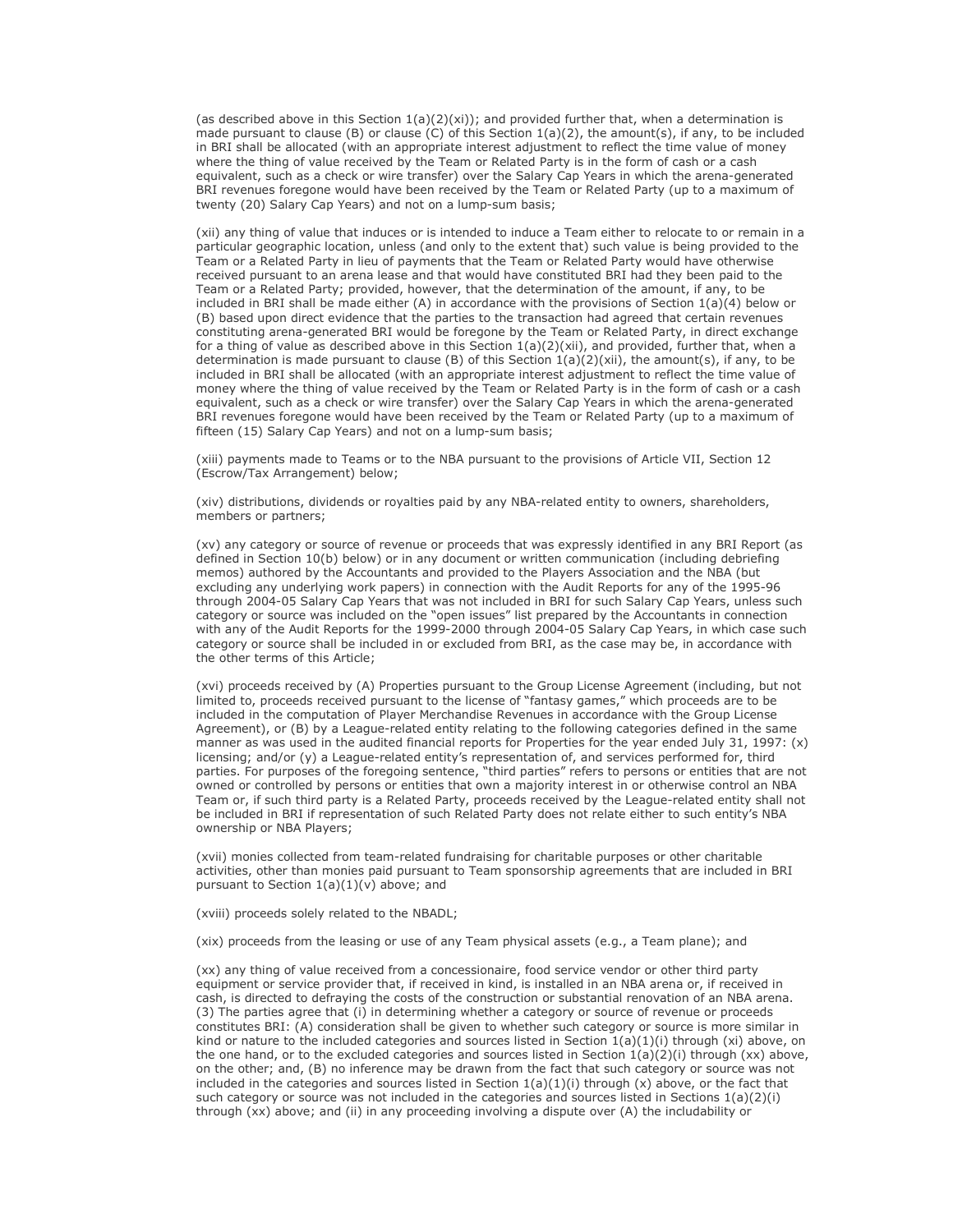(as described above in this Section 1(a)(2)(xi)); and provided further that, when a determination is made pursuant to clause (B) or clause (C) of this Section 1(a)(2), the amount(s), if any, to be included in BRI shall be allocated (with an appropriate interest adjustment to reflect the time value of money where the thing of value received by the Team or Related Party is in the form of cash or a cash equivalent, such as a check or wire transfer) over the Salary Cap Years in which the arena-generated BRI revenues foregone would have been received by the Team or Related Party (up to a maximum of twenty (20) Salary Cap Years) and not on a lump-sum basis;

(xii) any thing of value that induces or is intended to induce a Team either to relocate to or remain in a particular geographic location, unless (and only to the extent that) such value is being provided to the Team or a Related Party in lieu of payments that the Team or Related Party would have otherwise received pursuant to an arena lease and that would have constituted BRI had they been paid to the Team or a Related Party; provided, however, that the determination of the amount, if any, to be included in BRI shall be made either (A) in accordance with the provisions of Section 1(a)(4) below or (B) based upon direct evidence that the parties to the transaction had agreed that certain revenues constituting arena-generated BRI would be foregone by the Team or Related Party, in direct exchange for a thing of value as described above in this Section 1(a)(2)(xii), and provided, further that, when a determination is made pursuant to clause (B) of this Section 1(a)(2)(xii), the amount(s), if any, to be included in BRI shall be allocated (with an appropriate interest adjustment to reflect the time value of money where the thing of value received by the Team or Related Party is in the form of cash or a cash equivalent, such as a check or wire transfer) over the Salary Cap Years in which the arena-generated BRI revenues foregone would have been received by the Team or Related Party (up to a maximum of fifteen (15) Salary Cap Years) and not on a lump-sum basis;

(xiii) payments made to Teams or to the NBA pursuant to the provisions of Article VII, Section 12 (Escrow/Tax Arrangement) below;

(xiv) distributions, dividends or royalties paid by any NBA-related entity to owners, shareholders, members or partners;

(xv) any category or source of revenue or proceeds that was expressly identified in any BRI Report (as defined in Section 10(b) below) or in any document or written communication (including debriefing memos) authored by the Accountants and provided to the Players Association and the NBA (but excluding any underlying work papers) in connection with the Audit Reports for any of the 1995-96 through 2004-05 Salary Cap Years that was not included in BRI for such Salary Cap Years, unless such category or source was included on the "open issues" list prepared by the Accountants in connection with any of the Audit Reports for the 1999-2000 through 2004-05 Salary Cap Years, in which case such category or source shall be included in or excluded from BRI, as the case may be, in accordance with the other terms of this Article;

(xvi) proceeds received by (A) Properties pursuant to the Group License Agreement (including, but not limited to, proceeds received pursuant to the license of "fantasy games," which proceeds are to be included in the computation of Player Merchandise Revenues in accordance with the Group License Agreement), or (B) by a League-related entity relating to the following categories defined in the same manner as was used in the audited financial reports for Properties for the year ended July 31, 1997: (x) licensing; and/or (y) a League-related entity's representation of, and services performed for, third parties. For purposes of the foregoing sentence, "third parties" refers to persons or entities that are not owned or controlled by persons or entities that own a majority interest in or otherwise control an NBA Team or, if such third party is a Related Party, proceeds received by the League-related entity shall not be included in BRI if representation of such Related Party does not relate either to such entity's NBA ownership or NBA Players;

(xvii) monies collected from team-related fundraising for charitable purposes or other charitable activities, other than monies paid pursuant to Team sponsorship agreements that are included in BRI pursuant to Section 1(a)(1)(v) above; and

(xviii) proceeds solely related to the NBADL;

(xix) proceeds from the leasing or use of any Team physical assets (e.g., a Team plane); and

(xx) any thing of value received from a concessionaire, food service vendor or other third party equipment or service provider that, if received in kind, is installed in an NBA arena or, if received in cash, is directed to defraying the costs of the construction or substantial renovation of an NBA arena.
(3) The parties agree that (i) in determining whether a category or source of revenue or proceeds constitutes BRI: (A) consideration shall be given to whether such category or source is more similar in kind or nature to the included categories and sources listed in Section 1(a)(1)(i) through (xi) above, on the one hand, or to the excluded categories and sources listed in Section 1(a)(2)(i) through (xx) above, on the other; and, (B) no inference may be drawn from the fact that such category or source was not included in the categories and sources listed in Section 1(a)(1)(i) through (x) above, or the fact that such category or source was not included in the categories and sources listed in Sections 1(a)(2)(i) through (xx) above; and (ii) in any proceeding involving a dispute over (A) the includability or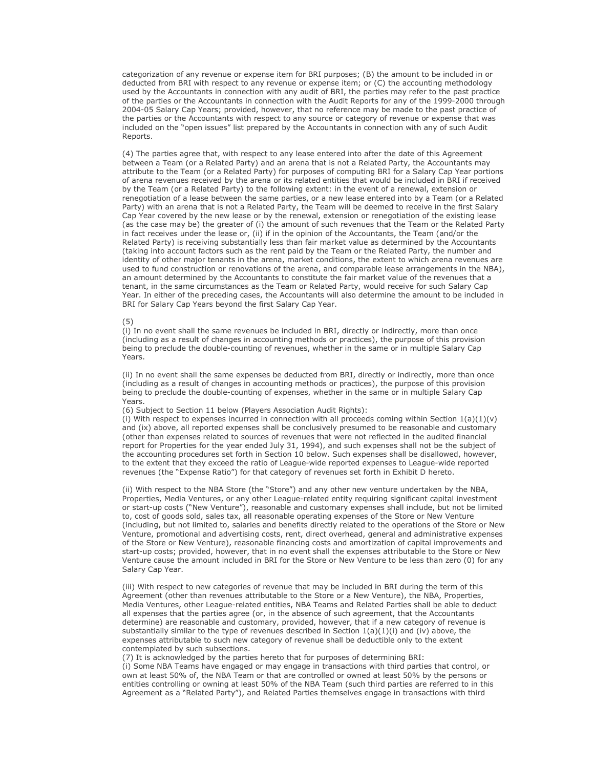categorization of any revenue or expense item for BRI purposes; (B) the amount to be included in or deducted from BRI with respect to any revenue or expense item; or (C) the accounting methodology used by the Accountants in connection with any audit of BRI, the parties may refer to the past practice of the parties or the Accountants in connection with the Audit Reports for any of the 1999-2000 through 2004-05 Salary Cap Years; provided, however, that no reference may be made to the past practice of the parties or the Accountants with respect to any source or category of revenue or expense that was included on the "open issues" list prepared by the Accountants in connection with any of such Audit Reports.

(4) The parties agree that, with respect to any lease entered into after the date of this Agreement between a Team (or a Related Party) and an arena that is not a Related Party, the Accountants may attribute to the Team (or a Related Party) for purposes of computing BRI for a Salary Cap Year portions of arena revenues received by the arena or its related entities that would be included in BRI if received by the Team (or a Related Party) to the following extent: in the event of a renewal, extension or renegotiation of a lease between the same parties, or a new lease entered into by a Team (or a Related Party) with an arena that is not a Related Party, the Team will be deemed to receive in the first Salary Cap Year covered by the new lease or by the renewal, extension or renegotiation of the existing lease (as the case may be) the greater of (i) the amount of such revenues that the Team or the Related Party in fact receives under the lease or, (ii) if in the opinion of the Accountants, the Team (and/or the Related Party) is receiving substantially less than fair market value as determined by the Accountants (taking into account factors such as the rent paid by the Team or the Related Party, the number and identity of other major tenants in the arena, market conditions, the extent to which arena revenues are used to fund construction or renovations of the arena, and comparable lease arrangements in the NBA), an amount determined by the Accountants to constitute the fair market value of the revenues that a tenant, in the same circumstances as the Team or Related Party, would receive for such Salary Cap Year. In either of the preceding cases, the Accountants will also determine the amount to be included in BRI for Salary Cap Years beyond the first Salary Cap Year.

(5)

(i) In no event shall the same revenues be included in BRI, directly or indirectly, more than once (including as a result of changes in accounting methods or practices), the purpose of this provision being to preclude the double-counting of revenues, whether in the same or in multiple Salary Cap Years.

(ii) In no event shall the same expenses be deducted from BRI, directly or indirectly, more than once (including as a result of changes in accounting methods or practices), the purpose of this provision being to preclude the double-counting of expenses, whether in the same or in multiple Salary Cap Years.

(6) Subject to Section 11 below (Players Association Audit Rights):

(i) With respect to expenses incurred in connection with all proceeds coming within Section 1(a)(1)(v) and (ix) above, all reported expenses shall be conclusively presumed to be reasonable and customary (other than expenses related to sources of revenues that were not reflected in the audited financial report for Properties for the year ended July 31, 1994), and such expenses shall not be the subject of the accounting procedures set forth in Section 10 below. Such expenses shall be disallowed, however, to the extent that they exceed the ratio of League-wide reported expenses to League-wide reported revenues (the "Expense Ratio") for that category of revenues set forth in Exhibit D hereto.

(ii) With respect to the NBA Store (the "Store") and any other new venture undertaken by the NBA, Properties, Media Ventures, or any other League-related entity requiring significant capital investment or start-up costs ("New Venture"), reasonable and customary expenses shall include, but not be limited to, cost of goods sold, sales tax, all reasonable operating expenses of the Store or New Venture (including, but not limited to, salaries and benefits directly related to the operations of the Store or New Venture, promotional and advertising costs, rent, direct overhead, general and administrative expenses of the Store or New Venture), reasonable financing costs and amortization of capital improvements and start-up costs; provided, however, that in no event shall the expenses attributable to the Store or New Venture cause the amount included in BRI for the Store or New Venture to be less than zero (0) for any Salary Cap Year.

(iii) With respect to new categories of revenue that may be included in BRI during the term of this Agreement (other than revenues attributable to the Store or a New Venture), the NBA, Properties, Media Ventures, other League-related entities, NBA Teams and Related Parties shall be able to deduct all expenses that the parties agree (or, in the absence of such agreement, that the Accountants determine) are reasonable and customary, provided, however, that if a new category of revenue is substantially similar to the type of revenues described in Section 1(a)(1)(i) and (iv) above, the expenses attributable to such new category of revenue shall be deductible only to the extent contemplated by such subsections.

(7) It is acknowledged by the parties hereto that for purposes of determining BRI:

(i) Some NBA Teams have engaged or may engage in transactions with third parties that control, or own at least 50% of, the NBA Team or that are controlled or owned at least 50% by the persons or entities controlling or owning at least 50% of the NBA Team (such third parties are referred to in this Agreement as a "Related Party"), and Related Parties themselves engage in transactions with third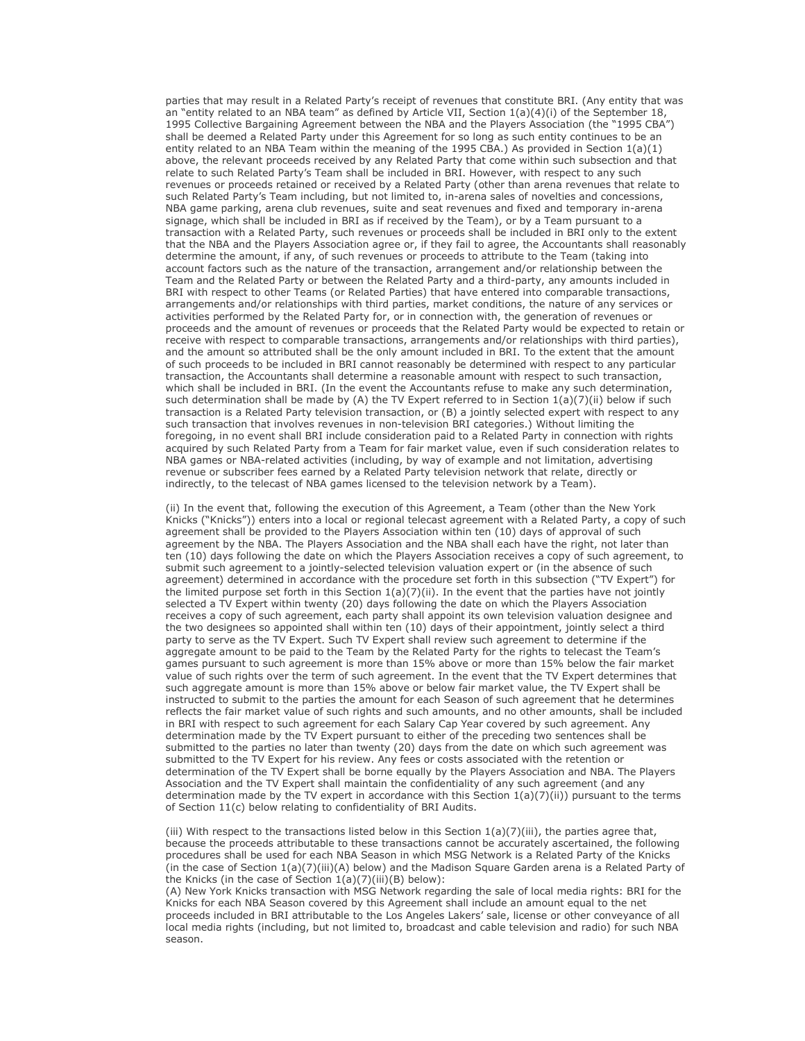parties that may result in a Related Party's receipt of revenues that constitute BRI. (Any entity that was an "entity related to an NBA team" as defined by Article VII, Section 1(a)(4)(i) of the September 18, 1995 Collective Bargaining Agreement between the NBA and the Players Association (the "1995 CBA") shall be deemed a Related Party under this Agreement for so long as such entity continues to be an entity related to an NBA Team within the meaning of the 1995 CBA.) As provided in Section 1(a)(1) above, the relevant proceeds received by any Related Party that come within such subsection and that relate to such Related Party's Team shall be included in BRI. However, with respect to any such revenues or proceeds retained or received by a Related Party (other than arena revenues that relate to such Related Party's Team including, but not limited to, in-arena sales of novelties and concessions, NBA game parking, arena club revenues, suite and seat revenues and fixed and temporary in-arena signage, which shall be included in BRI as if received by the Team), or by a Team pursuant to a transaction with a Related Party, such revenues or proceeds shall be included in BRI only to the extent that the NBA and the Players Association agree or, if they fail to agree, the Accountants shall reasonably determine the amount, if any, of such revenues or proceeds to attribute to the Team (taking into account factors such as the nature of the transaction, arrangement and/or relationship between the Team and the Related Party or between the Related Party and a third-party, any amounts included in BRI with respect to other Teams (or Related Parties) that have entered into comparable transactions, arrangements and/or relationships with third parties, market conditions, the nature of any services or activities performed by the Related Party for, or in connection with, the generation of revenues or proceeds and the amount of revenues or proceeds that the Related Party would be expected to retain or receive with respect to comparable transactions, arrangements and/or relationships with third parties), and the amount so attributed shall be the only amount included in BRI. To the extent that the amount of such proceeds to be included in BRI cannot reasonably be determined with respect to any particular transaction, the Accountants shall determine a reasonable amount with respect to such transaction, which shall be included in BRI. (In the event the Accountants refuse to make any such determination, such determination shall be made by (A) the TV Expert referred to in Section 1(a)(7)(ii) below if such transaction is a Related Party television transaction, or (B) a jointly selected expert with respect to any such transaction that involves revenues in non-television BRI categories.) Without limiting the foregoing, in no event shall BRI include consideration paid to a Related Party in connection with rights acquired by such Related Party from a Team for fair market value, even if such consideration relates to NBA games or NBA-related activities (including, by way of example and not limitation, advertising revenue or subscriber fees earned by a Related Party television network that relate, directly or indirectly, to the telecast of NBA games licensed to the television network by a Team).

(ii) In the event that, following the execution of this Agreement, a Team (other than the New York Knicks ("Knicks")) enters into a local or regional telecast agreement with a Related Party, a copy of such agreement shall be provided to the Players Association within ten (10) days of approval of such agreement by the NBA. The Players Association and the NBA shall each have the right, not later than ten (10) days following the date on which the Players Association receives a copy of such agreement, to submit such agreement to a jointly-selected television valuation expert or (in the absence of such agreement) determined in accordance with the procedure set forth in this subsection ("TV Expert") for the limited purpose set forth in this Section 1(a)(7)(ii). In the event that the parties have not jointly selected a TV Expert within twenty (20) days following the date on which the Players Association receives a copy of such agreement, each party shall appoint its own television valuation designee and the two designees so appointed shall within ten (10) days of their appointment, jointly select a third party to serve as the TV Expert. Such TV Expert shall review such agreement to determine if the aggregate amount to be paid to the Team by the Related Party for the rights to telecast the Team's games pursuant to such agreement is more than 15% above or more than 15% below the fair market value of such rights over the term of such agreement. In the event that the TV Expert determines that such aggregate amount is more than 15% above or below fair market value, the TV Expert shall be instructed to submit to the parties the amount for each Season of such agreement that he determines reflects the fair market value of such rights and such amounts, and no other amounts, shall be included in BRI with respect to such agreement for each Salary Cap Year covered by such agreement. Any determination made by the TV Expert pursuant to either of the preceding two sentences shall be submitted to the parties no later than twenty (20) days from the date on which such agreement was submitted to the TV Expert for his review. Any fees or costs associated with the retention or determination of the TV Expert shall be borne equally by the Players Association and NBA. The Players Association and the TV Expert shall maintain the confidentiality of any such agreement (and any determination made by the TV expert in accordance with this Section 1(a)(7)(ii)) pursuant to the terms of Section 11(c) below relating to confidentiality of BRI Audits.

(iii) With respect to the transactions listed below in this Section 1(a)(7)(iii), the parties agree that, because the proceeds attributable to these transactions cannot be accurately ascertained, the following procedures shall be used for each NBA Season in which MSG Network is a Related Party of the Knicks (in the case of Section 1(a)(7)(iii)(A) below) and the Madison Square Garden arena is a Related Party of the Knicks (in the case of Section 1(a)(7)(iii)(B) below):

(A) New York Knicks transaction with MSG Network regarding the sale of local media rights: BRI for the Knicks for each NBA Season covered by this Agreement shall include an amount equal to the net proceeds included in BRI attributable to the Los Angeles Lakers' sale, license or other conveyance of all local media rights (including, but not limited to, broadcast and cable television and radio) for such NBA season.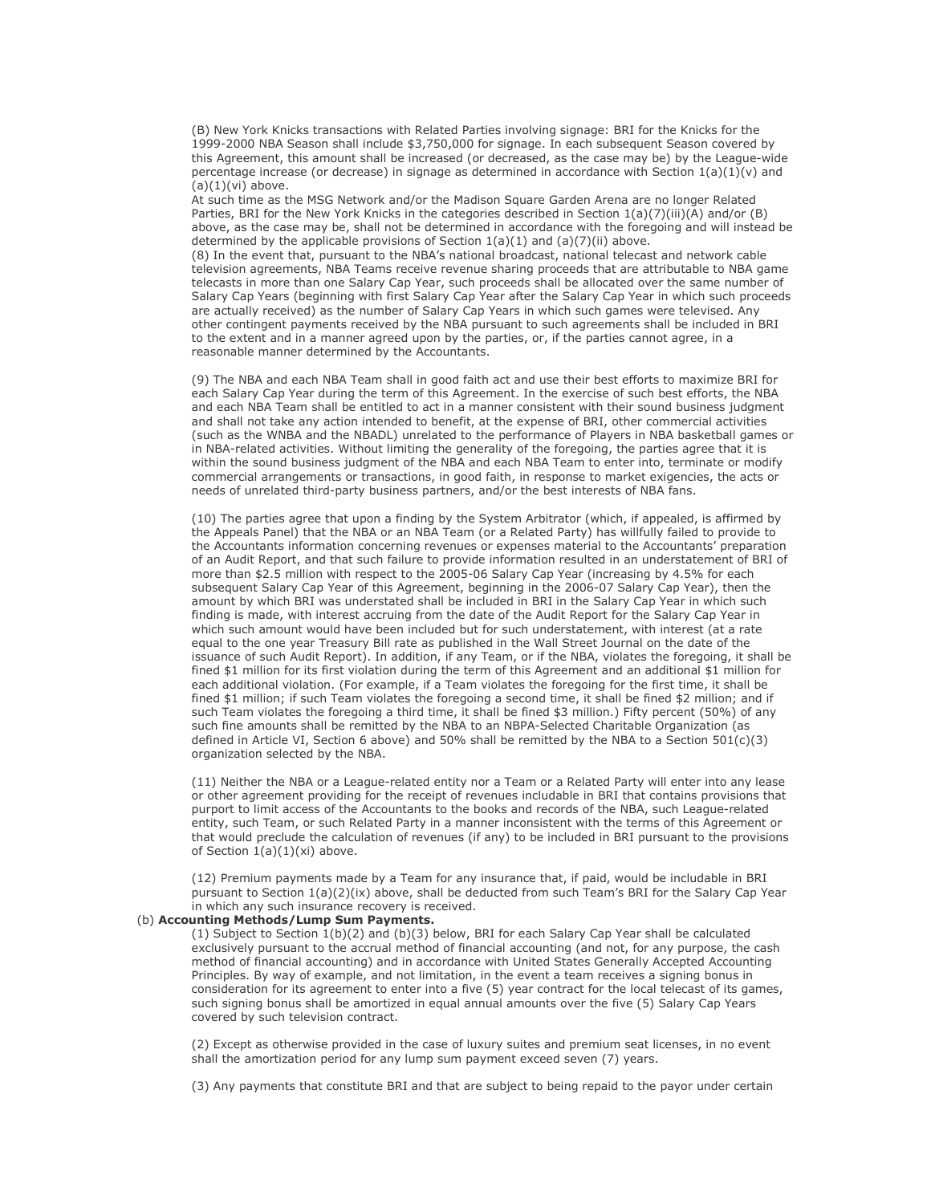(B) New York Knicks transactions with Related Parties involving signage: BRI for the Knicks for the 1999-2000 NBA Season shall include $3,750,000 for signage. In each subsequent Season covered by this Agreement, this amount shall be increased (or decreased, as the case may be) by the League-wide percentage increase (or decrease) in signage as determined in accordance with Section 1(a)(1)(v) and (a)(1)(vi) above.

At such time as the MSG Network and/or the Madison Square Garden Arena are no longer Related Parties, BRI for the New York Knicks in the categories described in Section 1(a)(7)(iii)(A) and/or (B) above, as the case may be, shall not be determined in accordance with the foregoing and will instead be determined by the applicable provisions of Section 1(a)(1) and (a)(7)(ii) above.

(8) In the event that, pursuant to the NBA's national broadcast, national telecast and network cable television agreements, NBA Teams receive revenue sharing proceeds that are attributable to NBA game telecasts in more than one Salary Cap Year, such proceeds shall be allocated over the same number of Salary Cap Years (beginning with first Salary Cap Year after the Salary Cap Year in which such proceeds are actually received) as the number of Salary Cap Years in which such games were televised. Any other contingent payments received by the NBA pursuant to such agreements shall be included in BRI to the extent and in a manner agreed upon by the parties, or, if the parties cannot agree, in a reasonable manner determined by the Accountants.

(9) The NBA and each NBA Team shall in good faith act and use their best efforts to maximize BRI for each Salary Cap Year during the term of this Agreement. In the exercise of such best efforts, the NBA and each NBA Team shall be entitled to act in a manner consistent with their sound business judgment and shall not take any action intended to benefit, at the expense of BRI, other commercial activities (such as the WNBA and the NBADL) unrelated to the performance of Players in NBA basketball games or in NBA-related activities. Without limiting the generality of the foregoing, the parties agree that it is within the sound business judgment of the NBA and each NBA Team to enter into, terminate or modify commercial arrangements or transactions, in good faith, in response to market exigencies, the acts or needs of unrelated third-party business partners, and/or the best interests of NBA fans.

(10) The parties agree that upon a finding by the System Arbitrator (which, if appealed, is affirmed by the Appeals Panel) that the NBA or an NBA Team (or a Related Party) has willfully failed to provide to the Accountants information concerning revenues or expenses material to the Accountants' preparation of an Audit Report, and that such failure to provide information resulted in an understatement of BRI of more than $2.5 million with respect to the 2005-06 Salary Cap Year (increasing by 4.5% for each subsequent Salary Cap Year of this Agreement, beginning in the 2006-07 Salary Cap Year), then the amount by which BRI was understated shall be included in BRI in the Salary Cap Year in which such finding is made, with interest accruing from the date of the Audit Report for the Salary Cap Year in which such amount would have been included but for such understatement, with interest (at a rate equal to the one year Treasury Bill rate as published in the Wall Street Journal on the date of the issuance of such Audit Report). In addition, if any Team, or if the NBA, violates the foregoing, it shall be fined $1 million for its first violation during the term of this Agreement and an additional $1 million for each additional violation. (For example, if a Team violates the foregoing for the first time, it shall be fined $1 million; if such Team violates the foregoing a second time, it shall be fined $2 million; and if such Team violates the foregoing a third time, it shall be fined $3 million.) Fifty percent (50%) of any such fine amounts shall be remitted by the NBA to an NBPA-Selected Charitable Organization (as defined in Article VI, Section 6 above) and 50% shall be remitted by the NBA to a Section 501(c)(3) organization selected by the NBA.

(11) Neither the NBA or a League-related entity nor a Team or a Related Party will enter into any lease or other agreement providing for the receipt of revenues includable in BRI that contains provisions that purport to limit access of the Accountants to the books and records of the NBA, such League-related entity, such Team, or such Related Party in a manner inconsistent with the terms of this Agreement or that would preclude the calculation of revenues (if any) to be included in BRI pursuant to the provisions of Section 1(a)(1)(xi) above.

(12) Premium payments made by a Team for any insurance that, if paid, would be includable in BRI pursuant to Section 1(a)(2)(ix) above, shall be deducted from such Team's BRI for the Salary Cap Year in which any such insurance recovery is received.

(b) **Accounting Methods/Lump Sum Payments.**

(1) Subject to Section 1(b)(2) and (b)(3) below, BRI for each Salary Cap Year shall be calculated exclusively pursuant to the accrual method of financial accounting (and not, for any purpose, the cash method of financial accounting) and in accordance with United States Generally Accepted Accounting Principles. By way of example, and not limitation, in the event a team receives a signing bonus in consideration for its agreement to enter into a five (5) year contract for the local telecast of its games, such signing bonus shall be amortized in equal annual amounts over the five (5) Salary Cap Years covered by such television contract.

(2) Except as otherwise provided in the case of luxury suites and premium seat licenses, in no event shall the amortization period for any lump sum payment exceed seven (7) years.

(3) Any payments that constitute BRI and that are subject to being repaid to the payor under certain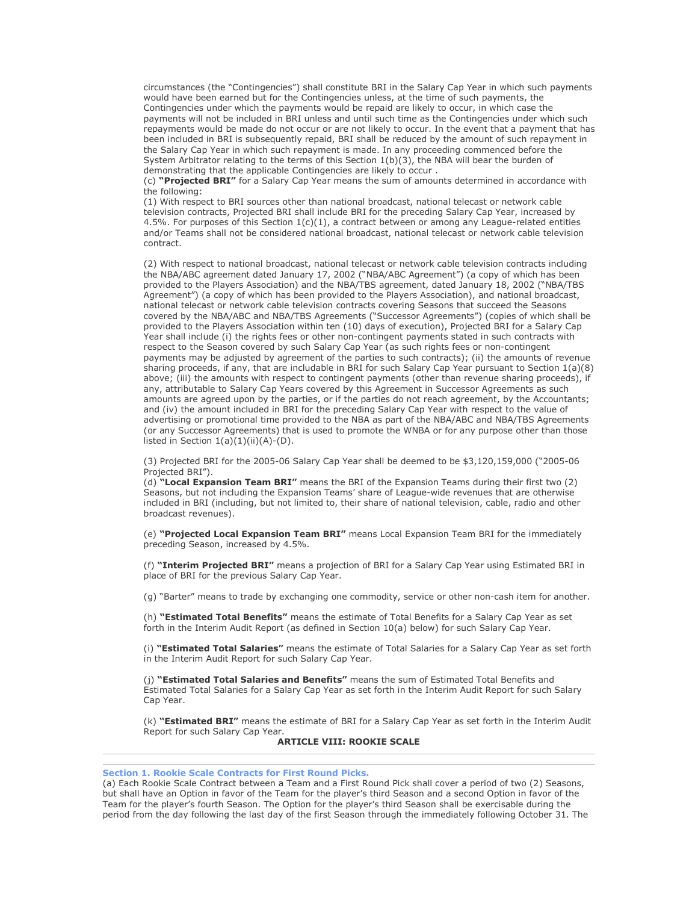circumstances (the "Contingencies") shall constitute BRI in the Salary Cap Year in which such payments would have been earned but for the Contingencies unless, at the time of such payments, the Contingencies under which the payments would be repaid are likely to occur, in which case the payments will not be included in BRI unless and until such time as the Contingencies under which such repayments would be made do not occur or are not likely to occur. In the event that a payment that has been included in BRI is subsequently repaid, BRI shall be reduced by the amount of such repayment in the Salary Cap Year in which such repayment is made. In any proceeding commenced before the System Arbitrator relating to the terms of this Section 1(b)(3), the NBA will bear the burden of demonstrating that the applicable Contingencies are likely to occur .

(c) **"Projected BRI"** for a Salary Cap Year means the sum of amounts determined in accordance with the following:

(1) With respect to BRI sources other than national broadcast, national telecast or network cable television contracts, Projected BRI shall include BRI for the preceding Salary Cap Year, increased by 4.5%. For purposes of this Section 1(c)(1), a contract between or among any League-related entities and/or Teams shall not be considered national broadcast, national telecast or network cable television contract.

(2) With respect to national broadcast, national telecast or network cable television contracts including the NBA/ABC agreement dated January 17, 2002 ("NBA/ABC Agreement") (a copy of which has been provided to the Players Association) and the NBA/TBS agreement, dated January 18, 2002 ("NBA/TBS Agreement") (a copy of which has been provided to the Players Association), and national broadcast, national telecast or network cable television contracts covering Seasons that succeed the Seasons covered by the NBA/ABC and NBA/TBS Agreements ("Successor Agreements") (copies of which shall be provided to the Players Association within ten (10) days of execution), Projected BRI for a Salary Cap Year shall include (i) the rights fees or other non-contingent payments stated in such contracts with respect to the Season covered by such Salary Cap Year (as such rights fees or non-contingent payments may be adjusted by agreement of the parties to such contracts); (ii) the amounts of revenue sharing proceeds, if any, that are includable in BRI for such Salary Cap Year pursuant to Section 1(a)(8) above; (iii) the amounts with respect to contingent payments (other than revenue sharing proceeds), if any, attributable to Salary Cap Years covered by this Agreement in Successor Agreements as such amounts are agreed upon by the parties, or if the parties do not reach agreement, by the Accountants; and (iv) the amount included in BRI for the preceding Salary Cap Year with respect to the value of advertising or promotional time provided to the NBA as part of the NBA/ABC and NBA/TBS Agreements (or any Successor Agreements) that is used to promote the WNBA or for any purpose other than those listed in Section 1(a)(1)(ii)(A)-(D).

(3) Projected BRI for the 2005-06 Salary Cap Year shall be deemed to be $3,120,159,000 ("2005-06 Projected BRI").

(d) **"Local Expansion Team BRI"** means the BRI of the Expansion Teams during their first two (2) Seasons, but not including the Expansion Teams' share of League-wide revenues that are otherwise included in BRI (including, but not limited to, their share of national television, cable, radio and other broadcast revenues).

(e) **"Projected Local Expansion Team BRI"** means Local Expansion Team BRI for the immediately preceding Season, increased by 4.5%.

(f) **"Interim Projected BRI"** means a projection of BRI for a Salary Cap Year using Estimated BRI in place of BRI for the previous Salary Cap Year.

(g) "Barter" means to trade by exchanging one commodity, service or other non-cash item for another.

(h) **"Estimated Total Benefits"** means the estimate of Total Benefits for a Salary Cap Year as set forth in the Interim Audit Report (as defined in Section 10(a) below) for such Salary Cap Year.

(i) **"Estimated Total Salaries"** means the estimate of Total Salaries for a Salary Cap Year as set forth in the Interim Audit Report for such Salary Cap Year.

(j) **"Estimated Total Salaries and Benefits"** means the sum of Estimated Total Benefits and Estimated Total Salaries for a Salary Cap Year as set forth in the Interim Audit Report for such Salary Cap Year.

(k) **"Estimated BRI"** means the estimate of BRI for a Salary Cap Year as set forth in the Interim Audit Report for such Salary Cap Year.

## ARTICLE VIII: ROOKIE SCALE

---

### Section 1. Rookie Scale Contracts for First Round Picks.

(a) Each Rookie Scale Contract between a Team and a First Round Pick shall cover a period of two (2) Seasons, but shall have an Option in favor of the Team for the player's third Season and a second Option in favor of the Team for the player's fourth Season. The Option for the player's third Season shall be exercisable during the period from the day following the last day of the first Season through the immediately following October 31. The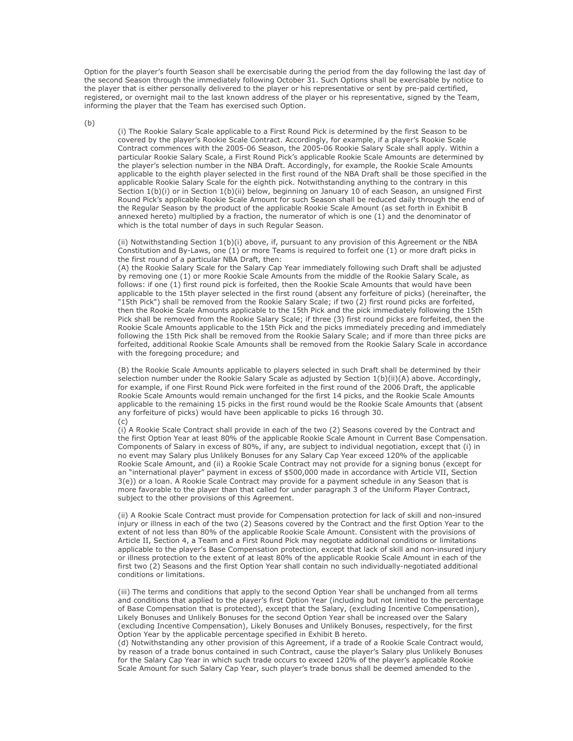Option for the player's fourth Season shall be exercisable during the period from the day following the last day of the second Season through the immediately following October 31. Such Options shall be exercisable by notice to the player that is either personally delivered to the player or his representative or sent by pre-paid certified, registered, or overnight mail to the last known address of the player or his representative, signed by the Team, informing the player that the Team has exercised such Option.

(b)

(i) The Rookie Salary Scale applicable to a First Round Pick is determined by the first Season to be covered by the player's Rookie Scale Contract. Accordingly, for example, if a player's Rookie Scale Contract commences with the 2005-06 Season, the 2005-06 Rookie Salary Scale shall apply. Within a particular Rookie Salary Scale, a First Round Pick's applicable Rookie Scale Amounts are determined by the player's selection number in the NBA Draft. Accordingly, for example, the Rookie Scale Amounts applicable to the eighth player selected in the first round of the NBA Draft shall be those specified in the applicable Rookie Salary Scale for the eighth pick. Notwithstanding anything to the contrary in this Section 1(b)(i) or in Section 1(b)(ii) below, beginning on January 10 of each Season, an unsigned First Round Pick's applicable Rookie Scale Amount for such Season shall be reduced daily through the end of the Regular Season by the product of the applicable Rookie Scale Amount (as set forth in Exhibit B annexed hereto) multiplied by a fraction, the numerator of which is one (1) and the denominator of which is the total number of days in such Regular Season.

(ii) Notwithstanding Section 1(b)(i) above, if, pursuant to any provision of this Agreement or the NBA Constitution and By-Laws, one (1) or more Teams is required to forfeit one (1) or more draft picks in the first round of a particular NBA Draft, then:
(A) the Rookie Salary Scale for the Salary Cap Year immediately following such Draft shall be adjusted by removing one (1) or more Rookie Scale Amounts from the middle of the Rookie Salary Scale, as follows: if one (1) first round pick is forfeited, then the Rookie Scale Amounts that would have been applicable to the 15th player selected in the first round (absent any forfeiture of picks) (hereinafter, the "15th Pick") shall be removed from the Rookie Salary Scale; if two (2) first round picks are forfeited, then the Rookie Scale Amounts applicable to the 15th Pick and the pick immediately following the 15th Pick shall be removed from the Rookie Salary Scale; if three (3) first round picks are forfeited, then the Rookie Scale Amounts applicable to the 15th Pick and the picks immediately preceding and immediately following the 15th Pick shall be removed from the Rookie Salary Scale; and if more than three picks are forfeited, additional Rookie Scale Amounts shall be removed from the Rookie Salary Scale in accordance with the foregoing procedure; and

(B) the Rookie Scale Amounts applicable to players selected in such Draft shall be determined by their selection number under the Rookie Salary Scale as adjusted by Section 1(b)(ii)(A) above. Accordingly, for example, if one First Round Pick were forfeited in the first round of the 2006 Draft, the applicable Rookie Scale Amounts would remain unchanged for the first 14 picks, and the Rookie Scale Amounts applicable to the remaining 15 picks in the first round would be the Rookie Scale Amounts that (absent any forfeiture of picks) would have been applicable to picks 16 through 30.

(c)

(i) A Rookie Scale Contract shall provide in each of the two (2) Seasons covered by the Contract and the first Option Year at least 80% of the applicable Rookie Scale Amount in Current Base Compensation. Components of Salary in excess of 80%, if any, are subject to individual negotiation, except that (i) in no event may Salary plus Unlikely Bonuses for any Salary Cap Year exceed 120% of the applicable Rookie Scale Amount, and (ii) a Rookie Scale Contract may not provide for a signing bonus (except for an "international player" payment in excess of $500,000 made in accordance with Article VII, Section 3(e)) or a loan. A Rookie Scale Contract may provide for a payment schedule in any Season that is more favorable to the player than that called for under paragraph 3 of the Uniform Player Contract, subject to the other provisions of this Agreement.

(ii) A Rookie Scale Contract must provide for Compensation protection for lack of skill and non-insured injury or illness in each of the two (2) Seasons covered by the Contract and the first Option Year to the extent of not less than 80% of the applicable Rookie Scale Amount. Consistent with the provisions of Article II, Section 4, a Team and a First Round Pick may negotiate additional conditions or limitations applicable to the player's Base Compensation protection, except that lack of skill and non-insured injury or illness protection to the extent of at least 80% of the applicable Rookie Scale Amount in each of the first two (2) Seasons and the first Option Year shall contain no such individually-negotiated additional conditions or limitations.

(iii) The terms and conditions that apply to the second Option Year shall be unchanged from all terms and conditions that applied to the player's first Option Year (including but not limited to the percentage of Base Compensation that is protected), except that the Salary, (excluding Incentive Compensation), Likely Bonuses and Unlikely Bonuses for the second Option Year shall be increased over the Salary (excluding Incentive Compensation), Likely Bonuses and Unlikely Bonuses, respectively, for the first Option Year by the applicable percentage specified in Exhibit B hereto.

(d) Notwithstanding any other provision of this Agreement, if a trade of a Rookie Scale Contract would, by reason of a trade bonus contained in such Contract, cause the player's Salary plus Unlikely Bonuses for the Salary Cap Year in which such trade occurs to exceed 120% of the player's applicable Rookie Scale Amount for such Salary Cap Year, such player's trade bonus shall be deemed amended to the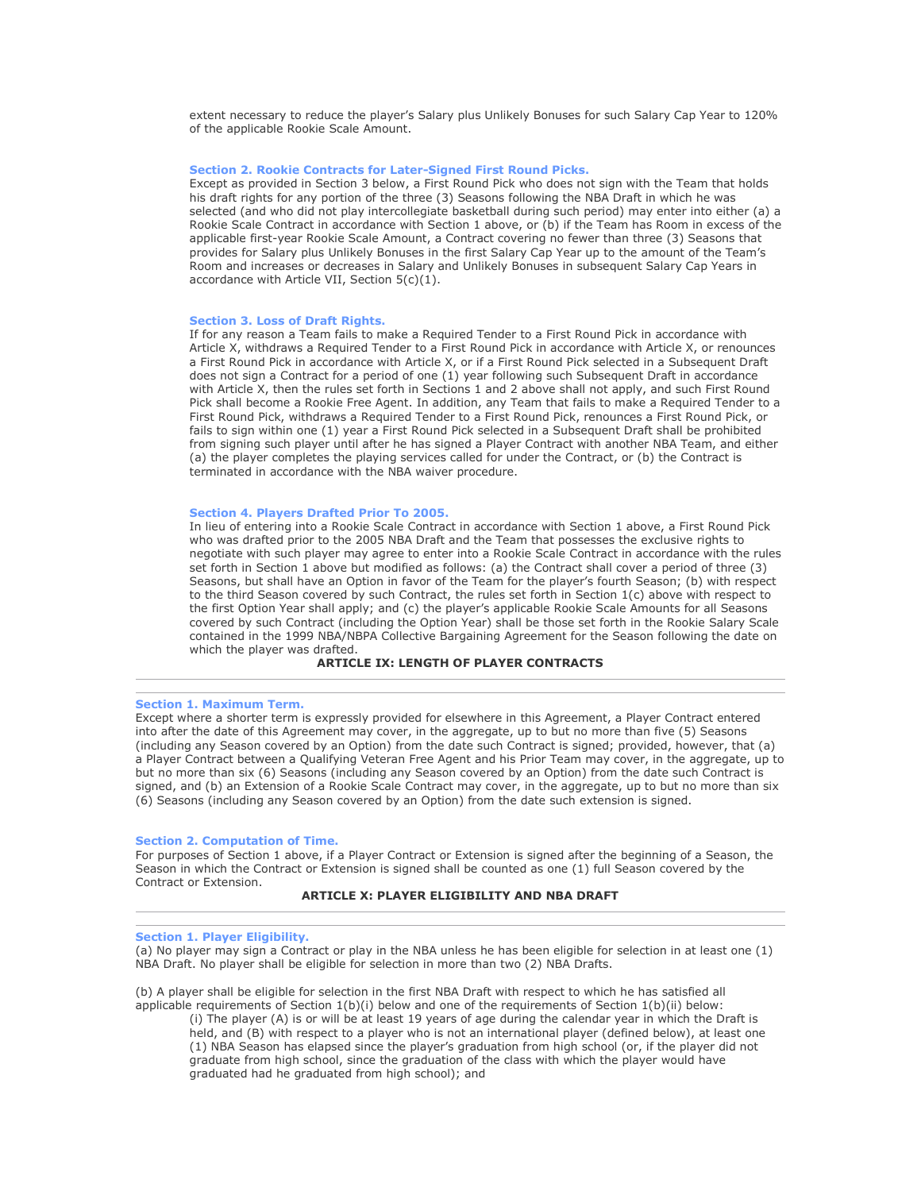extent necessary to reduce the player's Salary plus Unlikely Bonuses for such Salary Cap Year to 120% of the applicable Rookie Scale Amount.

### Section 2. Rookie Contracts for Later-Signed First Round Picks.

Except as provided in Section 3 below, a First Round Pick who does not sign with the Team that holds his draft rights for any portion of the three (3) Seasons following the NBA Draft in which he was selected (and who did not play intercollegiate basketball during such period) may enter into either (a) a Rookie Scale Contract in accordance with Section 1 above, or (b) if the Team has Room in excess of the applicable first-year Rookie Scale Amount, a Contract covering no fewer than three (3) Seasons that provides for Salary plus Unlikely Bonuses in the first Salary Cap Year up to the amount of the Team's Room and increases or decreases in Salary and Unlikely Bonuses in subsequent Salary Cap Years in accordance with Article VII, Section 5(c)(1).

### Section 3. Loss of Draft Rights.

If for any reason a Team fails to make a Required Tender to a First Round Pick in accordance with Article X, withdraws a Required Tender to a First Round Pick in accordance with Article X, or renounces a First Round Pick in accordance with Article X, or if a First Round Pick selected in a Subsequent Draft does not sign a Contract for a period of one (1) year following such Subsequent Draft in accordance with Article X, then the rules set forth in Sections 1 and 2 above shall not apply, and such First Round Pick shall become a Rookie Free Agent. In addition, any Team that fails to make a Required Tender to a First Round Pick, withdraws a Required Tender to a First Round Pick, renounces a First Round Pick, or fails to sign within one (1) year a First Round Pick selected in a Subsequent Draft shall be prohibited from signing such player until after he has signed a Player Contract with another NBA Team, and either (a) the player completes the playing services called for under the Contract, or (b) the Contract is terminated in accordance with the NBA waiver procedure.

### Section 4. Players Drafted Prior To 2005.

In lieu of entering into a Rookie Scale Contract in accordance with Section 1 above, a First Round Pick who was drafted prior to the 2005 NBA Draft and the Team that possesses the exclusive rights to negotiate with such player may agree to enter into a Rookie Scale Contract in accordance with the rules set forth in Section 1 above but modified as follows: (a) the Contract shall cover a period of three (3) Seasons, but shall have an Option in favor of the Team for the player's fourth Season; (b) with respect to the third Season covered by such Contract, the rules set forth in Section 1(c) above with respect to the first Option Year shall apply; and (c) the player's applicable Rookie Scale Amounts for all Seasons covered by such Contract (including the Option Year) shall be those set forth in the Rookie Salary Scale contained in the 1999 NBA/NBPA Collective Bargaining Agreement for the Season following the date on which the player was drafted.

## ARTICLE IX: LENGTH OF PLAYER CONTRACTS

### Section 1. Maximum Term.

Except where a shorter term is expressly provided for elsewhere in this Agreement, a Player Contract entered into after the date of this Agreement may cover, in the aggregate, up to but no more than five (5) Seasons (including any Season covered by an Option) from the date such Contract is signed; provided, however, that (a) a Player Contract between a Qualifying Veteran Free Agent and his Prior Team may cover, in the aggregate, up to but no more than six (6) Seasons (including any Season covered by an Option) from the date such Contract is signed, and (b) an Extension of a Rookie Scale Contract may cover, in the aggregate, up to but no more than six (6) Seasons (including any Season covered by an Option) from the date such extension is signed.

### Section 2. Computation of Time.

For purposes of Section 1 above, if a Player Contract or Extension is signed after the beginning of a Season, the Season in which the Contract or Extension is signed shall be counted as one (1) full Season covered by the Contract or Extension.

## ARTICLE X: PLAYER ELIGIBILITY AND NBA DRAFT

### Section 1. Player Eligibility.

(a) No player may sign a Contract or play in the NBA unless he has been eligible for selection in at least one (1) NBA Draft. No player shall be eligible for selection in more than two (2) NBA Drafts.

(b) A player shall be eligible for selection in the first NBA Draft with respect to which he has satisfied all applicable requirements of Section 1(b)(i) below and one of the requirements of Section 1(b)(ii) below:

(i) The player (A) is or will be at least 19 years of age during the calendar year in which the Draft is held, and (B) with respect to a player who is not an international player (defined below), at least one (1) NBA Season has elapsed since the player's graduation from high school (or, if the player did not graduate from high school, since the graduation of the class with which the player would have graduated had he graduated from high school); and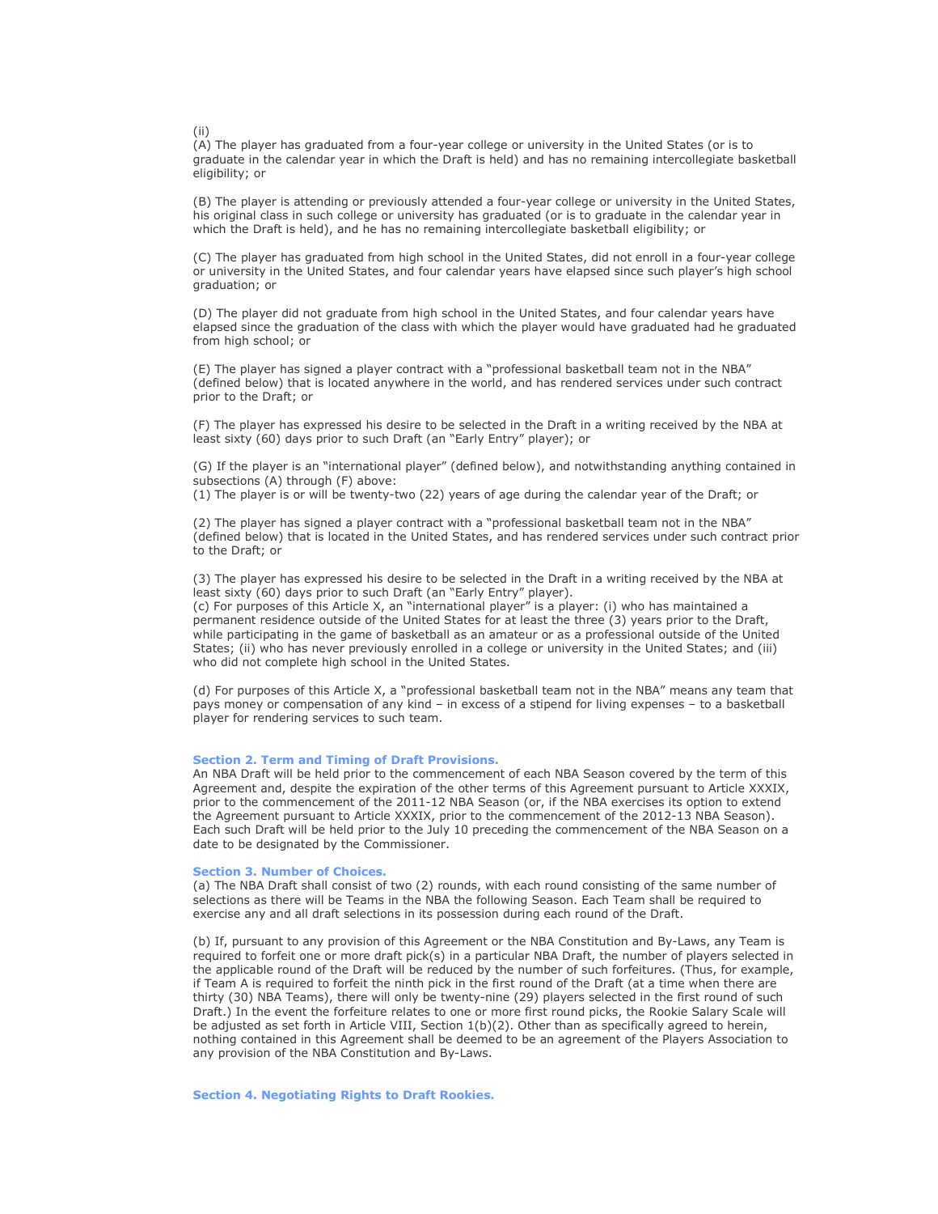(ii)
(A) The player has graduated from a four-year college or university in the United States (or is to graduate in the calendar year in which the Draft is held) and has no remaining intercollegiate basketball eligibility; or

(B) The player is attending or previously attended a four-year college or university in the United States, his original class in such college or university has graduated (or is to graduate in the calendar year in which the Draft is held), and he has no remaining intercollegiate basketball eligibility; or

(C) The player has graduated from high school in the United States, did not enroll in a four-year college or university in the United States, and four calendar years have elapsed since such player's high school graduation; or

(D) The player did not graduate from high school in the United States, and four calendar years have elapsed since the graduation of the class with which the player would have graduated had he graduated from high school; or

(E) The player has signed a player contract with a "professional basketball team not in the NBA" (defined below) that is located anywhere in the world, and has rendered services under such contract prior to the Draft; or

(F) The player has expressed his desire to be selected in the Draft in a writing received by the NBA at least sixty (60) days prior to such Draft (an "Early Entry" player); or

(G) If the player is an "international player" (defined below), and notwithstanding anything contained in subsections (A) through (F) above:
(1) The player is or will be twenty-two (22) years of age during the calendar year of the Draft; or

(2) The player has signed a player contract with a "professional basketball team not in the NBA" (defined below) that is located in the United States, and has rendered services under such contract prior to the Draft; or

(3) The player has expressed his desire to be selected in the Draft in a writing received by the NBA at least sixty (60) days prior to such Draft (an "Early Entry" player).
(c) For purposes of this Article X, an "international player" is a player: (i) who has maintained a permanent residence outside of the United States for at least the three (3) years prior to the Draft, while participating in the game of basketball as an amateur or as a professional outside of the United States; (ii) who has never previously enrolled in a college or university in the United States; and (iii) who did not complete high school in the United States.

(d) For purposes of this Article X, a "professional basketball team not in the NBA" means any team that pays money or compensation of any kind – in excess of a stipend for living expenses – to a basketball player for rendering services to such team.

### Section 2. Term and Timing of Draft Provisions.

An NBA Draft will be held prior to the commencement of each NBA Season covered by the term of this Agreement and, despite the expiration of the other terms of this Agreement pursuant to Article XXXIX, prior to the commencement of the 2011-12 NBA Season (or, if the NBA exercises its option to extend the Agreement pursuant to Article XXXIX, prior to the commencement of the 2012-13 NBA Season). Each such Draft will be held prior to the July 10 preceding the commencement of the NBA Season on a date to be designated by the Commissioner.

### Section 3. Number of Choices.

(a) The NBA Draft shall consist of two (2) rounds, with each round consisting of the same number of selections as there will be Teams in the NBA the following Season. Each Team shall be required to exercise any and all draft selections in its possession during each round of the Draft.

(b) If, pursuant to any provision of this Agreement or the NBA Constitution and By-Laws, any Team is required to forfeit one or more draft pick(s) in a particular NBA Draft, the number of players selected in the applicable round of the Draft will be reduced by the number of such forfeitures. (Thus, for example, if Team A is required to forfeit the ninth pick in the first round of the Draft (at a time when there are thirty (30) NBA Teams), there will only be twenty-nine (29) players selected in the first round of such Draft.) In the event the forfeiture relates to one or more first round picks, the Rookie Salary Scale will be adjusted as set forth in Article VIII, Section 1(b)(2). Other than as specifically agreed to herein, nothing contained in this Agreement shall be deemed to be an agreement of the Players Association to any provision of the NBA Constitution and By-Laws.

### Section 4. Negotiating Rights to Draft Rookies.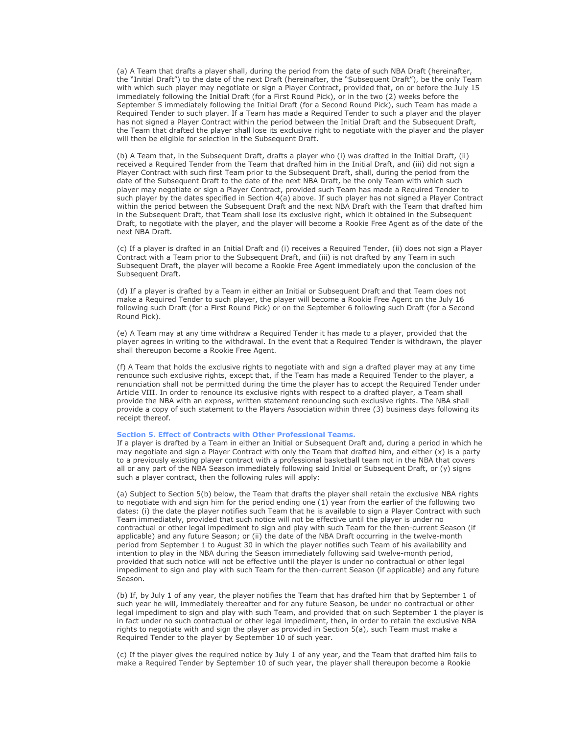(a) A Team that drafts a player shall, during the period from the date of such NBA Draft (hereinafter, the "Initial Draft") to the date of the next Draft (hereinafter, the "Subsequent Draft"), be the only Team with which such player may negotiate or sign a Player Contract, provided that, on or before the July 15 immediately following the Initial Draft (for a First Round Pick), or in the two (2) weeks before the September 5 immediately following the Initial Draft (for a Second Round Pick), such Team has made a Required Tender to such player. If a Team has made a Required Tender to such a player and the player has not signed a Player Contract within the period between the Initial Draft and the Subsequent Draft, the Team that drafted the player shall lose its exclusive right to negotiate with the player and the player will then be eligible for selection in the Subsequent Draft.

(b) A Team that, in the Subsequent Draft, drafts a player who (i) was drafted in the Initial Draft, (ii) received a Required Tender from the Team that drafted him in the Initial Draft, and (iii) did not sign a Player Contract with such first Team prior to the Subsequent Draft, shall, during the period from the date of the Subsequent Draft to the date of the next NBA Draft, be the only Team with which such player may negotiate or sign a Player Contract, provided such Team has made a Required Tender to such player by the dates specified in Section 4(a) above. If such player has not signed a Player Contract within the period between the Subsequent Draft and the next NBA Draft with the Team that drafted him in the Subsequent Draft, that Team shall lose its exclusive right, which it obtained in the Subsequent Draft, to negotiate with the player, and the player will become a Rookie Free Agent as of the date of the next NBA Draft.

(c) If a player is drafted in an Initial Draft and (i) receives a Required Tender, (ii) does not sign a Player Contract with a Team prior to the Subsequent Draft, and (iii) is not drafted by any Team in such Subsequent Draft, the player will become a Rookie Free Agent immediately upon the conclusion of the Subsequent Draft.

(d) If a player is drafted by a Team in either an Initial or Subsequent Draft and that Team does not make a Required Tender to such player, the player will become a Rookie Free Agent on the July 16 following such Draft (for a First Round Pick) or on the September 6 following such Draft (for a Second Round Pick).

(e) A Team may at any time withdraw a Required Tender it has made to a player, provided that the player agrees in writing to the withdrawal. In the event that a Required Tender is withdrawn, the player shall thereupon become a Rookie Free Agent.

(f) A Team that holds the exclusive rights to negotiate with and sign a drafted player may at any time renounce such exclusive rights, except that, if the Team has made a Required Tender to the player, a renunciation shall not be permitted during the time the player has to accept the Required Tender under Article VIII. In order to renounce its exclusive rights with respect to a drafted player, a Team shall provide the NBA with an express, written statement renouncing such exclusive rights. The NBA shall provide a copy of such statement to the Players Association within three (3) business days following its receipt thereof.

### Section 5. Effect of Contracts with Other Professional Teams.

If a player is drafted by a Team in either an Initial or Subsequent Draft and, during a period in which he may negotiate and sign a Player Contract with only the Team that drafted him, and either (x) is a party to a previously existing player contract with a professional basketball team not in the NBA that covers all or any part of the NBA Season immediately following said Initial or Subsequent Draft, or (y) signs such a player contract, then the following rules will apply:

(a) Subject to Section 5(b) below, the Team that drafts the player shall retain the exclusive NBA rights to negotiate with and sign him for the period ending one (1) year from the earlier of the following two dates: (i) the date the player notifies such Team that he is available to sign a Player Contract with such Team immediately, provided that such notice will not be effective until the player is under no contractual or other legal impediment to sign and play with such Team for the then-current Season (if applicable) and any future Season; or (ii) the date of the NBA Draft occurring in the twelve-month period from September 1 to August 30 in which the player notifies such Team of his availability and intention to play in the NBA during the Season immediately following said twelve-month period, provided that such notice will not be effective until the player is under no contractual or other legal impediment to sign and play with such Team for the then-current Season (if applicable) and any future Season.

(b) If, by July 1 of any year, the player notifies the Team that has drafted him that by September 1 of such year he will, immediately thereafter and for any future Season, be under no contractual or other legal impediment to sign and play with such Team, and provided that on such September 1 the player is in fact under no such contractual or other legal impediment, then, in order to retain the exclusive NBA rights to negotiate with and sign the player as provided in Section 5(a), such Team must make a Required Tender to the player by September 10 of such year.

(c) If the player gives the required notice by July 1 of any year, and the Team that drafted him fails to make a Required Tender by September 10 of such year, the player shall thereupon become a Rookie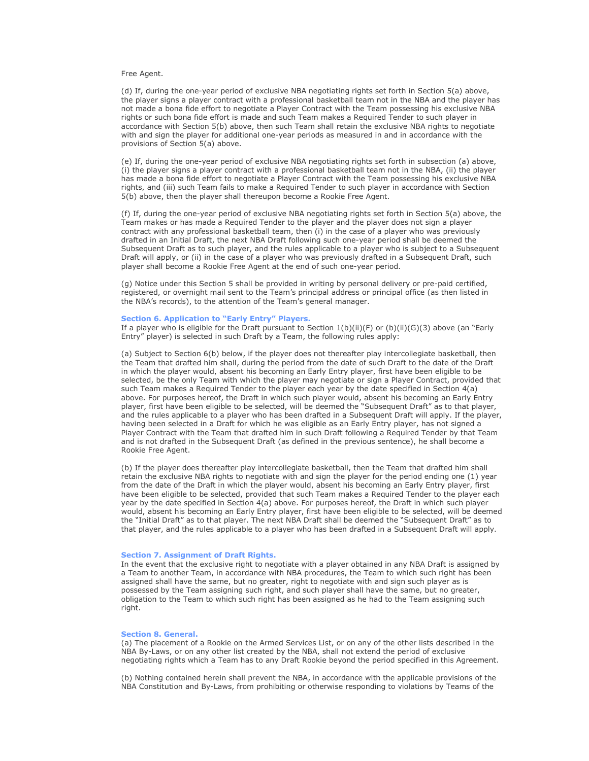Free Agent.

(d) If, during the one-year period of exclusive NBA negotiating rights set forth in Section 5(a) above, the player signs a player contract with a professional basketball team not in the NBA and the player has not made a bona fide effort to negotiate a Player Contract with the Team possessing his exclusive NBA rights or such bona fide effort is made and such Team makes a Required Tender to such player in accordance with Section 5(b) above, then such Team shall retain the exclusive NBA rights to negotiate with and sign the player for additional one-year periods as measured in and in accordance with the provisions of Section 5(a) above.

(e) If, during the one-year period of exclusive NBA negotiating rights set forth in subsection (a) above, (i) the player signs a player contract with a professional basketball team not in the NBA, (ii) the player has made a bona fide effort to negotiate a Player Contract with the Team possessing his exclusive NBA rights, and (iii) such Team fails to make a Required Tender to such player in accordance with Section 5(b) above, then the player shall thereupon become a Rookie Free Agent.

(f) If, during the one-year period of exclusive NBA negotiating rights set forth in Section 5(a) above, the Team makes or has made a Required Tender to the player and the player does not sign a player contract with any professional basketball team, then (i) in the case of a player who was previously drafted in an Initial Draft, the next NBA Draft following such one-year period shall be deemed the Subsequent Draft as to such player, and the rules applicable to a player who is subject to a Subsequent Draft will apply, or (ii) in the case of a player who was previously drafted in a Subsequent Draft, such player shall become a Rookie Free Agent at the end of such one-year period.

(g) Notice under this Section 5 shall be provided in writing by personal delivery or pre-paid certified, registered, or overnight mail sent to the Team's principal address or principal office (as then listed in the NBA's records), to the attention of the Team's general manager.

### Section 6. Application to "Early Entry" Players.

If a player who is eligible for the Draft pursuant to Section 1(b)(ii)(F) or (b)(ii)(G)(3) above (an "Early Entry" player) is selected in such Draft by a Team, the following rules apply:

(a) Subject to Section 6(b) below, if the player does not thereafter play intercollegiate basketball, then the Team that drafted him shall, during the period from the date of such Draft to the date of the Draft in which the player would, absent his becoming an Early Entry player, first have been eligible to be selected, be the only Team with which the player may negotiate or sign a Player Contract, provided that such Team makes a Required Tender to the player each year by the date specified in Section 4(a) above. For purposes hereof, the Draft in which such player would, absent his becoming an Early Entry player, first have been eligible to be selected, will be deemed the "Subsequent Draft" as to that player, and the rules applicable to a player who has been drafted in a Subsequent Draft will apply. If the player, having been selected in a Draft for which he was eligible as an Early Entry player, has not signed a Player Contract with the Team that drafted him in such Draft following a Required Tender by that Team and is not drafted in the Subsequent Draft (as defined in the previous sentence), he shall become a Rookie Free Agent.

(b) If the player does thereafter play intercollegiate basketball, then the Team that drafted him shall retain the exclusive NBA rights to negotiate with and sign the player for the period ending one (1) year from the date of the Draft in which the player would, absent his becoming an Early Entry player, first have been eligible to be selected, provided that such Team makes a Required Tender to the player each year by the date specified in Section 4(a) above. For purposes hereof, the Draft in which such player would, absent his becoming an Early Entry player, first have been eligible to be selected, will be deemed the "Initial Draft" as to that player. The next NBA Draft shall be deemed the "Subsequent Draft" as to that player, and the rules applicable to a player who has been drafted in a Subsequent Draft will apply.

### Section 7. Assignment of Draft Rights.

In the event that the exclusive right to negotiate with a player obtained in any NBA Draft is assigned by a Team to another Team, in accordance with NBA procedures, the Team to which such right has been assigned shall have the same, but no greater, right to negotiate with and sign such player as is possessed by the Team assigning such right, and such player shall have the same, but no greater, obligation to the Team to which such right has been assigned as he had to the Team assigning such right.

### Section 8. General.

(a) The placement of a Rookie on the Armed Services List, or on any of the other lists described in the NBA By-Laws, or on any other list created by the NBA, shall not extend the period of exclusive negotiating rights which a Team has to any Draft Rookie beyond the period specified in this Agreement.

(b) Nothing contained herein shall prevent the NBA, in accordance with the applicable provisions of the NBA Constitution and By-Laws, from prohibiting or otherwise responding to violations by Teams of the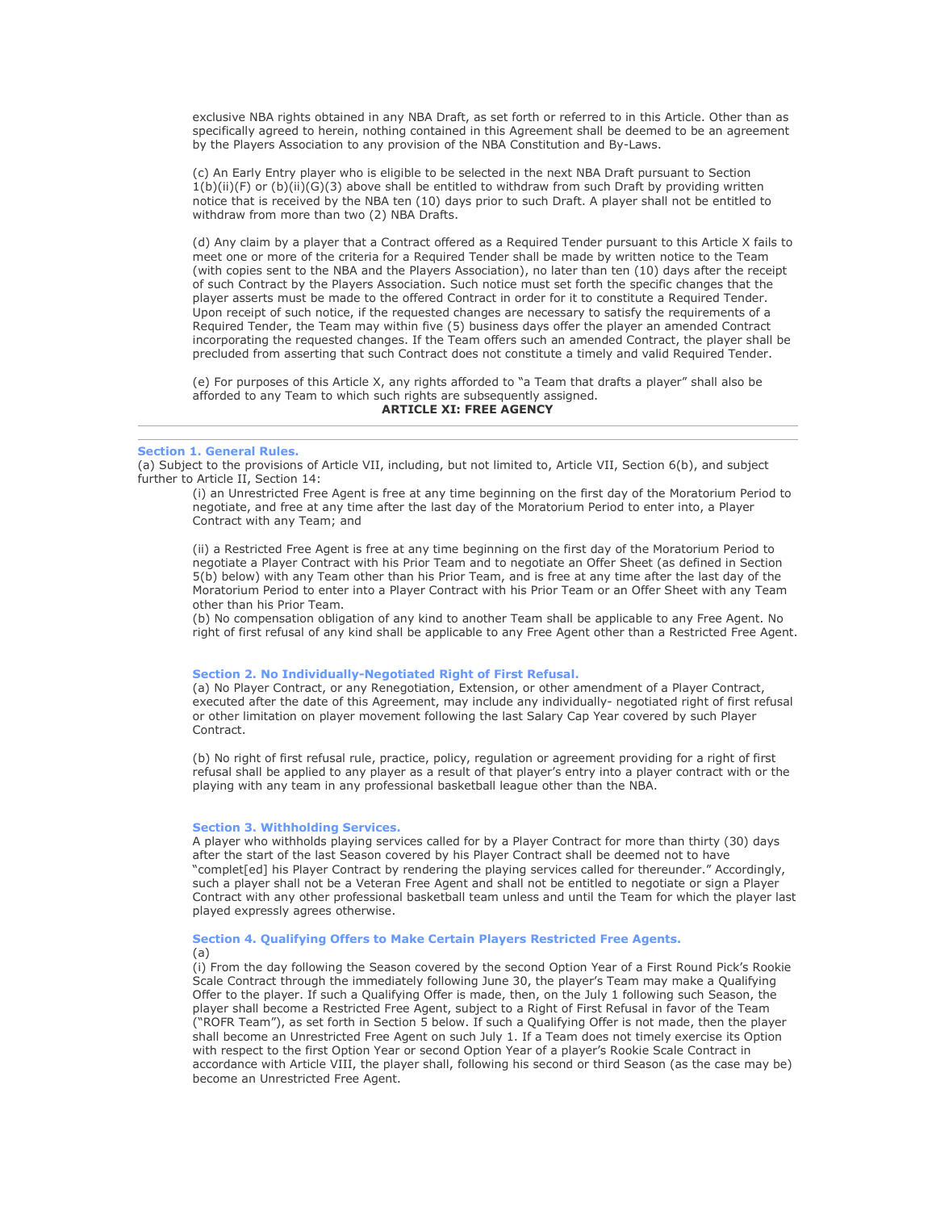exclusive NBA rights obtained in any NBA Draft, as set forth or referred to in this Article. Other than as specifically agreed to herein, nothing contained in this Agreement shall be deemed to be an agreement by the Players Association to any provision of the NBA Constitution and By-Laws.

(c) An Early Entry player who is eligible to be selected in the next NBA Draft pursuant to Section 1(b)(ii)(F) or (b)(ii)(G)(3) above shall be entitled to withdraw from such Draft by providing written notice that is received by the NBA ten (10) days prior to such Draft. A player shall not be entitled to withdraw from more than two (2) NBA Drafts.

(d) Any claim by a player that a Contract offered as a Required Tender pursuant to this Article X fails to meet one or more of the criteria for a Required Tender shall be made by written notice to the Team (with copies sent to the NBA and the Players Association), no later than ten (10) days after the receipt of such Contract by the Players Association. Such notice must set forth the specific changes that the player asserts must be made to the offered Contract in order for it to constitute a Required Tender. Upon receipt of such notice, if the requested changes are necessary to satisfy the requirements of a Required Tender, the Team may within five (5) business days offer the player an amended Contract incorporating the requested changes. If the Team offers such an amended Contract, the player shall be precluded from asserting that such Contract does not constitute a timely and valid Required Tender.

(e) For purposes of this Article X, any rights afforded to "a Team that drafts a player" shall also be afforded to any Team to which such rights are subsequently assigned.

## ARTICLE XI: FREE AGENCY

---

### Section 1. General Rules.

(a) Subject to the provisions of Article VII, including, but not limited to, Article VII, Section 6(b), and subject further to Article II, Section 14:

(i) an Unrestricted Free Agent is free at any time beginning on the first day of the Moratorium Period to negotiate, and free at any time after the last day of the Moratorium Period to enter into, a Player Contract with any Team; and

(ii) a Restricted Free Agent is free at any time beginning on the first day of the Moratorium Period to negotiate a Player Contract with his Prior Team and to negotiate an Offer Sheet (as defined in Section 5(b) below) with any Team other than his Prior Team, and is free at any time after the last day of the Moratorium Period to enter into a Player Contract with his Prior Team or an Offer Sheet with any Team other than his Prior Team.

(b) No compensation obligation of any kind to another Team shall be applicable to any Free Agent. No right of first refusal of any kind shall be applicable to any Free Agent other than a Restricted Free Agent.

### Section 2. No Individually-Negotiated Right of First Refusal.

(a) No Player Contract, or any Renegotiation, Extension, or other amendment of a Player Contract, executed after the date of this Agreement, may include any individually- negotiated right of first refusal or other limitation on player movement following the last Salary Cap Year covered by such Player Contract.

(b) No right of first refusal rule, practice, policy, regulation or agreement providing for a right of first refusal shall be applied to any player as a result of that player's entry into a player contract with or the playing with any team in any professional basketball league other than the NBA.

### Section 3. Withholding Services.

A player who withholds playing services called for by a Player Contract for more than thirty (30) days after the start of the last Season covered by his Player Contract shall be deemed not to have "complet[ed] his Player Contract by rendering the playing services called for thereunder." Accordingly, such a player shall not be a Veteran Free Agent and shall not be entitled to negotiate or sign a Player Contract with any other professional basketball team unless and until the Team for which the player last played expressly agrees otherwise.

### Section 4. Qualifying Offers to Make Certain Players Restricted Free Agents.

(a)

(i) From the day following the Season covered by the second Option Year of a First Round Pick's Rookie Scale Contract through the immediately following June 30, the player's Team may make a Qualifying Offer to the player. If such a Qualifying Offer is made, then, on the July 1 following such Season, the player shall become a Restricted Free Agent, subject to a Right of First Refusal in favor of the Team ("ROFR Team"), as set forth in Section 5 below. If such a Qualifying Offer is not made, then the player shall become an Unrestricted Free Agent on such July 1. If a Team does not timely exercise its Option with respect to the first Option Year or second Option Year of a player's Rookie Scale Contract in accordance with Article VIII, the player shall, following his second or third Season (as the case may be) become an Unrestricted Free Agent.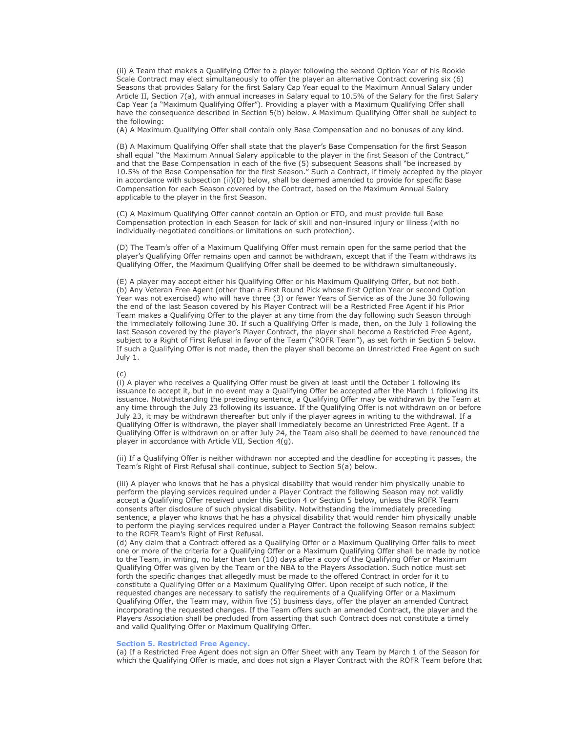(ii) A Team that makes a Qualifying Offer to a player following the second Option Year of his Rookie Scale Contract may elect simultaneously to offer the player an alternative Contract covering six (6) Seasons that provides Salary for the first Salary Cap Year equal to the Maximum Annual Salary under Article II, Section 7(a), with annual increases in Salary equal to 10.5% of the Salary for the first Salary Cap Year (a "Maximum Qualifying Offer"). Providing a player with a Maximum Qualifying Offer shall have the consequence described in Section 5(b) below. A Maximum Qualifying Offer shall be subject to the following:

(A) A Maximum Qualifying Offer shall contain only Base Compensation and no bonuses of any kind.

(B) A Maximum Qualifying Offer shall state that the player's Base Compensation for the first Season shall equal "the Maximum Annual Salary applicable to the player in the first Season of the Contract," and that the Base Compensation in each of the five (5) subsequent Seasons shall "be increased by 10.5% of the Base Compensation for the first Season." Such a Contract, if timely accepted by the player in accordance with subsection (ii)(D) below, shall be deemed amended to provide for specific Base Compensation for each Season covered by the Contract, based on the Maximum Annual Salary applicable to the player in the first Season.

(C) A Maximum Qualifying Offer cannot contain an Option or ETO, and must provide full Base Compensation protection in each Season for lack of skill and non-insured injury or illness (with no individually-negotiated conditions or limitations on such protection).

(D) The Team's offer of a Maximum Qualifying Offer must remain open for the same period that the player's Qualifying Offer remains open and cannot be withdrawn, except that if the Team withdraws its Qualifying Offer, the Maximum Qualifying Offer shall be deemed to be withdrawn simultaneously.

(E) A player may accept either his Qualifying Offer or his Maximum Qualifying Offer, but not both.

(b) Any Veteran Free Agent (other than a First Round Pick whose first Option Year or second Option Year was not exercised) who will have three (3) or fewer Years of Service as of the June 30 following the end of the last Season covered by his Player Contract will be a Restricted Free Agent if his Prior Team makes a Qualifying Offer to the player at any time from the day following such Season through the immediately following June 30. If such a Qualifying Offer is made, then, on the July 1 following the last Season covered by the player's Player Contract, the player shall become a Restricted Free Agent, subject to a Right of First Refusal in favor of the Team ("ROFR Team"), as set forth in Section 5 below. If such a Qualifying Offer is not made, then the player shall become an Unrestricted Free Agent on such July 1.

(c)

(i) A player who receives a Qualifying Offer must be given at least until the October 1 following its issuance to accept it, but in no event may a Qualifying Offer be accepted after the March 1 following its issuance. Notwithstanding the preceding sentence, a Qualifying Offer may be withdrawn by the Team at any time through the July 23 following its issuance. If the Qualifying Offer is not withdrawn on or before July 23, it may be withdrawn thereafter but only if the player agrees in writing to the withdrawal. If a Qualifying Offer is withdrawn, the player shall immediately become an Unrestricted Free Agent. If a Qualifying Offer is withdrawn on or after July 24, the Team also shall be deemed to have renounced the player in accordance with Article VII, Section 4(g).

(ii) If a Qualifying Offer is neither withdrawn nor accepted and the deadline for accepting it passes, the Team's Right of First Refusal shall continue, subject to Section 5(a) below.

(iii) A player who knows that he has a physical disability that would render him physically unable to perform the playing services required under a Player Contract the following Season may not validly accept a Qualifying Offer received under this Section 4 or Section 5 below, unless the ROFR Team consents after disclosure of such physical disability. Notwithstanding the immediately preceding sentence, a player who knows that he has a physical disability that would render him physically unable to perform the playing services required under a Player Contract the following Season remains subject to the ROFR Team's Right of First Refusal.

(d) Any claim that a Contract offered as a Qualifying Offer or a Maximum Qualifying Offer fails to meet one or more of the criteria for a Qualifying Offer or a Maximum Qualifying Offer shall be made by notice to the Team, in writing, no later than ten (10) days after a copy of the Qualifying Offer or Maximum Qualifying Offer was given by the Team or the NBA to the Players Association. Such notice must set forth the specific changes that allegedly must be made to the offered Contract in order for it to constitute a Qualifying Offer or a Maximum Qualifying Offer. Upon receipt of such notice, if the requested changes are necessary to satisfy the requirements of a Qualifying Offer or a Maximum Qualifying Offer, the Team may, within five (5) business days, offer the player an amended Contract incorporating the requested changes. If the Team offers such an amended Contract, the player and the Players Association shall be precluded from asserting that such Contract does not constitute a timely and valid Qualifying Offer or Maximum Qualifying Offer.

### Section 5. Restricted Free Agency.

(a) If a Restricted Free Agent does not sign an Offer Sheet with any Team by March 1 of the Season for which the Qualifying Offer is made, and does not sign a Player Contract with the ROFR Team before that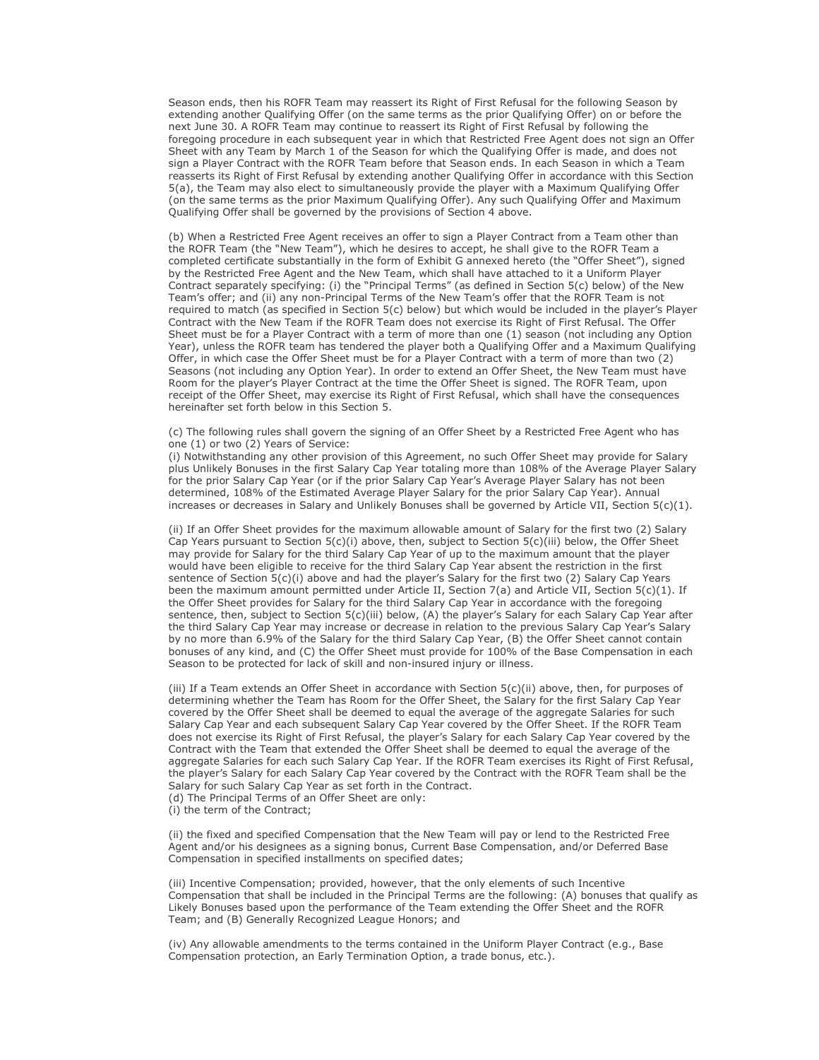Season ends, then his ROFR Team may reassert its Right of First Refusal for the following Season by extending another Qualifying Offer (on the same terms as the prior Qualifying Offer) on or before the next June 30. A ROFR Team may continue to reassert its Right of First Refusal by following the foregoing procedure in each subsequent year in which that Restricted Free Agent does not sign an Offer Sheet with any Team by March 1 of the Season for which the Qualifying Offer is made, and does not sign a Player Contract with the ROFR Team before that Season ends. In each Season in which a Team reasserts its Right of First Refusal by extending another Qualifying Offer in accordance with this Section 5(a), the Team may also elect to simultaneously provide the player with a Maximum Qualifying Offer (on the same terms as the prior Maximum Qualifying Offer). Any such Qualifying Offer and Maximum Qualifying Offer shall be governed by the provisions of Section 4 above.

(b) When a Restricted Free Agent receives an offer to sign a Player Contract from a Team other than the ROFR Team (the "New Team"), which he desires to accept, he shall give to the ROFR Team a completed certificate substantially in the form of Exhibit G annexed hereto (the "Offer Sheet"), signed by the Restricted Free Agent and the New Team, which shall have attached to it a Uniform Player Contract separately specifying: (i) the "Principal Terms" (as defined in Section 5(c) below) of the New Team's offer; and (ii) any non-Principal Terms of the New Team's offer that the ROFR Team is not required to match (as specified in Section 5(c) below) but which would be included in the player's Player Contract with the New Team if the ROFR Team does not exercise its Right of First Refusal. The Offer Sheet must be for a Player Contract with a term of more than one (1) season (not including any Option Year), unless the ROFR team has tendered the player both a Qualifying Offer and a Maximum Qualifying Offer, in which case the Offer Sheet must be for a Player Contract with a term of more than two (2) Seasons (not including any Option Year). In order to extend an Offer Sheet, the New Team must have Room for the player's Player Contract at the time the Offer Sheet is signed. The ROFR Team, upon receipt of the Offer Sheet, may exercise its Right of First Refusal, which shall have the consequences hereinafter set forth below in this Section 5.

(c) The following rules shall govern the signing of an Offer Sheet by a Restricted Free Agent who has one (1) or two (2) Years of Service:

(i) Notwithstanding any other provision of this Agreement, no such Offer Sheet may provide for Salary plus Unlikely Bonuses in the first Salary Cap Year totaling more than 108% of the Average Player Salary for the prior Salary Cap Year (or if the prior Salary Cap Year's Average Player Salary has not been determined, 108% of the Estimated Average Player Salary for the prior Salary Cap Year). Annual increases or decreases in Salary and Unlikely Bonuses shall be governed by Article VII, Section 5(c)(1).

(ii) If an Offer Sheet provides for the maximum allowable amount of Salary for the first two (2) Salary Cap Years pursuant to Section 5(c)(i) above, then, subject to Section 5(c)(iii) below, the Offer Sheet may provide for Salary for the third Salary Cap Year of up to the maximum amount that the player would have been eligible to receive for the third Salary Cap Year absent the restriction in the first sentence of Section 5(c)(i) above and had the player's Salary for the first two (2) Salary Cap Years been the maximum amount permitted under Article II, Section 7(a) and Article VII, Section 5(c)(1). If the Offer Sheet provides for Salary for the third Salary Cap Year in accordance with the foregoing sentence, then, subject to Section 5(c)(iii) below, (A) the player's Salary for each Salary Cap Year after the third Salary Cap Year may increase or decrease in relation to the previous Salary Cap Year's Salary by no more than 6.9% of the Salary for the third Salary Cap Year, (B) the Offer Sheet cannot contain bonuses of any kind, and (C) the Offer Sheet must provide for 100% of the Base Compensation in each Season to be protected for lack of skill and non-insured injury or illness.

(iii) If a Team extends an Offer Sheet in accordance with Section 5(c)(ii) above, then, for purposes of determining whether the Team has Room for the Offer Sheet, the Salary for the first Salary Cap Year covered by the Offer Sheet shall be deemed to equal the average of the aggregate Salaries for such Salary Cap Year and each subsequent Salary Cap Year covered by the Offer Sheet. If the ROFR Team does not exercise its Right of First Refusal, the player's Salary for each Salary Cap Year covered by the Contract with the Team that extended the Offer Sheet shall be deemed to equal the average of the aggregate Salaries for each such Salary Cap Year. If the ROFR Team exercises its Right of First Refusal, the player's Salary for each Salary Cap Year covered by the Contract with the ROFR Team shall be the Salary for such Salary Cap Year as set forth in the Contract.

(d) The Principal Terms of an Offer Sheet are only:

(i) the term of the Contract;

(ii) the fixed and specified Compensation that the New Team will pay or lend to the Restricted Free Agent and/or his designees as a signing bonus, Current Base Compensation, and/or Deferred Base Compensation in specified installments on specified dates;

(iii) Incentive Compensation; provided, however, that the only elements of such Incentive Compensation that shall be included in the Principal Terms are the following: (A) bonuses that qualify as Likely Bonuses based upon the performance of the Team extending the Offer Sheet and the ROFR Team; and (B) Generally Recognized League Honors; and

(iv) Any allowable amendments to the terms contained in the Uniform Player Contract (e.g., Base Compensation protection, an Early Termination Option, a trade bonus, etc.).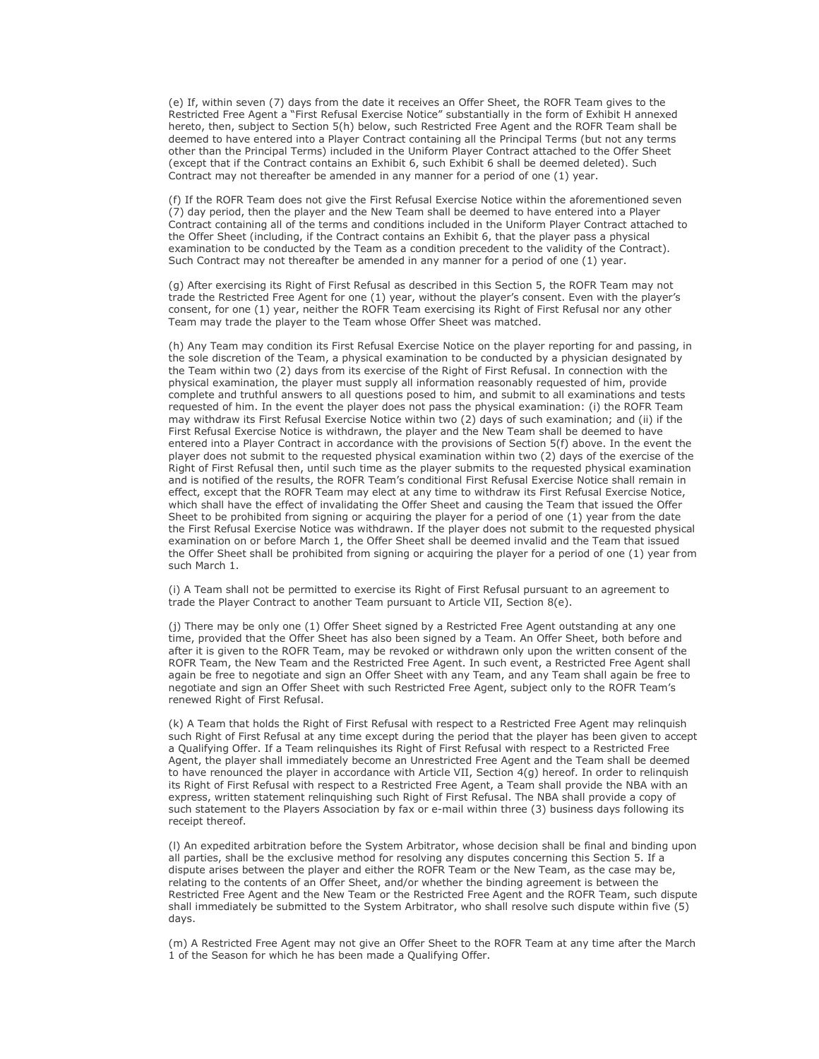(e) If, within seven (7) days from the date it receives an Offer Sheet, the ROFR Team gives to the Restricted Free Agent a "First Refusal Exercise Notice" substantially in the form of Exhibit H annexed hereto, then, subject to Section 5(h) below, such Restricted Free Agent and the ROFR Team shall be deemed to have entered into a Player Contract containing all the Principal Terms (but not any terms other than the Principal Terms) included in the Uniform Player Contract attached to the Offer Sheet (except that if the Contract contains an Exhibit 6, such Exhibit 6 shall be deemed deleted). Such Contract may not thereafter be amended in any manner for a period of one (1) year.

(f) If the ROFR Team does not give the First Refusal Exercise Notice within the aforementioned seven (7) day period, then the player and the New Team shall be deemed to have entered into a Player Contract containing all of the terms and conditions included in the Uniform Player Contract attached to the Offer Sheet (including, if the Contract contains an Exhibit 6, that the player pass a physical examination to be conducted by the Team as a condition precedent to the validity of the Contract). Such Contract may not thereafter be amended in any manner for a period of one (1) year.

(g) After exercising its Right of First Refusal as described in this Section 5, the ROFR Team may not trade the Restricted Free Agent for one (1) year, without the player's consent. Even with the player's consent, for one (1) year, neither the ROFR Team exercising its Right of First Refusal nor any other Team may trade the player to the Team whose Offer Sheet was matched.

(h) Any Team may condition its First Refusal Exercise Notice on the player reporting for and passing, in the sole discretion of the Team, a physical examination to be conducted by a physician designated by the Team within two (2) days from its exercise of the Right of First Refusal. In connection with the physical examination, the player must supply all information reasonably requested of him, provide complete and truthful answers to all questions posed to him, and submit to all examinations and tests requested of him. In the event the player does not pass the physical examination: (i) the ROFR Team may withdraw its First Refusal Exercise Notice within two (2) days of such examination; and (ii) if the First Refusal Exercise Notice is withdrawn, the player and the New Team shall be deemed to have entered into a Player Contract in accordance with the provisions of Section 5(f) above. In the event the player does not submit to the requested physical examination within two (2) days of the exercise of the Right of First Refusal then, until such time as the player submits to the requested physical examination and is notified of the results, the ROFR Team's conditional First Refusal Exercise Notice shall remain in effect, except that the ROFR Team may elect at any time to withdraw its First Refusal Exercise Notice, which shall have the effect of invalidating the Offer Sheet and causing the Team that issued the Offer Sheet to be prohibited from signing or acquiring the player for a period of one (1) year from the date the First Refusal Exercise Notice was withdrawn. If the player does not submit to the requested physical examination on or before March 1, the Offer Sheet shall be deemed invalid and the Team that issued the Offer Sheet shall be prohibited from signing or acquiring the player for a period of one (1) year from such March 1.

(i) A Team shall not be permitted to exercise its Right of First Refusal pursuant to an agreement to trade the Player Contract to another Team pursuant to Article VII, Section 8(e).

(j) There may be only one (1) Offer Sheet signed by a Restricted Free Agent outstanding at any one time, provided that the Offer Sheet has also been signed by a Team. An Offer Sheet, both before and after it is given to the ROFR Team, may be revoked or withdrawn only upon the written consent of the ROFR Team, the New Team and the Restricted Free Agent. In such event, a Restricted Free Agent shall again be free to negotiate and sign an Offer Sheet with any Team, and any Team shall again be free to negotiate and sign an Offer Sheet with such Restricted Free Agent, subject only to the ROFR Team's renewed Right of First Refusal.

(k) A Team that holds the Right of First Refusal with respect to a Restricted Free Agent may relinquish such Right of First Refusal at any time except during the period that the player has been given to accept a Qualifying Offer. If a Team relinquishes its Right of First Refusal with respect to a Restricted Free Agent, the player shall immediately become an Unrestricted Free Agent and the Team shall be deemed to have renounced the player in accordance with Article VII, Section 4(g) hereof. In order to relinquish its Right of First Refusal with respect to a Restricted Free Agent, a Team shall provide the NBA with an express, written statement relinquishing such Right of First Refusal. The NBA shall provide a copy of such statement to the Players Association by fax or e-mail within three (3) business days following its receipt thereof.

(l) An expedited arbitration before the System Arbitrator, whose decision shall be final and binding upon all parties, shall be the exclusive method for resolving any disputes concerning this Section 5. If a dispute arises between the player and either the ROFR Team or the New Team, as the case may be, relating to the contents of an Offer Sheet, and/or whether the binding agreement is between the Restricted Free Agent and the New Team or the Restricted Free Agent and the ROFR Team, such dispute shall immediately be submitted to the System Arbitrator, who shall resolve such dispute within five (5) days.

(m) A Restricted Free Agent may not give an Offer Sheet to the ROFR Team at any time after the March 1 of the Season for which he has been made a Qualifying Offer.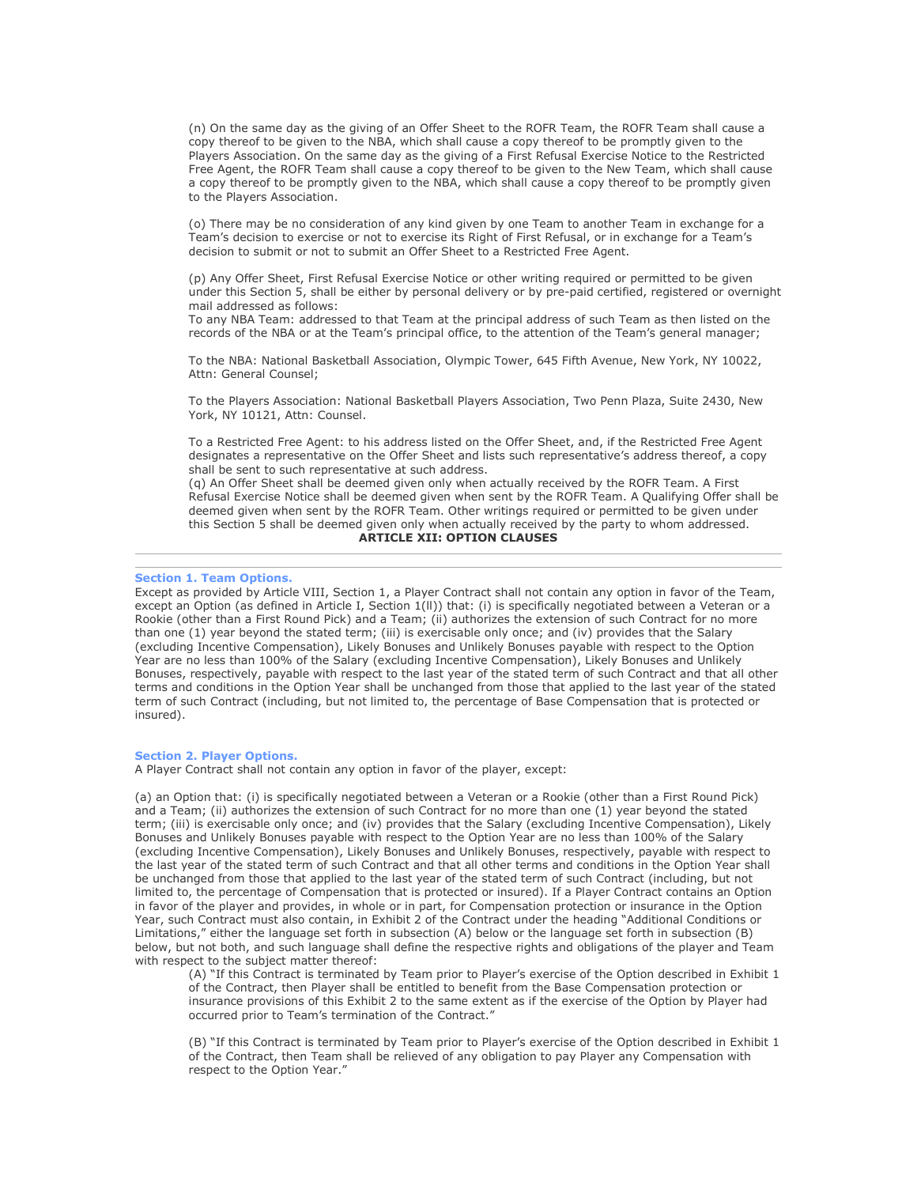(n) On the same day as the giving of an Offer Sheet to the ROFR Team, the ROFR Team shall cause a copy thereof to be given to the NBA, which shall cause a copy thereof to be promptly given to the Players Association. On the same day as the giving of a First Refusal Exercise Notice to the Restricted Free Agent, the ROFR Team shall cause a copy thereof to be given to the New Team, which shall cause a copy thereof to be promptly given to the NBA, which shall cause a copy thereof to be promptly given to the Players Association.

(o) There may be no consideration of any kind given by one Team to another Team in exchange for a Team's decision to exercise or not to exercise its Right of First Refusal, or in exchange for a Team's decision to submit or not to submit an Offer Sheet to a Restricted Free Agent.

(p) Any Offer Sheet, First Refusal Exercise Notice or other writing required or permitted to be given under this Section 5, shall be either by personal delivery or by pre-paid certified, registered or overnight mail addressed as follows:
To any NBA Team: addressed to that Team at the principal address of such Team as then listed on the records of the NBA or at the Team's principal office, to the attention of the Team's general manager;

To the NBA: National Basketball Association, Olympic Tower, 645 Fifth Avenue, New York, NY 10022, Attn: General Counsel;

To the Players Association: National Basketball Players Association, Two Penn Plaza, Suite 2430, New York, NY 10121, Attn: Counsel.

To a Restricted Free Agent: to his address listed on the Offer Sheet, and, if the Restricted Free Agent designates a representative on the Offer Sheet and lists such representative's address thereof, a copy shall be sent to such representative at such address.
(q) An Offer Sheet shall be deemed given only when actually received by the ROFR Team. A First Refusal Exercise Notice shall be deemed given when sent by the ROFR Team. A Qualifying Offer shall be deemed given when sent by the ROFR Team. Other writings required or permitted to be given under this Section 5 shall be deemed given only when actually received by the party to whom addressed.

## ARTICLE XII: OPTION CLAUSES

---

### Section 1. Team Options.

Except as provided by Article VIII, Section 1, a Player Contract shall not contain any option in favor of the Team, except an Option (as defined in Article I, Section 1(ll)) that: (i) is specifically negotiated between a Veteran or a Rookie (other than a First Round Pick) and a Team; (ii) authorizes the extension of such Contract for no more than one (1) year beyond the stated term; (iii) is exercisable only once; and (iv) provides that the Salary (excluding Incentive Compensation), Likely Bonuses and Unlikely Bonuses payable with respect to the Option Year are no less than 100% of the Salary (excluding Incentive Compensation), Likely Bonuses and Unlikely Bonuses, respectively, payable with respect to the last year of the stated term of such Contract and that all other terms and conditions in the Option Year shall be unchanged from those that applied to the last year of the stated term of such Contract (including, but not limited to, the percentage of Base Compensation that is protected or insured).

### Section 2. Player Options.

A Player Contract shall not contain any option in favor of the player, except:

(a) an Option that: (i) is specifically negotiated between a Veteran or a Rookie (other than a First Round Pick) and a Team; (ii) authorizes the extension of such Contract for no more than one (1) year beyond the stated term; (iii) is exercisable only once; and (iv) provides that the Salary (excluding Incentive Compensation), Likely Bonuses and Unlikely Bonuses payable with respect to the Option Year are no less than 100% of the Salary (excluding Incentive Compensation), Likely Bonuses and Unlikely Bonuses, respectively, payable with respect to the last year of the stated term of such Contract and that all other terms and conditions in the Option Year shall be unchanged from those that applied to the last year of the stated term of such Contract (including, but not limited to, the percentage of Compensation that is protected or insured). If a Player Contract contains an Option in favor of the player and provides, in whole or in part, for Compensation protection or insurance in the Option Year, such Contract must also contain, in Exhibit 2 of the Contract under the heading "Additional Conditions or Limitations," either the language set forth in subsection (A) below or the language set forth in subsection (B) below, but not both, and such language shall define the respective rights and obligations of the player and Team with respect to the subject matter thereof:

> (A) "If this Contract is terminated by Team prior to Player's exercise of the Option described in Exhibit 1 of the Contract, then Player shall be entitled to benefit from the Base Compensation protection or insurance provisions of this Exhibit 2 to the same extent as if the exercise of the Option by Player had occurred prior to Team's termination of the Contract."
>
> (B) "If this Contract is terminated by Team prior to Player's exercise of the Option described in Exhibit 1 of the Contract, then Team shall be relieved of any obligation to pay Player any Compensation with respect to the Option Year."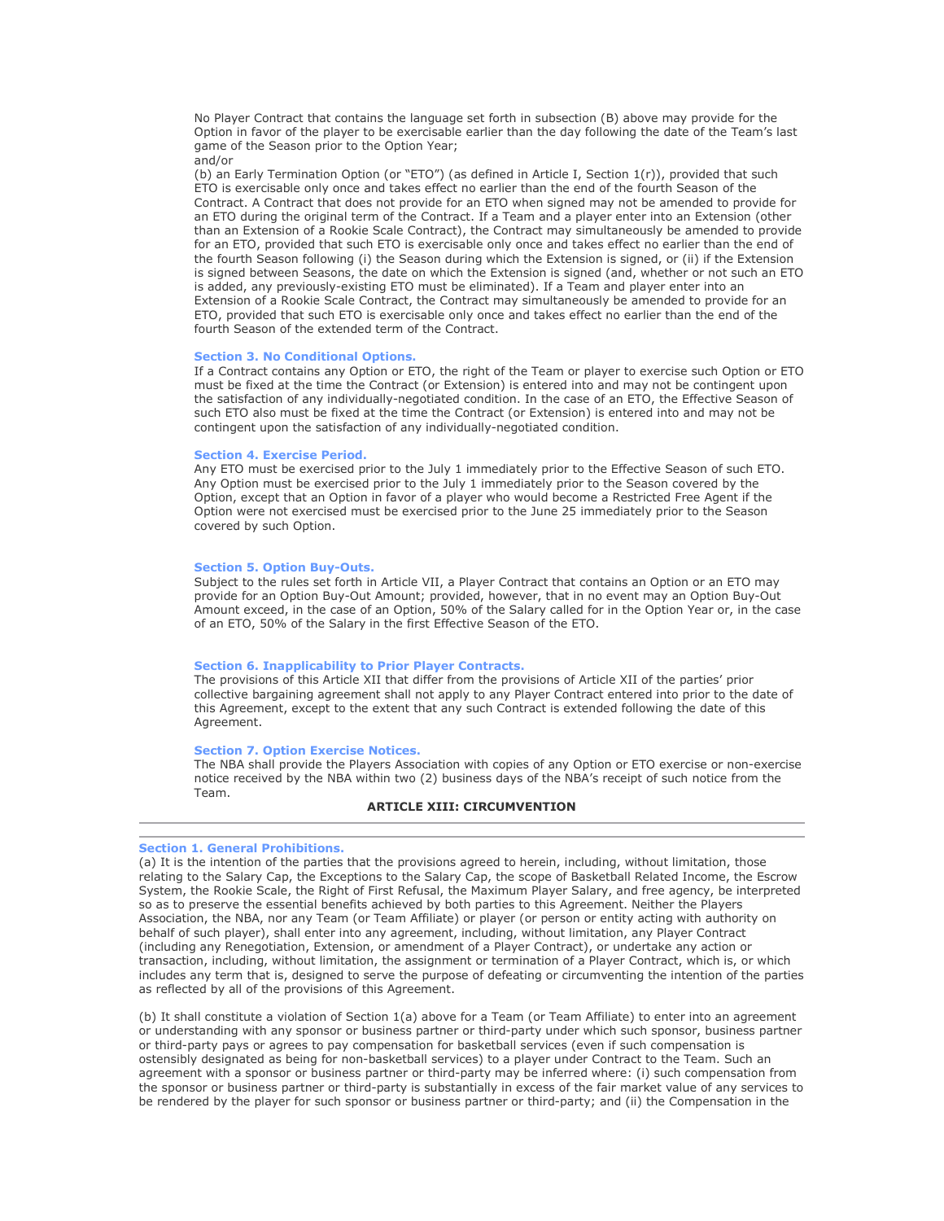No Player Contract that contains the language set forth in subsection (B) above may provide for the Option in favor of the player to be exercisable earlier than the day following the date of the Team's last game of the Season prior to the Option Year;
and/or
(b) an Early Termination Option (or "ETO") (as defined in Article I, Section 1(r)), provided that such ETO is exercisable only once and takes effect no earlier than the end of the fourth Season of the Contract. A Contract that does not provide for an ETO when signed may not be amended to provide for an ETO during the original term of the Contract. If a Team and a player enter into an Extension (other than an Extension of a Rookie Scale Contract), the Contract may simultaneously be amended to provide for an ETO, provided that such ETO is exercisable only once and takes effect no earlier than the end of the fourth Season following (i) the Season during which the Extension is signed, or (ii) if the Extension is signed between Seasons, the date on which the Extension is signed (and, whether or not such an ETO is added, any previously-existing ETO must be eliminated). If a Team and player enter into an Extension of a Rookie Scale Contract, the Contract may simultaneously be amended to provide for an ETO, provided that such ETO is exercisable only once and takes effect no earlier than the end of the fourth Season of the extended term of the Contract.

### Section 3. No Conditional Options.

If a Contract contains any Option or ETO, the right of the Team or player to exercise such Option or ETO must be fixed at the time the Contract (or Extension) is entered into and may not be contingent upon the satisfaction of any individually-negotiated condition. In the case of an ETO, the Effective Season of such ETO also must be fixed at the time the Contract (or Extension) is entered into and may not be contingent upon the satisfaction of any individually-negotiated condition.

### Section 4. Exercise Period.

Any ETO must be exercised prior to the July 1 immediately prior to the Effective Season of such ETO. Any Option must be exercised prior to the July 1 immediately prior to the Season covered by the Option, except that an Option in favor of a player who would become a Restricted Free Agent if the Option were not exercised must be exercised prior to the June 25 immediately prior to the Season covered by such Option.

### Section 5. Option Buy-Outs.

Subject to the rules set forth in Article VII, a Player Contract that contains an Option or an ETO may provide for an Option Buy-Out Amount; provided, however, that in no event may an Option Buy-Out Amount exceed, in the case of an Option, 50% of the Salary called for in the Option Year or, in the case of an ETO, 50% of the Salary in the first Effective Season of the ETO.

### Section 6. Inapplicability to Prior Player Contracts.

The provisions of this Article XII that differ from the provisions of Article XII of the parties' prior collective bargaining agreement shall not apply to any Player Contract entered into prior to the date of this Agreement, except to the extent that any such Contract is extended following the date of this Agreement.

### Section 7. Option Exercise Notices.

The NBA shall provide the Players Association with copies of any Option or ETO exercise or non-exercise notice received by the NBA within two (2) business days of the NBA's receipt of such notice from the Team.

## ARTICLE XIII: CIRCUMVENTION

---

### Section 1. General Prohibitions.

(a) It is the intention of the parties that the provisions agreed to herein, including, without limitation, those relating to the Salary Cap, the Exceptions to the Salary Cap, the scope of Basketball Related Income, the Escrow System, the Rookie Scale, the Right of First Refusal, the Maximum Player Salary, and free agency, be interpreted so as to preserve the essential benefits achieved by both parties to this Agreement. Neither the Players Association, the NBA, nor any Team (or Team Affiliate) or player (or person or entity acting with authority on behalf of such player), shall enter into any agreement, including, without limitation, any Player Contract (including any Renegotiation, Extension, or amendment of a Player Contract), or undertake any action or transaction, including, without limitation, the assignment or termination of a Player Contract, which is, or which includes any term that is, designed to serve the purpose of defeating or circumventing the intention of the parties as reflected by all of the provisions of this Agreement.

(b) It shall constitute a violation of Section 1(a) above for a Team (or Team Affiliate) to enter into an agreement or understanding with any sponsor or business partner or third-party under which such sponsor, business partner or third-party pays or agrees to pay compensation for basketball services (even if such compensation is ostensibly designated as being for non-basketball services) to a player under Contract to the Team. Such an agreement with a sponsor or business partner or third-party may be inferred where: (i) such compensation from the sponsor or business partner or third-party is substantially in excess of the fair market value of any services to be rendered by the player for such sponsor or business partner or third-party; and (ii) the Compensation in the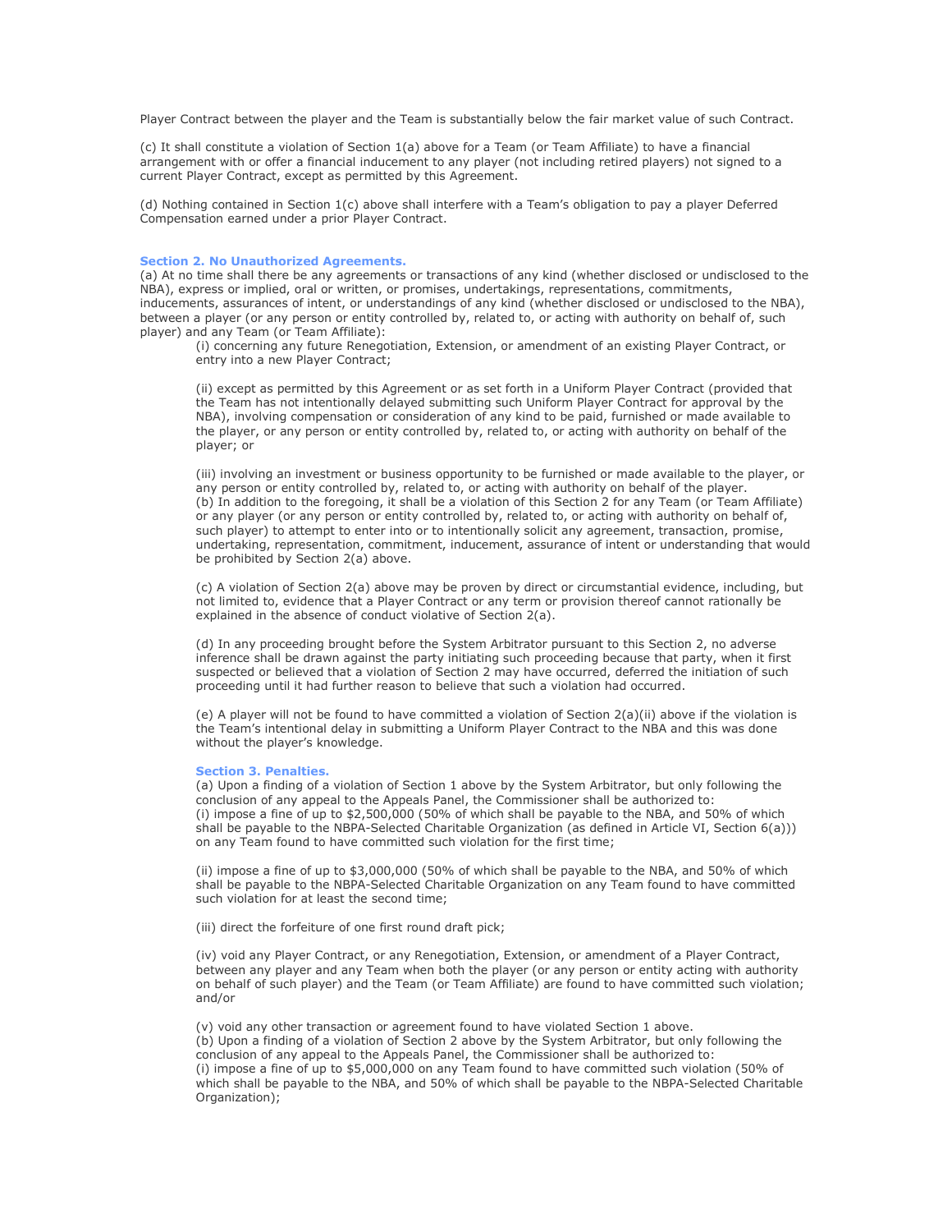Player Contract between the player and the Team is substantially below the fair market value of such Contract.

(c) It shall constitute a violation of Section 1(a) above for a Team (or Team Affiliate) to have a financial arrangement with or offer a financial inducement to any player (not including retired players) not signed to a current Player Contract, except as permitted by this Agreement.

(d) Nothing contained in Section 1(c) above shall interfere with a Team's obligation to pay a player Deferred Compensation earned under a prior Player Contract.

**Section 2. No Unauthorized Agreements.**

(a) At no time shall there be any agreements or transactions of any kind (whether disclosed or undisclosed to the NBA), express or implied, oral or written, or promises, undertakings, representations, commitments, inducements, assurances of intent, or understandings of any kind (whether disclosed or undisclosed to the NBA), between a player (or any person or entity controlled by, related to, or acting with authority on behalf of, such player) and any Team (or Team Affiliate):

(i) concerning any future Renegotiation, Extension, or amendment of an existing Player Contract, or entry into a new Player Contract;

(ii) except as permitted by this Agreement or as set forth in a Uniform Player Contract (provided that the Team has not intentionally delayed submitting such Uniform Player Contract for approval by the NBA), involving compensation or consideration of any kind to be paid, furnished or made available to the player, or any person or entity controlled by, related to, or acting with authority on behalf of the player; or

(iii) involving an investment or business opportunity to be furnished or made available to the player, or any person or entity controlled by, related to, or acting with authority on behalf of the player.

(b) In addition to the foregoing, it shall be a violation of this Section 2 for any Team (or Team Affiliate) or any player (or any person or entity controlled by, related to, or acting with authority on behalf of, such player) to attempt to enter into or to intentionally solicit any agreement, transaction, promise, undertaking, representation, commitment, inducement, assurance of intent or understanding that would be prohibited by Section 2(a) above.

(c) A violation of Section 2(a) above may be proven by direct or circumstantial evidence, including, but not limited to, evidence that a Player Contract or any term or provision thereof cannot rationally be explained in the absence of conduct violative of Section 2(a).

(d) In any proceeding brought before the System Arbitrator pursuant to this Section 2, no adverse inference shall be drawn against the party initiating such proceeding because that party, when it first suspected or believed that a violation of Section 2 may have occurred, deferred the initiation of such proceeding until it had further reason to believe that such a violation had occurred.

(e) A player will not be found to have committed a violation of Section 2(a)(ii) above if the violation is the Team's intentional delay in submitting a Uniform Player Contract to the NBA and this was done without the player's knowledge.

**Section 3. Penalties.**

(a) Upon a finding of a violation of Section 1 above by the System Arbitrator, but only following the conclusion of any appeal to the Appeals Panel, the Commissioner shall be authorized to:

(i) impose a fine of up to $2,500,000 (50% of which shall be payable to the NBA, and 50% of which shall be payable to the NBPA-Selected Charitable Organization (as defined in Article VI, Section 6(a))) on any Team found to have committed such violation for the first time;

(ii) impose a fine of up to $3,000,000 (50% of which shall be payable to the NBA, and 50% of which shall be payable to the NBPA-Selected Charitable Organization on any Team found to have committed such violation for at least the second time;

(iii) direct the forfeiture of one first round draft pick;

(iv) void any Player Contract, or any Renegotiation, Extension, or amendment of a Player Contract, between any player and any Team when both the player (or any person or entity acting with authority on behalf of such player) and the Team (or Team Affiliate) are found to have committed such violation; and/or

(v) void any other transaction or agreement found to have violated Section 1 above.

(b) Upon a finding of a violation of Section 2 above by the System Arbitrator, but only following the conclusion of any appeal to the Appeals Panel, the Commissioner shall be authorized to:

(i) impose a fine of up to $5,000,000 on any Team found to have committed such violation (50% of which shall be payable to the NBA, and 50% of which shall be payable to the NBPA-Selected Charitable Organization);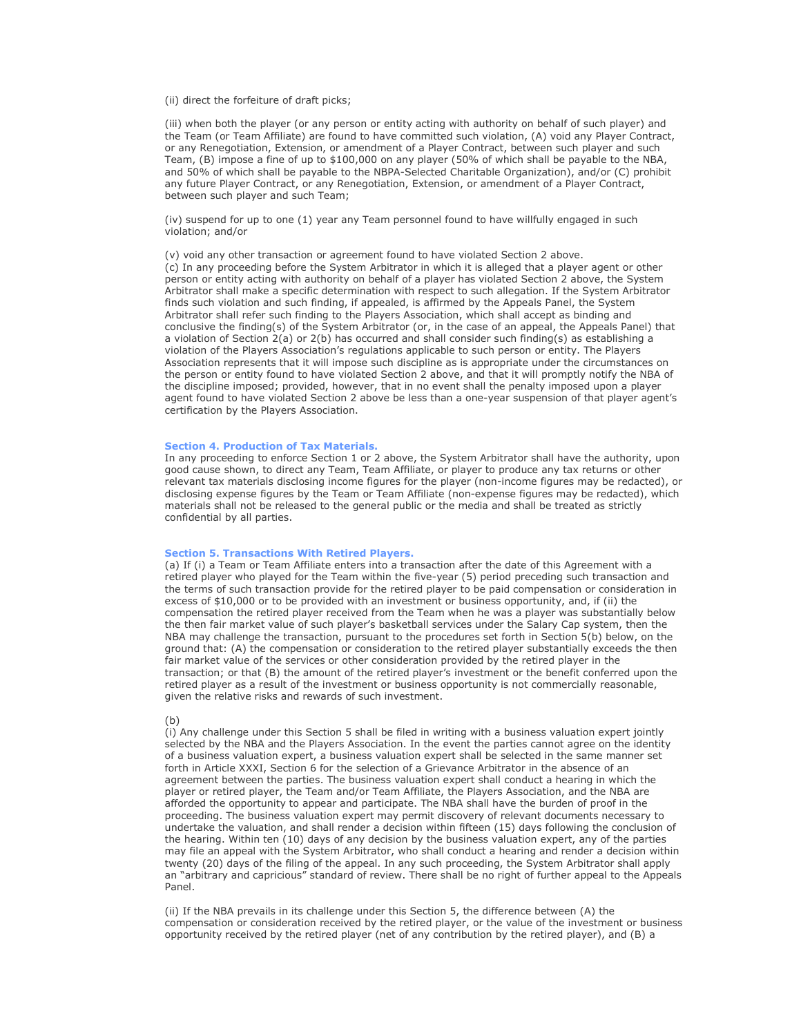(ii) direct the forfeiture of draft picks;

(iii) when both the player (or any person or entity acting with authority on behalf of such player) and the Team (or Team Affiliate) are found to have committed such violation, (A) void any Player Contract, or any Renegotiation, Extension, or amendment of a Player Contract, between such player and such Team, (B) impose a fine of up to $100,000 on any player (50% of which shall be payable to the NBA, and 50% of which shall be payable to the NBPA-Selected Charitable Organization), and/or (C) prohibit any future Player Contract, or any Renegotiation, Extension, or amendment of a Player Contract, between such player and such Team;

(iv) suspend for up to one (1) year any Team personnel found to have willfully engaged in such violation; and/or

(v) void any other transaction or agreement found to have violated Section 2 above.

(c) In any proceeding before the System Arbitrator in which it is alleged that a player agent or other person or entity acting with authority on behalf of a player has violated Section 2 above, the System Arbitrator shall make a specific determination with respect to such allegation. If the System Arbitrator finds such violation and such finding, if appealed, is affirmed by the Appeals Panel, the System Arbitrator shall refer such finding to the Players Association, which shall accept as binding and conclusive the finding(s) of the System Arbitrator (or, in the case of an appeal, the Appeals Panel) that a violation of Section 2(a) or 2(b) has occurred and shall consider such finding(s) as establishing a violation of the Players Association's regulations applicable to such person or entity. The Players Association represents that it will impose such discipline as is appropriate under the circumstances on the person or entity found to have violated Section 2 above, and that it will promptly notify the NBA of the discipline imposed; provided, however, that in no event shall the penalty imposed upon a player agent found to have violated Section 2 above be less than a one-year suspension of that player agent's certification by the Players Association.

### Section 4. Production of Tax Materials.

In any proceeding to enforce Section 1 or 2 above, the System Arbitrator shall have the authority, upon good cause shown, to direct any Team, Team Affiliate, or player to produce any tax returns or other relevant tax materials disclosing income figures for the player (non-income figures may be redacted), or disclosing expense figures by the Team or Team Affiliate (non-expense figures may be redacted), which materials shall not be released to the general public or the media and shall be treated as strictly confidential by all parties.

### Section 5. Transactions With Retired Players.

(a) If (i) a Team or Team Affiliate enters into a transaction after the date of this Agreement with a retired player who played for the Team within the five-year (5) period preceding such transaction and the terms of such transaction provide for the retired player to be paid compensation or consideration in excess of $10,000 or to be provided with an investment or business opportunity, and, if (ii) the compensation the retired player received from the Team when he was a player was substantially below the then fair market value of such player's basketball services under the Salary Cap system, then the NBA may challenge the transaction, pursuant to the procedures set forth in Section 5(b) below, on the ground that: (A) the compensation or consideration to the retired player substantially exceeds the then fair market value of the services or other consideration provided by the retired player in the transaction; or that (B) the amount of the retired player's investment or the benefit conferred upon the retired player as a result of the investment or business opportunity is not commercially reasonable, given the relative risks and rewards of such investment.

(b)

(i) Any challenge under this Section 5 shall be filed in writing with a business valuation expert jointly selected by the NBA and the Players Association. In the event the parties cannot agree on the identity of a business valuation expert, a business valuation expert shall be selected in the same manner set forth in Article XXXI, Section 6 for the selection of a Grievance Arbitrator in the absence of an agreement between the parties. The business valuation expert shall conduct a hearing in which the player or retired player, the Team and/or Team Affiliate, the Players Association, and the NBA are afforded the opportunity to appear and participate. The NBA shall have the burden of proof in the proceeding. The business valuation expert may permit discovery of relevant documents necessary to undertake the valuation, and shall render a decision within fifteen (15) days following the conclusion of the hearing. Within ten (10) days of any decision by the business valuation expert, any of the parties may file an appeal with the System Arbitrator, who shall conduct a hearing and render a decision within twenty (20) days of the filing of the appeal. In any such proceeding, the System Arbitrator shall apply an "arbitrary and capricious" standard of review. There shall be no right of further appeal to the Appeals Panel.

(ii) If the NBA prevails in its challenge under this Section 5, the difference between (A) the compensation or consideration received by the retired player, or the value of the investment or business opportunity received by the retired player (net of any contribution by the retired player), and (B) a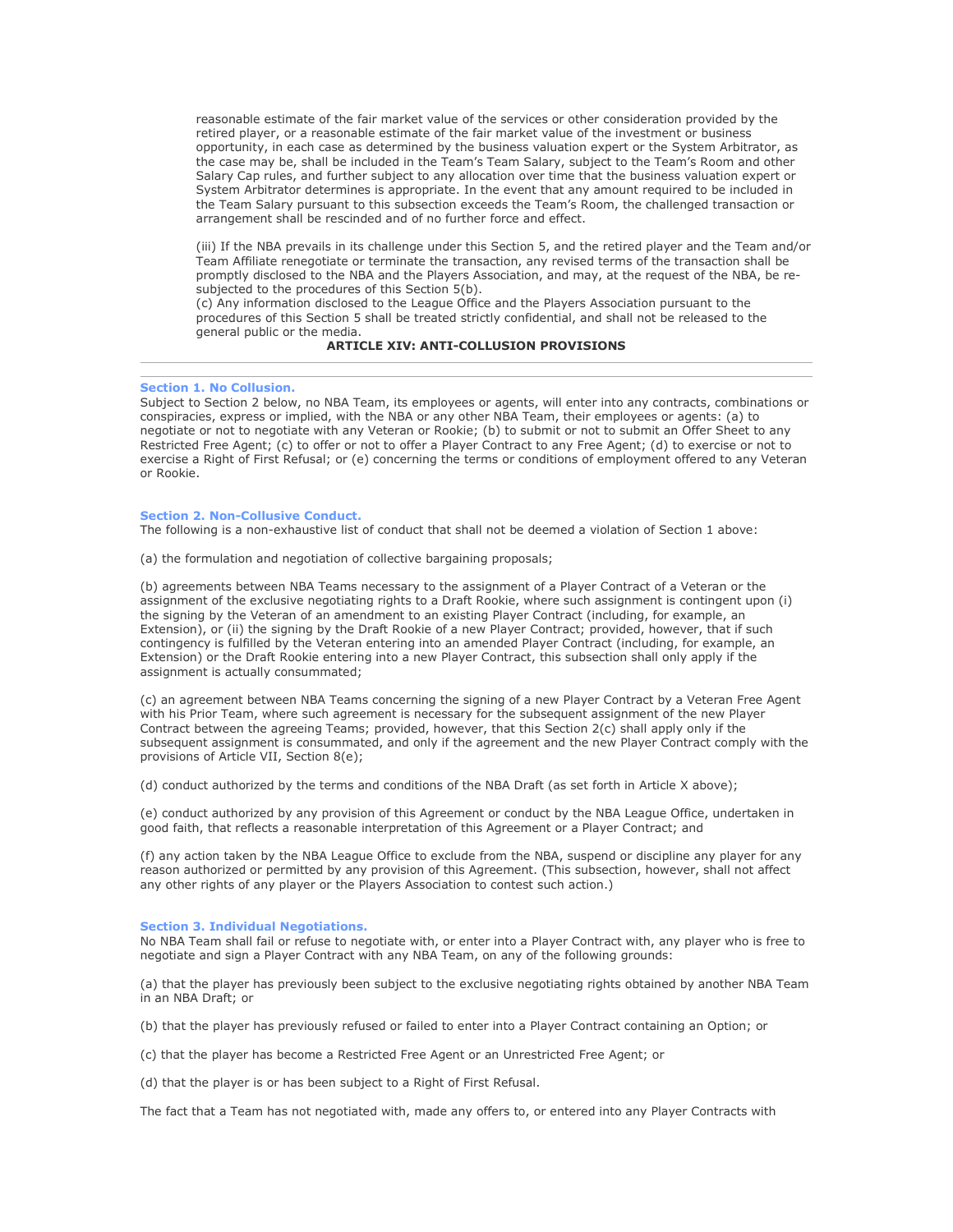reasonable estimate of the fair market value of the services or other consideration provided by the retired player, or a reasonable estimate of the fair market value of the investment or business opportunity, in each case as determined by the business valuation expert or the System Arbitrator, as the case may be, shall be included in the Team's Team Salary, subject to the Team's Room and other Salary Cap rules, and further subject to any allocation over time that the business valuation expert or System Arbitrator determines is appropriate. In the event that any amount required to be included in the Team Salary pursuant to this subsection exceeds the Team's Room, the challenged transaction or arrangement shall be rescinded and of no further force and effect.

(iii) If the NBA prevails in its challenge under this Section 5, and the retired player and the Team and/or Team Affiliate renegotiate or terminate the transaction, any revised terms of the transaction shall be promptly disclosed to the NBA and the Players Association, and may, at the request of the NBA, be re-subjected to the procedures of this Section 5(b).

(c) Any information disclosed to the League Office and the Players Association pursuant to the procedures of this Section 5 shall be treated strictly confidential, and shall not be released to the general public or the media.

## ARTICLE XIV: ANTI-COLLUSION PROVISIONS

---

### Section 1. No Collusion.

Subject to Section 2 below, no NBA Team, its employees or agents, will enter into any contracts, combinations or conspiracies, express or implied, with the NBA or any other NBA Team, their employees or agents: (a) to negotiate or not to negotiate with any Veteran or Rookie; (b) to submit or not to submit an Offer Sheet to any Restricted Free Agent; (c) to offer or not to offer a Player Contract to any Free Agent; (d) to exercise or not to exercise a Right of First Refusal; or (e) concerning the terms or conditions of employment offered to any Veteran or Rookie.

### Section 2. Non-Collusive Conduct.

The following is a non-exhaustive list of conduct that shall not be deemed a violation of Section 1 above:

(a) the formulation and negotiation of collective bargaining proposals;

(b) agreements between NBA Teams necessary to the assignment of a Player Contract of a Veteran or the assignment of the exclusive negotiating rights to a Draft Rookie, where such assignment is contingent upon (i) the signing by the Veteran of an amendment to an existing Player Contract (including, for example, an Extension), or (ii) the signing by the Draft Rookie of a new Player Contract; provided, however, that if such contingency is fulfilled by the Veteran entering into an amended Player Contract (including, for example, an Extension) or the Draft Rookie entering into a new Player Contract, this subsection shall only apply if the assignment is actually consummated;

(c) an agreement between NBA Teams concerning the signing of a new Player Contract by a Veteran Free Agent with his Prior Team, where such agreement is necessary for the subsequent assignment of the new Player Contract between the agreeing Teams; provided, however, that this Section 2(c) shall apply only if the subsequent assignment is consummated, and only if the agreement and the new Player Contract comply with the provisions of Article VII, Section 8(e);

(d) conduct authorized by the terms and conditions of the NBA Draft (as set forth in Article X above);

(e) conduct authorized by any provision of this Agreement or conduct by the NBA League Office, undertaken in good faith, that reflects a reasonable interpretation of this Agreement or a Player Contract; and

(f) any action taken by the NBA League Office to exclude from the NBA, suspend or discipline any player for any reason authorized or permitted by any provision of this Agreement. (This subsection, however, shall not affect any other rights of any player or the Players Association to contest such action.)

### Section 3. Individual Negotiations.

No NBA Team shall fail or refuse to negotiate with, or enter into a Player Contract with, any player who is free to negotiate and sign a Player Contract with any NBA Team, on any of the following grounds:

(a) that the player has previously been subject to the exclusive negotiating rights obtained by another NBA Team in an NBA Draft; or

(b) that the player has previously refused or failed to enter into a Player Contract containing an Option; or

(c) that the player has become a Restricted Free Agent or an Unrestricted Free Agent; or

(d) that the player is or has been subject to a Right of First Refusal.

The fact that a Team has not negotiated with, made any offers to, or entered into any Player Contracts with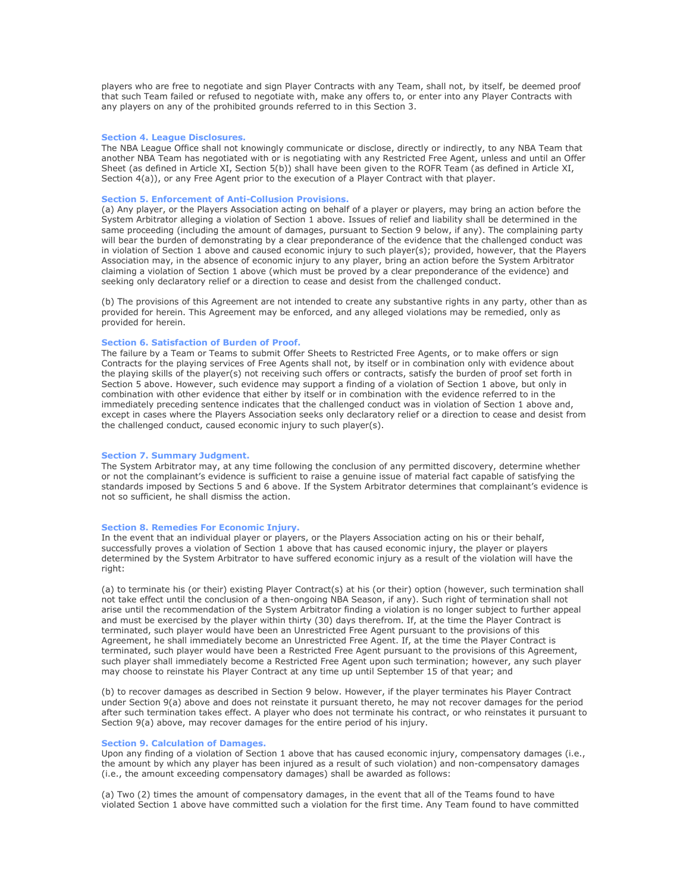players who are free to negotiate and sign Player Contracts with any Team, shall not, by itself, be deemed proof that such Team failed or refused to negotiate with, make any offers to, or enter into any Player Contracts with any players on any of the prohibited grounds referred to in this Section 3.

### Section 4. League Disclosures.

The NBA League Office shall not knowingly communicate or disclose, directly or indirectly, to any NBA Team that another NBA Team has negotiated with or is negotiating with any Restricted Free Agent, unless and until an Offer Sheet (as defined in Article XI, Section 5(b)) shall have been given to the ROFR Team (as defined in Article XI, Section 4(a)), or any Free Agent prior to the execution of a Player Contract with that player.

### Section 5. Enforcement of Anti-Collusion Provisions.

(a) Any player, or the Players Association acting on behalf of a player or players, may bring an action before the System Arbitrator alleging a violation of Section 1 above. Issues of relief and liability shall be determined in the same proceeding (including the amount of damages, pursuant to Section 9 below, if any). The complaining party will bear the burden of demonstrating by a clear preponderance of the evidence that the challenged conduct was in violation of Section 1 above and caused economic injury to such player(s); provided, however, that the Players Association may, in the absence of economic injury to any player, bring an action before the System Arbitrator claiming a violation of Section 1 above (which must be proved by a clear preponderance of the evidence) and seeking only declaratory relief or a direction to cease and desist from the challenged conduct.

(b) The provisions of this Agreement are not intended to create any substantive rights in any party, other than as provided for herein. This Agreement may be enforced, and any alleged violations may be remedied, only as provided for herein.

### Section 6. Satisfaction of Burden of Proof.

The failure by a Team or Teams to submit Offer Sheets to Restricted Free Agents, or to make offers or sign Contracts for the playing services of Free Agents shall not, by itself or in combination only with evidence about the playing skills of the player(s) not receiving such offers or contracts, satisfy the burden of proof set forth in Section 5 above. However, such evidence may support a finding of a violation of Section 1 above, but only in combination with other evidence that either by itself or in combination with the evidence referred to in the immediately preceding sentence indicates that the challenged conduct was in violation of Section 1 above and, except in cases where the Players Association seeks only declaratory relief or a direction to cease and desist from the challenged conduct, caused economic injury to such player(s).

### Section 7. Summary Judgment.

The System Arbitrator may, at any time following the conclusion of any permitted discovery, determine whether or not the complainant's evidence is sufficient to raise a genuine issue of material fact capable of satisfying the standards imposed by Sections 5 and 6 above. If the System Arbitrator determines that complainant's evidence is not so sufficient, he shall dismiss the action.

### Section 8. Remedies For Economic Injury.

In the event that an individual player or players, or the Players Association acting on his or their behalf, successfully proves a violation of Section 1 above that has caused economic injury, the player or players determined by the System Arbitrator to have suffered economic injury as a result of the violation will have the right:

(a) to terminate his (or their) existing Player Contract(s) at his (or their) option (however, such termination shall not take effect until the conclusion of a then-ongoing NBA Season, if any). Such right of termination shall not arise until the recommendation of the System Arbitrator finding a violation is no longer subject to further appeal and must be exercised by the player within thirty (30) days therefrom. If, at the time the Player Contract is terminated, such player would have been an Unrestricted Free Agent pursuant to the provisions of this Agreement, he shall immediately become an Unrestricted Free Agent. If, at the time the Player Contract is terminated, such player would have been a Restricted Free Agent pursuant to the provisions of this Agreement, such player shall immediately become a Restricted Free Agent upon such termination; however, any such player may choose to reinstate his Player Contract at any time up until September 15 of that year; and

(b) to recover damages as described in Section 9 below. However, if the player terminates his Player Contract under Section 9(a) above and does not reinstate it pursuant thereto, he may not recover damages for the period after such termination takes effect. A player who does not terminate his contract, or who reinstates it pursuant to Section 9(a) above, may recover damages for the entire period of his injury.

### Section 9. Calculation of Damages.

Upon any finding of a violation of Section 1 above that has caused economic injury, compensatory damages (i.e., the amount by which any player has been injured as a result of such violation) and non-compensatory damages (i.e., the amount exceeding compensatory damages) shall be awarded as follows:

(a) Two (2) times the amount of compensatory damages, in the event that all of the Teams found to have violated Section 1 above have committed such a violation for the first time. Any Team found to have committed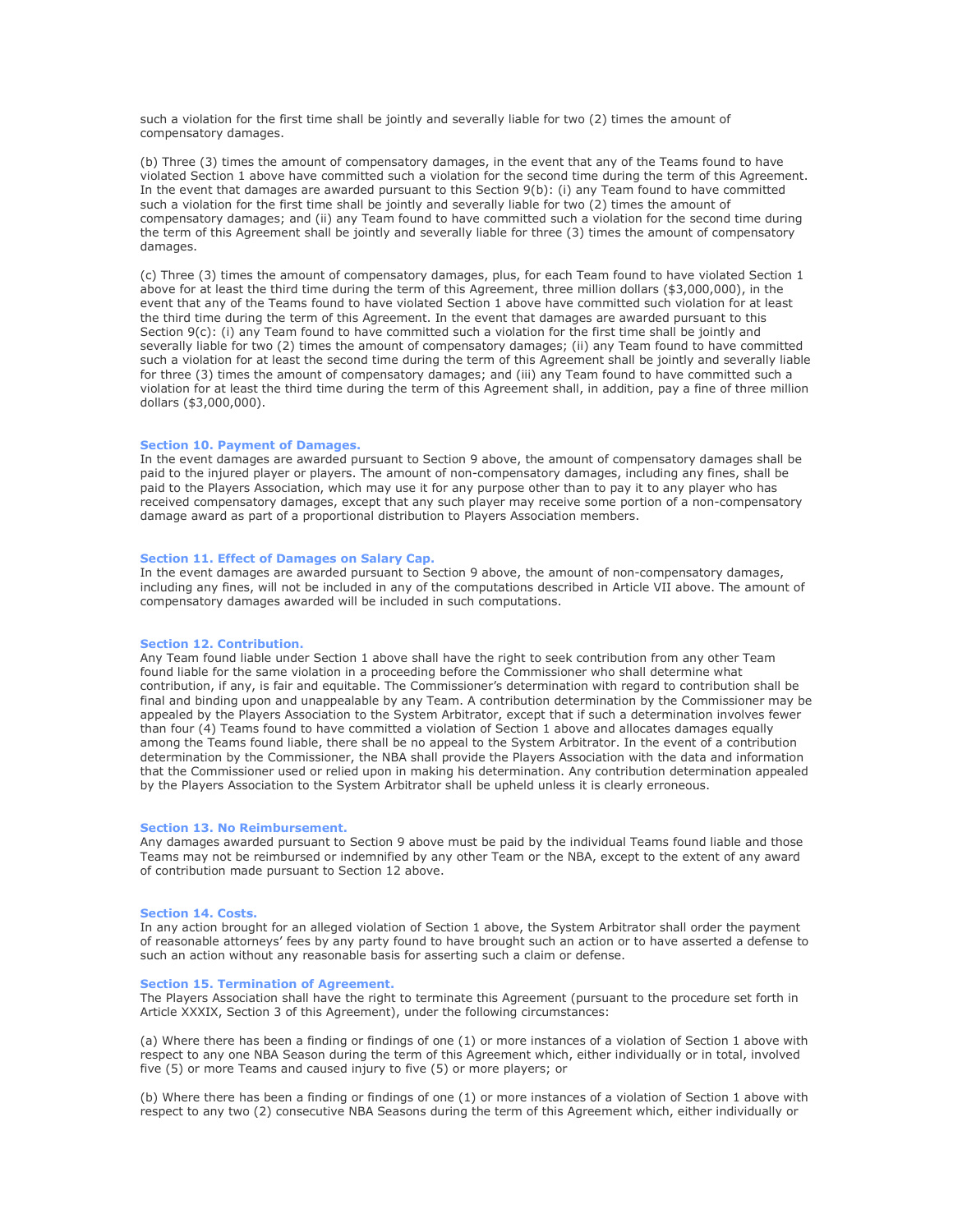such a violation for the first time shall be jointly and severally liable for two (2) times the amount of compensatory damages.

(b) Three (3) times the amount of compensatory damages, in the event that any of the Teams found to have violated Section 1 above have committed such a violation for the second time during the term of this Agreement. In the event that damages are awarded pursuant to this Section 9(b): (i) any Team found to have committed such a violation for the first time shall be jointly and severally liable for two (2) times the amount of compensatory damages; and (ii) any Team found to have committed such a violation for the second time during the term of this Agreement shall be jointly and severally liable for three (3) times the amount of compensatory damages.

(c) Three (3) times the amount of compensatory damages, plus, for each Team found to have violated Section 1 above for at least the third time during the term of this Agreement, three million dollars ($3,000,000), in the event that any of the Teams found to have violated Section 1 above have committed such violation for at least the third time during the term of this Agreement. In the event that damages are awarded pursuant to this Section 9(c): (i) any Team found to have committed such a violation for the first time shall be jointly and severally liable for two (2) times the amount of compensatory damages; (ii) any Team found to have committed such a violation for at least the second time during the term of this Agreement shall be jointly and severally liable for three (3) times the amount of compensatory damages; and (iii) any Team found to have committed such a violation for at least the third time during the term of this Agreement shall, in addition, pay a fine of three million dollars ($3,000,000).

### Section 10. Payment of Damages.

In the event damages are awarded pursuant to Section 9 above, the amount of compensatory damages shall be paid to the injured player or players. The amount of non-compensatory damages, including any fines, shall be paid to the Players Association, which may use it for any purpose other than to pay it to any player who has received compensatory damages, except that any such player may receive some portion of a non-compensatory damage award as part of a proportional distribution to Players Association members.

### Section 11. Effect of Damages on Salary Cap.

In the event damages are awarded pursuant to Section 9 above, the amount of non-compensatory damages, including any fines, will not be included in any of the computations described in Article VII above. The amount of compensatory damages awarded will be included in such computations.

### Section 12. Contribution.

Any Team found liable under Section 1 above shall have the right to seek contribution from any other Team found liable for the same violation in a proceeding before the Commissioner who shall determine what contribution, if any, is fair and equitable. The Commissioner's determination with regard to contribution shall be final and binding upon and unappealable by any Team. A contribution determination by the Commissioner may be appealed by the Players Association to the System Arbitrator, except that if such a determination involves fewer than four (4) Teams found to have committed a violation of Section 1 above and allocates damages equally among the Teams found liable, there shall be no appeal to the System Arbitrator. In the event of a contribution determination by the Commissioner, the NBA shall provide the Players Association with the data and information that the Commissioner used or relied upon in making his determination. Any contribution determination appealed by the Players Association to the System Arbitrator shall be upheld unless it is clearly erroneous.

### Section 13. No Reimbursement.

Any damages awarded pursuant to Section 9 above must be paid by the individual Teams found liable and those Teams may not be reimbursed or indemnified by any other Team or the NBA, except to the extent of any award of contribution made pursuant to Section 12 above.

### Section 14. Costs.

In any action brought for an alleged violation of Section 1 above, the System Arbitrator shall order the payment of reasonable attorneys' fees by any party found to have brought such an action or to have asserted a defense to such an action without any reasonable basis for asserting such a claim or defense.

### Section 15. Termination of Agreement.

The Players Association shall have the right to terminate this Agreement (pursuant to the procedure set forth in Article XXXIX, Section 3 of this Agreement), under the following circumstances:

(a) Where there has been a finding or findings of one (1) or more instances of a violation of Section 1 above with respect to any one NBA Season during the term of this Agreement which, either individually or in total, involved five (5) or more Teams and caused injury to five (5) or more players; or

(b) Where there has been a finding or findings of one (1) or more instances of a violation of Section 1 above with respect to any two (2) consecutive NBA Seasons during the term of this Agreement which, either individually or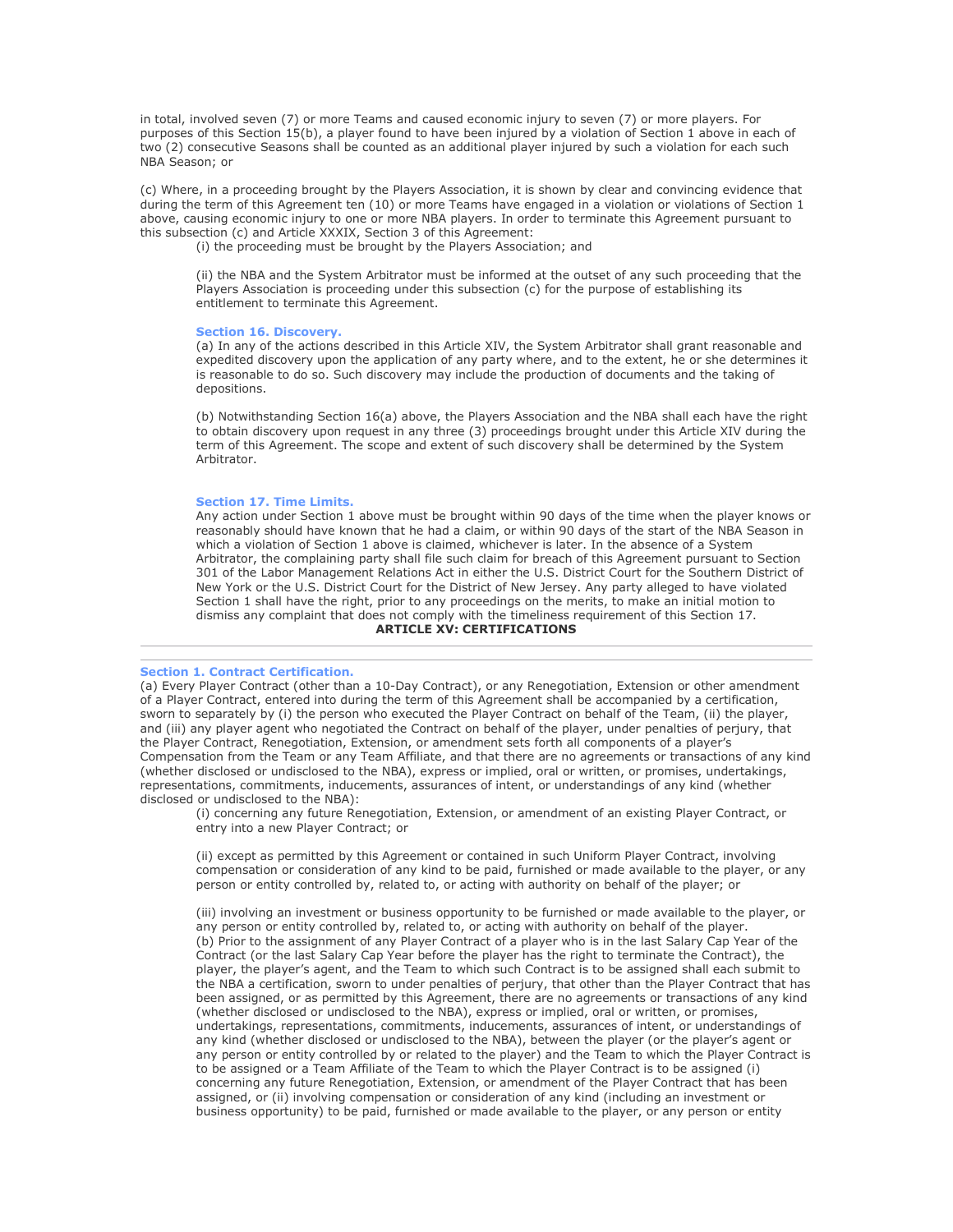in total, involved seven (7) or more Teams and caused economic injury to seven (7) or more players. For purposes of this Section 15(b), a player found to have been injured by a violation of Section 1 above in each of two (2) consecutive Seasons shall be counted as an additional player injured by such a violation for each such NBA Season; or

(c) Where, in a proceeding brought by the Players Association, it is shown by clear and convincing evidence that during the term of this Agreement ten (10) or more Teams have engaged in a violation or violations of Section 1 above, causing economic injury to one or more NBA players. In order to terminate this Agreement pursuant to this subsection (c) and Article XXXIX, Section 3 of this Agreement:

(i) the proceeding must be brought by the Players Association; and

(ii) the NBA and the System Arbitrator must be informed at the outset of any such proceeding that the Players Association is proceeding under this subsection (c) for the purpose of establishing its entitlement to terminate this Agreement.

### Section 16. Discovery.

(a) In any of the actions described in this Article XIV, the System Arbitrator shall grant reasonable and expedited discovery upon the application of any party where, and to the extent, he or she determines it is reasonable to do so. Such discovery may include the production of documents and the taking of depositions.

(b) Notwithstanding Section 16(a) above, the Players Association and the NBA shall each have the right to obtain discovery upon request in any three (3) proceedings brought under this Article XIV during the term of this Agreement. The scope and extent of such discovery shall be determined by the System Arbitrator.

### Section 17. Time Limits.

Any action under Section 1 above must be brought within 90 days of the time when the player knows or reasonably should have known that he had a claim, or within 90 days of the start of the NBA Season in which a violation of Section 1 above is claimed, whichever is later. In the absence of a System Arbitrator, the complaining party shall file such claim for breach of this Agreement pursuant to Section 301 of the Labor Management Relations Act in either the U.S. District Court for the Southern District of New York or the U.S. District Court for the District of New Jersey. Any party alleged to have violated Section 1 shall have the right, prior to any proceedings on the merits, to make an initial motion to dismiss any complaint that does not comply with the timeliness requirement of this Section 17.

## ARTICLE XV: CERTIFICATIONS

---

### Section 1. Contract Certification.

(a) Every Player Contract (other than a 10-Day Contract), or any Renegotiation, Extension or other amendment of a Player Contract, entered into during the term of this Agreement shall be accompanied by a certification, sworn to separately by (i) the person who executed the Player Contract on behalf of the Team, (ii) the player, and (iii) any player agent who negotiated the Contract on behalf of the player, under penalties of perjury, that the Player Contract, Renegotiation, Extension, or amendment sets forth all components of a player's Compensation from the Team or any Team Affiliate, and that there are no agreements or transactions of any kind (whether disclosed or undisclosed to the NBA), express or implied, oral or written, or promises, undertakings, representations, commitments, inducements, assurances of intent, or understandings of any kind (whether disclosed or undisclosed to the NBA):

(i) concerning any future Renegotiation, Extension, or amendment of an existing Player Contract, or entry into a new Player Contract; or

(ii) except as permitted by this Agreement or contained in such Uniform Player Contract, involving compensation or consideration of any kind to be paid, furnished or made available to the player, or any person or entity controlled by, related to, or acting with authority on behalf of the player; or

(iii) involving an investment or business opportunity to be furnished or made available to the player, or any person or entity controlled by, related to, or acting with authority on behalf of the player.

(b) Prior to the assignment of any Player Contract of a player who is in the last Salary Cap Year of the Contract (or the last Salary Cap Year before the player has the right to terminate the Contract), the player, the player's agent, and the Team to which such Contract is to be assigned shall each submit to the NBA a certification, sworn to under penalties of perjury, that other than the Player Contract that has been assigned, or as permitted by this Agreement, there are no agreements or transactions of any kind (whether disclosed or undisclosed to the NBA), express or implied, oral or written, or promises, undertakings, representations, commitments, inducements, assurances of intent, or understandings of any kind (whether disclosed or undisclosed to the NBA), between the player (or the player's agent or any person or entity controlled by or related to the player) and the Team to which the Player Contract is to be assigned or a Team Affiliate of the Team to which the Player Contract is to be assigned (i) concerning any future Renegotiation, Extension, or amendment of the Player Contract that has been assigned, or (ii) involving compensation or consideration of any kind (including an investment or business opportunity) to be paid, furnished or made available to the player, or any person or entity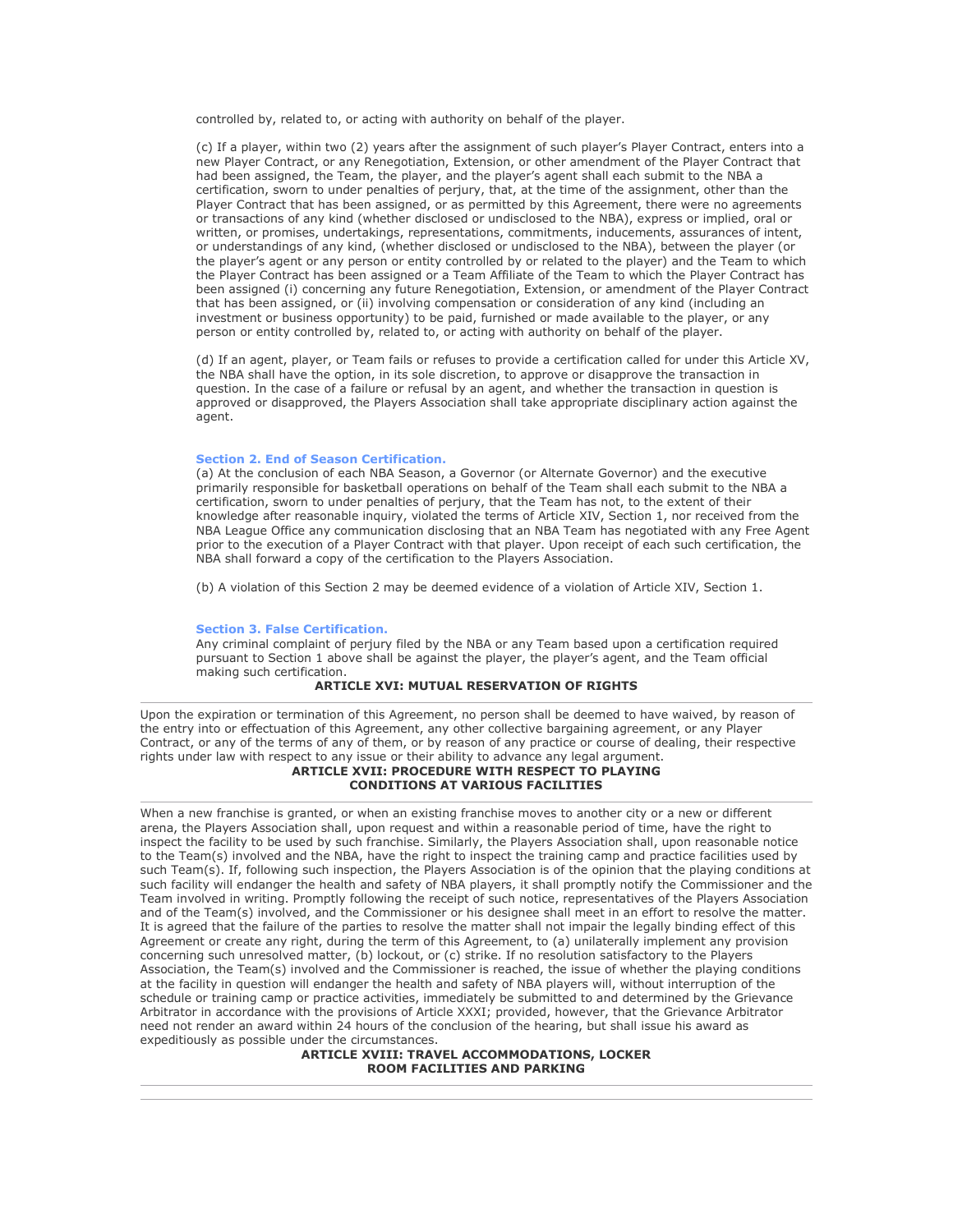controlled by, related to, or acting with authority on behalf of the player.

(c) If a player, within two (2) years after the assignment of such player's Player Contract, enters into a new Player Contract, or any Renegotiation, Extension, or other amendment of the Player Contract that had been assigned, the Team, the player, and the player's agent shall each submit to the NBA a certification, sworn to under penalties of perjury, that, at the time of the assignment, other than the Player Contract that has been assigned, or as permitted by this Agreement, there were no agreements or transactions of any kind (whether disclosed or undisclosed to the NBA), express or implied, oral or written, or promises, undertakings, representations, commitments, inducements, assurances of intent, or understandings of any kind, (whether disclosed or undisclosed to the NBA), between the player (or the player's agent or any person or entity controlled by or related to the player) and the Team to which the Player Contract has been assigned or a Team Affiliate of the Team to which the Player Contract has been assigned (i) concerning any future Renegotiation, Extension, or amendment of the Player Contract that has been assigned, or (ii) involving compensation or consideration of any kind (including an investment or business opportunity) to be paid, furnished or made available to the player, or any person or entity controlled by, related to, or acting with authority on behalf of the player.

(d) If an agent, player, or Team fails or refuses to provide a certification called for under this Article XV, the NBA shall have the option, in its sole discretion, to approve or disapprove the transaction in question. In the case of a failure or refusal by an agent, and whether the transaction in question is approved or disapproved, the Players Association shall take appropriate disciplinary action against the agent.

### Section 2. End of Season Certification.

(a) At the conclusion of each NBA Season, a Governor (or Alternate Governor) and the executive primarily responsible for basketball operations on behalf of the Team shall each submit to the NBA a certification, sworn to under penalties of perjury, that the Team has not, to the extent of their knowledge after reasonable inquiry, violated the terms of Article XIV, Section 1, nor received from the NBA League Office any communication disclosing that an NBA Team has negotiated with any Free Agent prior to the execution of a Player Contract with that player. Upon receipt of each such certification, the NBA shall forward a copy of the certification to the Players Association.

(b) A violation of this Section 2 may be deemed evidence of a violation of Article XIV, Section 1.

### Section 3. False Certification.

Any criminal complaint of perjury filed by the NBA or any Team based upon a certification required pursuant to Section 1 above shall be against the player, the player's agent, and the Team official making such certification.

## ARTICLE XVI: MUTUAL RESERVATION OF RIGHTS

Upon the expiration or termination of this Agreement, no person shall be deemed to have waived, by reason of the entry into or effectuation of this Agreement, any other collective bargaining agreement, or any Player Contract, or any of the terms of any of them, or by reason of any practice or course of dealing, their respective rights under law with respect to any issue or their ability to advance any legal argument.

## ARTICLE XVII: PROCEDURE WITH RESPECT TO PLAYING CONDITIONS AT VARIOUS FACILITIES

When a new franchise is granted, or when an existing franchise moves to another city or a new or different arena, the Players Association shall, upon request and within a reasonable period of time, have the right to inspect the facility to be used by such franchise. Similarly, the Players Association shall, upon reasonable notice to the Team(s) involved and the NBA, have the right to inspect the training camp and practice facilities used by such Team(s). If, following such inspection, the Players Association is of the opinion that the playing conditions at such facility will endanger the health and safety of NBA players, it shall promptly notify the Commissioner and the Team involved in writing. Promptly following the receipt of such notice, representatives of the Players Association and of the Team(s) involved, and the Commissioner or his designee shall meet in an effort to resolve the matter. It is agreed that the failure of the parties to resolve the matter shall not impair the legally binding effect of this Agreement or create any right, during the term of this Agreement, to (a) unilaterally implement any provision concerning such unresolved matter, (b) lockout, or (c) strike. If no resolution satisfactory to the Players Association, the Team(s) involved and the Commissioner is reached, the issue of whether the playing conditions at the facility in question will endanger the health and safety of NBA players will, without interruption of the schedule or training camp or practice activities, immediately be submitted to and determined by the Grievance Arbitrator in accordance with the provisions of Article XXXI; provided, however, that the Grievance Arbitrator need not render an award within 24 hours of the conclusion of the hearing, but shall issue his award as expeditiously as possible under the circumstances.

## ARTICLE XVIII: TRAVEL ACCOMMODATIONS, LOCKER ROOM FACILITIES AND PARKING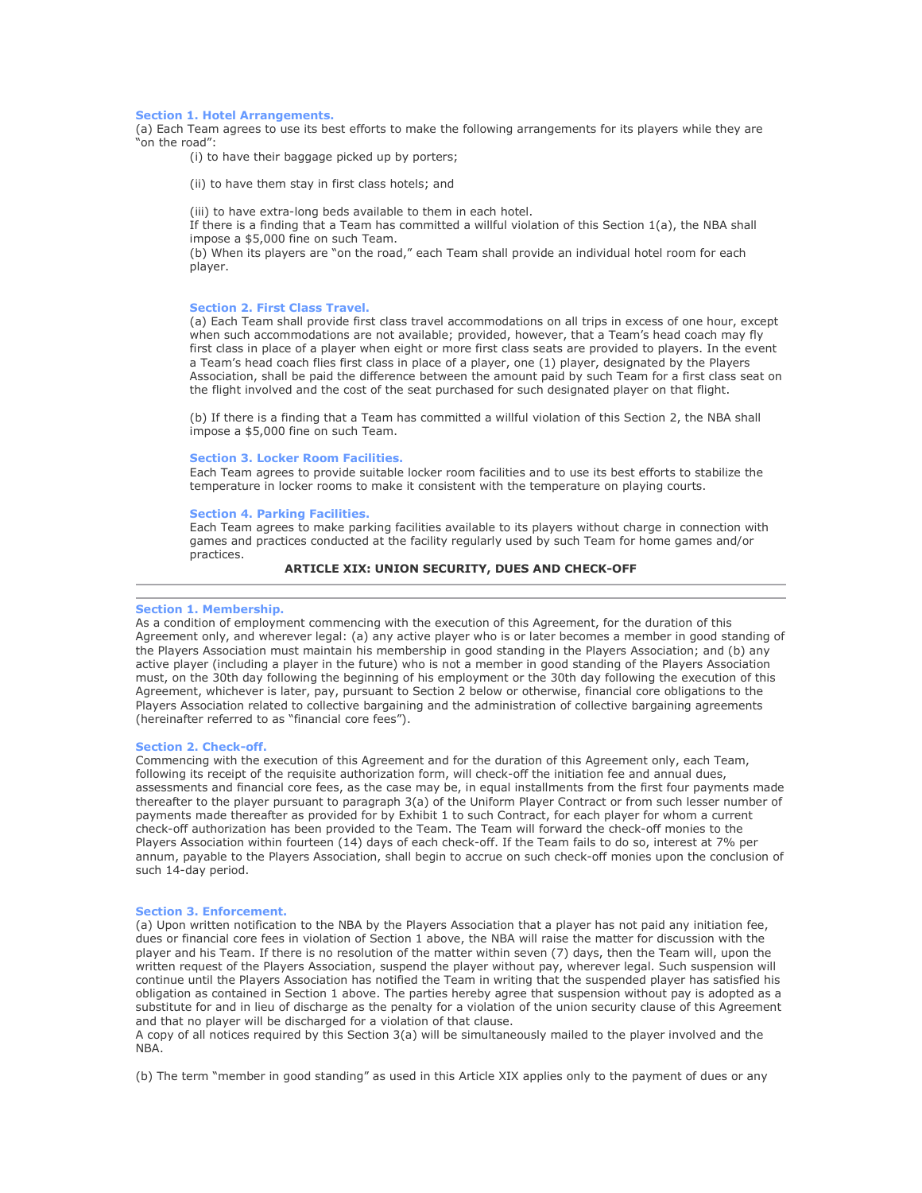### Section 1. Hotel Arrangements.

(a) Each Team agrees to use its best efforts to make the following arrangements for its players while they are "on the road":

(i) to have their baggage picked up by porters;

(ii) to have them stay in first class hotels; and

(iii) to have extra-long beds available to them in each hotel.

If there is a finding that a Team has committed a willful violation of this Section 1(a), the NBA shall impose a $5,000 fine on such Team.

(b) When its players are "on the road," each Team shall provide an individual hotel room for each player.

### Section 2. First Class Travel.

(a) Each Team shall provide first class travel accommodations on all trips in excess of one hour, except when such accommodations are not available; provided, however, that a Team's head coach may fly first class in place of a player when eight or more first class seats are provided to players. In the event a Team's head coach flies first class in place of a player, one (1) player, designated by the Players Association, shall be paid the difference between the amount paid by such Team for a first class seat on the flight involved and the cost of the seat purchased for such designated player on that flight.

(b) If there is a finding that a Team has committed a willful violation of this Section 2, the NBA shall impose a $5,000 fine on such Team.

### Section 3. Locker Room Facilities.

Each Team agrees to provide suitable locker room facilities and to use its best efforts to stabilize the temperature in locker rooms to make it consistent with the temperature on playing courts.

### Section 4. Parking Facilities.

Each Team agrees to make parking facilities available to its players without charge in connection with games and practices conducted at the facility regularly used by such Team for home games and/or practices.

## ARTICLE XIX: UNION SECURITY, DUES AND CHECK-OFF

---

### Section 1. Membership.

As a condition of employment commencing with the execution of this Agreement, for the duration of this Agreement only, and wherever legal: (a) any active player who is or later becomes a member in good standing of the Players Association must maintain his membership in good standing in the Players Association; and (b) any active player (including a player in the future) who is not a member in good standing of the Players Association must, on the 30th day following the beginning of his employment or the 30th day following the execution of this Agreement, whichever is later, pay, pursuant to Section 2 below or otherwise, financial core obligations to the Players Association related to collective bargaining and the administration of collective bargaining agreements (hereinafter referred to as "financial core fees").

### Section 2. Check-off.

Commencing with the execution of this Agreement and for the duration of this Agreement only, each Team, following its receipt of the requisite authorization form, will check-off the initiation fee and annual dues, assessments and financial core fees, as the case may be, in equal installments from the first four payments made thereafter to the player pursuant to paragraph 3(a) of the Uniform Player Contract or from such lesser number of payments made thereafter as provided for by Exhibit 1 to such Contract, for each player for whom a current check-off authorization has been provided to the Team. The Team will forward the check-off monies to the Players Association within fourteen (14) days of each check-off. If the Team fails to do so, interest at 7% per annum, payable to the Players Association, shall begin to accrue on such check-off monies upon the conclusion of such 14-day period.

### Section 3. Enforcement.

(a) Upon written notification to the NBA by the Players Association that a player has not paid any initiation fee, dues or financial core fees in violation of Section 1 above, the NBA will raise the matter for discussion with the player and his Team. If there is no resolution of the matter within seven (7) days, then the Team will, upon the written request of the Players Association, suspend the player without pay, wherever legal. Such suspension will continue until the Players Association has notified the Team in writing that the suspended player has satisfied his obligation as contained in Section 1 above. The parties hereby agree that suspension without pay is adopted as a substitute for and in lieu of discharge as the penalty for a violation of the union security clause of this Agreement and that no player will be discharged for a violation of that clause.

A copy of all notices required by this Section 3(a) will be simultaneously mailed to the player involved and the NBA.

(b) The term "member in good standing" as used in this Article XIX applies only to the payment of dues or any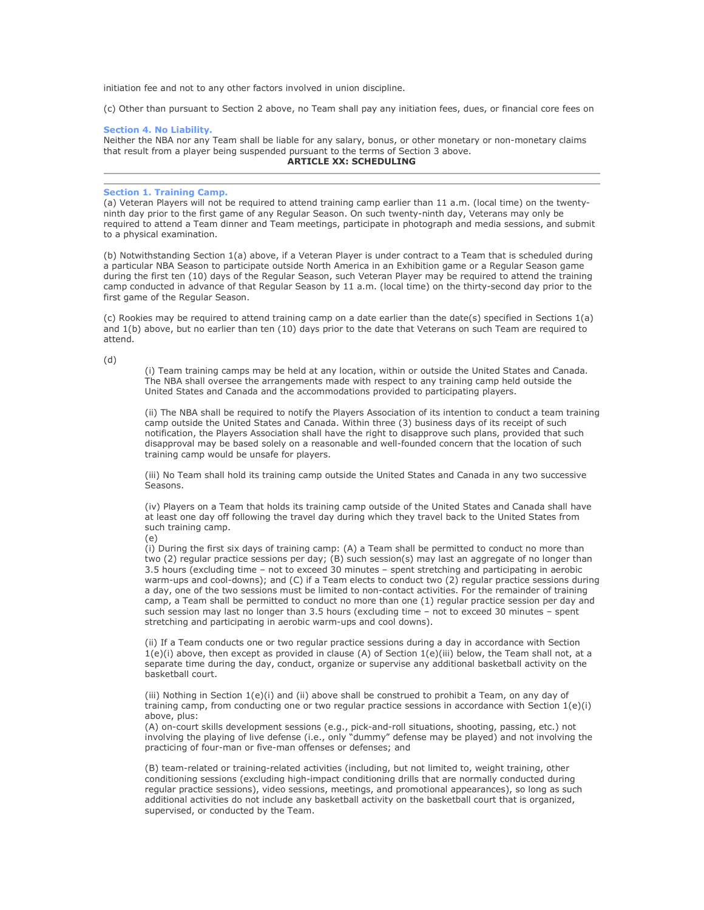initiation fee and not to any other factors involved in union discipline.

(c) Other than pursuant to Section 2 above, no Team shall pay any initiation fees, dues, or financial core fees on

**Section 4. No Liability.**
Neither the NBA nor any Team shall be liable for any salary, bonus, or other monetary or non-monetary claims that result from a player being suspended pursuant to the terms of Section 3 above.

## ARTICLE XX: SCHEDULING

---

**Section 1. Training Camp.**
(a) Veteran Players will not be required to attend training camp earlier than 11 a.m. (local time) on the twenty-ninth day prior to the first game of any Regular Season. On such twenty-ninth day, Veterans may only be required to attend a Team dinner and Team meetings, participate in photograph and media sessions, and submit to a physical examination.

(b) Notwithstanding Section 1(a) above, if a Veteran Player is under contract to a Team that is scheduled during a particular NBA Season to participate outside North America in an Exhibition game or a Regular Season game during the first ten (10) days of the Regular Season, such Veteran Player may be required to attend the training camp conducted in advance of that Regular Season by 11 a.m. (local time) on the thirty-second day prior to the first game of the Regular Season.

(c) Rookies may be required to attend training camp on a date earlier than the date(s) specified in Sections 1(a) and 1(b) above, but no earlier than ten (10) days prior to the date that Veterans on such Team are required to attend.

(d)

(i) Team training camps may be held at any location, within or outside the United States and Canada. The NBA shall oversee the arrangements made with respect to any training camp held outside the United States and Canada and the accommodations provided to participating players.

(ii) The NBA shall be required to notify the Players Association of its intention to conduct a team training camp outside the United States and Canada. Within three (3) business days of its receipt of such notification, the Players Association shall have the right to disapprove such plans, provided that such disapproval may be based solely on a reasonable and well-founded concern that the location of such training camp would be unsafe for players.

(iii) No Team shall hold its training camp outside the United States and Canada in any two successive Seasons.

(iv) Players on a Team that holds its training camp outside of the United States and Canada shall have at least one day off following the travel day during which they travel back to the United States from such training camp.

(e)

(i) During the first six days of training camp: (A) a Team shall be permitted to conduct no more than two (2) regular practice sessions per day; (B) such session(s) may last an aggregate of no longer than 3.5 hours (excluding time – not to exceed 30 minutes – spent stretching and participating in aerobic warm-ups and cool-downs); and (C) if a Team elects to conduct two (2) regular practice sessions during a day, one of the two sessions must be limited to non-contact activities. For the remainder of training camp, a Team shall be permitted to conduct no more than one (1) regular practice session per day and such session may last no longer than 3.5 hours (excluding time – not to exceed 30 minutes – spent stretching and participating in aerobic warm-ups and cool downs).

(ii) If a Team conducts one or two regular practice sessions during a day in accordance with Section 1(e)(i) above, then except as provided in clause (A) of Section 1(e)(iii) below, the Team shall not, at a separate time during the day, conduct, organize or supervise any additional basketball activity on the basketball court.

(iii) Nothing in Section 1(e)(i) and (ii) above shall be construed to prohibit a Team, on any day of training camp, from conducting one or two regular practice sessions in accordance with Section 1(e)(i) above, plus:

(A) on-court skills development sessions (e.g., pick-and-roll situations, shooting, passing, etc.) not involving the playing of live defense (i.e., only "dummy" defense may be played) and not involving the practicing of four-man or five-man offenses or defenses; and

(B) team-related or training-related activities (including, but not limited to, weight training, other conditioning sessions (excluding high-impact conditioning drills that are normally conducted during regular practice sessions), video sessions, meetings, and promotional appearances), so long as such additional activities do not include any basketball activity on the basketball court that is organized, supervised, or conducted by the Team.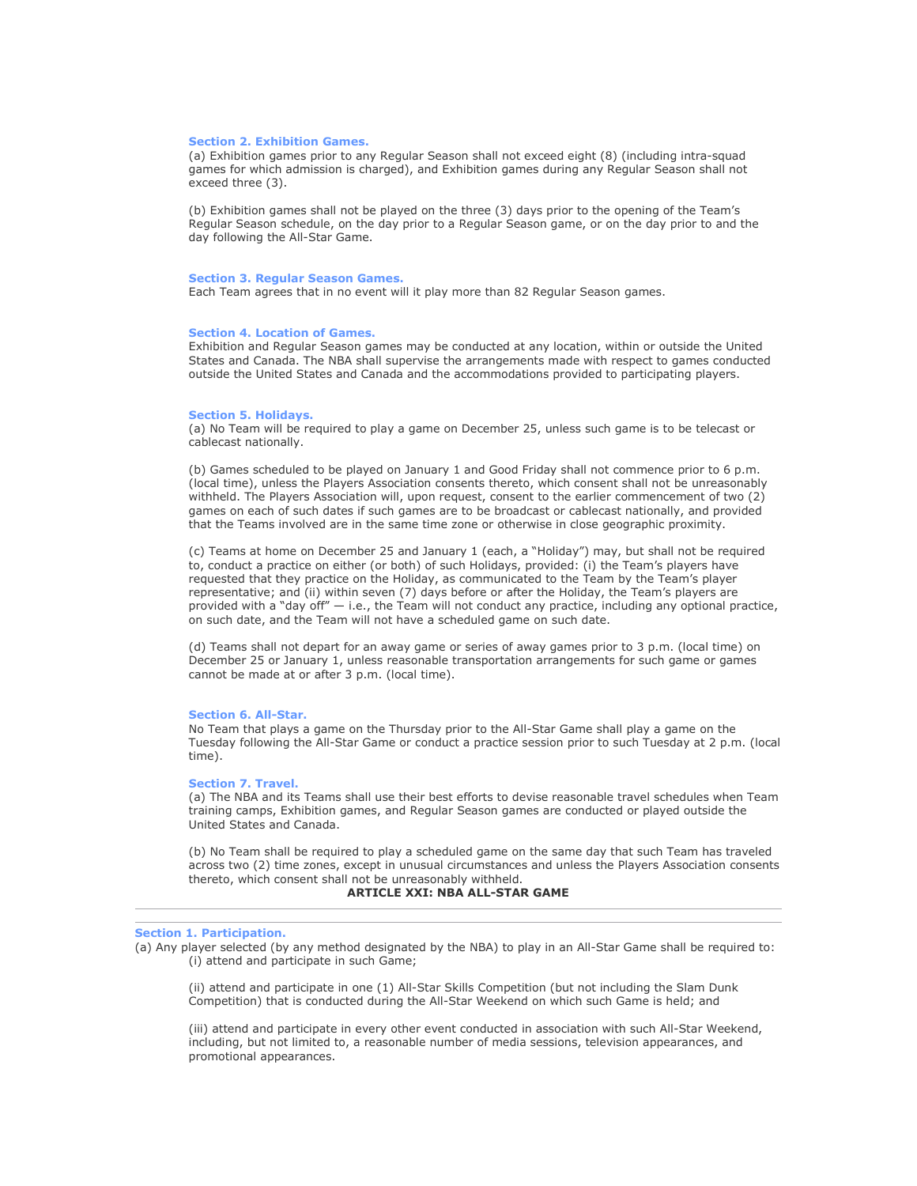### Section 2. Exhibition Games.

(a) Exhibition games prior to any Regular Season shall not exceed eight (8) (including intra-squad games for which admission is charged), and Exhibition games during any Regular Season shall not exceed three (3).

(b) Exhibition games shall not be played on the three (3) days prior to the opening of the Team's Regular Season schedule, on the day prior to a Regular Season game, or on the day prior to and the day following the All-Star Game.

### Section 3. Regular Season Games.

Each Team agrees that in no event will it play more than 82 Regular Season games.

### Section 4. Location of Games.

Exhibition and Regular Season games may be conducted at any location, within or outside the United States and Canada. The NBA shall supervise the arrangements made with respect to games conducted outside the United States and Canada and the accommodations provided to participating players.

### Section 5. Holidays.

(a) No Team will be required to play a game on December 25, unless such game is to be telecast or cablecast nationally.

(b) Games scheduled to be played on January 1 and Good Friday shall not commence prior to 6 p.m. (local time), unless the Players Association consents thereto, which consent shall not be unreasonably withheld. The Players Association will, upon request, consent to the earlier commencement of two (2) games on each of such dates if such games are to be broadcast or cablecast nationally, and provided that the Teams involved are in the same time zone or otherwise in close geographic proximity.

(c) Teams at home on December 25 and January 1 (each, a "Holiday") may, but shall not be required to, conduct a practice on either (or both) of such Holidays, provided: (i) the Team's players have requested that they practice on the Holiday, as communicated to the Team by the Team's player representative; and (ii) within seven (7) days before or after the Holiday, the Team's players are provided with a "day off" — i.e., the Team will not conduct any practice, including any optional practice, on such date, and the Team will not have a scheduled game on such date.

(d) Teams shall not depart for an away game or series of away games prior to 3 p.m. (local time) on December 25 or January 1, unless reasonable transportation arrangements for such game or games cannot be made at or after 3 p.m. (local time).

### Section 6. All-Star.

No Team that plays a game on the Thursday prior to the All-Star Game shall play a game on the Tuesday following the All-Star Game or conduct a practice session prior to such Tuesday at 2 p.m. (local time).

### Section 7. Travel.

(a) The NBA and its Teams shall use their best efforts to devise reasonable travel schedules when Team training camps, Exhibition games, and Regular Season games are conducted or played outside the United States and Canada.

(b) No Team shall be required to play a scheduled game on the same day that such Team has traveled across two (2) time zones, except in unusual circumstances and unless the Players Association consents thereto, which consent shall not be unreasonably withheld.

## ARTICLE XXI: NBA ALL-STAR GAME

---

### Section 1. Participation.

(a) Any player selected (by any method designated by the NBA) to play in an All-Star Game shall be required to:

(i) attend and participate in such Game;

(ii) attend and participate in one (1) All-Star Skills Competition (but not including the Slam Dunk Competition) that is conducted during the All-Star Weekend on which such Game is held; and

(iii) attend and participate in every other event conducted in association with such All-Star Weekend, including, but not limited to, a reasonable number of media sessions, television appearances, and promotional appearances.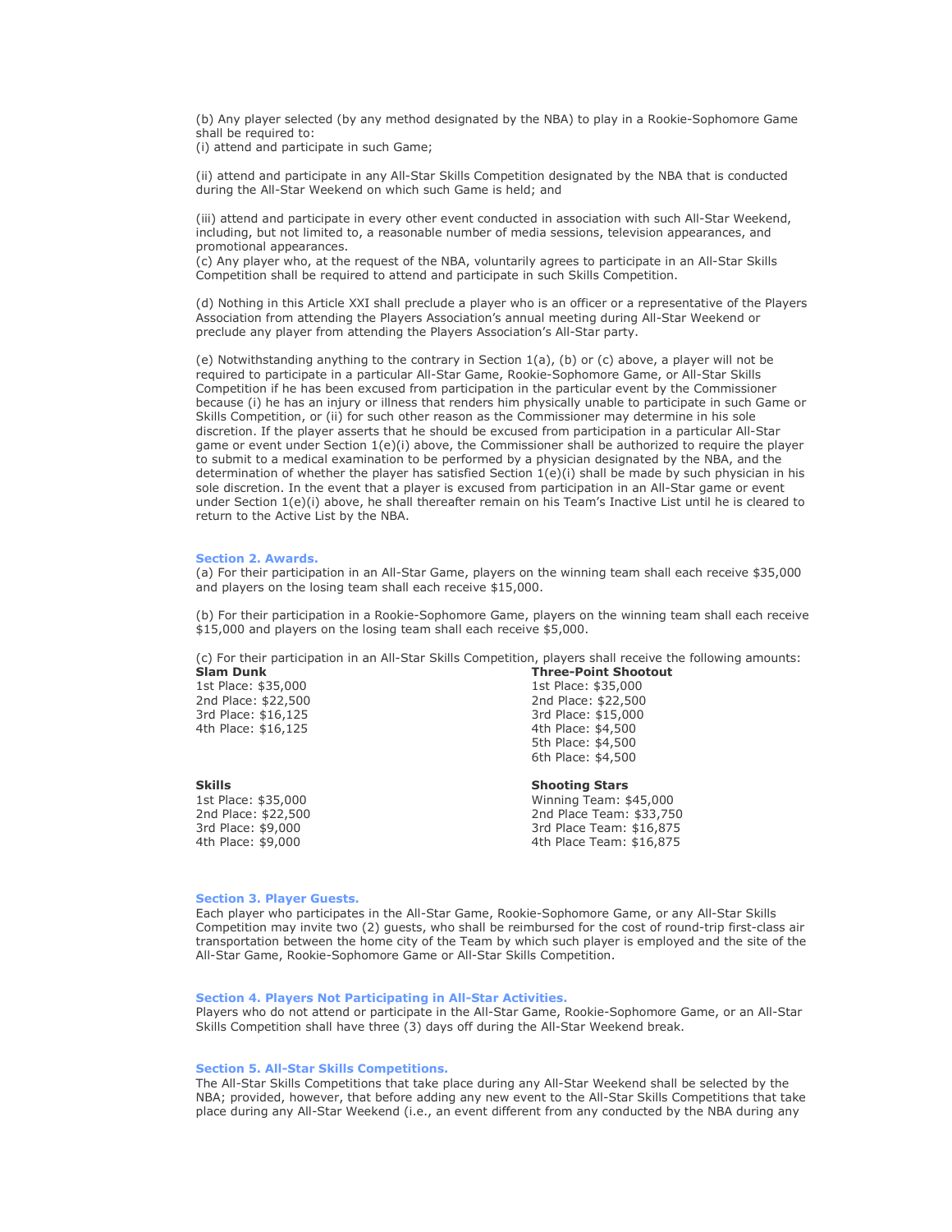(b) Any player selected (by any method designated by the NBA) to play in a Rookie-Sophomore Game shall be required to:
(i) attend and participate in such Game;

(ii) attend and participate in any All-Star Skills Competition designated by the NBA that is conducted during the All-Star Weekend on which such Game is held; and

(iii) attend and participate in every other event conducted in association with such All-Star Weekend, including, but not limited to, a reasonable number of media sessions, television appearances, and promotional appearances.
(c) Any player who, at the request of the NBA, voluntarily agrees to participate in an All-Star Skills Competition shall be required to attend and participate in such Skills Competition.

(d) Nothing in this Article XXI shall preclude a player who is an officer or a representative of the Players Association from attending the Players Association's annual meeting during All-Star Weekend or preclude any player from attending the Players Association's All-Star party.

(e) Notwithstanding anything to the contrary in Section 1(a), (b) or (c) above, a player will not be required to participate in a particular All-Star Game, Rookie-Sophomore Game, or All-Star Skills Competition if he has been excused from participation in the particular event by the Commissioner because (i) he has an injury or illness that renders him physically unable to participate in such Game or Skills Competition, or (ii) for such other reason as the Commissioner may determine in his sole discretion. If the player asserts that he should be excused from participation in a particular All-Star game or event under Section 1(e)(i) above, the Commissioner shall be authorized to require the player to submit to a medical examination to be performed by a physician designated by the NBA, and the determination of whether the player has satisfied Section 1(e)(i) shall be made by such physician in his sole discretion. In the event that a player is excused from participation in an All-Star game or event under Section 1(e)(i) above, he shall thereafter remain on his Team's Inactive List until he is cleared to return to the Active List by the NBA.

### Section 2. Awards.

(a) For their participation in an All-Star Game, players on the winning team shall each receive $35,000 and players on the losing team shall each receive $15,000.

(b) For their participation in a Rookie-Sophomore Game, players on the winning team shall each receive $15,000 and players on the losing team shall each receive $5,000.

(c) For their participation in an All-Star Skills Competition, players shall receive the following amounts:

**Slam Dunk**
1st Place: $35,000
2nd Place: $22,500
3rd Place: $16,125
4th Place: $16,125

**Three-Point Shootout**
1st Place: $35,000
2nd Place: $22,500
3rd Place: $15,000
4th Place: $4,500
5th Place: $4,500
6th Place: $4,500

**Skills**
1st Place: $35,000
2nd Place: $22,500
3rd Place: $9,000
4th Place: $9,000

**Shooting Stars**
Winning Team: $45,000
2nd Place Team: $33,750
3rd Place Team: $16,875
4th Place Team: $16,875

### Section 3. Player Guests.

Each player who participates in the All-Star Game, Rookie-Sophomore Game, or any All-Star Skills Competition may invite two (2) guests, who shall be reimbursed for the cost of round-trip first-class air transportation between the home city of the Team by which such player is employed and the site of the All-Star Game, Rookie-Sophomore Game or All-Star Skills Competition.

### Section 4. Players Not Participating in All-Star Activities.

Players who do not attend or participate in the All-Star Game, Rookie-Sophomore Game, or an All-Star Skills Competition shall have three (3) days off during the All-Star Weekend break.

### Section 5. All-Star Skills Competitions.

The All-Star Skills Competitions that take place during any All-Star Weekend shall be selected by the NBA; provided, however, that before adding any new event to the All-Star Skills Competitions that take place during any All-Star Weekend (i.e., an event different from any conducted by the NBA during any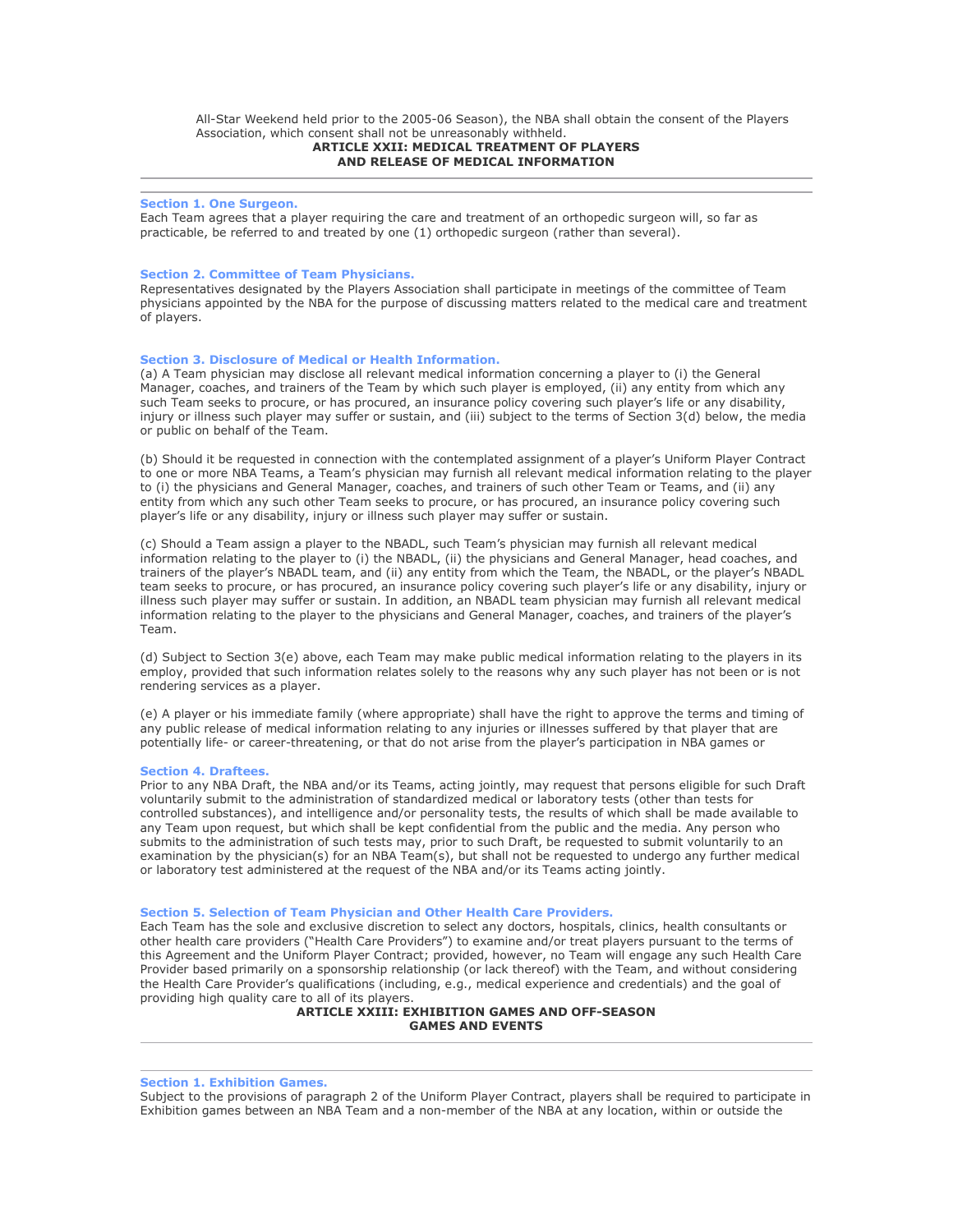All-Star Weekend held prior to the 2005-06 Season), the NBA shall obtain the consent of the Players Association, which consent shall not be unreasonably withheld.

## ARTICLE XXII: MEDICAL TREATMENT OF PLAYERS AND RELEASE OF MEDICAL INFORMATION

---

### Section 1. One Surgeon.

Each Team agrees that a player requiring the care and treatment of an orthopedic surgeon will, so far as practicable, be referred to and treated by one (1) orthopedic surgeon (rather than several).

### Section 2. Committee of Team Physicians.

Representatives designated by the Players Association shall participate in meetings of the committee of Team physicians appointed by the NBA for the purpose of discussing matters related to the medical care and treatment of players.

### Section 3. Disclosure of Medical or Health Information.

(a) A Team physician may disclose all relevant medical information concerning a player to (i) the General Manager, coaches, and trainers of the Team by which such player is employed, (ii) any entity from which any such Team seeks to procure, or has procured, an insurance policy covering such player's life or any disability, injury or illness such player may suffer or sustain, and (iii) subject to the terms of Section 3(d) below, the media or public on behalf of the Team.

(b) Should it be requested in connection with the contemplated assignment of a player's Uniform Player Contract to one or more NBA Teams, a Team's physician may furnish all relevant medical information relating to the player to (i) the physicians and General Manager, coaches, and trainers of such other Team or Teams, and (ii) any entity from which any such other Team seeks to procure, or has procured, an insurance policy covering such player's life or any disability, injury or illness such player may suffer or sustain.

(c) Should a Team assign a player to the NBADL, such Team's physician may furnish all relevant medical information relating to the player to (i) the NBADL, (ii) the physicians and General Manager, head coaches, and trainers of the player's NBADL team, and (ii) any entity from which the Team, the NBADL, or the player's NBADL team seeks to procure, or has procured, an insurance policy covering such player's life or any disability, injury or illness such player may suffer or sustain. In addition, an NBADL team physician may furnish all relevant medical information relating to the player to the physicians and General Manager, coaches, and trainers of the player's Team.

(d) Subject to Section 3(e) above, each Team may make public medical information relating to the players in its employ, provided that such information relates solely to the reasons why any such player has not been or is not rendering services as a player.

(e) A player or his immediate family (where appropriate) shall have the right to approve the terms and timing of any public release of medical information relating to any injuries or illnesses suffered by that player that are potentially life- or career-threatening, or that do not arise from the player's participation in NBA games or

### Section 4. Draftees.

Prior to any NBA Draft, the NBA and/or its Teams, acting jointly, may request that persons eligible for such Draft voluntarily submit to the administration of standardized medical or laboratory tests (other than tests for controlled substances), and intelligence and/or personality tests, the results of which shall be made available to any Team upon request, but which shall be kept confidential from the public and the media. Any person who submits to the administration of such tests may, prior to such Draft, be requested to submit voluntarily to an examination by the physician(s) for an NBA Team(s), but shall not be requested to undergo any further medical or laboratory test administered at the request of the NBA and/or its Teams acting jointly.

### Section 5. Selection of Team Physician and Other Health Care Providers.

Each Team has the sole and exclusive discretion to select any doctors, hospitals, clinics, health consultants or other health care providers ("Health Care Providers") to examine and/or treat players pursuant to the terms of this Agreement and the Uniform Player Contract; provided, however, no Team will engage any such Health Care Provider based primarily on a sponsorship relationship (or lack thereof) with the Team, and without considering the Health Care Provider's qualifications (including, e.g., medical experience and credentials) and the goal of providing high quality care to all of its players.

## ARTICLE XXIII: EXHIBITION GAMES AND OFF-SEASON GAMES AND EVENTS

---

### Section 1. Exhibition Games.

Subject to the provisions of paragraph 2 of the Uniform Player Contract, players shall be required to participate in Exhibition games between an NBA Team and a non-member of the NBA at any location, within or outside the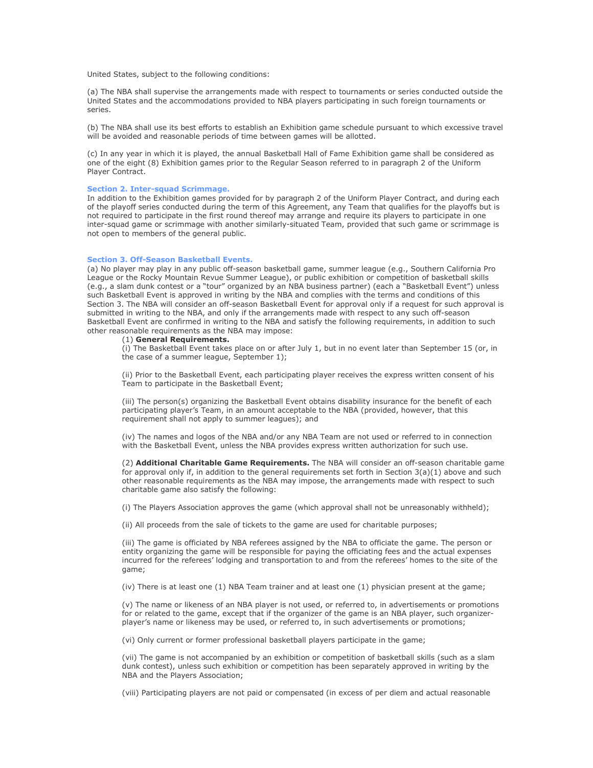United States, subject to the following conditions:

(a) The NBA shall supervise the arrangements made with respect to tournaments or series conducted outside the United States and the accommodations provided to NBA players participating in such foreign tournaments or series.

(b) The NBA shall use its best efforts to establish an Exhibition game schedule pursuant to which excessive travel will be avoided and reasonable periods of time between games will be allotted.

(c) In any year in which it is played, the annual Basketball Hall of Fame Exhibition game shall be considered as one of the eight (8) Exhibition games prior to the Regular Season referred to in paragraph 2 of the Uniform Player Contract.

### Section 2. Inter-squad Scrimmage.

In addition to the Exhibition games provided for by paragraph 2 of the Uniform Player Contract, and during each of the playoff series conducted during the term of this Agreement, any Team that qualifies for the playoffs but is not required to participate in the first round thereof may arrange and require its players to participate in one inter-squad game or scrimmage with another similarly-situated Team, provided that such game or scrimmage is not open to members of the general public.

### Section 3. Off-Season Basketball Events.

(a) No player may play in any public off-season basketball game, summer league (e.g., Southern California Pro League or the Rocky Mountain Revue Summer League), or public exhibition or competition of basketball skills (e.g., a slam dunk contest or a "tour" organized by an NBA business partner) (each a "Basketball Event") unless such Basketball Event is approved in writing by the NBA and complies with the terms and conditions of this Section 3. The NBA will consider an off-season Basketball Event for approval only if a request for such approval is submitted in writing to the NBA, and only if the arrangements made with respect to any such off-season Basketball Event are confirmed in writing to the NBA and satisfy the following requirements, in addition to such other reasonable requirements as the NBA may impose:

(1) **General Requirements.**

(i) The Basketball Event takes place on or after July 1, but in no event later than September 15 (or, in the case of a summer league, September 1);

(ii) Prior to the Basketball Event, each participating player receives the express written consent of his Team to participate in the Basketball Event;

(iii) The person(s) organizing the Basketball Event obtains disability insurance for the benefit of each participating player's Team, in an amount acceptable to the NBA (provided, however, that this requirement shall not apply to summer leagues); and

(iv) The names and logos of the NBA and/or any NBA Team are not used or referred to in connection with the Basketball Event, unless the NBA provides express written authorization for such use.

(2) **Additional Charitable Game Requirements.** The NBA will consider an off-season charitable game for approval only if, in addition to the general requirements set forth in Section 3(a)(1) above and such other reasonable requirements as the NBA may impose, the arrangements made with respect to such charitable game also satisfy the following:

(i) The Players Association approves the game (which approval shall not be unreasonably withheld);

(ii) All proceeds from the sale of tickets to the game are used for charitable purposes;

(iii) The game is officiated by NBA referees assigned by the NBA to officiate the game. The person or entity organizing the game will be responsible for paying the officiating fees and the actual expenses incurred for the referees' lodging and transportation to and from the referees' homes to the site of the game;

(iv) There is at least one (1) NBA Team trainer and at least one (1) physician present at the game;

(v) The name or likeness of an NBA player is not used, or referred to, in advertisements or promotions for or related to the game, except that if the organizer of the game is an NBA player, such organizer-player's name or likeness may be used, or referred to, in such advertisements or promotions;

(vi) Only current or former professional basketball players participate in the game;

(vii) The game is not accompanied by an exhibition or competition of basketball skills (such as a slam dunk contest), unless such exhibition or competition has been separately approved in writing by the NBA and the Players Association;

(viii) Participating players are not paid or compensated (in excess of per diem and actual reasonable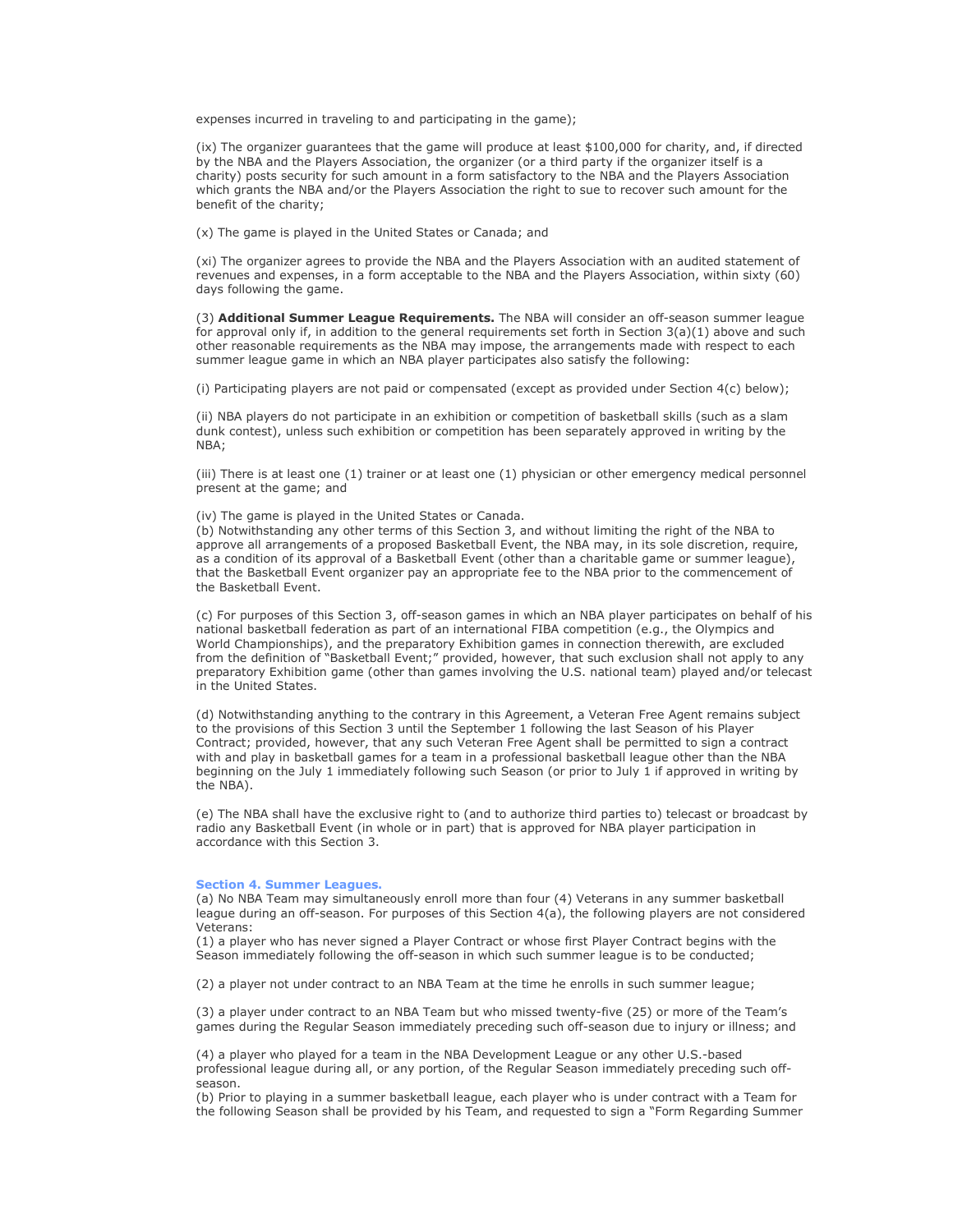expenses incurred in traveling to and participating in the game);

(ix) The organizer guarantees that the game will produce at least $100,000 for charity, and, if directed by the NBA and the Players Association, the organizer (or a third party if the organizer itself is a charity) posts security for such amount in a form satisfactory to the NBA and the Players Association which grants the NBA and/or the Players Association the right to sue to recover such amount for the benefit of the charity;

(x) The game is played in the United States or Canada; and

(xi) The organizer agrees to provide the NBA and the Players Association with an audited statement of revenues and expenses, in a form acceptable to the NBA and the Players Association, within sixty (60) days following the game.

(3) **Additional Summer League Requirements.** The NBA will consider an off-season summer league for approval only if, in addition to the general requirements set forth in Section 3(a)(1) above and such other reasonable requirements as the NBA may impose, the arrangements made with respect to each summer league game in which an NBA player participates also satisfy the following:

(i) Participating players are not paid or compensated (except as provided under Section 4(c) below);

(ii) NBA players do not participate in an exhibition or competition of basketball skills (such as a slam dunk contest), unless such exhibition or competition has been separately approved in writing by the NBA;

(iii) There is at least one (1) trainer or at least one (1) physician or other emergency medical personnel present at the game; and

(iv) The game is played in the United States or Canada.

(b) Notwithstanding any other terms of this Section 3, and without limiting the right of the NBA to approve all arrangements of a proposed Basketball Event, the NBA may, in its sole discretion, require, as a condition of its approval of a Basketball Event (other than a charitable game or summer league), that the Basketball Event organizer pay an appropriate fee to the NBA prior to the commencement of the Basketball Event.

(c) For purposes of this Section 3, off-season games in which an NBA player participates on behalf of his national basketball federation as part of an international FIBA competition (e.g., the Olympics and World Championships), and the preparatory Exhibition games in connection therewith, are excluded from the definition of "Basketball Event;" provided, however, that such exclusion shall not apply to any preparatory Exhibition game (other than games involving the U.S. national team) played and/or telecast in the United States.

(d) Notwithstanding anything to the contrary in this Agreement, a Veteran Free Agent remains subject to the provisions of this Section 3 until the September 1 following the last Season of his Player Contract; provided, however, that any such Veteran Free Agent shall be permitted to sign a contract with and play in basketball games for a team in a professional basketball league other than the NBA beginning on the July 1 immediately following such Season (or prior to July 1 if approved in writing by the NBA).

(e) The NBA shall have the exclusive right to (and to authorize third parties to) telecast or broadcast by radio any Basketball Event (in whole or in part) that is approved for NBA player participation in accordance with this Section 3.

### Section 4. Summer Leagues.

(a) No NBA Team may simultaneously enroll more than four (4) Veterans in any summer basketball league during an off-season. For purposes of this Section 4(a), the following players are not considered Veterans:

(1) a player who has never signed a Player Contract or whose first Player Contract begins with the Season immediately following the off-season in which such summer league is to be conducted;

(2) a player not under contract to an NBA Team at the time he enrolls in such summer league;

(3) a player under contract to an NBA Team but who missed twenty-five (25) or more of the Team's games during the Regular Season immediately preceding such off-season due to injury or illness; and

(4) a player who played for a team in the NBA Development League or any other U.S.-based professional league during all, or any portion, of the Regular Season immediately preceding such off-season.

(b) Prior to playing in a summer basketball league, each player who is under contract with a Team for the following Season shall be provided by his Team, and requested to sign a "Form Regarding Summer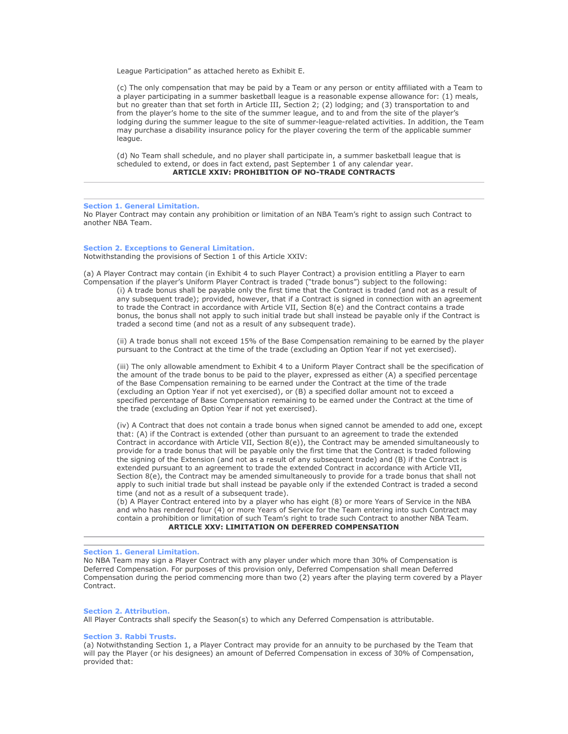League Participation" as attached hereto as Exhibit E.

(c) The only compensation that may be paid by a Team or any person or entity affiliated with a Team to a player participating in a summer basketball league is a reasonable expense allowance for: (1) meals, but no greater than that set forth in Article III, Section 2; (2) lodging; and (3) transportation to and from the player's home to the site of the summer league, and to and from the site of the player's lodging during the summer league to the site of summer-league-related activities. In addition, the Team may purchase a disability insurance policy for the player covering the term of the applicable summer league.

(d) No Team shall schedule, and no player shall participate in, a summer basketball league that is scheduled to extend, or does in fact extend, past September 1 of any calendar year.

## ARTICLE XXIV: PROHIBITION OF NO-TRADE CONTRACTS

---

### Section 1. General Limitation.

No Player Contract may contain any prohibition or limitation of an NBA Team's right to assign such Contract to another NBA Team.

### Section 2. Exceptions to General Limitation.

Notwithstanding the provisions of Section 1 of this Article XXIV:

(a) A Player Contract may contain (in Exhibit 4 to such Player Contract) a provision entitling a Player to earn Compensation if the player's Uniform Player Contract is traded ("trade bonus") subject to the following:

(i) A trade bonus shall be payable only the first time that the Contract is traded (and not as a result of any subsequent trade); provided, however, that if a Contract is signed in connection with an agreement to trade the Contract in accordance with Article VII, Section 8(e) and the Contract contains a trade bonus, the bonus shall not apply to such initial trade but shall instead be payable only if the Contract is traded a second time (and not as a result of any subsequent trade).

(ii) A trade bonus shall not exceed 15% of the Base Compensation remaining to be earned by the player pursuant to the Contract at the time of the trade (excluding an Option Year if not yet exercised).

(iii) The only allowable amendment to Exhibit 4 to a Uniform Player Contract shall be the specification of the amount of the trade bonus to be paid to the player, expressed as either (A) a specified percentage of the Base Compensation remaining to be earned under the Contract at the time of the trade (excluding an Option Year if not yet exercised), or (B) a specified dollar amount not to exceed a specified percentage of Base Compensation remaining to be earned under the Contract at the time of the trade (excluding an Option Year if not yet exercised).

(iv) A Contract that does not contain a trade bonus when signed cannot be amended to add one, except that: (A) if the Contract is extended (other than pursuant to an agreement to trade the extended Contract in accordance with Article VII, Section 8(e)), the Contract may be amended simultaneously to provide for a trade bonus that will be payable only the first time that the Contract is traded following the signing of the Extension (and not as a result of any subsequent trade) and (B) if the Contract is extended pursuant to an agreement to trade the extended Contract in accordance with Article VII, Section 8(e), the Contract may be amended simultaneously to provide for a trade bonus that shall not apply to such initial trade but shall instead be payable only if the extended Contract is traded a second time (and not as a result of a subsequent trade).

(b) A Player Contract entered into by a player who has eight (8) or more Years of Service in the NBA and who has rendered four (4) or more Years of Service for the Team entering into such Contract may contain a prohibition or limitation of such Team's right to trade such Contract to another NBA Team.

## ARTICLE XXV: LIMITATION ON DEFERRED COMPENSATION

---

### Section 1. General Limitation.

No NBA Team may sign a Player Contract with any player under which more than 30% of Compensation is Deferred Compensation. For purposes of this provision only, Deferred Compensation shall mean Deferred Compensation during the period commencing more than two (2) years after the playing term covered by a Player Contract.

### Section 2. Attribution.

All Player Contracts shall specify the Season(s) to which any Deferred Compensation is attributable.

### Section 3. Rabbi Trusts.

(a) Notwithstanding Section 1, a Player Contract may provide for an annuity to be purchased by the Team that will pay the Player (or his designees) an amount of Deferred Compensation in excess of 30% of Compensation, provided that: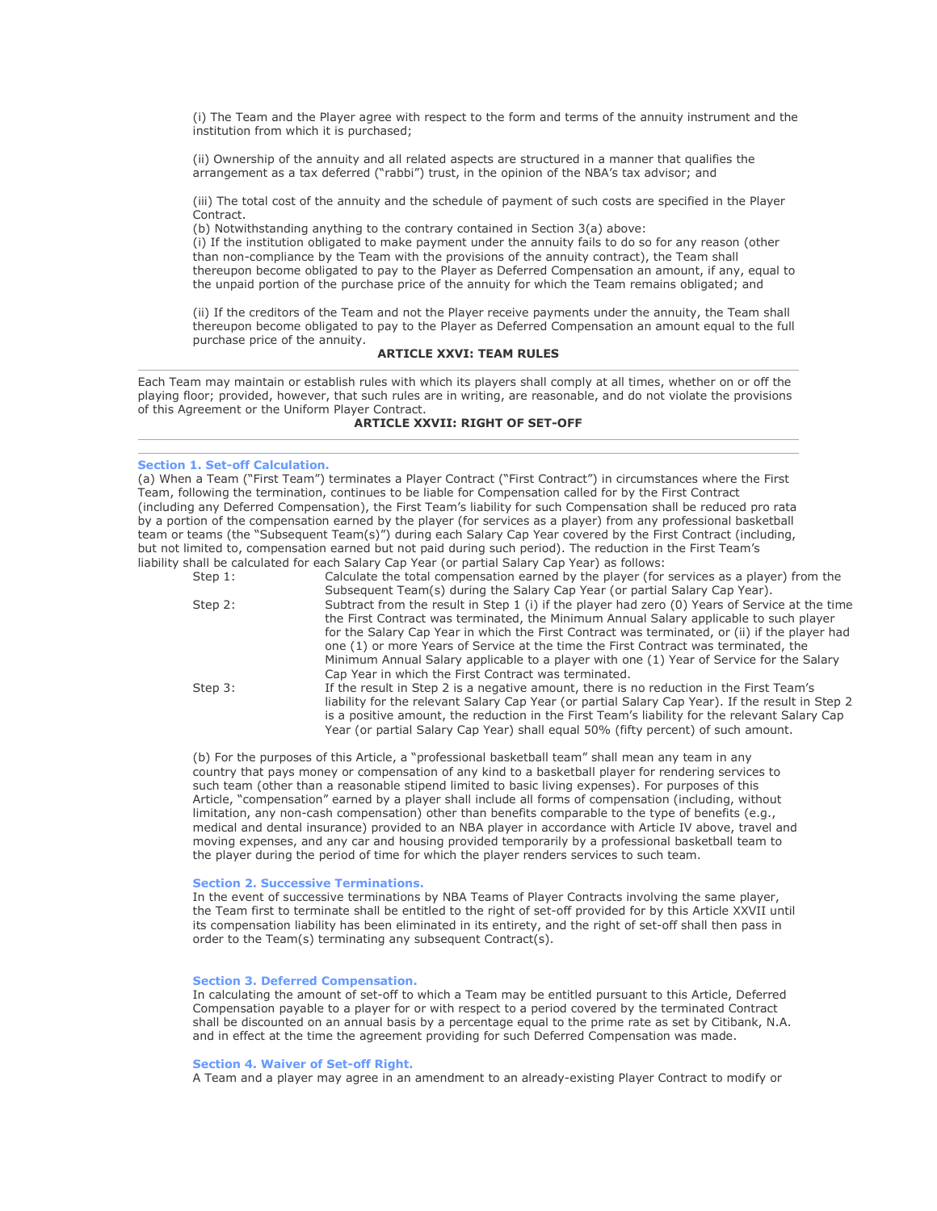(i) The Team and the Player agree with respect to the form and terms of the annuity instrument and the institution from which it is purchased;

(ii) Ownership of the annuity and all related aspects are structured in a manner that qualifies the arrangement as a tax deferred ("rabbi") trust, in the opinion of the NBA's tax advisor; and

(iii) The total cost of the annuity and the schedule of payment of such costs are specified in the Player Contract.

(b) Notwithstanding anything to the contrary contained in Section 3(a) above:

(i) If the institution obligated to make payment under the annuity fails to do so for any reason (other than non-compliance by the Team with the provisions of the annuity contract), the Team shall thereupon become obligated to pay to the Player as Deferred Compensation an amount, if any, equal to the unpaid portion of the purchase price of the annuity for which the Team remains obligated; and

(ii) If the creditors of the Team and not the Player receive payments under the annuity, the Team shall thereupon become obligated to pay to the Player as Deferred Compensation an amount equal to the full purchase price of the annuity.

## ARTICLE XXVI: TEAM RULES

Each Team may maintain or establish rules with which its players shall comply at all times, whether on or off the playing floor; provided, however, that such rules are in writing, are reasonable, and do not violate the provisions of this Agreement or the Uniform Player Contract.

## ARTICLE XXVII: RIGHT OF SET-OFF

### Section 1. Set-off Calculation.

(a) When a Team ("First Team") terminates a Player Contract ("First Contract") in circumstances where the First Team, following the termination, continues to be liable for Compensation called for by the First Contract (including any Deferred Compensation), the First Team's liability for such Compensation shall be reduced pro rata by a portion of the compensation earned by the player (for services as a player) from any professional basketball team or teams (the "Subsequent Team(s)") during each Salary Cap Year covered by the First Contract (including, but not limited to, compensation earned but not paid during such period). The reduction in the First Team's liability shall be calculated for each Salary Cap Year (or partial Salary Cap Year) as follows:

| | |
|---|---|
| Step 1: | Calculate the total compensation earned by the player (for services as a player) from the Subsequent Team(s) during the Salary Cap Year (or partial Salary Cap Year). |
| Step 2: | Subtract from the result in Step 1 (i) if the player had zero (0) Years of Service at the time the First Contract was terminated, the Minimum Annual Salary applicable to such player for the Salary Cap Year in which the First Contract was terminated, or (ii) if the player had one (1) or more Years of Service at the time the First Contract was terminated, the Minimum Annual Salary applicable to a player with one (1) Year of Service for the Salary Cap Year in which the First Contract was terminated. |
| Step 3: | If the result in Step 2 is a negative amount, there is no reduction in the First Team's liability for the relevant Salary Cap Year (or partial Salary Cap Year). If the result in Step 2 is a positive amount, the reduction in the First Team's liability for the relevant Salary Cap Year (or partial Salary Cap Year) shall equal 50% (fifty percent) of such amount. |

(b) For the purposes of this Article, a "professional basketball team" shall mean any team in any country that pays money or compensation of any kind to a basketball player for rendering services to such team (other than a reasonable stipend limited to basic living expenses). For purposes of this Article, "compensation" earned by a player shall include all forms of compensation (including, without limitation, any non-cash compensation) other than benefits comparable to the type of benefits (e.g., medical and dental insurance) provided to an NBA player in accordance with Article IV above, travel and moving expenses, and any car and housing provided temporarily by a professional basketball team to the player during the period of time for which the player renders services to such team.

### Section 2. Successive Terminations.

In the event of successive terminations by NBA Teams of Player Contracts involving the same player, the Team first to terminate shall be entitled to the right of set-off provided for by this Article XXVII until its compensation liability has been eliminated in its entirety, and the right of set-off shall then pass in order to the Team(s) terminating any subsequent Contract(s).

### Section 3. Deferred Compensation.

In calculating the amount of set-off to which a Team may be entitled pursuant to this Article, Deferred Compensation payable to a player for or with respect to a period covered by the terminated Contract shall be discounted on an annual basis by a percentage equal to the prime rate as set by Citibank, N.A. and in effect at the time the agreement providing for such Deferred Compensation was made.

### Section 4. Waiver of Set-off Right.

A Team and a player may agree in an amendment to an already-existing Player Contract to modify or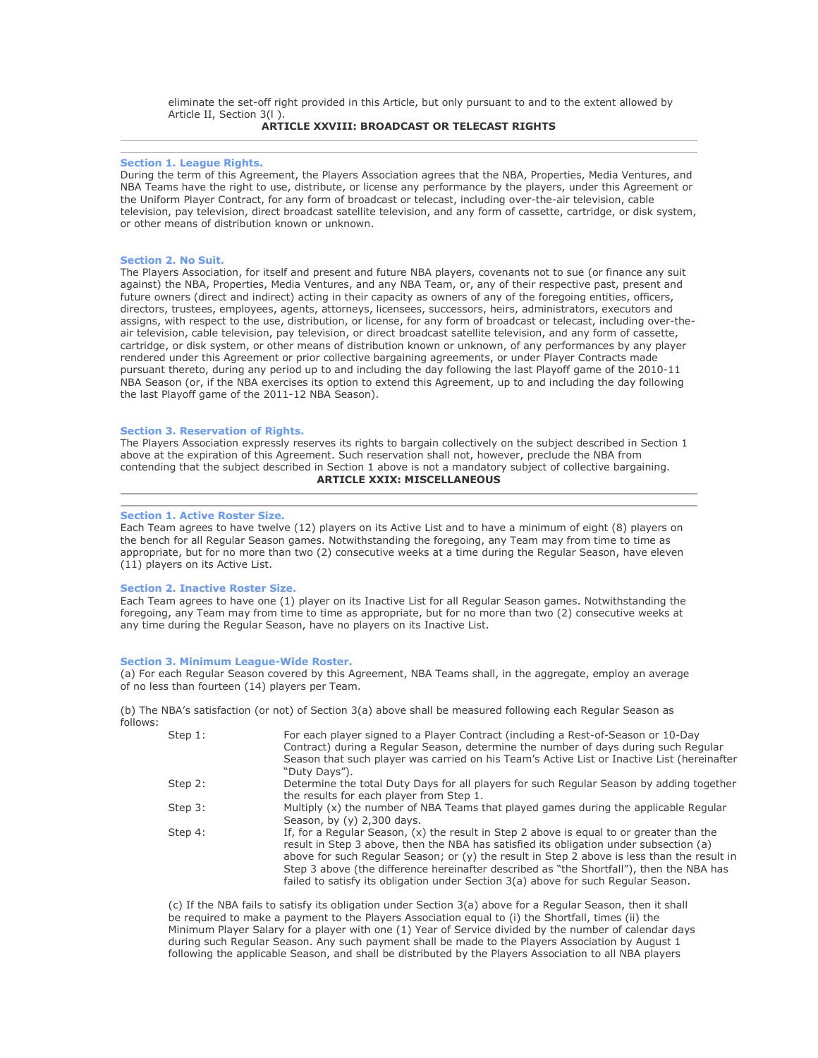eliminate the set-off right provided in this Article, but only pursuant to and to the extent allowed by Article II, Section 3(l ).

## ARTICLE XXVIII: BROADCAST OR TELECAST RIGHTS

---

### Section 1. League Rights.

During the term of this Agreement, the Players Association agrees that the NBA, Properties, Media Ventures, and NBA Teams have the right to use, distribute, or license any performance by the players, under this Agreement or the Uniform Player Contract, for any form of broadcast or telecast, including over-the-air television, cable television, pay television, direct broadcast satellite television, and any form of cassette, cartridge, or disk system, or other means of distribution known or unknown.

### Section 2. No Suit.

The Players Association, for itself and present and future NBA players, covenants not to sue (or finance any suit against) the NBA, Properties, Media Ventures, and any NBA Team, or, any of their respective past, present and future owners (direct and indirect) acting in their capacity as owners of any of the foregoing entities, officers, directors, trustees, employees, agents, attorneys, licensees, successors, heirs, administrators, executors and assigns, with respect to the use, distribution, or license, for any form of broadcast or telecast, including over-the-air television, cable television, pay television, or direct broadcast satellite television, and any form of cassette, cartridge, or disk system, or other means of distribution known or unknown, of any performances by any player rendered under this Agreement or prior collective bargaining agreements, or under Player Contracts made pursuant thereto, during any period up to and including the day following the last Playoff game of the 2010-11 NBA Season (or, if the NBA exercises its option to extend this Agreement, up to and including the day following the last Playoff game of the 2011-12 NBA Season).

### Section 3. Reservation of Rights.

The Players Association expressly reserves its rights to bargain collectively on the subject described in Section 1 above at the expiration of this Agreement. Such reservation shall not, however, preclude the NBA from contending that the subject described in Section 1 above is not a mandatory subject of collective bargaining.

## ARTICLE XXIX: MISCELLANEOUS

---

### Section 1. Active Roster Size.

Each Team agrees to have twelve (12) players on its Active List and to have a minimum of eight (8) players on the bench for all Regular Season games. Notwithstanding the foregoing, any Team may from time to time as appropriate, but for no more than two (2) consecutive weeks at a time during the Regular Season, have eleven (11) players on its Active List.

### Section 2. Inactive Roster Size.

Each Team agrees to have one (1) player on its Inactive List for all Regular Season games. Notwithstanding the foregoing, any Team may from time to time as appropriate, but for no more than two (2) consecutive weeks at any time during the Regular Season, have no players on its Inactive List.

### Section 3. Minimum League-Wide Roster.

(a) For each Regular Season covered by this Agreement, NBA Teams shall, in the aggregate, employ an average of no less than fourteen (14) players per Team.

(b) The NBA's satisfaction (or not) of Section 3(a) above shall be measured following each Regular Season as follows:

| | |
|---|---|
| Step 1: | For each player signed to a Player Contract (including a Rest-of-Season or 10-Day Contract) during a Regular Season, determine the number of days during such Regular Season that such player was carried on his Team's Active List or Inactive List (hereinafter "Duty Days"). |
| Step 2: | Determine the total Duty Days for all players for such Regular Season by adding together the results for each player from Step 1. |
| Step 3: | Multiply (x) the number of NBA Teams that played games during the applicable Regular Season, by (y) 2,300 days. |
| Step 4: | If, for a Regular Season, (x) the result in Step 2 above is equal to or greater than the result in Step 3 above, then the NBA has satisfied its obligation under subsection (a) above for such Regular Season; or (y) the result in Step 2 above is less than the result in Step 3 above (the difference hereinafter described as "the Shortfall"), then the NBA has failed to satisfy its obligation under Section 3(a) above for such Regular Season. |

(c) If the NBA fails to satisfy its obligation under Section 3(a) above for a Regular Season, then it shall be required to make a payment to the Players Association equal to (i) the Shortfall, times (ii) the Minimum Player Salary for a player with one (1) Year of Service divided by the number of calendar days during such Regular Season. Any such payment shall be made to the Players Association by August 1 following the applicable Season, and shall be distributed by the Players Association to all NBA players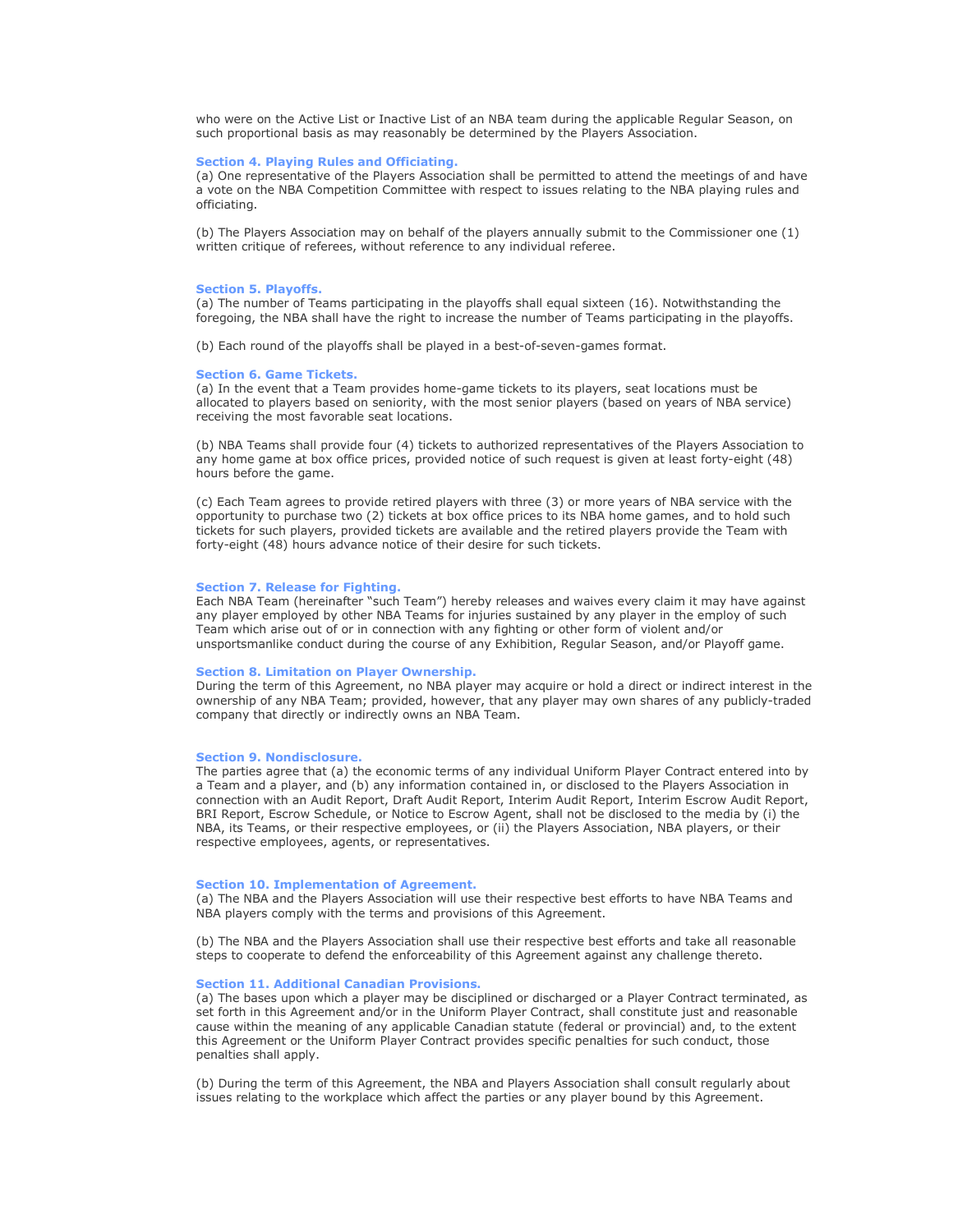who were on the Active List or Inactive List of an NBA team during the applicable Regular Season, on such proportional basis as may reasonably be determined by the Players Association.

### Section 4. Playing Rules and Officiating.

(a) One representative of the Players Association shall be permitted to attend the meetings of and have a vote on the NBA Competition Committee with respect to issues relating to the NBA playing rules and officiating.

(b) The Players Association may on behalf of the players annually submit to the Commissioner one (1) written critique of referees, without reference to any individual referee.

### Section 5. Playoffs.

(a) The number of Teams participating in the playoffs shall equal sixteen (16). Notwithstanding the foregoing, the NBA shall have the right to increase the number of Teams participating in the playoffs.

(b) Each round of the playoffs shall be played in a best-of-seven-games format.

### Section 6. Game Tickets.

(a) In the event that a Team provides home-game tickets to its players, seat locations must be allocated to players based on seniority, with the most senior players (based on years of NBA service) receiving the most favorable seat locations.

(b) NBA Teams shall provide four (4) tickets to authorized representatives of the Players Association to any home game at box office prices, provided notice of such request is given at least forty-eight (48) hours before the game.

(c) Each Team agrees to provide retired players with three (3) or more years of NBA service with the opportunity to purchase two (2) tickets at box office prices to its NBA home games, and to hold such tickets for such players, provided tickets are available and the retired players provide the Team with forty-eight (48) hours advance notice of their desire for such tickets.

### Section 7. Release for Fighting.

Each NBA Team (hereinafter "such Team") hereby releases and waives every claim it may have against any player employed by other NBA Teams for injuries sustained by any player in the employ of such Team which arise out of or in connection with any fighting or other form of violent and/or unsportsmanlike conduct during the course of any Exhibition, Regular Season, and/or Playoff game.

### Section 8. Limitation on Player Ownership.

During the term of this Agreement, no NBA player may acquire or hold a direct or indirect interest in the ownership of any NBA Team; provided, however, that any player may own shares of any publicly-traded company that directly or indirectly owns an NBA Team.

### Section 9. Nondisclosure.

The parties agree that (a) the economic terms of any individual Uniform Player Contract entered into by a Team and a player, and (b) any information contained in, or disclosed to the Players Association in connection with an Audit Report, Draft Audit Report, Interim Audit Report, Interim Escrow Audit Report, BRI Report, Escrow Schedule, or Notice to Escrow Agent, shall not be disclosed to the media by (i) the NBA, its Teams, or their respective employees, or (ii) the Players Association, NBA players, or their respective employees, agents, or representatives.

### Section 10. Implementation of Agreement.

(a) The NBA and the Players Association will use their respective best efforts to have NBA Teams and NBA players comply with the terms and provisions of this Agreement.

(b) The NBA and the Players Association shall use their respective best efforts and take all reasonable steps to cooperate to defend the enforceability of this Agreement against any challenge thereto.

### Section 11. Additional Canadian Provisions.

(a) The bases upon which a player may be disciplined or discharged or a Player Contract terminated, as set forth in this Agreement and/or in the Uniform Player Contract, shall constitute just and reasonable cause within the meaning of any applicable Canadian statute (federal or provincial) and, to the extent this Agreement or the Uniform Player Contract provides specific penalties for such conduct, those penalties shall apply.

(b) During the term of this Agreement, the NBA and Players Association shall consult regularly about issues relating to the workplace which affect the parties or any player bound by this Agreement.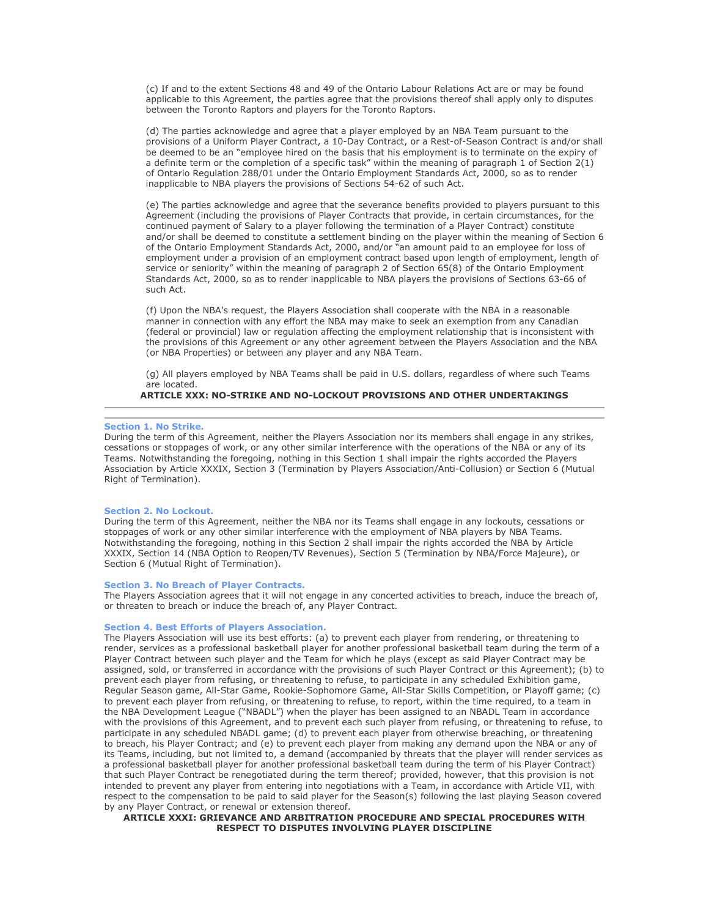(c) If and to the extent Sections 48 and 49 of the Ontario Labour Relations Act are or may be found applicable to this Agreement, the parties agree that the provisions thereof shall apply only to disputes between the Toronto Raptors and players for the Toronto Raptors.

(d) The parties acknowledge and agree that a player employed by an NBA Team pursuant to the provisions of a Uniform Player Contract, a 10-Day Contract, or a Rest-of-Season Contract is and/or shall be deemed to be an "employee hired on the basis that his employment is to terminate on the expiry of a definite term or the completion of a specific task" within the meaning of paragraph 1 of Section 2(1) of Ontario Regulation 288/01 under the Ontario Employment Standards Act, 2000, so as to render inapplicable to NBA players the provisions of Sections 54-62 of such Act.

(e) The parties acknowledge and agree that the severance benefits provided to players pursuant to this Agreement (including the provisions of Player Contracts that provide, in certain circumstances, for the continued payment of Salary to a player following the termination of a Player Contract) constitute and/or shall be deemed to constitute a settlement binding on the player within the meaning of Section 6 of the Ontario Employment Standards Act, 2000, and/or "an amount paid to an employee for loss of employment under a provision of an employment contract based upon length of employment, length of service or seniority" within the meaning of paragraph 2 of Section 65(8) of the Ontario Employment Standards Act, 2000, so as to render inapplicable to NBA players the provisions of Sections 63-66 of such Act.

(f) Upon the NBA's request, the Players Association shall cooperate with the NBA in a reasonable manner in connection with any effort the NBA may make to seek an exemption from any Canadian (federal or provincial) law or regulation affecting the employment relationship that is inconsistent with the provisions of this Agreement or any other agreement between the Players Association and the NBA (or NBA Properties) or between any player and any NBA Team.

(g) All players employed by NBA Teams shall be paid in U.S. dollars, regardless of where such Teams are located.

## ARTICLE XXX: NO-STRIKE AND NO-LOCKOUT PROVISIONS AND OTHER UNDERTAKINGS

---

### Section 1. No Strike.

During the term of this Agreement, neither the Players Association nor its members shall engage in any strikes, cessations or stoppages of work, or any other similar interference with the operations of the NBA or any of its Teams. Notwithstanding the foregoing, nothing in this Section 1 shall impair the rights accorded the Players Association by Article XXXIX, Section 3 (Termination by Players Association/Anti-Collusion) or Section 6 (Mutual Right of Termination).

### Section 2. No Lockout.

During the term of this Agreement, neither the NBA nor its Teams shall engage in any lockouts, cessations or stoppages of work or any other similar interference with the employment of NBA players by NBA Teams. Notwithstanding the foregoing, nothing in this Section 2 shall impair the rights accorded the NBA by Article XXXIX, Section 14 (NBA Option to Reopen/TV Revenues), Section 5 (Termination by NBA/Force Majeure), or Section 6 (Mutual Right of Termination).

### Section 3. No Breach of Player Contracts.

The Players Association agrees that it will not engage in any concerted activities to breach, induce the breach of, or threaten to breach or induce the breach of, any Player Contract.

### Section 4. Best Efforts of Players Association.

The Players Association will use its best efforts: (a) to prevent each player from rendering, or threatening to render, services as a professional basketball player for another professional basketball team during the term of a Player Contract between such player and the Team for which he plays (except as said Player Contract may be assigned, sold, or transferred in accordance with the provisions of such Player Contract or this Agreement); (b) to prevent each player from refusing, or threatening to refuse, to participate in any scheduled Exhibition game, Regular Season game, All-Star Game, Rookie-Sophomore Game, All-Star Skills Competition, or Playoff game; (c) to prevent each player from refusing, or threatening to refuse, to report, within the time required, to a team in the NBA Development League ("NBADL") when the player has been assigned to an NBADL Team in accordance with the provisions of this Agreement, and to prevent each such player from refusing, or threatening to refuse, to participate in any scheduled NBADL game; (d) to prevent each player from otherwise breaching, or threatening to breach, his Player Contract; and (e) to prevent each player from making any demand upon the NBA or any of its Teams, including, but not limited to, a demand (accompanied by threats that the player will render services as a professional basketball player for another professional basketball team during the term of his Player Contract) that such Player Contract be renegotiated during the term thereof; provided, however, that this provision is not intended to prevent any player from entering into negotiations with a Team, in accordance with Article VII, with respect to the compensation to be paid to said player for the Season(s) following the last playing Season covered by any Player Contract, or renewal or extension thereof.

## ARTICLE XXXI: GRIEVANCE AND ARBITRATION PROCEDURE AND SPECIAL PROCEDURES WITH RESPECT TO DISPUTES INVOLVING PLAYER DISCIPLINE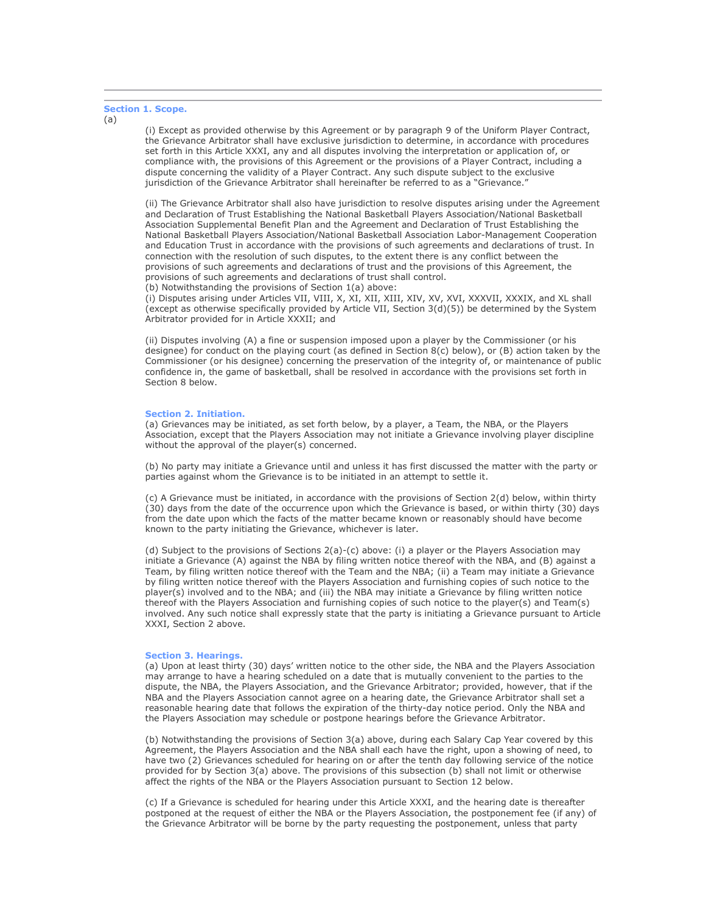### Section 1. Scope.

(a)

(i) Except as provided otherwise by this Agreement or by paragraph 9 of the Uniform Player Contract, the Grievance Arbitrator shall have exclusive jurisdiction to determine, in accordance with procedures set forth in this Article XXXI, any and all disputes involving the interpretation or application of, or compliance with, the provisions of this Agreement or the provisions of a Player Contract, including a dispute concerning the validity of a Player Contract. Any such dispute subject to the exclusive jurisdiction of the Grievance Arbitrator shall hereinafter be referred to as a "Grievance."

(ii) The Grievance Arbitrator shall also have jurisdiction to resolve disputes arising under the Agreement and Declaration of Trust Establishing the National Basketball Players Association/National Basketball Association Supplemental Benefit Plan and the Agreement and Declaration of Trust Establishing the National Basketball Players Association/National Basketball Association Labor-Management Cooperation and Education Trust in accordance with the provisions of such agreements and declarations of trust. In connection with the resolution of such disputes, to the extent there is any conflict between the provisions of such agreements and declarations of trust and the provisions of this Agreement, the provisions of such agreements and declarations of trust shall control.

(b) Notwithstanding the provisions of Section 1(a) above:

(i) Disputes arising under Articles VII, VIII, X, XI, XII, XIII, XIV, XV, XVI, XXXVII, XXXIX, and XL shall (except as otherwise specifically provided by Article VII, Section 3(d)(5)) be determined by the System Arbitrator provided for in Article XXXII; and

(ii) Disputes involving (A) a fine or suspension imposed upon a player by the Commissioner (or his designee) for conduct on the playing court (as defined in Section 8(c) below), or (B) action taken by the Commissioner (or his designee) concerning the preservation of the integrity of, or maintenance of public confidence in, the game of basketball, shall be resolved in accordance with the provisions set forth in Section 8 below.

### Section 2. Initiation.

(a) Grievances may be initiated, as set forth below, by a player, a Team, the NBA, or the Players Association, except that the Players Association may not initiate a Grievance involving player discipline without the approval of the player(s) concerned.

(b) No party may initiate a Grievance until and unless it has first discussed the matter with the party or parties against whom the Grievance is to be initiated in an attempt to settle it.

(c) A Grievance must be initiated, in accordance with the provisions of Section 2(d) below, within thirty (30) days from the date of the occurrence upon which the Grievance is based, or within thirty (30) days from the date upon which the facts of the matter became known or reasonably should have become known to the party initiating the Grievance, whichever is later.

(d) Subject to the provisions of Sections 2(a)-(c) above: (i) a player or the Players Association may initiate a Grievance (A) against the NBA by filing written notice thereof with the NBA, and (B) against a Team, by filing written notice thereof with the Team and the NBA; (ii) a Team may initiate a Grievance by filing written notice thereof with the Players Association and furnishing copies of such notice to the player(s) involved and to the NBA; and (iii) the NBA may initiate a Grievance by filing written notice thereof with the Players Association and furnishing copies of such notice to the player(s) and Team(s) involved. Any such notice shall expressly state that the party is initiating a Grievance pursuant to Article XXXI, Section 2 above.

### Section 3. Hearings.

(a) Upon at least thirty (30) days' written notice to the other side, the NBA and the Players Association may arrange to have a hearing scheduled on a date that is mutually convenient to the parties to the dispute, the NBA, the Players Association, and the Grievance Arbitrator; provided, however, that if the NBA and the Players Association cannot agree on a hearing date, the Grievance Arbitrator shall set a reasonable hearing date that follows the expiration of the thirty-day notice period. Only the NBA and the Players Association may schedule or postpone hearings before the Grievance Arbitrator.

(b) Notwithstanding the provisions of Section 3(a) above, during each Salary Cap Year covered by this Agreement, the Players Association and the NBA shall each have the right, upon a showing of need, to have two (2) Grievances scheduled for hearing on or after the tenth day following service of the notice provided for by Section 3(a) above. The provisions of this subsection (b) shall not limit or otherwise affect the rights of the NBA or the Players Association pursuant to Section 12 below.

(c) If a Grievance is scheduled for hearing under this Article XXXI, and the hearing date is thereafter postponed at the request of either the NBA or the Players Association, the postponement fee (if any) of the Grievance Arbitrator will be borne by the party requesting the postponement, unless that party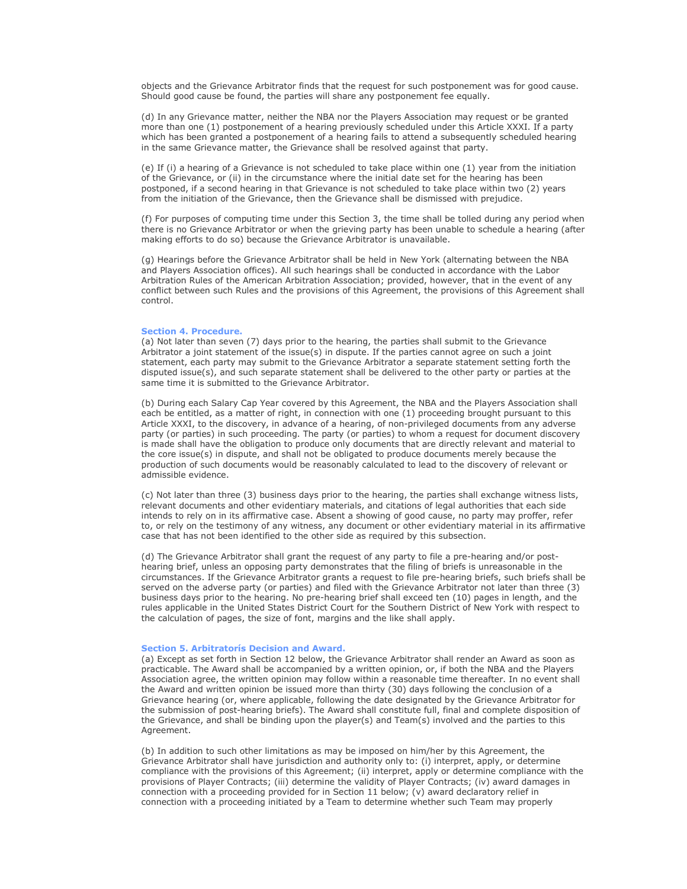objects and the Grievance Arbitrator finds that the request for such postponement was for good cause. Should good cause be found, the parties will share any postponement fee equally.

(d) In any Grievance matter, neither the NBA nor the Players Association may request or be granted more than one (1) postponement of a hearing previously scheduled under this Article XXXI. If a party which has been granted a postponement of a hearing fails to attend a subsequently scheduled hearing in the same Grievance matter, the Grievance shall be resolved against that party.

(e) If (i) a hearing of a Grievance is not scheduled to take place within one (1) year from the initiation of the Grievance, or (ii) in the circumstance where the initial date set for the hearing has been postponed, if a second hearing in that Grievance is not scheduled to take place within two (2) years from the initiation of the Grievance, then the Grievance shall be dismissed with prejudice.

(f) For purposes of computing time under this Section 3, the time shall be tolled during any period when there is no Grievance Arbitrator or when the grieving party has been unable to schedule a hearing (after making efforts to do so) because the Grievance Arbitrator is unavailable.

(g) Hearings before the Grievance Arbitrator shall be held in New York (alternating between the NBA and Players Association offices). All such hearings shall be conducted in accordance with the Labor Arbitration Rules of the American Arbitration Association; provided, however, that in the event of any conflict between such Rules and the provisions of this Agreement, the provisions of this Agreement shall control.

### Section 4. Procedure.

(a) Not later than seven (7) days prior to the hearing, the parties shall submit to the Grievance Arbitrator a joint statement of the issue(s) in dispute. If the parties cannot agree on such a joint statement, each party may submit to the Grievance Arbitrator a separate statement setting forth the disputed issue(s), and such separate statement shall be delivered to the other party or parties at the same time it is submitted to the Grievance Arbitrator.

(b) During each Salary Cap Year covered by this Agreement, the NBA and the Players Association shall each be entitled, as a matter of right, in connection with one (1) proceeding brought pursuant to this Article XXXI, to the discovery, in advance of a hearing, of non-privileged documents from any adverse party (or parties) in such proceeding. The party (or parties) to whom a request for document discovery is made shall have the obligation to produce only documents that are directly relevant and material to the core issue(s) in dispute, and shall not be obligated to produce documents merely because the production of such documents would be reasonably calculated to lead to the discovery of relevant or admissible evidence.

(c) Not later than three (3) business days prior to the hearing, the parties shall exchange witness lists, relevant documents and other evidentiary materials, and citations of legal authorities that each side intends to rely on in its affirmative case. Absent a showing of good cause, no party may proffer, refer to, or rely on the testimony of any witness, any document or other evidentiary material in its affirmative case that has not been identified to the other side as required by this subsection.

(d) The Grievance Arbitrator shall grant the request of any party to file a pre-hearing and/or post-hearing brief, unless an opposing party demonstrates that the filing of briefs is unreasonable in the circumstances. If the Grievance Arbitrator grants a request to file pre-hearing briefs, such briefs shall be served on the adverse party (or parties) and filed with the Grievance Arbitrator not later than three (3) business days prior to the hearing. No pre-hearing brief shall exceed ten (10) pages in length, and the rules applicable in the United States District Court for the Southern District of New York with respect to the calculation of pages, the size of font, margins and the like shall apply.

### Section 5. Arbitratorís Decision and Award.

(a) Except as set forth in Section 12 below, the Grievance Arbitrator shall render an Award as soon as practicable. The Award shall be accompanied by a written opinion, or, if both the NBA and the Players Association agree, the written opinion may follow within a reasonable time thereafter. In no event shall the Award and written opinion be issued more than thirty (30) days following the conclusion of a Grievance hearing (or, where applicable, following the date designated by the Grievance Arbitrator for the submission of post-hearing briefs). The Award shall constitute full, final and complete disposition of the Grievance, and shall be binding upon the player(s) and Team(s) involved and the parties to this Agreement.

(b) In addition to such other limitations as may be imposed on him/her by this Agreement, the Grievance Arbitrator shall have jurisdiction and authority only to: (i) interpret, apply, or determine compliance with the provisions of this Agreement; (ii) interpret, apply or determine compliance with the provisions of Player Contracts; (iii) determine the validity of Player Contracts; (iv) award damages in connection with a proceeding provided for in Section 11 below; (v) award declaratory relief in connection with a proceeding initiated by a Team to determine whether such Team may properly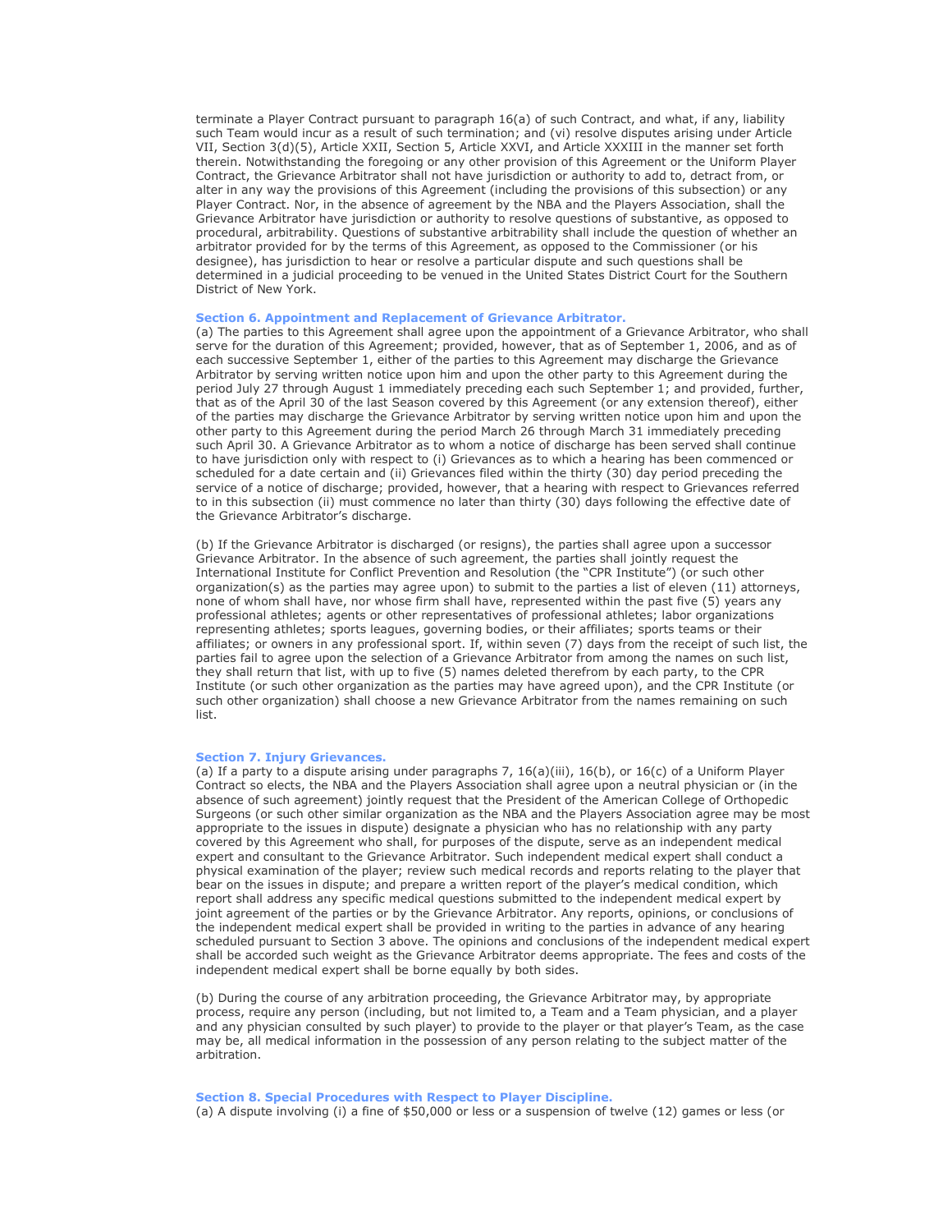terminate a Player Contract pursuant to paragraph 16(a) of such Contract, and what, if any, liability such Team would incur as a result of such termination; and (vi) resolve disputes arising under Article VII, Section 3(d)(5), Article XXII, Section 5, Article XXVI, and Article XXXIII in the manner set forth therein. Notwithstanding the foregoing or any other provision of this Agreement or the Uniform Player Contract, the Grievance Arbitrator shall not have jurisdiction or authority to add to, detract from, or alter in any way the provisions of this Agreement (including the provisions of this subsection) or any Player Contract. Nor, in the absence of agreement by the NBA and the Players Association, shall the Grievance Arbitrator have jurisdiction or authority to resolve questions of substantive, as opposed to procedural, arbitrability. Questions of substantive arbitrability shall include the question of whether an arbitrator provided for by the terms of this Agreement, as opposed to the Commissioner (or his designee), has jurisdiction to hear or resolve a particular dispute and such questions shall be determined in a judicial proceeding to be venued in the United States District Court for the Southern District of New York.

### Section 6. Appointment and Replacement of Grievance Arbitrator.

(a) The parties to this Agreement shall agree upon the appointment of a Grievance Arbitrator, who shall serve for the duration of this Agreement; provided, however, that as of September 1, 2006, and as of each successive September 1, either of the parties to this Agreement may discharge the Grievance Arbitrator by serving written notice upon him and upon the other party to this Agreement during the period July 27 through August 1 immediately preceding each such September 1; and provided, further, that as of the April 30 of the last Season covered by this Agreement (or any extension thereof), either of the parties may discharge the Grievance Arbitrator by serving written notice upon him and upon the other party to this Agreement during the period March 26 through March 31 immediately preceding such April 30. A Grievance Arbitrator as to whom a notice of discharge has been served shall continue to have jurisdiction only with respect to (i) Grievances as to which a hearing has been commenced or scheduled for a date certain and (ii) Grievances filed within the thirty (30) day period preceding the service of a notice of discharge; provided, however, that a hearing with respect to Grievances referred to in this subsection (ii) must commence no later than thirty (30) days following the effective date of the Grievance Arbitrator's discharge.

(b) If the Grievance Arbitrator is discharged (or resigns), the parties shall agree upon a successor Grievance Arbitrator. In the absence of such agreement, the parties shall jointly request the International Institute for Conflict Prevention and Resolution (the "CPR Institute") (or such other organization(s) as the parties may agree upon) to submit to the parties a list of eleven (11) attorneys, none of whom shall have, nor whose firm shall have, represented within the past five (5) years any professional athletes; agents or other representatives of professional athletes; labor organizations representing athletes; sports leagues, governing bodies, or their affiliates; sports teams or their affiliates; or owners in any professional sport. If, within seven (7) days from the receipt of such list, the parties fail to agree upon the selection of a Grievance Arbitrator from among the names on such list, they shall return that list, with up to five (5) names deleted therefrom by each party, to the CPR Institute (or such other organization as the parties may have agreed upon), and the CPR Institute (or such other organization) shall choose a new Grievance Arbitrator from the names remaining on such list.

### Section 7. Injury Grievances.

(a) If a party to a dispute arising under paragraphs 7, 16(a)(iii), 16(b), or 16(c) of a Uniform Player Contract so elects, the NBA and the Players Association shall agree upon a neutral physician or (in the absence of such agreement) jointly request that the President of the American College of Orthopedic Surgeons (or such other similar organization as the NBA and the Players Association agree may be most appropriate to the issues in dispute) designate a physician who has no relationship with any party covered by this Agreement who shall, for purposes of the dispute, serve as an independent medical expert and consultant to the Grievance Arbitrator. Such independent medical expert shall conduct a physical examination of the player; review such medical records and reports relating to the player that bear on the issues in dispute; and prepare a written report of the player's medical condition, which report shall address any specific medical questions submitted to the independent medical expert by joint agreement of the parties or by the Grievance Arbitrator. Any reports, opinions, or conclusions of the independent medical expert shall be provided in writing to the parties in advance of any hearing scheduled pursuant to Section 3 above. The opinions and conclusions of the independent medical expert shall be accorded such weight as the Grievance Arbitrator deems appropriate. The fees and costs of the independent medical expert shall be borne equally by both sides.

(b) During the course of any arbitration proceeding, the Grievance Arbitrator may, by appropriate process, require any person (including, but not limited to, a Team and a Team physician, and a player and any physician consulted by such player) to provide to the player or that player's Team, as the case may be, all medical information in the possession of any person relating to the subject matter of the arbitration.

### Section 8. Special Procedures with Respect to Player Discipline.

(a) A dispute involving (i) a fine of $50,000 or less or a suspension of twelve (12) games or less (or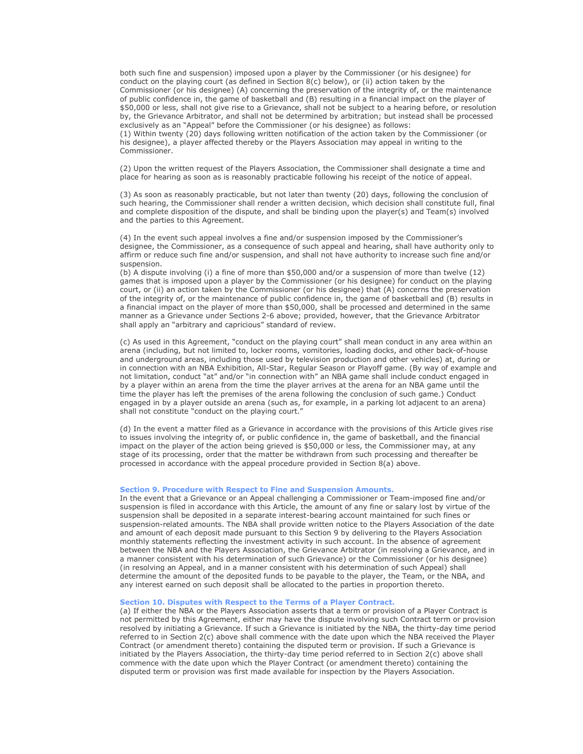both such fine and suspension) imposed upon a player by the Commissioner (or his designee) for conduct on the playing court (as defined in Section 8(c) below), or (ii) action taken by the Commissioner (or his designee) (A) concerning the preservation of the integrity of, or the maintenance of public confidence in, the game of basketball and (B) resulting in a financial impact on the player of $50,000 or less, shall not give rise to a Grievance, shall not be subject to a hearing before, or resolution by, the Grievance Arbitrator, and shall not be determined by arbitration; but instead shall be processed exclusively as an "Appeal" before the Commissioner (or his designee) as follows:
(1) Within twenty (20) days following written notification of the action taken by the Commissioner (or his designee), a player affected thereby or the Players Association may appeal in writing to the Commissioner.

(2) Upon the written request of the Players Association, the Commissioner shall designate a time and place for hearing as soon as is reasonably practicable following his receipt of the notice of appeal.

(3) As soon as reasonably practicable, but not later than twenty (20) days, following the conclusion of such hearing, the Commissioner shall render a written decision, which decision shall constitute full, final and complete disposition of the dispute, and shall be binding upon the player(s) and Team(s) involved and the parties to this Agreement.

(4) In the event such appeal involves a fine and/or suspension imposed by the Commissioner's designee, the Commissioner, as a consequence of such appeal and hearing, shall have authority only to affirm or reduce such fine and/or suspension, and shall not have authority to increase such fine and/or suspension.
(b) A dispute involving (i) a fine of more than $50,000 and/or a suspension of more than twelve (12) games that is imposed upon a player by the Commissioner (or his designee) for conduct on the playing court, or (ii) an action taken by the Commissioner (or his designee) that (A) concerns the preservation of the integrity of, or the maintenance of public confidence in, the game of basketball and (B) results in a financial impact on the player of more than $50,000, shall be processed and determined in the same manner as a Grievance under Sections 2-6 above; provided, however, that the Grievance Arbitrator shall apply an "arbitrary and capricious" standard of review.

(c) As used in this Agreement, "conduct on the playing court" shall mean conduct in any area within an arena (including, but not limited to, locker rooms, vomitories, loading docks, and other back-of-house and underground areas, including those used by television production and other vehicles) at, during or in connection with an NBA Exhibition, All-Star, Regular Season or Playoff game. (By way of example and not limitation, conduct "at" and/or "in connection with" an NBA game shall include conduct engaged in by a player within an arena from the time the player arrives at the arena for an NBA game until the time the player has left the premises of the arena following the conclusion of such game.) Conduct engaged in by a player outside an arena (such as, for example, in a parking lot adjacent to an arena) shall not constitute "conduct on the playing court."

(d) In the event a matter filed as a Grievance in accordance with the provisions of this Article gives rise to issues involving the integrity of, or public confidence in, the game of basketball, and the financial impact on the player of the action being grieved is $50,000 or less, the Commissioner may, at any stage of its processing, order that the matter be withdrawn from such processing and thereafter be processed in accordance with the appeal procedure provided in Section 8(a) above.

### Section 9. Procedure with Respect to Fine and Suspension Amounts.

In the event that a Grievance or an Appeal challenging a Commissioner or Team-imposed fine and/or suspension is filed in accordance with this Article, the amount of any fine or salary lost by virtue of the suspension shall be deposited in a separate interest-bearing account maintained for such fines or suspension-related amounts. The NBA shall provide written notice to the Players Association of the date and amount of each deposit made pursuant to this Section 9 by delivering to the Players Association monthly statements reflecting the investment activity in such account. In the absence of agreement between the NBA and the Players Association, the Grievance Arbitrator (in resolving a Grievance, and in a manner consistent with his determination of such Grievance) or the Commissioner (or his designee) (in resolving an Appeal, and in a manner consistent with his determination of such Appeal) shall determine the amount of the deposited funds to be payable to the player, the Team, or the NBA, and any interest earned on such deposit shall be allocated to the parties in proportion thereto.

### Section 10. Disputes with Respect to the Terms of a Player Contract.

(a) If either the NBA or the Players Association asserts that a term or provision of a Player Contract is not permitted by this Agreement, either may have the dispute involving such Contract term or provision resolved by initiating a Grievance. If such a Grievance is initiated by the NBA, the thirty-day time period referred to in Section 2(c) above shall commence with the date upon which the NBA received the Player Contract (or amendment thereto) containing the disputed term or provision. If such a Grievance is initiated by the Players Association, the thirty-day time period referred to in Section 2(c) above shall commence with the date upon which the Player Contract (or amendment thereto) containing the disputed term or provision was first made available for inspection by the Players Association.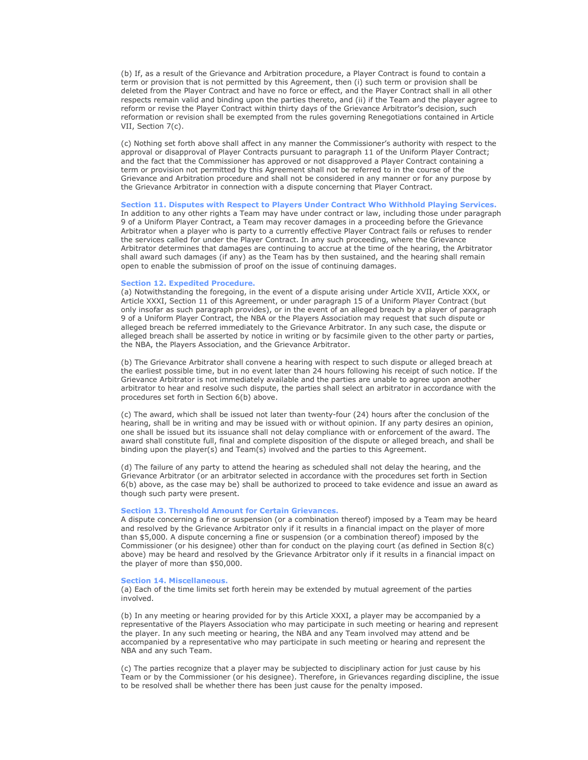(b) If, as a result of the Grievance and Arbitration procedure, a Player Contract is found to contain a term or provision that is not permitted by this Agreement, then (i) such term or provision shall be deleted from the Player Contract and have no force or effect, and the Player Contract shall in all other respects remain valid and binding upon the parties thereto, and (ii) if the Team and the player agree to reform or revise the Player Contract within thirty days of the Grievance Arbitrator's decision, such reformation or revision shall be exempted from the rules governing Renegotiations contained in Article VII, Section 7(c).

(c) Nothing set forth above shall affect in any manner the Commissioner's authority with respect to the approval or disapproval of Player Contracts pursuant to paragraph 11 of the Uniform Player Contract; and the fact that the Commissioner has approved or not disapproved a Player Contract containing a term or provision not permitted by this Agreement shall not be referred to in the course of the Grievance and Arbitration procedure and shall not be considered in any manner or for any purpose by the Grievance Arbitrator in connection with a dispute concerning that Player Contract.

**Section 11. Disputes with Respect to Players Under Contract Who Withhold Playing Services.**
In addition to any other rights a Team may have under contract or law, including those under paragraph 9 of a Uniform Player Contract, a Team may recover damages in a proceeding before the Grievance Arbitrator when a player who is party to a currently effective Player Contract fails or refuses to render the services called for under the Player Contract. In any such proceeding, where the Grievance Arbitrator determines that damages are continuing to accrue at the time of the hearing, the Arbitrator shall award such damages (if any) as the Team has by then sustained, and the hearing shall remain open to enable the submission of proof on the issue of continuing damages.

**Section 12. Expedited Procedure.**
(a) Notwithstanding the foregoing, in the event of a dispute arising under Article XVII, Article XXX, or Article XXXI, Section 11 of this Agreement, or under paragraph 15 of a Uniform Player Contract (but only insofar as such paragraph provides), or in the event of an alleged breach by a player of paragraph 9 of a Uniform Player Contract, the NBA or the Players Association may request that such dispute or alleged breach be referred immediately to the Grievance Arbitrator. In any such case, the dispute or alleged breach shall be asserted by notice in writing or by facsimile given to the other party or parties, the NBA, the Players Association, and the Grievance Arbitrator.

(b) The Grievance Arbitrator shall convene a hearing with respect to such dispute or alleged breach at the earliest possible time, but in no event later than 24 hours following his receipt of such notice. If the Grievance Arbitrator is not immediately available and the parties are unable to agree upon another arbitrator to hear and resolve such dispute, the parties shall select an arbitrator in accordance with the procedures set forth in Section 6(b) above.

(c) The award, which shall be issued not later than twenty-four (24) hours after the conclusion of the hearing, shall be in writing and may be issued with or without opinion. If any party desires an opinion, one shall be issued but its issuance shall not delay compliance with or enforcement of the award. The award shall constitute full, final and complete disposition of the dispute or alleged breach, and shall be binding upon the player(s) and Team(s) involved and the parties to this Agreement.

(d) The failure of any party to attend the hearing as scheduled shall not delay the hearing, and the Grievance Arbitrator (or an arbitrator selected in accordance with the procedures set forth in Section 6(b) above, as the case may be) shall be authorized to proceed to take evidence and issue an award as though such party were present.

**Section 13. Threshold Amount for Certain Grievances.**
A dispute concerning a fine or suspension (or a combination thereof) imposed by a Team may be heard and resolved by the Grievance Arbitrator only if it results in a financial impact on the player of more than $5,000. A dispute concerning a fine or suspension (or a combination thereof) imposed by the Commissioner (or his designee) other than for conduct on the playing court (as defined in Section 8(c) above) may be heard and resolved by the Grievance Arbitrator only if it results in a financial impact on the player of more than $50,000.

**Section 14. Miscellaneous.**
(a) Each of the time limits set forth herein may be extended by mutual agreement of the parties involved.

(b) In any meeting or hearing provided for by this Article XXXI, a player may be accompanied by a representative of the Players Association who may participate in such meeting or hearing and represent the player. In any such meeting or hearing, the NBA and any Team involved may attend and be accompanied by a representative who may participate in such meeting or hearing and represent the NBA and any such Team.

(c) The parties recognize that a player may be subjected to disciplinary action for just cause by his Team or by the Commissioner (or his designee). Therefore, in Grievances regarding discipline, the issue to be resolved shall be whether there has been just cause for the penalty imposed.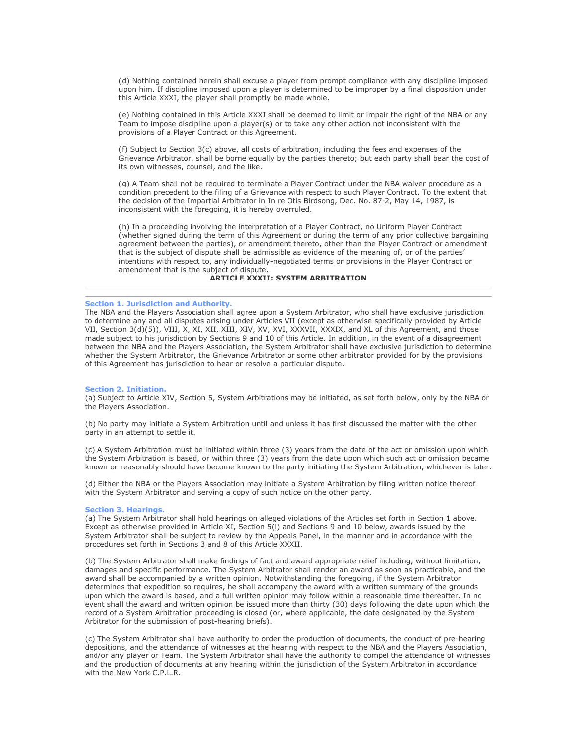(d) Nothing contained herein shall excuse a player from prompt compliance with any discipline imposed upon him. If discipline imposed upon a player is determined to be improper by a final disposition under this Article XXXI, the player shall promptly be made whole.

(e) Nothing contained in this Article XXXI shall be deemed to limit or impair the right of the NBA or any Team to impose discipline upon a player(s) or to take any other action not inconsistent with the provisions of a Player Contract or this Agreement.

(f) Subject to Section 3(c) above, all costs of arbitration, including the fees and expenses of the Grievance Arbitrator, shall be borne equally by the parties thereto; but each party shall bear the cost of its own witnesses, counsel, and the like.

(g) A Team shall not be required to terminate a Player Contract under the NBA waiver procedure as a condition precedent to the filing of a Grievance with respect to such Player Contract. To the extent that the decision of the Impartial Arbitrator in In re Otis Birdsong, Dec. No. 87-2, May 14, 1987, is inconsistent with the foregoing, it is hereby overruled.

(h) In a proceeding involving the interpretation of a Player Contract, no Uniform Player Contract (whether signed during the term of this Agreement or during the term of any prior collective bargaining agreement between the parties), or amendment thereto, other than the Player Contract or amendment that is the subject of dispute shall be admissible as evidence of the meaning of, or of the parties' intentions with respect to, any individually-negotiated terms or provisions in the Player Contract or amendment that is the subject of dispute.

## ARTICLE XXXII: SYSTEM ARBITRATION

---

### Section 1. Jurisdiction and Authority.

The NBA and the Players Association shall agree upon a System Arbitrator, who shall have exclusive jurisdiction to determine any and all disputes arising under Articles VII (except as otherwise specifically provided by Article VII, Section 3(d)(5)), VIII, X, XI, XII, XIII, XIV, XV, XVI, XXXVII, XXXIX, and XL of this Agreement, and those made subject to his jurisdiction by Sections 9 and 10 of this Article. In addition, in the event of a disagreement between the NBA and the Players Association, the System Arbitrator shall have exclusive jurisdiction to determine whether the System Arbitrator, the Grievance Arbitrator or some other arbitrator provided for by the provisions of this Agreement has jurisdiction to hear or resolve a particular dispute.

### Section 2. Initiation.

(a) Subject to Article XIV, Section 5, System Arbitrations may be initiated, as set forth below, only by the NBA or the Players Association.

(b) No party may initiate a System Arbitration until and unless it has first discussed the matter with the other party in an attempt to settle it.

(c) A System Arbitration must be initiated within three (3) years from the date of the act or omission upon which the System Arbitration is based, or within three (3) years from the date upon which such act or omission became known or reasonably should have become known to the party initiating the System Arbitration, whichever is later.

(d) Either the NBA or the Players Association may initiate a System Arbitration by filing written notice thereof with the System Arbitrator and serving a copy of such notice on the other party.

### Section 3. Hearings.

(a) The System Arbitrator shall hold hearings on alleged violations of the Articles set forth in Section 1 above. Except as otherwise provided in Article XI, Section 5(l) and Sections 9 and 10 below, awards issued by the System Arbitrator shall be subject to review by the Appeals Panel, in the manner and in accordance with the procedures set forth in Sections 3 and 8 of this Article XXXII.

(b) The System Arbitrator shall make findings of fact and award appropriate relief including, without limitation, damages and specific performance. The System Arbitrator shall render an award as soon as practicable, and the award shall be accompanied by a written opinion. Notwithstanding the foregoing, if the System Arbitrator determines that expedition so requires, he shall accompany the award with a written summary of the grounds upon which the award is based, and a full written opinion may follow within a reasonable time thereafter. In no event shall the award and written opinion be issued more than thirty (30) days following the date upon which the record of a System Arbitration proceeding is closed (or, where applicable, the date designated by the System Arbitrator for the submission of post-hearing briefs).

(c) The System Arbitrator shall have authority to order the production of documents, the conduct of pre-hearing depositions, and the attendance of witnesses at the hearing with respect to the NBA and the Players Association, and/or any player or Team. The System Arbitrator shall have the authority to compel the attendance of witnesses and the production of documents at any hearing within the jurisdiction of the System Arbitrator in accordance with the New York C.P.L.R.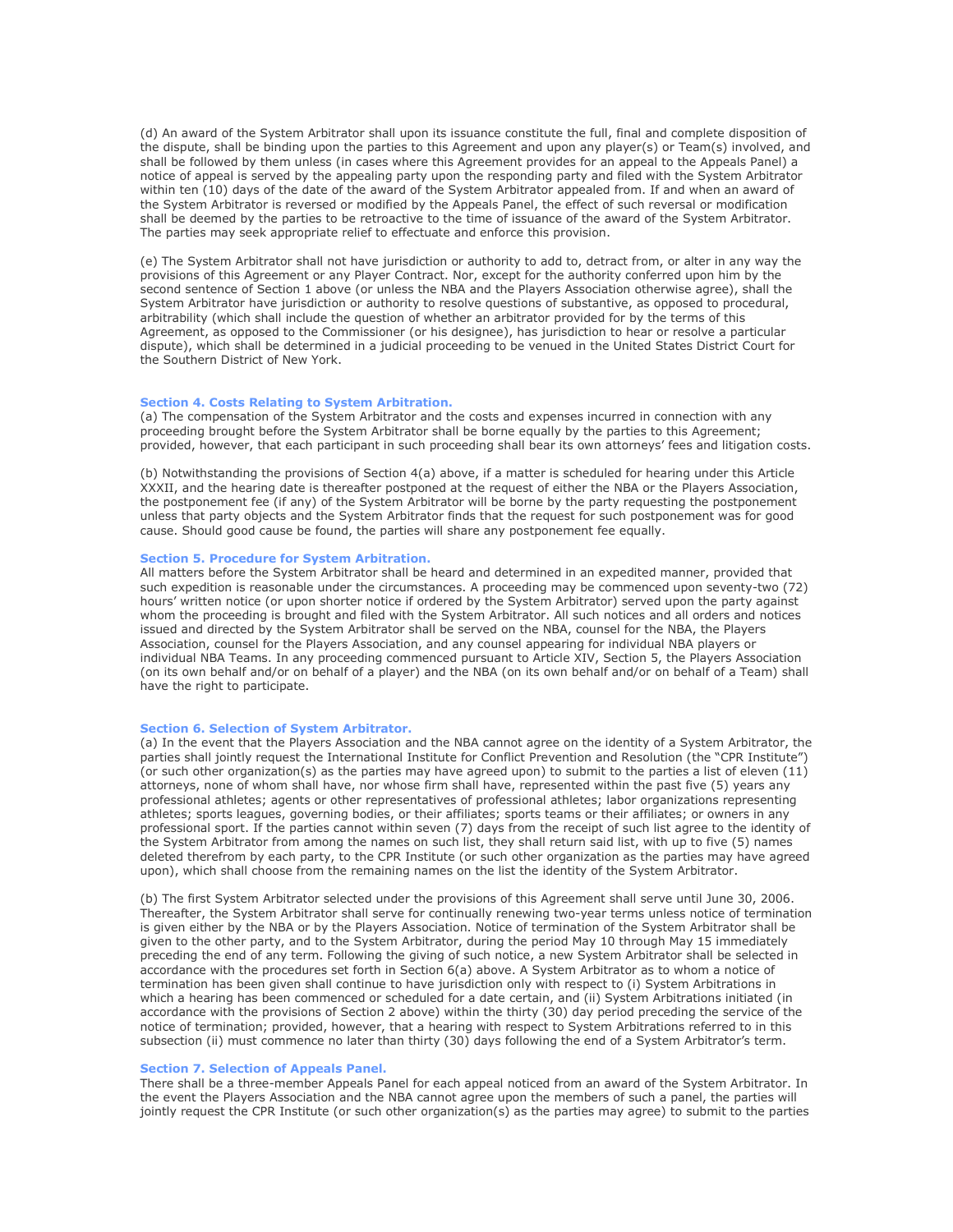(d) An award of the System Arbitrator shall upon its issuance constitute the full, final and complete disposition of the dispute, shall be binding upon the parties to this Agreement and upon any player(s) or Team(s) involved, and shall be followed by them unless (in cases where this Agreement provides for an appeal to the Appeals Panel) a notice of appeal is served by the appealing party upon the responding party and filed with the System Arbitrator within ten (10) days of the date of the award of the System Arbitrator appealed from. If and when an award of the System Arbitrator is reversed or modified by the Appeals Panel, the effect of such reversal or modification shall be deemed by the parties to be retroactive to the time of issuance of the award of the System Arbitrator. The parties may seek appropriate relief to effectuate and enforce this provision.

(e) The System Arbitrator shall not have jurisdiction or authority to add to, detract from, or alter in any way the provisions of this Agreement or any Player Contract. Nor, except for the authority conferred upon him by the second sentence of Section 1 above (or unless the NBA and the Players Association otherwise agree), shall the System Arbitrator have jurisdiction or authority to resolve questions of substantive, as opposed to procedural, arbitrability (which shall include the question of whether an arbitrator provided for by the terms of this Agreement, as opposed to the Commissioner (or his designee), has jurisdiction to hear or resolve a particular dispute), which shall be determined in a judicial proceeding to be venued in the United States District Court for the Southern District of New York.

### Section 4. Costs Relating to System Arbitration.

(a) The compensation of the System Arbitrator and the costs and expenses incurred in connection with any proceeding brought before the System Arbitrator shall be borne equally by the parties to this Agreement; provided, however, that each participant in such proceeding shall bear its own attorneys' fees and litigation costs.

(b) Notwithstanding the provisions of Section 4(a) above, if a matter is scheduled for hearing under this Article XXXII, and the hearing date is thereafter postponed at the request of either the NBA or the Players Association, the postponement fee (if any) of the System Arbitrator will be borne by the party requesting the postponement unless that party objects and the System Arbitrator finds that the request for such postponement was for good cause. Should good cause be found, the parties will share any postponement fee equally.

### Section 5. Procedure for System Arbitration.

All matters before the System Arbitrator shall be heard and determined in an expedited manner, provided that such expedition is reasonable under the circumstances. A proceeding may be commenced upon seventy-two (72) hours' written notice (or upon shorter notice if ordered by the System Arbitrator) served upon the party against whom the proceeding is brought and filed with the System Arbitrator. All such notices and all orders and notices issued and directed by the System Arbitrator shall be served on the NBA, counsel for the NBA, the Players Association, counsel for the Players Association, and any counsel appearing for individual NBA players or individual NBA Teams. In any proceeding commenced pursuant to Article XIV, Section 5, the Players Association (on its own behalf and/or on behalf of a player) and the NBA (on its own behalf and/or on behalf of a Team) shall have the right to participate.

### Section 6. Selection of System Arbitrator.

(a) In the event that the Players Association and the NBA cannot agree on the identity of a System Arbitrator, the parties shall jointly request the International Institute for Conflict Prevention and Resolution (the "CPR Institute") (or such other organization(s) as the parties may have agreed upon) to submit to the parties a list of eleven (11) attorneys, none of whom shall have, nor whose firm shall have, represented within the past five (5) years any professional athletes; agents or other representatives of professional athletes; labor organizations representing athletes; sports leagues, governing bodies, or their affiliates; sports teams or their affiliates; or owners in any professional sport. If the parties cannot within seven (7) days from the receipt of such list agree to the identity of the System Arbitrator from among the names on such list, they shall return said list, with up to five (5) names deleted therefrom by each party, to the CPR Institute (or such other organization as the parties may have agreed upon), which shall choose from the remaining names on the list the identity of the System Arbitrator.

(b) The first System Arbitrator selected under the provisions of this Agreement shall serve until June 30, 2006. Thereafter, the System Arbitrator shall serve for continually renewing two-year terms unless notice of termination is given either by the NBA or by the Players Association. Notice of termination of the System Arbitrator shall be given to the other party, and to the System Arbitrator, during the period May 10 through May 15 immediately preceding the end of any term. Following the giving of such notice, a new System Arbitrator shall be selected in accordance with the procedures set forth in Section 6(a) above. A System Arbitrator as to whom a notice of termination has been given shall continue to have jurisdiction only with respect to (i) System Arbitrations in which a hearing has been commenced or scheduled for a date certain, and (ii) System Arbitrations initiated (in accordance with the provisions of Section 2 above) within the thirty (30) day period preceding the service of the notice of termination; provided, however, that a hearing with respect to System Arbitrations referred to in this subsection (ii) must commence no later than thirty (30) days following the end of a System Arbitrator's term.

### Section 7. Selection of Appeals Panel.

There shall be a three-member Appeals Panel for each appeal noticed from an award of the System Arbitrator. In the event the Players Association and the NBA cannot agree upon the members of such a panel, the parties will jointly request the CPR Institute (or such other organization(s) as the parties may agree) to submit to the parties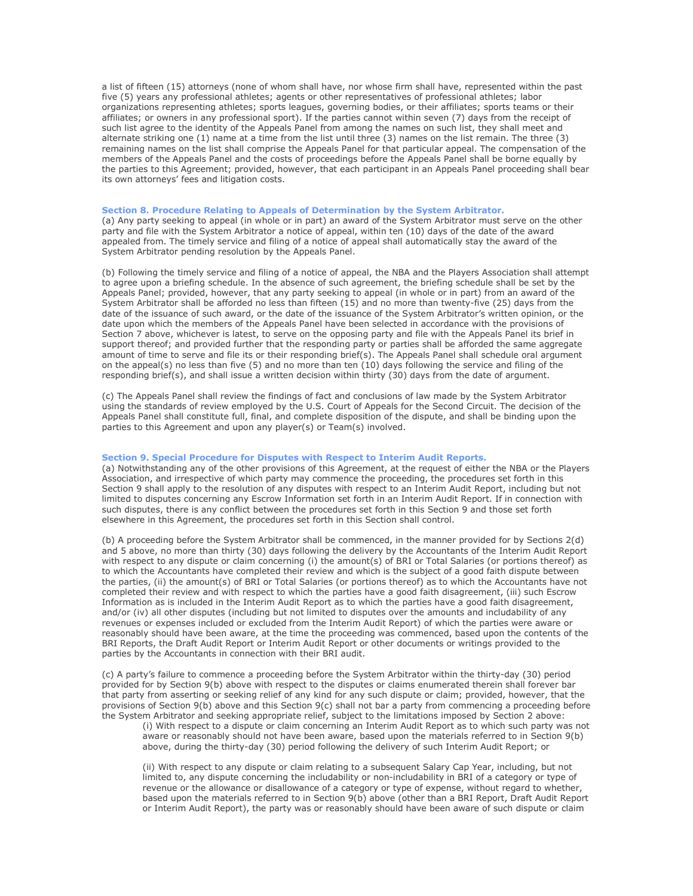a list of fifteen (15) attorneys (none of whom shall have, nor whose firm shall have, represented within the past five (5) years any professional athletes; agents or other representatives of professional athletes; labor organizations representing athletes; sports leagues, governing bodies, or their affiliates; sports teams or their affiliates; or owners in any professional sport). If the parties cannot within seven (7) days from the receipt of such list agree to the identity of the Appeals Panel from among the names on such list, they shall meet and alternate striking one (1) name at a time from the list until three (3) names on the list remain. The three (3) remaining names on the list shall comprise the Appeals Panel for that particular appeal. The compensation of the members of the Appeals Panel and the costs of proceedings before the Appeals Panel shall be borne equally by the parties to this Agreement; provided, however, that each participant in an Appeals Panel proceeding shall bear its own attorneys' fees and litigation costs.

**Section 8. Procedure Relating to Appeals of Determination by the System Arbitrator.**

(a) Any party seeking to appeal (in whole or in part) an award of the System Arbitrator must serve on the other party and file with the System Arbitrator a notice of appeal, within ten (10) days of the date of the award appealed from. The timely service and filing of a notice of appeal shall automatically stay the award of the System Arbitrator pending resolution by the Appeals Panel.

(b) Following the timely service and filing of a notice of appeal, the NBA and the Players Association shall attempt to agree upon a briefing schedule. In the absence of such agreement, the briefing schedule shall be set by the Appeals Panel; provided, however, that any party seeking to appeal (in whole or in part) from an award of the System Arbitrator shall be afforded no less than fifteen (15) and no more than twenty-five (25) days from the date of the issuance of such award, or the date of the issuance of the System Arbitrator's written opinion, or the date upon which the members of the Appeals Panel have been selected in accordance with the provisions of Section 7 above, whichever is latest, to serve on the opposing party and file with the Appeals Panel its brief in support thereof; and provided further that the responding party or parties shall be afforded the same aggregate amount of time to serve and file its or their responding brief(s). The Appeals Panel shall schedule oral argument on the appeal(s) no less than five (5) and no more than ten (10) days following the service and filing of the responding brief(s), and shall issue a written decision within thirty (30) days from the date of argument.

(c) The Appeals Panel shall review the findings of fact and conclusions of law made by the System Arbitrator using the standards of review employed by the U.S. Court of Appeals for the Second Circuit. The decision of the Appeals Panel shall constitute full, final, and complete disposition of the dispute, and shall be binding upon the parties to this Agreement and upon any player(s) or Team(s) involved.

**Section 9. Special Procedure for Disputes with Respect to Interim Audit Reports.**

(a) Notwithstanding any of the other provisions of this Agreement, at the request of either the NBA or the Players Association, and irrespective of which party may commence the proceeding, the procedures set forth in this Section 9 shall apply to the resolution of any disputes with respect to an Interim Audit Report, including but not limited to disputes concerning any Escrow Information set forth in an Interim Audit Report. If in connection with such disputes, there is any conflict between the procedures set forth in this Section 9 and those set forth elsewhere in this Agreement, the procedures set forth in this Section shall control.

(b) A proceeding before the System Arbitrator shall be commenced, in the manner provided for by Sections 2(d) and 5 above, no more than thirty (30) days following the delivery by the Accountants of the Interim Audit Report with respect to any dispute or claim concerning (i) the amount(s) of BRI or Total Salaries (or portions thereof) as to which the Accountants have completed their review and which is the subject of a good faith dispute between the parties, (ii) the amount(s) of BRI or Total Salaries (or portions thereof) as to which the Accountants have not completed their review and with respect to which the parties have a good faith disagreement, (iii) such Escrow Information as is included in the Interim Audit Report as to which the parties have a good faith disagreement, and/or (iv) all other disputes (including but not limited to disputes over the amounts and includability of any revenues or expenses included or excluded from the Interim Audit Report) of which the parties were aware or reasonably should have been aware, at the time the proceeding was commenced, based upon the contents of the BRI Reports, the Draft Audit Report or Interim Audit Report or other documents or writings provided to the parties by the Accountants in connection with their BRI audit.

(c) A party's failure to commence a proceeding before the System Arbitrator within the thirty-day (30) period provided for by Section 9(b) above with respect to the disputes or claims enumerated therein shall forever bar that party from asserting or seeking relief of any kind for any such dispute or claim; provided, however, that the provisions of Section 9(b) above and this Section 9(c) shall not bar a party from commencing a proceeding before the System Arbitrator and seeking appropriate relief, subject to the limitations imposed by Section 2 above:

(i) With respect to a dispute or claim concerning an Interim Audit Report as to which such party was not aware or reasonably should not have been aware, based upon the materials referred to in Section 9(b) above, during the thirty-day (30) period following the delivery of such Interim Audit Report; or

(ii) With respect to any dispute or claim relating to a subsequent Salary Cap Year, including, but not limited to, any dispute concerning the includability or non-includability in BRI of a category or type of revenue or the allowance or disallowance of a category or type of expense, without regard to whether, based upon the materials referred to in Section 9(b) above (other than a BRI Report, Draft Audit Report or Interim Audit Report), the party was or reasonably should have been aware of such dispute or claim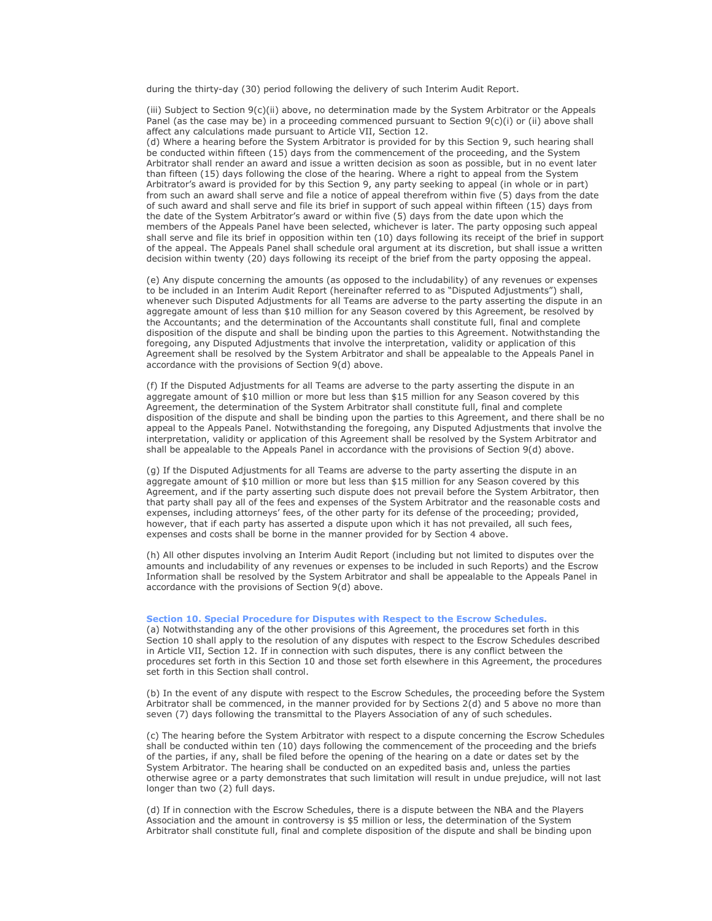during the thirty-day (30) period following the delivery of such Interim Audit Report.

(iii) Subject to Section 9(c)(ii) above, no determination made by the System Arbitrator or the Appeals Panel (as the case may be) in a proceeding commenced pursuant to Section 9(c)(i) or (ii) above shall affect any calculations made pursuant to Article VII, Section 12.

(d) Where a hearing before the System Arbitrator is provided for by this Section 9, such hearing shall be conducted within fifteen (15) days from the commencement of the proceeding, and the System Arbitrator shall render an award and issue a written decision as soon as possible, but in no event later than fifteen (15) days following the close of the hearing. Where a right to appeal from the System Arbitrator's award is provided for by this Section 9, any party seeking to appeal (in whole or in part) from such an award shall serve and file a notice of appeal therefrom within five (5) days from the date of such award and shall serve and file its brief in support of such appeal within fifteen (15) days from the date of the System Arbitrator's award or within five (5) days from the date upon which the members of the Appeals Panel have been selected, whichever is later. The party opposing such appeal shall serve and file its brief in opposition within ten (10) days following its receipt of the brief in support of the appeal. The Appeals Panel shall schedule oral argument at its discretion, but shall issue a written decision within twenty (20) days following its receipt of the brief from the party opposing the appeal.

(e) Any dispute concerning the amounts (as opposed to the includability) of any revenues or expenses to be included in an Interim Audit Report (hereinafter referred to as "Disputed Adjustments") shall, whenever such Disputed Adjustments for all Teams are adverse to the party asserting the dispute in an aggregate amount of less than $10 million for any Season covered by this Agreement, be resolved by the Accountants; and the determination of the Accountants shall constitute full, final and complete disposition of the dispute and shall be binding upon the parties to this Agreement. Notwithstanding the foregoing, any Disputed Adjustments that involve the interpretation, validity or application of this Agreement shall be resolved by the System Arbitrator and shall be appealable to the Appeals Panel in accordance with the provisions of Section 9(d) above.

(f) If the Disputed Adjustments for all Teams are adverse to the party asserting the dispute in an aggregate amount of $10 million or more but less than $15 million for any Season covered by this Agreement, the determination of the System Arbitrator shall constitute full, final and complete disposition of the dispute and shall be binding upon the parties to this Agreement, and there shall be no appeal to the Appeals Panel. Notwithstanding the foregoing, any Disputed Adjustments that involve the interpretation, validity or application of this Agreement shall be resolved by the System Arbitrator and shall be appealable to the Appeals Panel in accordance with the provisions of Section 9(d) above.

(g) If the Disputed Adjustments for all Teams are adverse to the party asserting the dispute in an aggregate amount of $10 million or more but less than $15 million for any Season covered by this Agreement, and if the party asserting such dispute does not prevail before the System Arbitrator, then that party shall pay all of the fees and expenses of the System Arbitrator and the reasonable costs and expenses, including attorneys' fees, of the other party for its defense of the proceeding; provided, however, that if each party has asserted a dispute upon which it has not prevailed, all such fees, expenses and costs shall be borne in the manner provided for by Section 4 above.

(h) All other disputes involving an Interim Audit Report (including but not limited to disputes over the amounts and includability of any revenues or expenses to be included in such Reports) and the Escrow Information shall be resolved by the System Arbitrator and shall be appealable to the Appeals Panel in accordance with the provisions of Section 9(d) above.

### Section 10. Special Procedure for Disputes with Respect to the Escrow Schedules.

(a) Notwithstanding any of the other provisions of this Agreement, the procedures set forth in this Section 10 shall apply to the resolution of any disputes with respect to the Escrow Schedules described in Article VII, Section 12. If in connection with such disputes, there is any conflict between the procedures set forth in this Section 10 and those set forth elsewhere in this Agreement, the procedures set forth in this Section shall control.

(b) In the event of any dispute with respect to the Escrow Schedules, the proceeding before the System Arbitrator shall be commenced, in the manner provided for by Sections 2(d) and 5 above no more than seven (7) days following the transmittal to the Players Association of any of such schedules.

(c) The hearing before the System Arbitrator with respect to a dispute concerning the Escrow Schedules shall be conducted within ten (10) days following the commencement of the proceeding and the briefs of the parties, if any, shall be filed before the opening of the hearing on a date or dates set by the System Arbitrator. The hearing shall be conducted on an expedited basis and, unless the parties otherwise agree or a party demonstrates that such limitation will result in undue prejudice, will not last longer than two (2) full days.

(d) If in connection with the Escrow Schedules, there is a dispute between the NBA and the Players Association and the amount in controversy is $5 million or less, the determination of the System Arbitrator shall constitute full, final and complete disposition of the dispute and shall be binding upon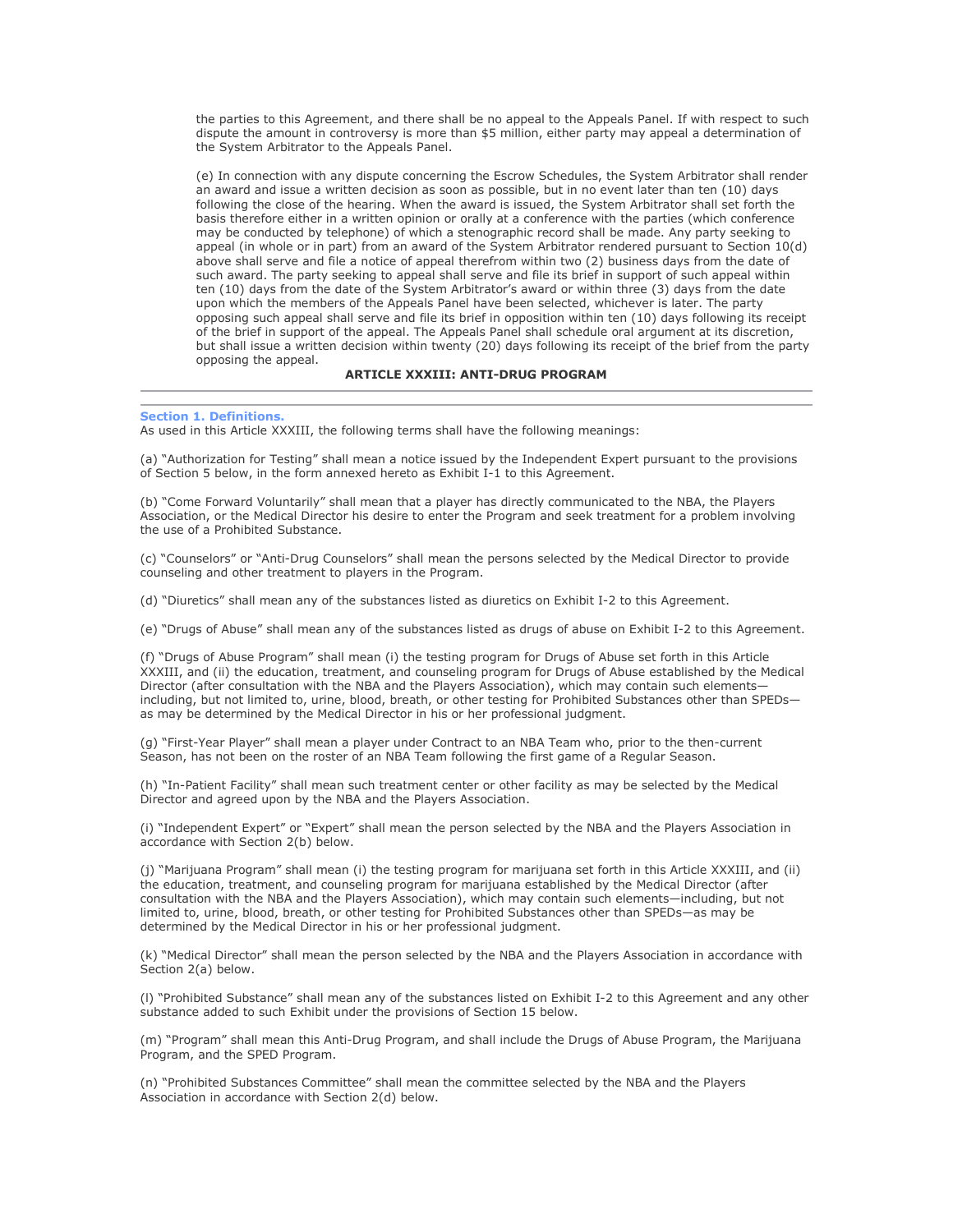the parties to this Agreement, and there shall be no appeal to the Appeals Panel. If with respect to such dispute the amount in controversy is more than $5 million, either party may appeal a determination of the System Arbitrator to the Appeals Panel.

(e) In connection with any dispute concerning the Escrow Schedules, the System Arbitrator shall render an award and issue a written decision as soon as possible, but in no event later than ten (10) days following the close of the hearing. When the award is issued, the System Arbitrator shall set forth the basis therefore either in a written opinion or orally at a conference with the parties (which conference may be conducted by telephone) of which a stenographic record shall be made. Any party seeking to appeal (in whole or in part) from an award of the System Arbitrator rendered pursuant to Section 10(d) above shall serve and file a notice of appeal therefrom within two (2) business days from the date of such award. The party seeking to appeal shall serve and file its brief in support of such appeal within ten (10) days from the date of the System Arbitrator's award or within three (3) days from the date upon which the members of the Appeals Panel have been selected, whichever is later. The party opposing such appeal shall serve and file its brief in opposition within ten (10) days following its receipt of the brief in support of the appeal. The Appeals Panel shall schedule oral argument at its discretion, but shall issue a written decision within twenty (20) days following its receipt of the brief from the party opposing the appeal.

## ARTICLE XXXIII: ANTI-DRUG PROGRAM

---

### Section 1. Definitions.

As used in this Article XXXIII, the following terms shall have the following meanings:

(a) "Authorization for Testing" shall mean a notice issued by the Independent Expert pursuant to the provisions of Section 5 below, in the form annexed hereto as Exhibit I-1 to this Agreement.

(b) "Come Forward Voluntarily" shall mean that a player has directly communicated to the NBA, the Players Association, or the Medical Director his desire to enter the Program and seek treatment for a problem involving the use of a Prohibited Substance.

(c) "Counselors" or "Anti-Drug Counselors" shall mean the persons selected by the Medical Director to provide counseling and other treatment to players in the Program.

(d) "Diuretics" shall mean any of the substances listed as diuretics on Exhibit I-2 to this Agreement.

(e) "Drugs of Abuse" shall mean any of the substances listed as drugs of abuse on Exhibit I-2 to this Agreement.

(f) "Drugs of Abuse Program" shall mean (i) the testing program for Drugs of Abuse set forth in this Article XXXIII, and (ii) the education, treatment, and counseling program for Drugs of Abuse established by the Medical Director (after consultation with the NBA and the Players Association), which may contain such elements—including, but not limited to, urine, blood, breath, or other testing for Prohibited Substances other than SPEDs—as may be determined by the Medical Director in his or her professional judgment.

(g) "First-Year Player" shall mean a player under Contract to an NBA Team who, prior to the then-current Season, has not been on the roster of an NBA Team following the first game of a Regular Season.

(h) "In-Patient Facility" shall mean such treatment center or other facility as may be selected by the Medical Director and agreed upon by the NBA and the Players Association.

(i) "Independent Expert" or "Expert" shall mean the person selected by the NBA and the Players Association in accordance with Section 2(b) below.

(j) "Marijuana Program" shall mean (i) the testing program for marijuana set forth in this Article XXXIII, and (ii) the education, treatment, and counseling program for marijuana established by the Medical Director (after consultation with the NBA and the Players Association), which may contain such elements—including, but not limited to, urine, blood, breath, or other testing for Prohibited Substances other than SPEDs—as may be determined by the Medical Director in his or her professional judgment.

(k) "Medical Director" shall mean the person selected by the NBA and the Players Association in accordance with Section 2(a) below.

(l) "Prohibited Substance" shall mean any of the substances listed on Exhibit I-2 to this Agreement and any other substance added to such Exhibit under the provisions of Section 15 below.

(m) "Program" shall mean this Anti-Drug Program, and shall include the Drugs of Abuse Program, the Marijuana Program, and the SPED Program.

(n) "Prohibited Substances Committee" shall mean the committee selected by the NBA and the Players Association in accordance with Section 2(d) below.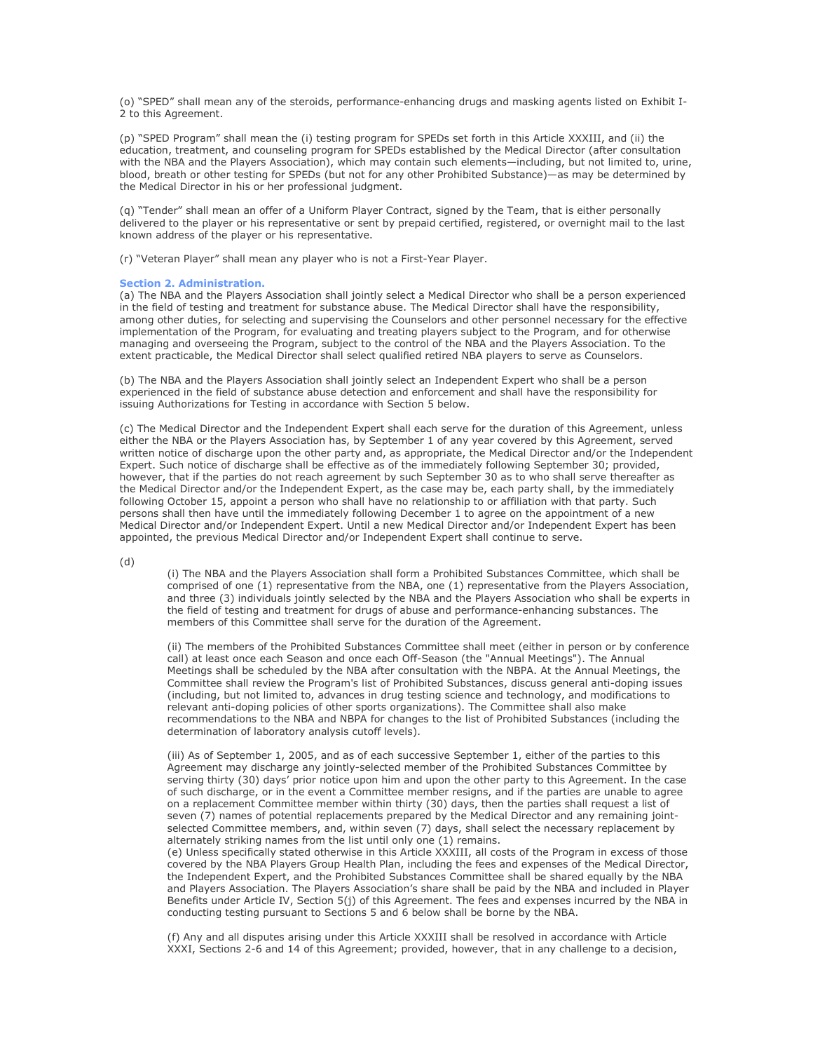(o) "SPED" shall mean any of the steroids, performance-enhancing drugs and masking agents listed on Exhibit I-2 to this Agreement.

(p) "SPED Program" shall mean the (i) testing program for SPEDs set forth in this Article XXXIII, and (ii) the education, treatment, and counseling program for SPEDs established by the Medical Director (after consultation with the NBA and the Players Association), which may contain such elements—including, but not limited to, urine, blood, breath or other testing for SPEDs (but not for any other Prohibited Substance)—as may be determined by the Medical Director in his or her professional judgment.

(q) "Tender" shall mean an offer of a Uniform Player Contract, signed by the Team, that is either personally delivered to the player or his representative or sent by prepaid certified, registered, or overnight mail to the last known address of the player or his representative.

(r) "Veteran Player" shall mean any player who is not a First-Year Player.

### Section 2. Administration.

(a) The NBA and the Players Association shall jointly select a Medical Director who shall be a person experienced in the field of testing and treatment for substance abuse. The Medical Director shall have the responsibility, among other duties, for selecting and supervising the Counselors and other personnel necessary for the effective implementation of the Program, for evaluating and treating players subject to the Program, and for otherwise managing and overseeing the Program, subject to the control of the NBA and the Players Association. To the extent practicable, the Medical Director shall select qualified retired NBA players to serve as Counselors.

(b) The NBA and the Players Association shall jointly select an Independent Expert who shall be a person experienced in the field of substance abuse detection and enforcement and shall have the responsibility for issuing Authorizations for Testing in accordance with Section 5 below.

(c) The Medical Director and the Independent Expert shall each serve for the duration of this Agreement, unless either the NBA or the Players Association has, by September 1 of any year covered by this Agreement, served written notice of discharge upon the other party and, as appropriate, the Medical Director and/or the Independent Expert. Such notice of discharge shall be effective as of the immediately following September 30; provided, however, that if the parties do not reach agreement by such September 30 as to who shall serve thereafter as the Medical Director and/or the Independent Expert, as the case may be, each party shall, by the immediately following October 15, appoint a person who shall have no relationship to or affiliation with that party. Such persons shall then have until the immediately following December 1 to agree on the appointment of a new Medical Director and/or Independent Expert. Until a new Medical Director and/or Independent Expert has been appointed, the previous Medical Director and/or Independent Expert shall continue to serve.

(d)

(i) The NBA and the Players Association shall form a Prohibited Substances Committee, which shall be comprised of one (1) representative from the NBA, one (1) representative from the Players Association, and three (3) individuals jointly selected by the NBA and the Players Association who shall be experts in the field of testing and treatment for drugs of abuse and performance-enhancing substances. The members of this Committee shall serve for the duration of the Agreement.

(ii) The members of the Prohibited Substances Committee shall meet (either in person or by conference call) at least once each Season and once each Off-Season (the "Annual Meetings"). The Annual Meetings shall be scheduled by the NBA after consultation with the NBPA. At the Annual Meetings, the Committee shall review the Program's list of Prohibited Substances, discuss general anti-doping issues (including, but not limited to, advances in drug testing science and technology, and modifications to relevant anti-doping policies of other sports organizations). The Committee shall also make recommendations to the NBA and NBPA for changes to the list of Prohibited Substances (including the determination of laboratory analysis cutoff levels).

(iii) As of September 1, 2005, and as of each successive September 1, either of the parties to this Agreement may discharge any jointly-selected member of the Prohibited Substances Committee by serving thirty (30) days' prior notice upon him and upon the other party to this Agreement. In the case of such discharge, or in the event a Committee member resigns, and if the parties are unable to agree on a replacement Committee member within thirty (30) days, then the parties shall request a list of seven (7) names of potential replacements prepared by the Medical Director and any remaining joint-selected Committee members, and, within seven (7) days, shall select the necessary replacement by alternately striking names from the list until only one (1) remains.

(e) Unless specifically stated otherwise in this Article XXXIII, all costs of the Program in excess of those covered by the NBA Players Group Health Plan, including the fees and expenses of the Medical Director, the Independent Expert, and the Prohibited Substances Committee shall be shared equally by the NBA and Players Association. The Players Association's share shall be paid by the NBA and included in Player Benefits under Article IV, Section 5(j) of this Agreement. The fees and expenses incurred by the NBA in conducting testing pursuant to Sections 5 and 6 below shall be borne by the NBA.

(f) Any and all disputes arising under this Article XXXIII shall be resolved in accordance with Article XXXI, Sections 2-6 and 14 of this Agreement; provided, however, that in any challenge to a decision,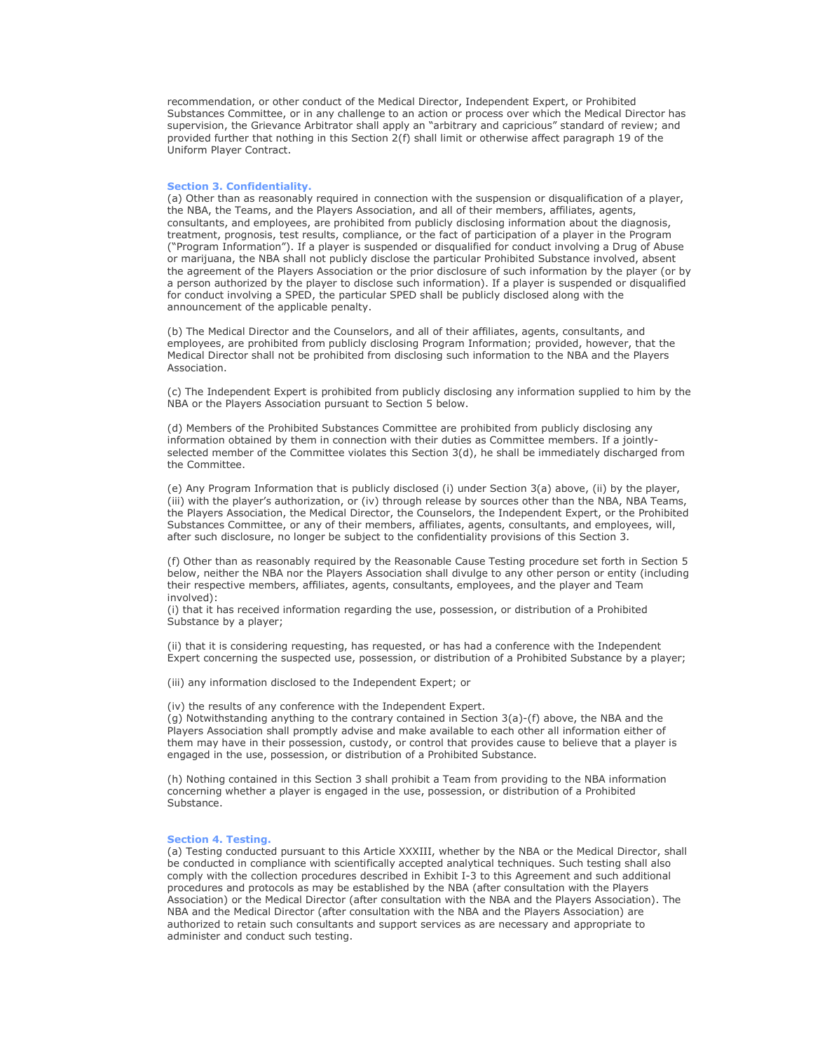recommendation, or other conduct of the Medical Director, Independent Expert, or Prohibited Substances Committee, or in any challenge to an action or process over which the Medical Director has supervision, the Grievance Arbitrator shall apply an "arbitrary and capricious" standard of review; and provided further that nothing in this Section 2(f) shall limit or otherwise affect paragraph 19 of the Uniform Player Contract.

### Section 3. Confidentiality.

(a) Other than as reasonably required in connection with the suspension or disqualification of a player, the NBA, the Teams, and the Players Association, and all of their members, affiliates, agents, consultants, and employees, are prohibited from publicly disclosing information about the diagnosis, treatment, prognosis, test results, compliance, or the fact of participation of a player in the Program ("Program Information"). If a player is suspended or disqualified for conduct involving a Drug of Abuse or marijuana, the NBA shall not publicly disclose the particular Prohibited Substance involved, absent the agreement of the Players Association or the prior disclosure of such information by the player (or by a person authorized by the player to disclose such information). If a player is suspended or disqualified for conduct involving a SPED, the particular SPED shall be publicly disclosed along with the announcement of the applicable penalty.

(b) The Medical Director and the Counselors, and all of their affiliates, agents, consultants, and employees, are prohibited from publicly disclosing Program Information; provided, however, that the Medical Director shall not be prohibited from disclosing such information to the NBA and the Players Association.

(c) The Independent Expert is prohibited from publicly disclosing any information supplied to him by the NBA or the Players Association pursuant to Section 5 below.

(d) Members of the Prohibited Substances Committee are prohibited from publicly disclosing any information obtained by them in connection with their duties as Committee members. If a jointly-selected member of the Committee violates this Section 3(d), he shall be immediately discharged from the Committee.

(e) Any Program Information that is publicly disclosed (i) under Section 3(a) above, (ii) by the player, (iii) with the player's authorization, or (iv) through release by sources other than the NBA, NBA Teams, the Players Association, the Medical Director, the Counselors, the Independent Expert, or the Prohibited Substances Committee, or any of their members, affiliates, agents, consultants, and employees, will, after such disclosure, no longer be subject to the confidentiality provisions of this Section 3.

(f) Other than as reasonably required by the Reasonable Cause Testing procedure set forth in Section 5 below, neither the NBA nor the Players Association shall divulge to any other person or entity (including their respective members, affiliates, agents, consultants, employees, and the player and Team involved):

(i) that it has received information regarding the use, possession, or distribution of a Prohibited Substance by a player;

(ii) that it is considering requesting, has requested, or has had a conference with the Independent Expert concerning the suspected use, possession, or distribution of a Prohibited Substance by a player;

(iii) any information disclosed to the Independent Expert; or

(iv) the results of any conference with the Independent Expert.

(g) Notwithstanding anything to the contrary contained in Section 3(a)-(f) above, the NBA and the Players Association shall promptly advise and make available to each other all information either of them may have in their possession, custody, or control that provides cause to believe that a player is engaged in the use, possession, or distribution of a Prohibited Substance.

(h) Nothing contained in this Section 3 shall prohibit a Team from providing to the NBA information concerning whether a player is engaged in the use, possession, or distribution of a Prohibited Substance.

### Section 4. Testing.

(a) Testing conducted pursuant to this Article XXXIII, whether by the NBA or the Medical Director, shall be conducted in compliance with scientifically accepted analytical techniques. Such testing shall also comply with the collection procedures described in Exhibit I-3 to this Agreement and such additional procedures and protocols as may be established by the NBA (after consultation with the Players Association) or the Medical Director (after consultation with the NBA and the Players Association). The NBA and the Medical Director (after consultation with the NBA and the Players Association) are authorized to retain such consultants and support services as are necessary and appropriate to administer and conduct such testing.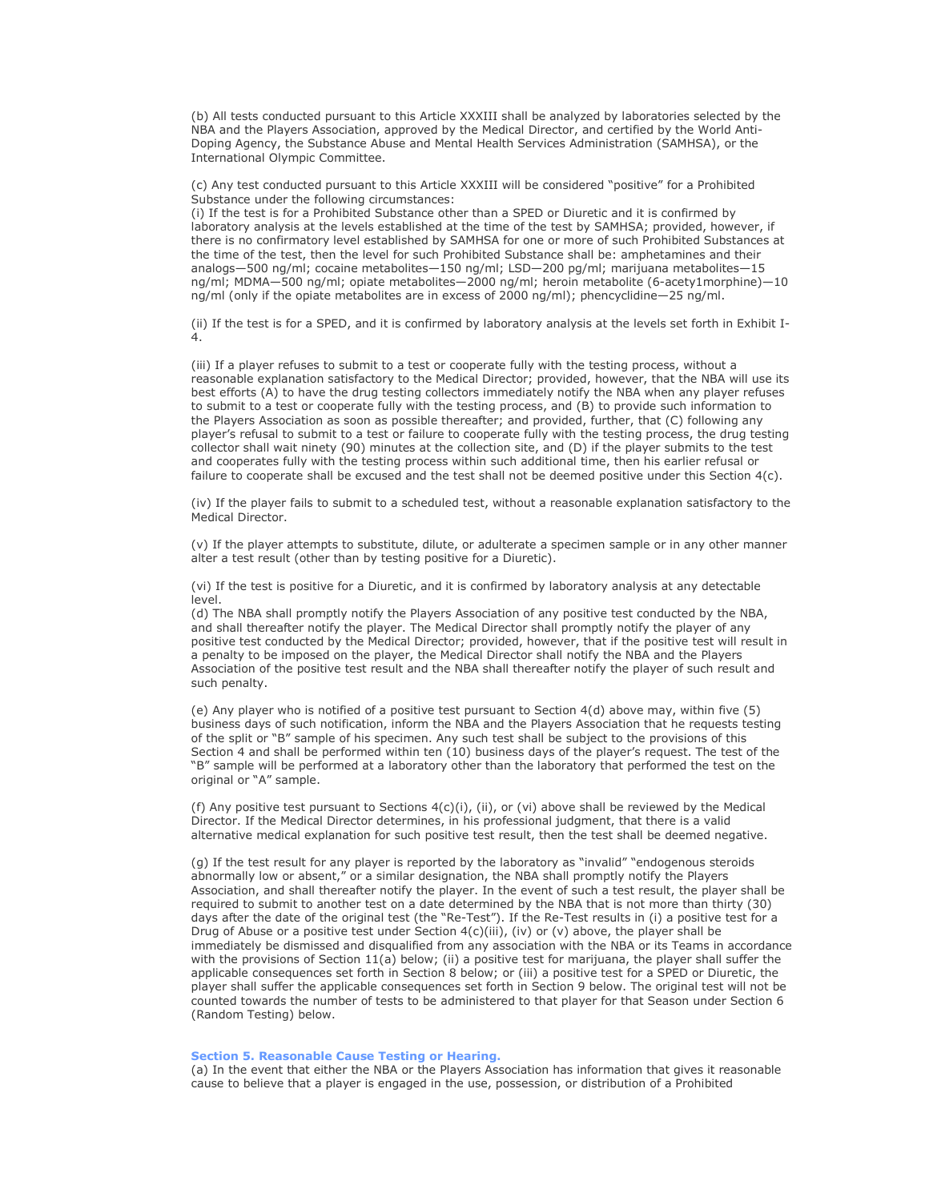(b) All tests conducted pursuant to this Article XXXIII shall be analyzed by laboratories selected by the NBA and the Players Association, approved by the Medical Director, and certified by the World Anti-Doping Agency, the Substance Abuse and Mental Health Services Administration (SAMHSA), or the International Olympic Committee.

(c) Any test conducted pursuant to this Article XXXIII will be considered "positive" for a Prohibited Substance under the following circumstances:
(i) If the test is for a Prohibited Substance other than a SPED or Diuretic and it is confirmed by laboratory analysis at the levels established at the time of the test by SAMHSA; provided, however, if there is no confirmatory level established by SAMHSA for one or more of such Prohibited Substances at the time of the test, then the level for such Prohibited Substance shall be: amphetamines and their analogs—500 ng/ml; cocaine metabolites—150 ng/ml; LSD—200 pg/ml; marijuana metabolites—15 ng/ml; MDMA—500 ng/ml; opiate metabolites—2000 ng/ml; heroin metabolite (6-acety1morphine)—10 ng/ml (only if the opiate metabolites are in excess of 2000 ng/ml); phencyclidine—25 ng/ml.

(ii) If the test is for a SPED, and it is confirmed by laboratory analysis at the levels set forth in Exhibit I-4.

(iii) If a player refuses to submit to a test or cooperate fully with the testing process, without a reasonable explanation satisfactory to the Medical Director; provided, however, that the NBA will use its best efforts (A) to have the drug testing collectors immediately notify the NBA when any player refuses to submit to a test or cooperate fully with the testing process, and (B) to provide such information to the Players Association as soon as possible thereafter; and provided, further, that (C) following any player's refusal to submit to a test or failure to cooperate fully with the testing process, the drug testing collector shall wait ninety (90) minutes at the collection site, and (D) if the player submits to the test and cooperates fully with the testing process within such additional time, then his earlier refusal or failure to cooperate shall be excused and the test shall not be deemed positive under this Section 4(c).

(iv) If the player fails to submit to a scheduled test, without a reasonable explanation satisfactory to the Medical Director.

(v) If the player attempts to substitute, dilute, or adulterate a specimen sample or in any other manner alter a test result (other than by testing positive for a Diuretic).

(vi) If the test is positive for a Diuretic, and it is confirmed by laboratory analysis at any detectable level.
(d) The NBA shall promptly notify the Players Association of any positive test conducted by the NBA, and shall thereafter notify the player. The Medical Director shall promptly notify the player of any positive test conducted by the Medical Director; provided, however, that if the positive test will result in a penalty to be imposed on the player, the Medical Director shall notify the NBA and the Players Association of the positive test result and the NBA shall thereafter notify the player of such result and such penalty.

(e) Any player who is notified of a positive test pursuant to Section 4(d) above may, within five (5) business days of such notification, inform the NBA and the Players Association that he requests testing of the split or "B" sample of his specimen. Any such test shall be subject to the provisions of this Section 4 and shall be performed within ten (10) business days of the player's request. The test of the "B" sample will be performed at a laboratory other than the laboratory that performed the test on the original or "A" sample.

(f) Any positive test pursuant to Sections 4(c)(i), (ii), or (vi) above shall be reviewed by the Medical Director. If the Medical Director determines, in his professional judgment, that there is a valid alternative medical explanation for such positive test result, then the test shall be deemed negative.

(g) If the test result for any player is reported by the laboratory as "invalid" "endogenous steroids abnormally low or absent," or a similar designation, the NBA shall promptly notify the Players Association, and shall thereafter notify the player. In the event of such a test result, the player shall be required to submit to another test on a date determined by the NBA that is not more than thirty (30) days after the date of the original test (the "Re-Test"). If the Re-Test results in (i) a positive test for a Drug of Abuse or a positive test under Section 4(c)(iii), (iv) or (v) above, the player shall be immediately be dismissed and disqualified from any association with the NBA or its Teams in accordance with the provisions of Section 11(a) below; (ii) a positive test for marijuana, the player shall suffer the applicable consequences set forth in Section 8 below; or (iii) a positive test for a SPED or Diuretic, the player shall suffer the applicable consequences set forth in Section 9 below. The original test will not be counted towards the number of tests to be administered to that player for that Season under Section 6 (Random Testing) below.

**Section 5. Reasonable Cause Testing or Hearing.**
(a) In the event that either the NBA or the Players Association has information that gives it reasonable cause to believe that a player is engaged in the use, possession, or distribution of a Prohibited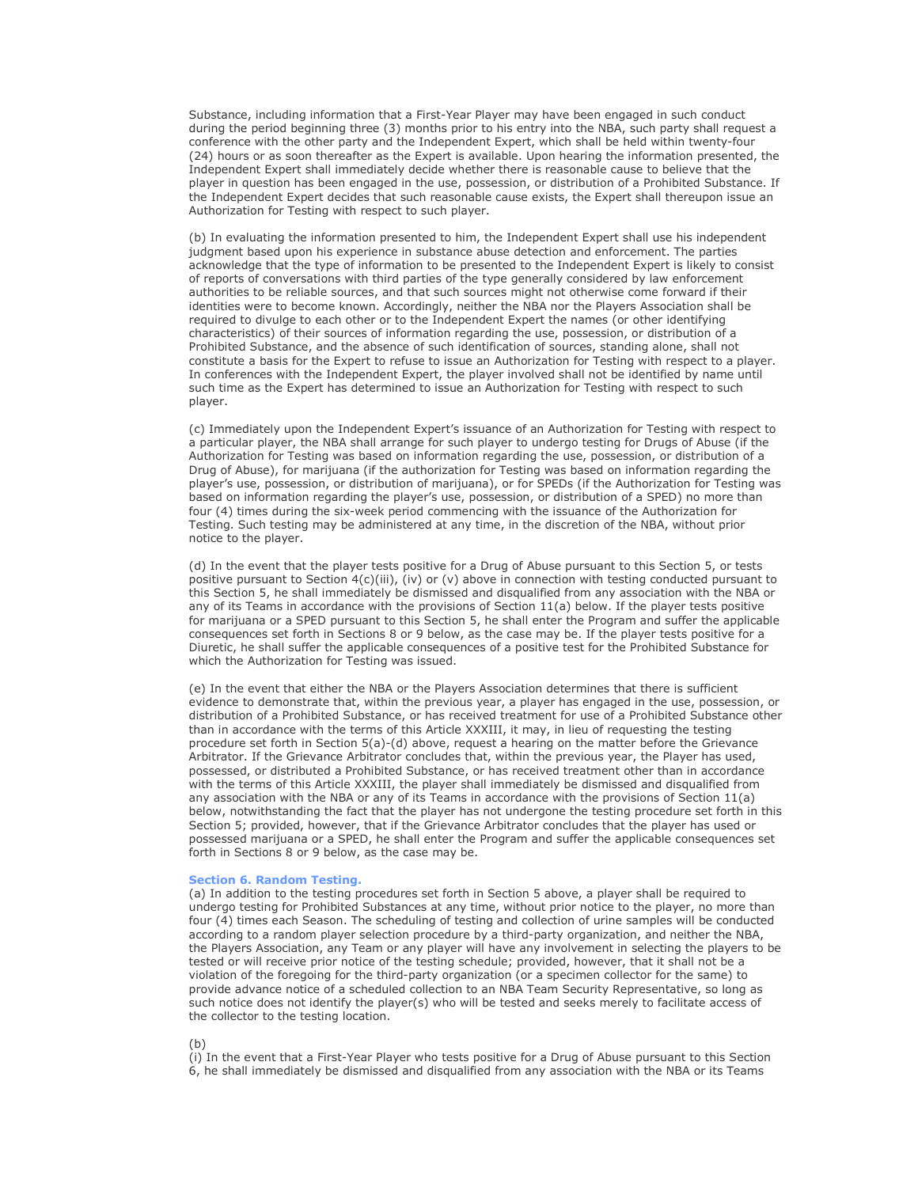Substance, including information that a First-Year Player may have been engaged in such conduct during the period beginning three (3) months prior to his entry into the NBA, such party shall request a conference with the other party and the Independent Expert, which shall be held within twenty-four (24) hours or as soon thereafter as the Expert is available. Upon hearing the information presented, the Independent Expert shall immediately decide whether there is reasonable cause to believe that the player in question has been engaged in the use, possession, or distribution of a Prohibited Substance. If the Independent Expert decides that such reasonable cause exists, the Expert shall thereupon issue an Authorization for Testing with respect to such player.

(b) In evaluating the information presented to him, the Independent Expert shall use his independent judgment based upon his experience in substance abuse detection and enforcement. The parties acknowledge that the type of information to be presented to the Independent Expert is likely to consist of reports of conversations with third parties of the type generally considered by law enforcement authorities to be reliable sources, and that such sources might not otherwise come forward if their identities were to become known. Accordingly, neither the NBA nor the Players Association shall be required to divulge to each other or to the Independent Expert the names (or other identifying characteristics) of their sources of information regarding the use, possession, or distribution of a Prohibited Substance, and the absence of such identification of sources, standing alone, shall not constitute a basis for the Expert to refuse to issue an Authorization for Testing with respect to a player. In conferences with the Independent Expert, the player involved shall not be identified by name until such time as the Expert has determined to issue an Authorization for Testing with respect to such player.

(c) Immediately upon the Independent Expert's issuance of an Authorization for Testing with respect to a particular player, the NBA shall arrange for such player to undergo testing for Drugs of Abuse (if the Authorization for Testing was based on information regarding the use, possession, or distribution of a Drug of Abuse), for marijuana (if the authorization for Testing was based on information regarding the player's use, possession, or distribution of marijuana), or for SPEDs (if the Authorization for Testing was based on information regarding the player's use, possession, or distribution of a SPED) no more than four (4) times during the six-week period commencing with the issuance of the Authorization for Testing. Such testing may be administered at any time, in the discretion of the NBA, without prior notice to the player.

(d) In the event that the player tests positive for a Drug of Abuse pursuant to this Section 5, or tests positive pursuant to Section 4(c)(iii), (iv) or (v) above in connection with testing conducted pursuant to this Section 5, he shall immediately be dismissed and disqualified from any association with the NBA or any of its Teams in accordance with the provisions of Section 11(a) below. If the player tests positive for marijuana or a SPED pursuant to this Section 5, he shall enter the Program and suffer the applicable consequences set forth in Sections 8 or 9 below, as the case may be. If the player tests positive for a Diuretic, he shall suffer the applicable consequences of a positive test for the Prohibited Substance for which the Authorization for Testing was issued.

(e) In the event that either the NBA or the Players Association determines that there is sufficient evidence to demonstrate that, within the previous year, a player has engaged in the use, possession, or distribution of a Prohibited Substance, or has received treatment for use of a Prohibited Substance other than in accordance with the terms of this Article XXXIII, it may, in lieu of requesting the testing procedure set forth in Section 5(a)-(d) above, request a hearing on the matter before the Grievance Arbitrator. If the Grievance Arbitrator concludes that, within the previous year, the Player has used, possessed, or distributed a Prohibited Substance, or has received treatment other than in accordance with the terms of this Article XXXIII, the player shall immediately be dismissed and disqualified from any association with the NBA or any of its Teams in accordance with the provisions of Section 11(a) below, notwithstanding the fact that the player has not undergone the testing procedure set forth in this Section 5; provided, however, that if the Grievance Arbitrator concludes that the player has used or possessed marijuana or a SPED, he shall enter the Program and suffer the applicable consequences set forth in Sections 8 or 9 below, as the case may be.

### Section 6. Random Testing.

(a) In addition to the testing procedures set forth in Section 5 above, a player shall be required to undergo testing for Prohibited Substances at any time, without prior notice to the player, no more than four (4) times each Season. The scheduling of testing and collection of urine samples will be conducted according to a random player selection procedure by a third-party organization, and neither the NBA, the Players Association, any Team or any player will have any involvement in selecting the players to be tested or will receive prior notice of the testing schedule; provided, however, that it shall not be a violation of the foregoing for the third-party organization (or a specimen collector for the same) to provide advance notice of a scheduled collection to an NBA Team Security Representative, so long as such notice does not identify the player(s) who will be tested and seeks merely to facilitate access of the collector to the testing location.

(b)

(i) In the event that a First-Year Player who tests positive for a Drug of Abuse pursuant to this Section 6, he shall immediately be dismissed and disqualified from any association with the NBA or its Teams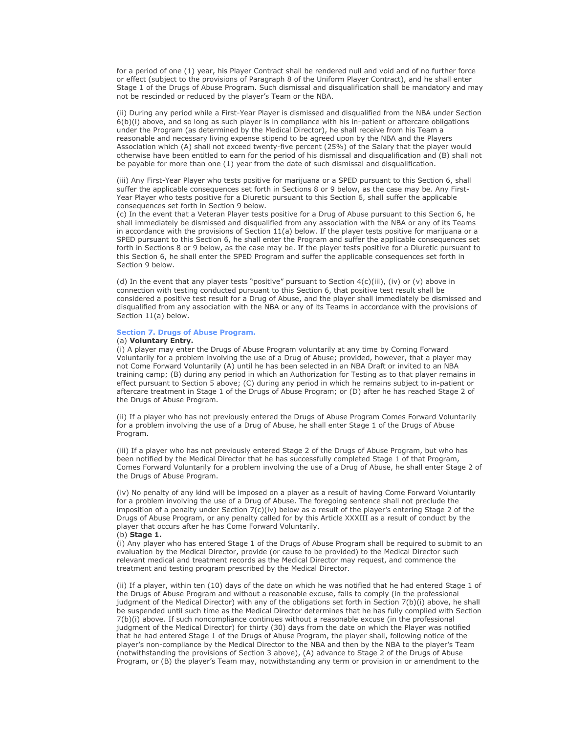for a period of one (1) year, his Player Contract shall be rendered null and void and of no further force or effect (subject to the provisions of Paragraph 8 of the Uniform Player Contract), and he shall enter Stage 1 of the Drugs of Abuse Program. Such dismissal and disqualification shall be mandatory and may not be rescinded or reduced by the player's Team or the NBA.

(ii) During any period while a First-Year Player is dismissed and disqualified from the NBA under Section 6(b)(i) above, and so long as such player is in compliance with his in-patient or aftercare obligations under the Program (as determined by the Medical Director), he shall receive from his Team a reasonable and necessary living expense stipend to be agreed upon by the NBA and the Players Association which (A) shall not exceed twenty-five percent (25%) of the Salary that the player would otherwise have been entitled to earn for the period of his dismissal and disqualification and (B) shall not be payable for more than one (1) year from the date of such dismissal and disqualification.

(iii) Any First-Year Player who tests positive for marijuana or a SPED pursuant to this Section 6, shall suffer the applicable consequences set forth in Sections 8 or 9 below, as the case may be. Any First-Year Player who tests positive for a Diuretic pursuant to this Section 6, shall suffer the applicable consequences set forth in Section 9 below.

(c) In the event that a Veteran Player tests positive for a Drug of Abuse pursuant to this Section 6, he shall immediately be dismissed and disqualified from any association with the NBA or any of its Teams in accordance with the provisions of Section 11(a) below. If the player tests positive for marijuana or a SPED pursuant to this Section 6, he shall enter the Program and suffer the applicable consequences set forth in Sections 8 or 9 below, as the case may be. If the player tests positive for a Diuretic pursuant to this Section 6, he shall enter the SPED Program and suffer the applicable consequences set forth in Section 9 below.

(d) In the event that any player tests "positive" pursuant to Section 4(c)(iii), (iv) or (v) above in connection with testing conducted pursuant to this Section 6, that positive test result shall be considered a positive test result for a Drug of Abuse, and the player shall immediately be dismissed and disqualified from any association with the NBA or any of its Teams in accordance with the provisions of Section 11(a) below.

### Section 7. Drugs of Abuse Program.

(a) **Voluntary Entry.**

(i) A player may enter the Drugs of Abuse Program voluntarily at any time by Coming Forward Voluntarily for a problem involving the use of a Drug of Abuse; provided, however, that a player may not Come Forward Voluntarily (A) until he has been selected in an NBA Draft or invited to an NBA training camp; (B) during any period in which an Authorization for Testing as to that player remains in effect pursuant to Section 5 above; (C) during any period in which he remains subject to in-patient or aftercare treatment in Stage 1 of the Drugs of Abuse Program; or (D) after he has reached Stage 2 of the Drugs of Abuse Program.

(ii) If a player who has not previously entered the Drugs of Abuse Program Comes Forward Voluntarily for a problem involving the use of a Drug of Abuse, he shall enter Stage 1 of the Drugs of Abuse Program.

(iii) If a player who has not previously entered Stage 2 of the Drugs of Abuse Program, but who has been notified by the Medical Director that he has successfully completed Stage 1 of that Program, Comes Forward Voluntarily for a problem involving the use of a Drug of Abuse, he shall enter Stage 2 of the Drugs of Abuse Program.

(iv) No penalty of any kind will be imposed on a player as a result of having Come Forward Voluntarily for a problem involving the use of a Drug of Abuse. The foregoing sentence shall not preclude the imposition of a penalty under Section 7(c)(iv) below as a result of the player's entering Stage 2 of the Drugs of Abuse Program, or any penalty called for by this Article XXXIII as a result of conduct by the player that occurs after he has Come Forward Voluntarily.

(b) **Stage 1.**

(i) Any player who has entered Stage 1 of the Drugs of Abuse Program shall be required to submit to an evaluation by the Medical Director, provide (or cause to be provided) to the Medical Director such relevant medical and treatment records as the Medical Director may request, and commence the treatment and testing program prescribed by the Medical Director.

(ii) If a player, within ten (10) days of the date on which he was notified that he had entered Stage 1 of the Drugs of Abuse Program and without a reasonable excuse, fails to comply (in the professional judgment of the Medical Director) with any of the obligations set forth in Section 7(b)(i) above, he shall be suspended until such time as the Medical Director determines that he has fully complied with Section 7(b)(i) above. If such noncompliance continues without a reasonable excuse (in the professional judgment of the Medical Director) for thirty (30) days from the date on which the Player was notified that he had entered Stage 1 of the Drugs of Abuse Program, the player shall, following notice of the player's non-compliance by the Medical Director to the NBA and then by the NBA to the player's Team (notwithstanding the provisions of Section 3 above), (A) advance to Stage 2 of the Drugs of Abuse Program, or (B) the player's Team may, notwithstanding any term or provision in or amendment to the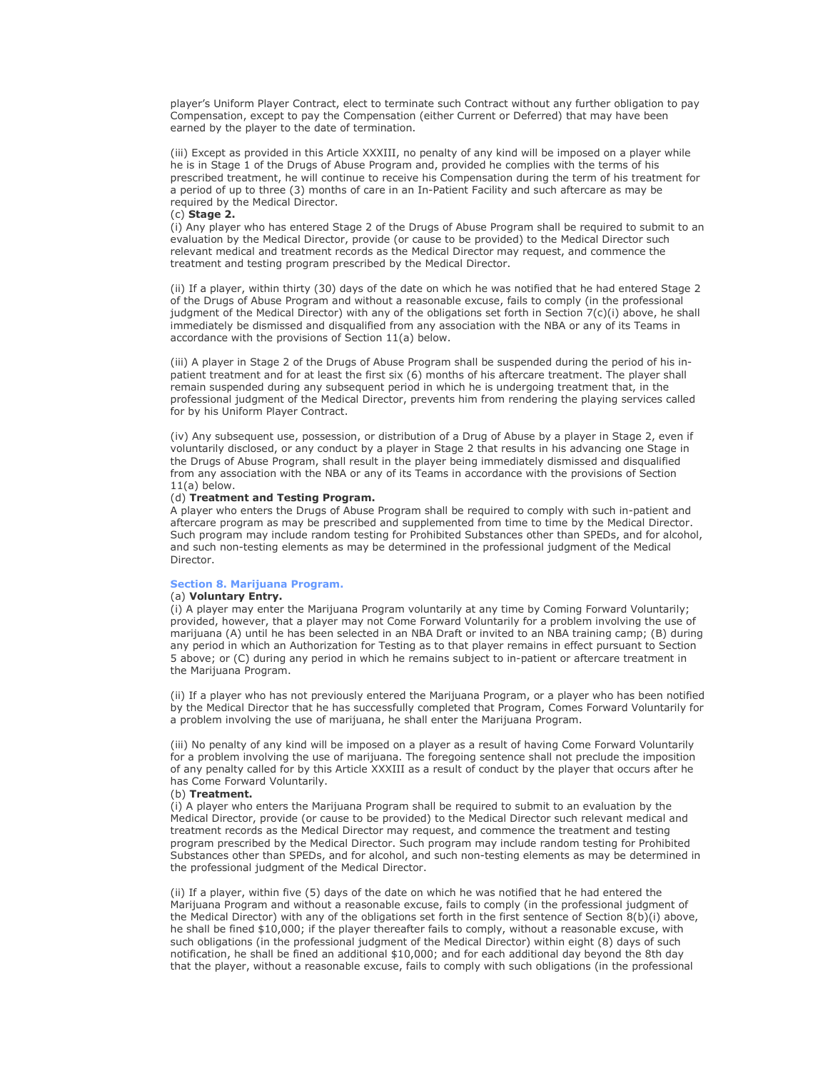player's Uniform Player Contract, elect to terminate such Contract without any further obligation to pay Compensation, except to pay the Compensation (either Current or Deferred) that may have been earned by the player to the date of termination.

(iii) Except as provided in this Article XXXIII, no penalty of any kind will be imposed on a player while he is in Stage 1 of the Drugs of Abuse Program and, provided he complies with the terms of his prescribed treatment, he will continue to receive his Compensation during the term of his treatment for a period of up to three (3) months of care in an In-Patient Facility and such aftercare as may be required by the Medical Director.

(c) **Stage 2.**

(i) Any player who has entered Stage 2 of the Drugs of Abuse Program shall be required to submit to an evaluation by the Medical Director, provide (or cause to be provided) to the Medical Director such relevant medical and treatment records as the Medical Director may request, and commence the treatment and testing program prescribed by the Medical Director.

(ii) If a player, within thirty (30) days of the date on which he was notified that he had entered Stage 2 of the Drugs of Abuse Program and without a reasonable excuse, fails to comply (in the professional judgment of the Medical Director) with any of the obligations set forth in Section 7(c)(i) above, he shall immediately be dismissed and disqualified from any association with the NBA or any of its Teams in accordance with the provisions of Section 11(a) below.

(iii) A player in Stage 2 of the Drugs of Abuse Program shall be suspended during the period of his in-patient treatment and for at least the first six (6) months of his aftercare treatment. The player shall remain suspended during any subsequent period in which he is undergoing treatment that, in the professional judgment of the Medical Director, prevents him from rendering the playing services called for by his Uniform Player Contract.

(iv) Any subsequent use, possession, or distribution of a Drug of Abuse by a player in Stage 2, even if voluntarily disclosed, or any conduct by a player in Stage 2 that results in his advancing one Stage in the Drugs of Abuse Program, shall result in the player being immediately dismissed and disqualified from any association with the NBA or any of its Teams in accordance with the provisions of Section 11(a) below.

(d) **Treatment and Testing Program.**

A player who enters the Drugs of Abuse Program shall be required to comply with such in-patient and aftercare program as may be prescribed and supplemented from time to time by the Medical Director. Such program may include random testing for Prohibited Substances other than SPEDs, and for alcohol, and such non-testing elements as may be determined in the professional judgment of the Medical Director.

### Section 8. Marijuana Program.

(a) **Voluntary Entry.**

(i) A player may enter the Marijuana Program voluntarily at any time by Coming Forward Voluntarily; provided, however, that a player may not Come Forward Voluntarily for a problem involving the use of marijuana (A) until he has been selected in an NBA Draft or invited to an NBA training camp; (B) during any period in which an Authorization for Testing as to that player remains in effect pursuant to Section 5 above; or (C) during any period in which he remains subject to in-patient or aftercare treatment in the Marijuana Program.

(ii) If a player who has not previously entered the Marijuana Program, or a player who has been notified by the Medical Director that he has successfully completed that Program, Comes Forward Voluntarily for a problem involving the use of marijuana, he shall enter the Marijuana Program.

(iii) No penalty of any kind will be imposed on a player as a result of having Come Forward Voluntarily for a problem involving the use of marijuana. The foregoing sentence shall not preclude the imposition of any penalty called for by this Article XXXIII as a result of conduct by the player that occurs after he has Come Forward Voluntarily.

(b) **Treatment.**

(i) A player who enters the Marijuana Program shall be required to submit to an evaluation by the Medical Director, provide (or cause to be provided) to the Medical Director such relevant medical and treatment records as the Medical Director may request, and commence the treatment and testing program prescribed by the Medical Director. Such program may include random testing for Prohibited Substances other than SPEDs, and for alcohol, and such non-testing elements as may be determined in the professional judgment of the Medical Director.

(ii) If a player, within five (5) days of the date on which he was notified that he had entered the Marijuana Program and without a reasonable excuse, fails to comply (in the professional judgment of the Medical Director) with any of the obligations set forth in the first sentence of Section 8(b)(i) above, he shall be fined $10,000; if the player thereafter fails to comply, without a reasonable excuse, with such obligations (in the professional judgment of the Medical Director) within eight (8) days of such notification, he shall be fined an additional $10,000; and for each additional day beyond the 8th day that the player, without a reasonable excuse, fails to comply with such obligations (in the professional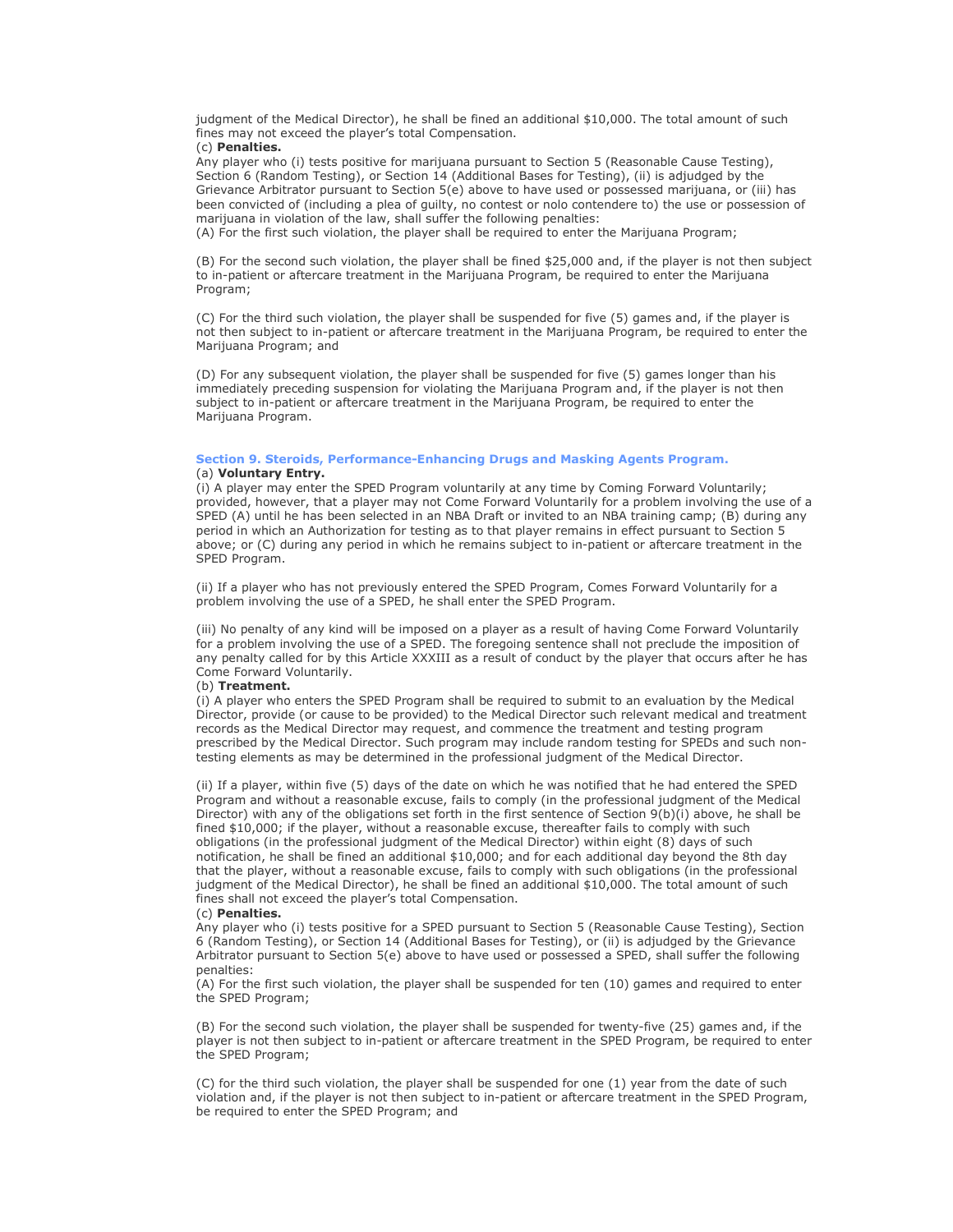judgment of the Medical Director), he shall be fined an additional $10,000. The total amount of such fines may not exceed the player's total Compensation.

(c) **Penalties.**

Any player who (i) tests positive for marijuana pursuant to Section 5 (Reasonable Cause Testing), Section 6 (Random Testing), or Section 14 (Additional Bases for Testing), (ii) is adjudged by the Grievance Arbitrator pursuant to Section 5(e) above to have used or possessed marijuana, or (iii) has been convicted of (including a plea of guilty, no contest or nolo contendere to) the use or possession of marijuana in violation of the law, shall suffer the following penalties:

(A) For the first such violation, the player shall be required to enter the Marijuana Program;

(B) For the second such violation, the player shall be fined $25,000 and, if the player is not then subject to in-patient or aftercare treatment in the Marijuana Program, be required to enter the Marijuana Program;

(C) For the third such violation, the player shall be suspended for five (5) games and, if the player is not then subject to in-patient or aftercare treatment in the Marijuana Program, be required to enter the Marijuana Program; and

(D) For any subsequent violation, the player shall be suspended for five (5) games longer than his immediately preceding suspension for violating the Marijuana Program and, if the player is not then subject to in-patient or aftercare treatment in the Marijuana Program, be required to enter the Marijuana Program.

### Section 9. Steroids, Performance-Enhancing Drugs and Masking Agents Program.

(a) **Voluntary Entry.**

(i) A player may enter the SPED Program voluntarily at any time by Coming Forward Voluntarily; provided, however, that a player may not Come Forward Voluntarily for a problem involving the use of a SPED (A) until he has been selected in an NBA Draft or invited to an NBA training camp; (B) during any period in which an Authorization for testing as to that player remains in effect pursuant to Section 5 above; or (C) during any period in which he remains subject to in-patient or aftercare treatment in the SPED Program.

(ii) If a player who has not previously entered the SPED Program, Comes Forward Voluntarily for a problem involving the use of a SPED, he shall enter the SPED Program.

(iii) No penalty of any kind will be imposed on a player as a result of having Come Forward Voluntarily for a problem involving the use of a SPED. The foregoing sentence shall not preclude the imposition of any penalty called for by this Article XXXIII as a result of conduct by the player that occurs after he has Come Forward Voluntarily.

(b) **Treatment.**

(i) A player who enters the SPED Program shall be required to submit to an evaluation by the Medical Director, provide (or cause to be provided) to the Medical Director such relevant medical and treatment records as the Medical Director may request, and commence the treatment and testing program prescribed by the Medical Director. Such program may include random testing for SPEDs and such non-testing elements as may be determined in the professional judgment of the Medical Director.

(ii) If a player, within five (5) days of the date on which he was notified that he had entered the SPED Program and without a reasonable excuse, fails to comply (in the professional judgment of the Medical Director) with any of the obligations set forth in the first sentence of Section 9(b)(i) above, he shall be fined $10,000; if the player, without a reasonable excuse, thereafter fails to comply with such obligations (in the professional judgment of the Medical Director) within eight (8) days of such notification, he shall be fined an additional $10,000; and for each additional day beyond the 8th day that the player, without a reasonable excuse, fails to comply with such obligations (in the professional judgment of the Medical Director), he shall be fined an additional $10,000. The total amount of such fines shall not exceed the player's total Compensation.

(c) **Penalties.**

Any player who (i) tests positive for a SPED pursuant to Section 5 (Reasonable Cause Testing), Section 6 (Random Testing), or Section 14 (Additional Bases for Testing), or (ii) is adjudged by the Grievance Arbitrator pursuant to Section 5(e) above to have used or possessed a SPED, shall suffer the following penalties:

(A) For the first such violation, the player shall be suspended for ten (10) games and required to enter the SPED Program;

(B) For the second such violation, the player shall be suspended for twenty-five (25) games and, if the player is not then subject to in-patient or aftercare treatment in the SPED Program, be required to enter the SPED Program;

(C) for the third such violation, the player shall be suspended for one (1) year from the date of such violation and, if the player is not then subject to in-patient or aftercare treatment in the SPED Program, be required to enter the SPED Program; and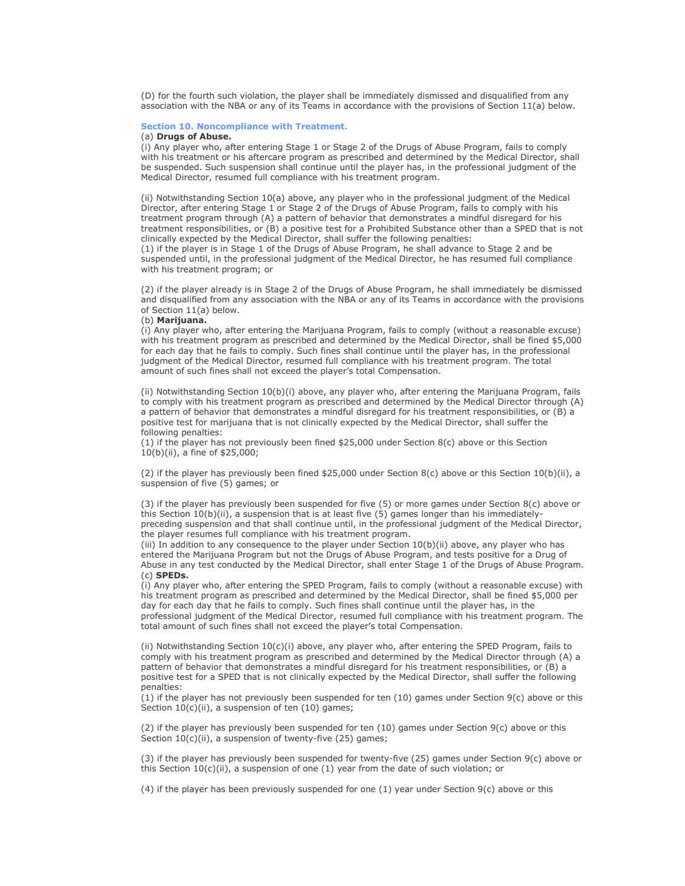(D) for the fourth such violation, the player shall be immediately dismissed and disqualified from any association with the NBA or any of its Teams in accordance with the provisions of Section 11(a) below.

### Section 10. Noncompliance with Treatment.

(a) **Drugs of Abuse.**

(i) Any player who, after entering Stage 1 or Stage 2 of the Drugs of Abuse Program, fails to comply with his treatment or his aftercare program as prescribed and determined by the Medical Director, shall be suspended. Such suspension shall continue until the player has, in the professional judgment of the Medical Director, resumed full compliance with his treatment program.

(ii) Notwithstanding Section 10(a) above, any player who in the professional judgment of the Medical Director, after entering Stage 1 or Stage 2 of the Drugs of Abuse Program, fails to comply with his treatment program through (A) a pattern of behavior that demonstrates a mindful disregard for his treatment responsibilities, or (B) a positive test for a Prohibited Substance other than a SPED that is not clinically expected by the Medical Director, shall suffer the following penalties:

(1) if the player is in Stage 1 of the Drugs of Abuse Program, he shall advance to Stage 2 and be suspended until, in the professional judgment of the Medical Director, he has resumed full compliance with his treatment program; or

(2) if the player already is in Stage 2 of the Drugs of Abuse Program, he shall immediately be dismissed and disqualified from any association with the NBA or any of its Teams in accordance with the provisions of Section 11(a) below.

(b) **Marijuana.**

(i) Any player who, after entering the Marijuana Program, fails to comply (without a reasonable excuse) with his treatment program as prescribed and determined by the Medical Director, shall be fined $5,000 for each day that he fails to comply. Such fines shall continue until the player has, in the professional judgment of the Medical Director, resumed full compliance with his treatment program. The total amount of such fines shall not exceed the player's total Compensation.

(ii) Notwithstanding Section 10(b)(i) above, any player who, after entering the Marijuana Program, fails to comply with his treatment program as prescribed and determined by the Medical Director through (A) a pattern of behavior that demonstrates a mindful disregard for his treatment responsibilities, or (B) a positive test for marijuana that is not clinically expected by the Medical Director, shall suffer the following penalties:

(1) if the player has not previously been fined $25,000 under Section 8(c) above or this Section 10(b)(ii), a fine of $25,000;

(2) if the player has previously been fined $25,000 under Section 8(c) above or this Section 10(b)(ii), a suspension of five (5) games; or

(3) if the player has previously been suspended for five (5) or more games under Section 8(c) above or this Section 10(b)(ii), a suspension that is at least five (5) games longer than his immediately-preceding suspension and that shall continue until, in the professional judgment of the Medical Director, the player resumes full compliance with his treatment program.

(iii) In addition to any consequence to the player under Section 10(b)(ii) above, any player who has entered the Marijuana Program but not the Drugs of Abuse Program, and tests positive for a Drug of Abuse in any test conducted by the Medical Director, shall enter Stage 1 of the Drugs of Abuse Program.

(c) **SPEDs.**

(i) Any player who, after entering the SPED Program, fails to comply (without a reasonable excuse) with his treatment program as prescribed and determined by the Medical Director, shall be fined $5,000 per day for each day that he fails to comply. Such fines shall continue until the player has, in the professional judgment of the Medical Director, resumed full compliance with his treatment program. The total amount of such fines shall not exceed the player's total Compensation.

(ii) Notwithstanding Section 10(c)(i) above, any player who, after entering the SPED Program, fails to comply with his treatment program as prescribed and determined by the Medical Director through (A) a pattern of behavior that demonstrates a mindful disregard for his treatment responsibilities, or (B) a positive test for a SPED that is not clinically expected by the Medical Director, shall suffer the following penalties:

(1) if the player has not previously been suspended for ten (10) games under Section 9(c) above or this Section 10(c)(ii), a suspension of ten (10) games;

(2) if the player has previously been suspended for ten (10) games under Section 9(c) above or this Section 10(c)(ii), a suspension of twenty-five (25) games;

(3) if the player has previously been suspended for twenty-five (25) games under Section 9(c) above or this Section 10(c)(ii), a suspension of one (1) year from the date of such violation; or

(4) if the player has been previously suspended for one (1) year under Section 9(c) above or this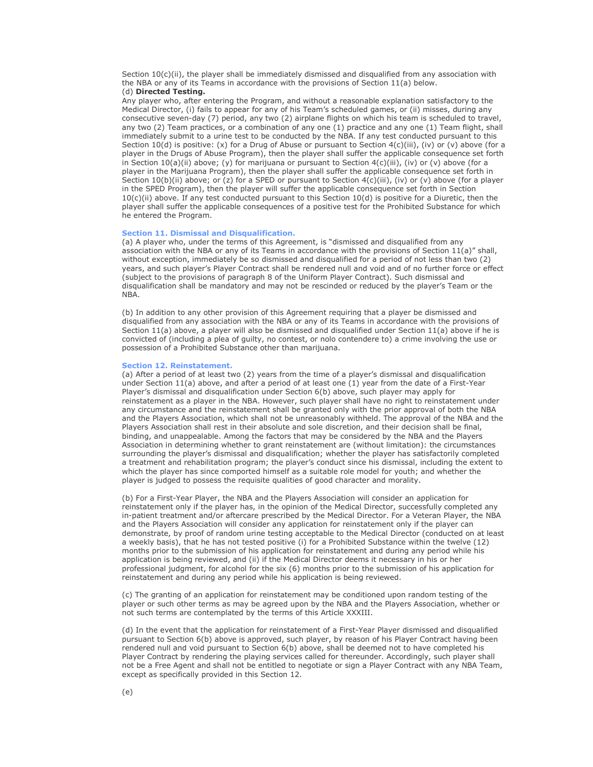Section 10(c)(ii), the player shall be immediately dismissed and disqualified from any association with the NBA or any of its Teams in accordance with the provisions of Section 11(a) below.

(d) **Directed Testing.**

Any player who, after entering the Program, and without a reasonable explanation satisfactory to the Medical Director, (i) fails to appear for any of his Team's scheduled games, or (ii) misses, during any consecutive seven-day (7) period, any two (2) airplane flights on which his team is scheduled to travel, any two (2) Team practices, or a combination of any one (1) practice and any one (1) Team flight, shall immediately submit to a urine test to be conducted by the NBA. If any test conducted pursuant to this Section 10(d) is positive: (x) for a Drug of Abuse or pursuant to Section 4(c)(iii), (iv) or (v) above (for a player in the Drugs of Abuse Program), then the player shall suffer the applicable consequence set forth in Section 10(a)(ii) above; (y) for marijuana or pursuant to Section 4(c)(iii), (iv) or (v) above (for a player in the Marijuana Program), then the player shall suffer the applicable consequence set forth in Section 10(b)(ii) above; or (z) for a SPED or pursuant to Section 4(c)(iii), (iv) or (v) above (for a player in the SPED Program), then the player will suffer the applicable consequence set forth in Section 10(c)(ii) above. If any test conducted pursuant to this Section 10(d) is positive for a Diuretic, then the player shall suffer the applicable consequences of a positive test for the Prohibited Substance for which he entered the Program.

## Section 11. Dismissal and Disqualification.

(a) A player who, under the terms of this Agreement, is "dismissed and disqualified from any association with the NBA or any of its Teams in accordance with the provisions of Section 11(a)" shall, without exception, immediately be so dismissed and disqualified for a period of not less than two (2) years, and such player's Player Contract shall be rendered null and void and of no further force or effect (subject to the provisions of paragraph 8 of the Uniform Player Contract). Such dismissal and disqualification shall be mandatory and may not be rescinded or reduced by the player's Team or the NBA.

(b) In addition to any other provision of this Agreement requiring that a player be dismissed and disqualified from any association with the NBA or any of its Teams in accordance with the provisions of Section 11(a) above, a player will also be dismissed and disqualified under Section 11(a) above if he is convicted of (including a plea of guilty, no contest, or nolo contendere to) a crime involving the use or possession of a Prohibited Substance other than marijuana.

## Section 12. Reinstatement.

(a) After a period of at least two (2) years from the time of a player's dismissal and disqualification under Section 11(a) above, and after a period of at least one (1) year from the date of a First-Year Player's dismissal and disqualification under Section 6(b) above, such player may apply for reinstatement as a player in the NBA. However, such player shall have no right to reinstatement under any circumstance and the reinstatement shall be granted only with the prior approval of both the NBA and the Players Association, which shall not be unreasonably withheld. The approval of the NBA and the Players Association shall rest in their absolute and sole discretion, and their decision shall be final, binding, and unappealable. Among the factors that may be considered by the NBA and the Players Association in determining whether to grant reinstatement are (without limitation): the circumstances surrounding the player's dismissal and disqualification; whether the player has satisfactorily completed a treatment and rehabilitation program; the player's conduct since his dismissal, including the extent to which the player has since comported himself as a suitable role model for youth; and whether the player is judged to possess the requisite qualities of good character and morality.

(b) For a First-Year Player, the NBA and the Players Association will consider an application for reinstatement only if the player has, in the opinion of the Medical Director, successfully completed any in-patient treatment and/or aftercare prescribed by the Medical Director. For a Veteran Player, the NBA and the Players Association will consider any application for reinstatement only if the player can demonstrate, by proof of random urine testing acceptable to the Medical Director (conducted on at least a weekly basis), that he has not tested positive (i) for a Prohibited Substance within the twelve (12) months prior to the submission of his application for reinstatement and during any period while his application is being reviewed, and (ii) if the Medical Director deems it necessary in his or her professional judgment, for alcohol for the six (6) months prior to the submission of his application for reinstatement and during any period while his application is being reviewed.

(c) The granting of an application for reinstatement may be conditioned upon random testing of the player or such other terms as may be agreed upon by the NBA and the Players Association, whether or not such terms are contemplated by the terms of this Article XXXIII.

(d) In the event that the application for reinstatement of a First-Year Player dismissed and disqualified pursuant to Section 6(b) above is approved, such player, by reason of his Player Contract having been rendered null and void pursuant to Section 6(b) above, shall be deemed not to have completed his Player Contract by rendering the playing services called for thereunder. Accordingly, such player shall not be a Free Agent and shall not be entitled to negotiate or sign a Player Contract with any NBA Team, except as specifically provided in this Section 12.

(e)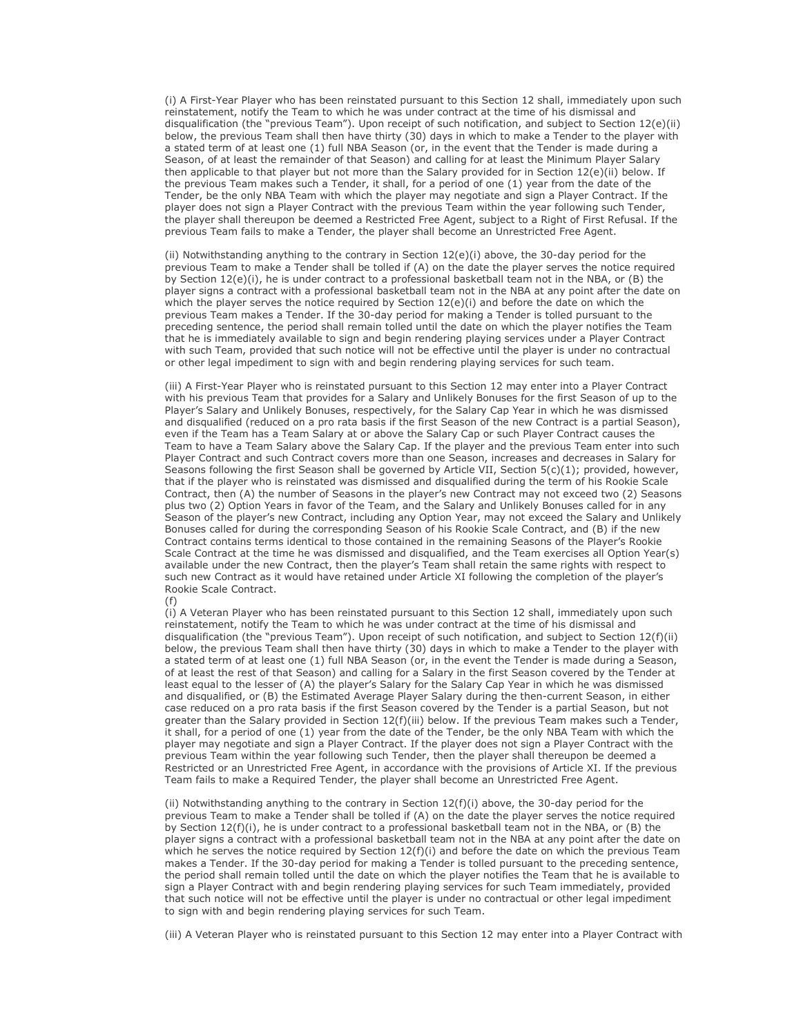(i) A First-Year Player who has been reinstated pursuant to this Section 12 shall, immediately upon such reinstatement, notify the Team to which he was under contract at the time of his dismissal and disqualification (the "previous Team"). Upon receipt of such notification, and subject to Section 12(e)(ii) below, the previous Team shall then have thirty (30) days in which to make a Tender to the player with a stated term of at least one (1) full NBA Season (or, in the event that the Tender is made during a Season, of at least the remainder of that Season) and calling for at least the Minimum Player Salary then applicable to that player but not more than the Salary provided for in Section 12(e)(ii) below. If the previous Team makes such a Tender, it shall, for a period of one (1) year from the date of the Tender, be the only NBA Team with which the player may negotiate and sign a Player Contract. If the player does not sign a Player Contract with the previous Team within the year following such Tender, the player shall thereupon be deemed a Restricted Free Agent, subject to a Right of First Refusal. If the previous Team fails to make a Tender, the player shall become an Unrestricted Free Agent.

(ii) Notwithstanding anything to the contrary in Section 12(e)(i) above, the 30-day period for the previous Team to make a Tender shall be tolled if (A) on the date the player serves the notice required by Section 12(e)(i), he is under contract to a professional basketball team not in the NBA, or (B) the player signs a contract with a professional basketball team not in the NBA at any point after the date on which the player serves the notice required by Section 12(e)(i) and before the date on which the previous Team makes a Tender. If the 30-day period for making a Tender is tolled pursuant to the preceding sentence, the period shall remain tolled until the date on which the player notifies the Team that he is immediately available to sign and begin rendering playing services under a Player Contract with such Team, provided that such notice will not be effective until the player is under no contractual or other legal impediment to sign with and begin rendering playing services for such team.

(iii) A First-Year Player who is reinstated pursuant to this Section 12 may enter into a Player Contract with his previous Team that provides for a Salary and Unlikely Bonuses for the first Season of up to the Player's Salary and Unlikely Bonuses, respectively, for the Salary Cap Year in which he was dismissed and disqualified (reduced on a pro rata basis if the first Season of the new Contract is a partial Season), even if the Team has a Team Salary at or above the Salary Cap or such Player Contract causes the Team to have a Team Salary above the Salary Cap. If the player and the previous Team enter into such Player Contract and such Contract covers more than one Season, increases and decreases in Salary for Seasons following the first Season shall be governed by Article VII, Section 5(c)(1); provided, however, that if the player who is reinstated was dismissed and disqualified during the term of his Rookie Scale Contract, then (A) the number of Seasons in the player's new Contract may not exceed two (2) Seasons plus two (2) Option Years in favor of the Team, and the Salary and Unlikely Bonuses called for in any Season of the player's new Contract, including any Option Year, may not exceed the Salary and Unlikely Bonuses called for during the corresponding Season of his Rookie Scale Contract, and (B) if the new Contract contains terms identical to those contained in the remaining Seasons of the Player's Rookie Scale Contract at the time he was dismissed and disqualified, and the Team exercises all Option Year(s) available under the new Contract, then the player's Team shall retain the same rights with respect to such new Contract as it would have retained under Article XI following the completion of the player's Rookie Scale Contract.

(f)

(i) A Veteran Player who has been reinstated pursuant to this Section 12 shall, immediately upon such reinstatement, notify the Team to which he was under contract at the time of his dismissal and disqualification (the "previous Team"). Upon receipt of such notification, and subject to Section 12(f)(ii) below, the previous Team shall then have thirty (30) days in which to make a Tender to the player with a stated term of at least one (1) full NBA Season (or, in the event the Tender is made during a Season, of at least the rest of that Season) and calling for a Salary in the first Season covered by the Tender at least equal to the lesser of (A) the player's Salary for the Salary Cap Year in which he was dismissed and disqualified, or (B) the Estimated Average Player Salary during the then-current Season, in either case reduced on a pro rata basis if the first Season covered by the Tender is a partial Season, but not greater than the Salary provided in Section 12(f)(iii) below. If the previous Team makes such a Tender, it shall, for a period of one (1) year from the date of the Tender, be the only NBA Team with which the player may negotiate and sign a Player Contract. If the player does not sign a Player Contract with the previous Team within the year following such Tender, then the player shall thereupon be deemed a Restricted or an Unrestricted Free Agent, in accordance with the provisions of Article XI. If the previous Team fails to make a Required Tender, the player shall become an Unrestricted Free Agent.

(ii) Notwithstanding anything to the contrary in Section 12(f)(i) above, the 30-day period for the previous Team to make a Tender shall be tolled if (A) on the date the player serves the notice required by Section 12(f)(i), he is under contract to a professional basketball team not in the NBA, or (B) the player signs a contract with a professional basketball team not in the NBA at any point after the date on which he serves the notice required by Section 12(f)(i) and before the date on which the previous Team makes a Tender. If the 30-day period for making a Tender is tolled pursuant to the preceding sentence, the period shall remain tolled until the date on which the player notifies the Team that he is available to sign a Player Contract with and begin rendering playing services for such Team immediately, provided that such notice will not be effective until the player is under no contractual or other legal impediment to sign with and begin rendering playing services for such Team.

(iii) A Veteran Player who is reinstated pursuant to this Section 12 may enter into a Player Contract with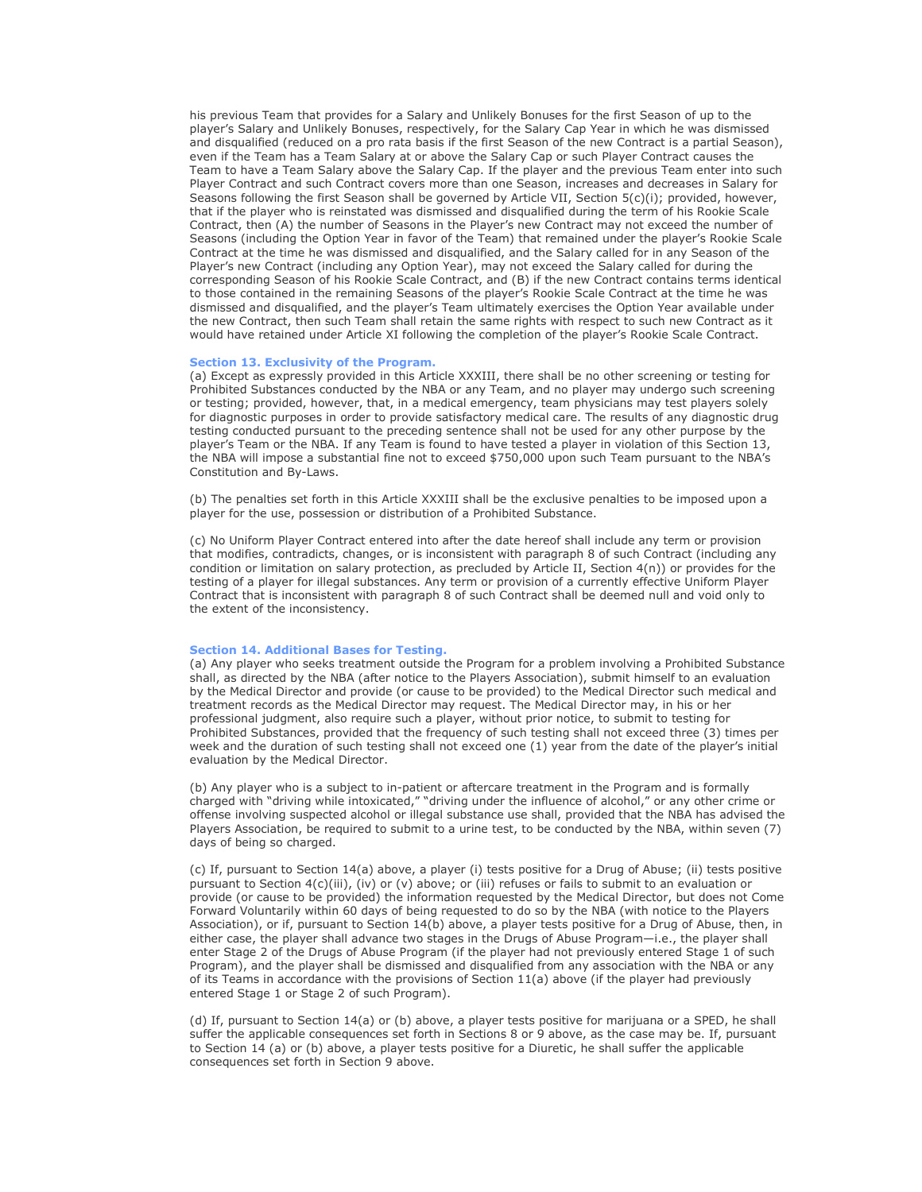his previous Team that provides for a Salary and Unlikely Bonuses for the first Season of up to the player's Salary and Unlikely Bonuses, respectively, for the Salary Cap Year in which he was dismissed and disqualified (reduced on a pro rata basis if the first Season of the new Contract is a partial Season), even if the Team has a Team Salary at or above the Salary Cap or such Player Contract causes the Team to have a Team Salary above the Salary Cap. If the player and the previous Team enter into such Player Contract and such Contract covers more than one Season, increases and decreases in Salary for Seasons following the first Season shall be governed by Article VII, Section 5(c)(i); provided, however, that if the player who is reinstated was dismissed and disqualified during the term of his Rookie Scale Contract, then (A) the number of Seasons in the Player's new Contract may not exceed the number of Seasons (including the Option Year in favor of the Team) that remained under the player's Rookie Scale Contract at the time he was dismissed and disqualified, and the Salary called for in any Season of the Player's new Contract (including any Option Year), may not exceed the Salary called for during the corresponding Season of his Rookie Scale Contract, and (B) if the new Contract contains terms identical to those contained in the remaining Seasons of the player's Rookie Scale Contract at the time he was dismissed and disqualified, and the player's Team ultimately exercises the Option Year available under the new Contract, then such Team shall retain the same rights with respect to such new Contract as it would have retained under Article XI following the completion of the player's Rookie Scale Contract.

### Section 13. Exclusivity of the Program.

(a) Except as expressly provided in this Article XXXIII, there shall be no other screening or testing for Prohibited Substances conducted by the NBA or any Team, and no player may undergo such screening or testing; provided, however, that, in a medical emergency, team physicians may test players solely for diagnostic purposes in order to provide satisfactory medical care. The results of any diagnostic drug testing conducted pursuant to the preceding sentence shall not be used for any other purpose by the player's Team or the NBA. If any Team is found to have tested a player in violation of this Section 13, the NBA will impose a substantial fine not to exceed $750,000 upon such Team pursuant to the NBA's Constitution and By-Laws.

(b) The penalties set forth in this Article XXXIII shall be the exclusive penalties to be imposed upon a player for the use, possession or distribution of a Prohibited Substance.

(c) No Uniform Player Contract entered into after the date hereof shall include any term or provision that modifies, contradicts, changes, or is inconsistent with paragraph 8 of such Contract (including any condition or limitation on salary protection, as precluded by Article II, Section 4(n)) or provides for the testing of a player for illegal substances. Any term or provision of a currently effective Uniform Player Contract that is inconsistent with paragraph 8 of such Contract shall be deemed null and void only to the extent of the inconsistency.

### Section 14. Additional Bases for Testing.

(a) Any player who seeks treatment outside the Program for a problem involving a Prohibited Substance shall, as directed by the NBA (after notice to the Players Association), submit himself to an evaluation by the Medical Director and provide (or cause to be provided) to the Medical Director such medical and treatment records as the Medical Director may request. The Medical Director may, in his or her professional judgment, also require such a player, without prior notice, to submit to testing for Prohibited Substances, provided that the frequency of such testing shall not exceed three (3) times per week and the duration of such testing shall not exceed one (1) year from the date of the player's initial evaluation by the Medical Director.

(b) Any player who is a subject to in-patient or aftercare treatment in the Program and is formally charged with "driving while intoxicated," "driving under the influence of alcohol," or any other crime or offense involving suspected alcohol or illegal substance use shall, provided that the NBA has advised the Players Association, be required to submit to a urine test, to be conducted by the NBA, within seven (7) days of being so charged.

(c) If, pursuant to Section 14(a) above, a player (i) tests positive for a Drug of Abuse; (ii) tests positive pursuant to Section 4(c)(iii), (iv) or (v) above; or (iii) refuses or fails to submit to an evaluation or provide (or cause to be provided) the information requested by the Medical Director, but does not Come Forward Voluntarily within 60 days of being requested to do so by the NBA (with notice to the Players Association), or if, pursuant to Section 14(b) above, a player tests positive for a Drug of Abuse, then, in either case, the player shall advance two stages in the Drugs of Abuse Program—i.e., the player shall enter Stage 2 of the Drugs of Abuse Program (if the player had not previously entered Stage 1 of such Program), and the player shall be dismissed and disqualified from any association with the NBA or any of its Teams in accordance with the provisions of Section 11(a) above (if the player had previously entered Stage 1 or Stage 2 of such Program).

(d) If, pursuant to Section 14(a) or (b) above, a player tests positive for marijuana or a SPED, he shall suffer the applicable consequences set forth in Sections 8 or 9 above, as the case may be. If, pursuant to Section 14 (a) or (b) above, a player tests positive for a Diuretic, he shall suffer the applicable consequences set forth in Section 9 above.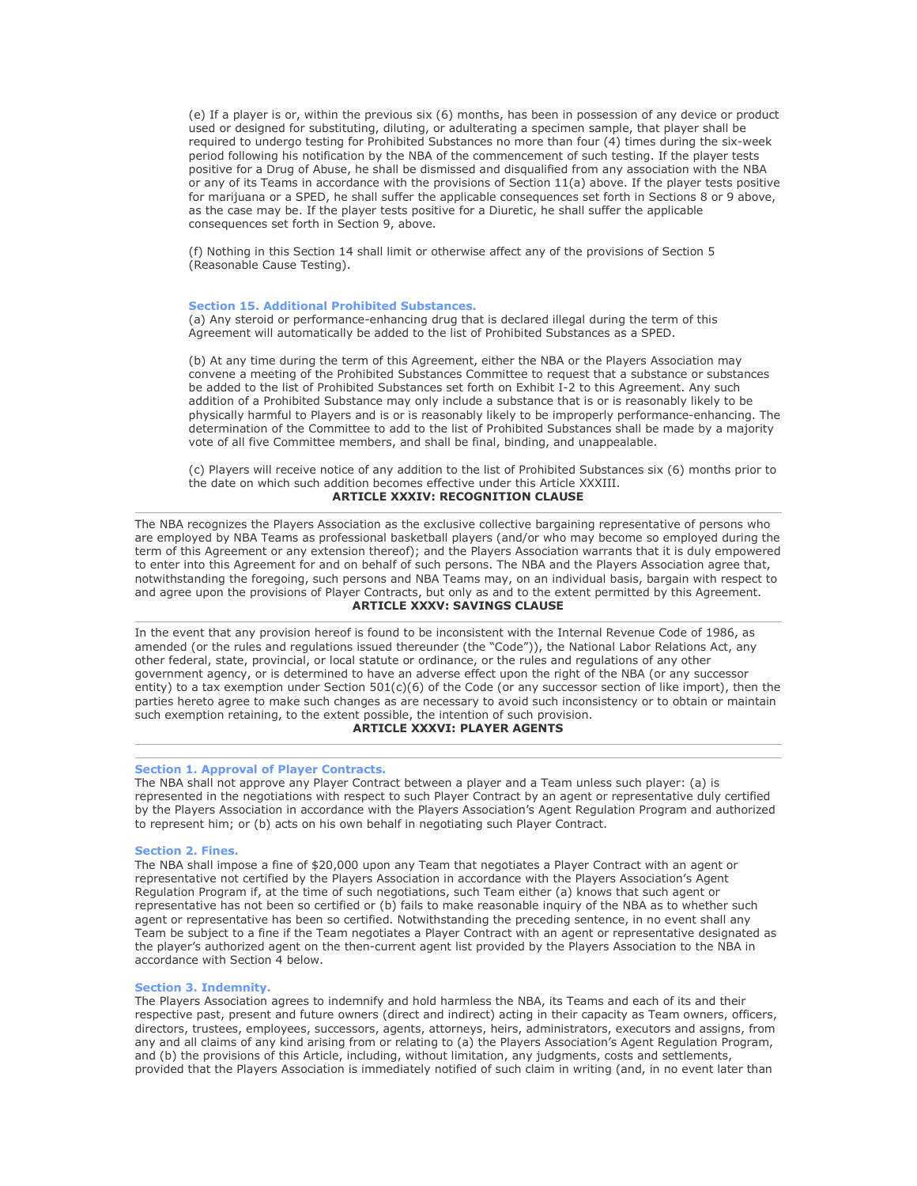(e) If a player is or, within the previous six (6) months, has been in possession of any device or product used or designed for substituting, diluting, or adulterating a specimen sample, that player shall be required to undergo testing for Prohibited Substances no more than four (4) times during the six-week period following his notification by the NBA of the commencement of such testing. If the player tests positive for a Drug of Abuse, he shall be dismissed and disqualified from any association with the NBA or any of its Teams in accordance with the provisions of Section 11(a) above. If the player tests positive for marijuana or a SPED, he shall suffer the applicable consequences set forth in Sections 8 or 9 above, as the case may be. If the player tests positive for a Diuretic, he shall suffer the applicable consequences set forth in Section 9, above.

(f) Nothing in this Section 14 shall limit or otherwise affect any of the provisions of Section 5 (Reasonable Cause Testing).

### Section 15. Additional Prohibited Substances.

(a) Any steroid or performance-enhancing drug that is declared illegal during the term of this Agreement will automatically be added to the list of Prohibited Substances as a SPED.

(b) At any time during the term of this Agreement, either the NBA or the Players Association may convene a meeting of the Prohibited Substances Committee to request that a substance or substances be added to the list of Prohibited Substances set forth on Exhibit I-2 to this Agreement. Any such addition of a Prohibited Substance may only include a substance that is or is reasonably likely to be physically harmful to Players and is or is reasonably likely to be improperly performance-enhancing. The determination of the Committee to add to the list of Prohibited Substances shall be made by a majority vote of all five Committee members, and shall be final, binding, and unappealable.

(c) Players will receive notice of any addition to the list of Prohibited Substances six (6) months prior to the date on which such addition becomes effective under this Article XXXIII.

## ARTICLE XXXIV: RECOGNITION CLAUSE

The NBA recognizes the Players Association as the exclusive collective bargaining representative of persons who are employed by NBA Teams as professional basketball players (and/or who may become so employed during the term of this Agreement or any extension thereof); and the Players Association warrants that it is duly empowered to enter into this Agreement for and on behalf of such persons. The NBA and the Players Association agree that, notwithstanding the foregoing, such persons and NBA Teams may, on an individual basis, bargain with respect to and agree upon the provisions of Player Contracts, but only as and to the extent permitted by this Agreement.

## ARTICLE XXXV: SAVINGS CLAUSE

In the event that any provision hereof is found to be inconsistent with the Internal Revenue Code of 1986, as amended (or the rules and regulations issued thereunder (the "Code")), the National Labor Relations Act, any other federal, state, provincial, or local statute or ordinance, or the rules and regulations of any other government agency, or is determined to have an adverse effect upon the right of the NBA (or any successor entity) to a tax exemption under Section 501(c)(6) of the Code (or any successor section of like import), then the parties hereto agree to make such changes as are necessary to avoid such inconsistency or to obtain or maintain such exemption retaining, to the extent possible, the intention of such provision.

## ARTICLE XXXVI: PLAYER AGENTS

### Section 1. Approval of Player Contracts.

The NBA shall not approve any Player Contract between a player and a Team unless such player: (a) is represented in the negotiations with respect to such Player Contract by an agent or representative duly certified by the Players Association in accordance with the Players Association's Agent Regulation Program and authorized to represent him; or (b) acts on his own behalf in negotiating such Player Contract.

### Section 2. Fines.

The NBA shall impose a fine of $20,000 upon any Team that negotiates a Player Contract with an agent or representative not certified by the Players Association in accordance with the Players Association's Agent Regulation Program if, at the time of such negotiations, such Team either (a) knows that such agent or representative has not been so certified or (b) fails to make reasonable inquiry of the NBA as to whether such agent or representative has been so certified. Notwithstanding the preceding sentence, in no event shall any Team be subject to a fine if the Team negotiates a Player Contract with an agent or representative designated as the player's authorized agent on the then-current agent list provided by the Players Association to the NBA in accordance with Section 4 below.

### Section 3. Indemnity.

The Players Association agrees to indemnify and hold harmless the NBA, its Teams and each of its and their respective past, present and future owners (direct and indirect) acting in their capacity as Team owners, officers, directors, trustees, employees, successors, agents, attorneys, heirs, administrators, executors and assigns, from any and all claims of any kind arising from or relating to (a) the Players Association's Agent Regulation Program, and (b) the provisions of this Article, including, without limitation, any judgments, costs and settlements, provided that the Players Association is immediately notified of such claim in writing (and, in no event later than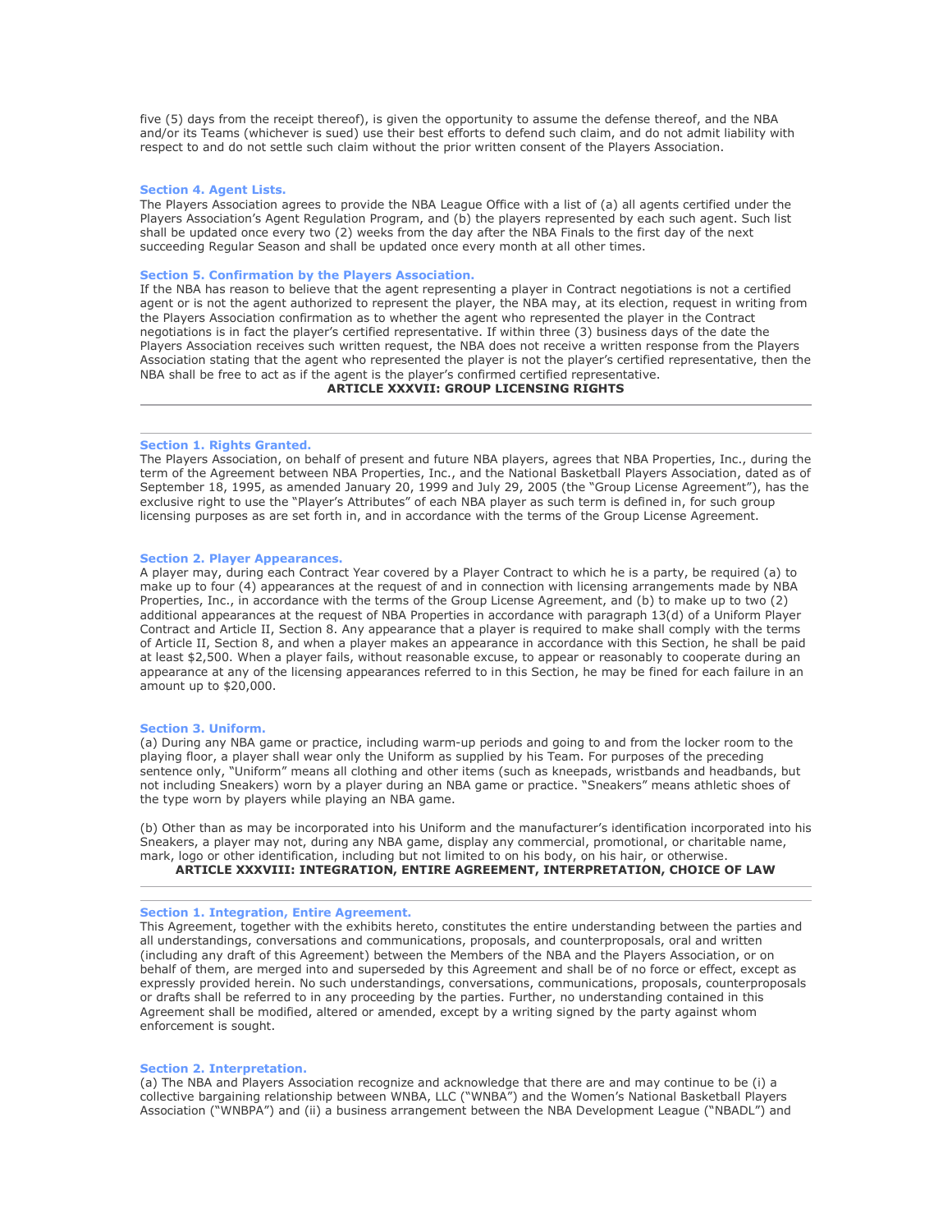five (5) days from the receipt thereof), is given the opportunity to assume the defense thereof, and the NBA and/or its Teams (whichever is sued) use their best efforts to defend such claim, and do not admit liability with respect to and do not settle such claim without the prior written consent of the Players Association.

### Section 4. Agent Lists.

The Players Association agrees to provide the NBA League Office with a list of (a) all agents certified under the Players Association's Agent Regulation Program, and (b) the players represented by each such agent. Such list shall be updated once every two (2) weeks from the day after the NBA Finals to the first day of the next succeeding Regular Season and shall be updated once every month at all other times.

### Section 5. Confirmation by the Players Association.

If the NBA has reason to believe that the agent representing a player in Contract negotiations is not a certified agent or is not the agent authorized to represent the player, the NBA may, at its election, request in writing from the Players Association confirmation as to whether the agent who represented the player in the Contract negotiations is in fact the player's certified representative. If within three (3) business days of the date the Players Association receives such written request, the NBA does not receive a written response from the Players Association stating that the agent who represented the player is not the player's certified representative, then the NBA shall be free to act as if the agent is the player's confirmed certified representative.

## ARTICLE XXXVII: GROUP LICENSING RIGHTS

### Section 1. Rights Granted.

The Players Association, on behalf of present and future NBA players, agrees that NBA Properties, Inc., during the term of the Agreement between NBA Properties, Inc., and the National Basketball Players Association, dated as of September 18, 1995, as amended January 20, 1999 and July 29, 2005 (the "Group License Agreement"), has the exclusive right to use the "Player's Attributes" of each NBA player as such term is defined in, for such group licensing purposes as are set forth in, and in accordance with the terms of the Group License Agreement.

### Section 2. Player Appearances.

A player may, during each Contract Year covered by a Player Contract to which he is a party, be required (a) to make up to four (4) appearances at the request of and in connection with licensing arrangements made by NBA Properties, Inc., in accordance with the terms of the Group License Agreement, and (b) to make up to two (2) additional appearances at the request of NBA Properties in accordance with paragraph 13(d) of a Uniform Player Contract and Article II, Section 8. Any appearance that a player is required to make shall comply with the terms of Article II, Section 8, and when a player makes an appearance in accordance with this Section, he shall be paid at least $2,500. When a player fails, without reasonable excuse, to appear or reasonably to cooperate during an appearance at any of the licensing appearances referred to in this Section, he may be fined for each failure in an amount up to $20,000.

### Section 3. Uniform.

(a) During any NBA game or practice, including warm-up periods and going to and from the locker room to the playing floor, a player shall wear only the Uniform as supplied by his Team. For purposes of the preceding sentence only, "Uniform" means all clothing and other items (such as kneepads, wristbands and headbands, but not including Sneakers) worn by a player during an NBA game or practice. "Sneakers" means athletic shoes of the type worn by players while playing an NBA game.

(b) Other than as may be incorporated into his Uniform and the manufacturer's identification incorporated into his Sneakers, a player may not, during any NBA game, display any commercial, promotional, or charitable name, mark, logo or other identification, including but not limited to on his body, on his hair, or otherwise.

## ARTICLE XXXVIII: INTEGRATION, ENTIRE AGREEMENT, INTERPRETATION, CHOICE OF LAW

### Section 1. Integration, Entire Agreement.

This Agreement, together with the exhibits hereto, constitutes the entire understanding between the parties and all understandings, conversations and communications, proposals, and counterproposals, oral and written (including any draft of this Agreement) between the Members of the NBA and the Players Association, or on behalf of them, are merged into and superseded by this Agreement and shall be of no force or effect, except as expressly provided herein. No such understandings, conversations, communications, proposals, counterproposals or drafts shall be referred to in any proceeding by the parties. Further, no understanding contained in this Agreement shall be modified, altered or amended, except by a writing signed by the party against whom enforcement is sought.

### Section 2. Interpretation.

(a) The NBA and Players Association recognize and acknowledge that there are and may continue to be (i) a collective bargaining relationship between WNBA, LLC ("WNBA") and the Women's National Basketball Players Association ("WNBPA") and (ii) a business arrangement between the NBA Development League ("NBADL") and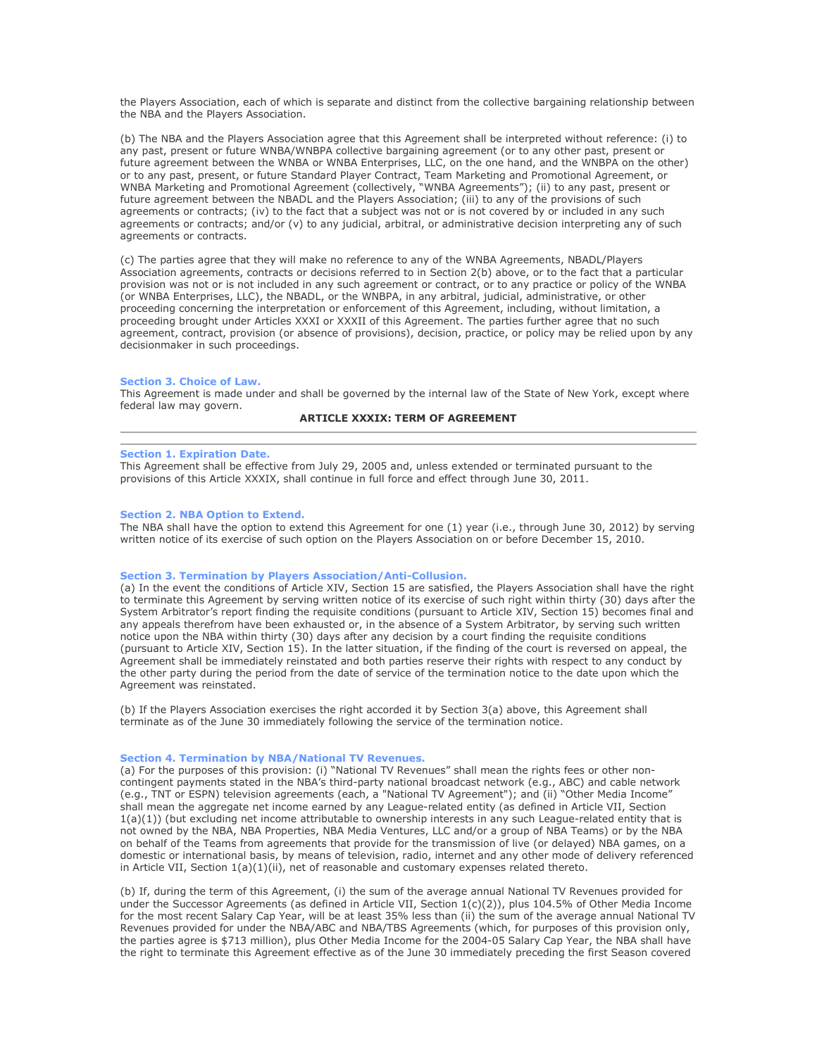the Players Association, each of which is separate and distinct from the collective bargaining relationship between the NBA and the Players Association.

(b) The NBA and the Players Association agree that this Agreement shall be interpreted without reference: (i) to any past, present or future WNBA/WNBPA collective bargaining agreement (or to any other past, present or future agreement between the WNBA or WNBA Enterprises, LLC, on the one hand, and the WNBPA on the other) or to any past, present, or future Standard Player Contract, Team Marketing and Promotional Agreement, or WNBA Marketing and Promotional Agreement (collectively, "WNBA Agreements"); (ii) to any past, present or future agreement between the NBADL and the Players Association; (iii) to any of the provisions of such agreements or contracts; (iv) to the fact that a subject was not or is not covered by or included in any such agreements or contracts; and/or (v) to any judicial, arbitral, or administrative decision interpreting any of such agreements or contracts.

(c) The parties agree that they will make no reference to any of the WNBA Agreements, NBADL/Players Association agreements, contracts or decisions referred to in Section 2(b) above, or to the fact that a particular provision was not or is not included in any such agreement or contract, or to any practice or policy of the WNBA (or WNBA Enterprises, LLC), the NBADL, or the WNBPA, in any arbitral, judicial, administrative, or other proceeding concerning the interpretation or enforcement of this Agreement, including, without limitation, a proceeding brought under Articles XXXI or XXXII of this Agreement. The parties further agree that no such agreement, contract, provision (or absence of provisions), decision, practice, or policy may be relied upon by any decisionmaker in such proceedings.

### Section 3. Choice of Law.

This Agreement is made under and shall be governed by the internal law of the State of New York, except where federal law may govern.

## ARTICLE XXXIX: TERM OF AGREEMENT

### Section 1. Expiration Date.

This Agreement shall be effective from July 29, 2005 and, unless extended or terminated pursuant to the provisions of this Article XXXIX, shall continue in full force and effect through June 30, 2011.

### Section 2. NBA Option to Extend.

The NBA shall have the option to extend this Agreement for one (1) year (i.e., through June 30, 2012) by serving written notice of its exercise of such option on the Players Association on or before December 15, 2010.

### Section 3. Termination by Players Association/Anti-Collusion.

(a) In the event the conditions of Article XIV, Section 15 are satisfied, the Players Association shall have the right to terminate this Agreement by serving written notice of its exercise of such right within thirty (30) days after the System Arbitrator's report finding the requisite conditions (pursuant to Article XIV, Section 15) becomes final and any appeals therefrom have been exhausted or, in the absence of a System Arbitrator, by serving such written notice upon the NBA within thirty (30) days after any decision by a court finding the requisite conditions (pursuant to Article XIV, Section 15). In the latter situation, if the finding of the court is reversed on appeal, the Agreement shall be immediately reinstated and both parties reserve their rights with respect to any conduct by the other party during the period from the date of service of the termination notice to the date upon which the Agreement was reinstated.

(b) If the Players Association exercises the right accorded it by Section 3(a) above, this Agreement shall terminate as of the June 30 immediately following the service of the termination notice.

### Section 4. Termination by NBA/National TV Revenues.

(a) For the purposes of this provision: (i) "National TV Revenues" shall mean the rights fees or other non-contingent payments stated in the NBA's third-party national broadcast network (e.g., ABC) and cable network (e.g., TNT or ESPN) television agreements (each, a "National TV Agreement"); and (ii) "Other Media Income" shall mean the aggregate net income earned by any League-related entity (as defined in Article VII, Section 1(a)(1)) (but excluding net income attributable to ownership interests in any such League-related entity that is not owned by the NBA, NBA Properties, NBA Media Ventures, LLC and/or a group of NBA Teams) or by the NBA on behalf of the Teams from agreements that provide for the transmission of live (or delayed) NBA games, on a domestic or international basis, by means of television, radio, internet and any other mode of delivery referenced in Article VII, Section 1(a)(1)(ii), net of reasonable and customary expenses related thereto.

(b) If, during the term of this Agreement, (i) the sum of the average annual National TV Revenues provided for under the Successor Agreements (as defined in Article VII, Section 1(c)(2)), plus 104.5% of Other Media Income for the most recent Salary Cap Year, will be at least 35% less than (ii) the sum of the average annual National TV Revenues provided for under the NBA/ABC and NBA/TBS Agreements (which, for purposes of this provision only, the parties agree is $713 million), plus Other Media Income for the 2004-05 Salary Cap Year, the NBA shall have the right to terminate this Agreement effective as of the June 30 immediately preceding the first Season covered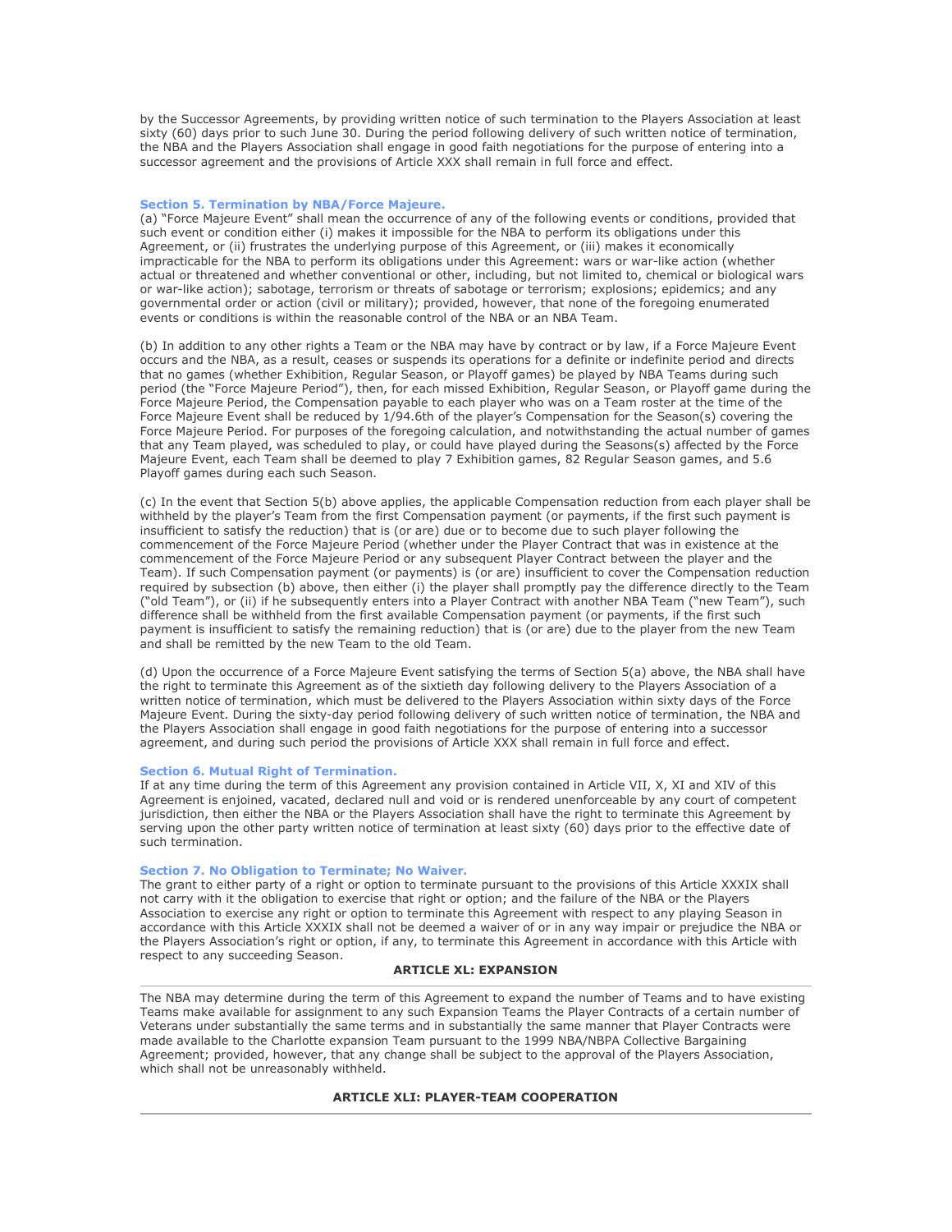by the Successor Agreements, by providing written notice of such termination to the Players Association at least sixty (60) days prior to such June 30. During the period following delivery of such written notice of termination, the NBA and the Players Association shall engage in good faith negotiations for the purpose of entering into a successor agreement and the provisions of Article XXX shall remain in full force and effect.

### Section 5. Termination by NBA/Force Majeure.

(a) "Force Majeure Event" shall mean the occurrence of any of the following events or conditions, provided that such event or condition either (i) makes it impossible for the NBA to perform its obligations under this Agreement, or (ii) frustrates the underlying purpose of this Agreement, or (iii) makes it economically impracticable for the NBA to perform its obligations under this Agreement: wars or war-like action (whether actual or threatened and whether conventional or other, including, but not limited to, chemical or biological wars or war-like action); sabotage, terrorism or threats of sabotage or terrorism; explosions; epidemics; and any governmental order or action (civil or military); provided, however, that none of the foregoing enumerated events or conditions is within the reasonable control of the NBA or an NBA Team.

(b) In addition to any other rights a Team or the NBA may have by contract or by law, if a Force Majeure Event occurs and the NBA, as a result, ceases or suspends its operations for a definite or indefinite period and directs that no games (whether Exhibition, Regular Season, or Playoff games) be played by NBA Teams during such period (the "Force Majeure Period"), then, for each missed Exhibition, Regular Season, or Playoff game during the Force Majeure Period, the Compensation payable to each player who was on a Team roster at the time of the Force Majeure Event shall be reduced by 1/94.6th of the player's Compensation for the Season(s) covering the Force Majeure Period. For purposes of the foregoing calculation, and notwithstanding the actual number of games that any Team played, was scheduled to play, or could have played during the Seasons(s) affected by the Force Majeure Event, each Team shall be deemed to play 7 Exhibition games, 82 Regular Season games, and 5.6 Playoff games during each such Season.

(c) In the event that Section 5(b) above applies, the applicable Compensation reduction from each player shall be withheld by the player's Team from the first Compensation payment (or payments, if the first such payment is insufficient to satisfy the reduction) that is (or are) due or to become due to such player following the commencement of the Force Majeure Period (whether under the Player Contract that was in existence at the commencement of the Force Majeure Period or any subsequent Player Contract between the player and the Team). If such Compensation payment (or payments) is (or are) insufficient to cover the Compensation reduction required by subsection (b) above, then either (i) the player shall promptly pay the difference directly to the Team ("old Team"), or (ii) if he subsequently enters into a Player Contract with another NBA Team ("new Team"), such difference shall be withheld from the first available Compensation payment (or payments, if the first such payment is insufficient to satisfy the remaining reduction) that is (or are) due to the player from the new Team and shall be remitted by the new Team to the old Team.

(d) Upon the occurrence of a Force Majeure Event satisfying the terms of Section 5(a) above, the NBA shall have the right to terminate this Agreement as of the sixtieth day following delivery to the Players Association of a written notice of termination, which must be delivered to the Players Association within sixty days of the Force Majeure Event. During the sixty-day period following delivery of such written notice of termination, the NBA and the Players Association shall engage in good faith negotiations for the purpose of entering into a successor agreement, and during such period the provisions of Article XXX shall remain in full force and effect.

### Section 6. Mutual Right of Termination.

If at any time during the term of this Agreement any provision contained in Article VII, X, XI and XIV of this Agreement is enjoined, vacated, declared null and void or is rendered unenforceable by any court of competent jurisdiction, then either the NBA or the Players Association shall have the right to terminate this Agreement by serving upon the other party written notice of termination at least sixty (60) days prior to the effective date of such termination.

### Section 7. No Obligation to Terminate; No Waiver.

The grant to either party of a right or option to terminate pursuant to the provisions of this Article XXXIX shall not carry with it the obligation to exercise that right or option; and the failure of the NBA or the Players Association to exercise any right or option to terminate this Agreement with respect to any playing Season in accordance with this Article XXXIX shall not be deemed a waiver of or in any way impair or prejudice the NBA or the Players Association's right or option, if any, to terminate this Agreement in accordance with this Article with respect to any succeeding Season.

## ARTICLE XL: EXPANSION

The NBA may determine during the term of this Agreement to expand the number of Teams and to have existing Teams make available for assignment to any such Expansion Teams the Player Contracts of a certain number of Veterans under substantially the same terms and in substantially the same manner that Player Contracts were made available to the Charlotte expansion Team pursuant to the 1999 NBA/NBPA Collective Bargaining Agreement; provided, however, that any change shall be subject to the approval of the Players Association, which shall not be unreasonably withheld.

## ARTICLE XLI: PLAYER-TEAM COOPERATION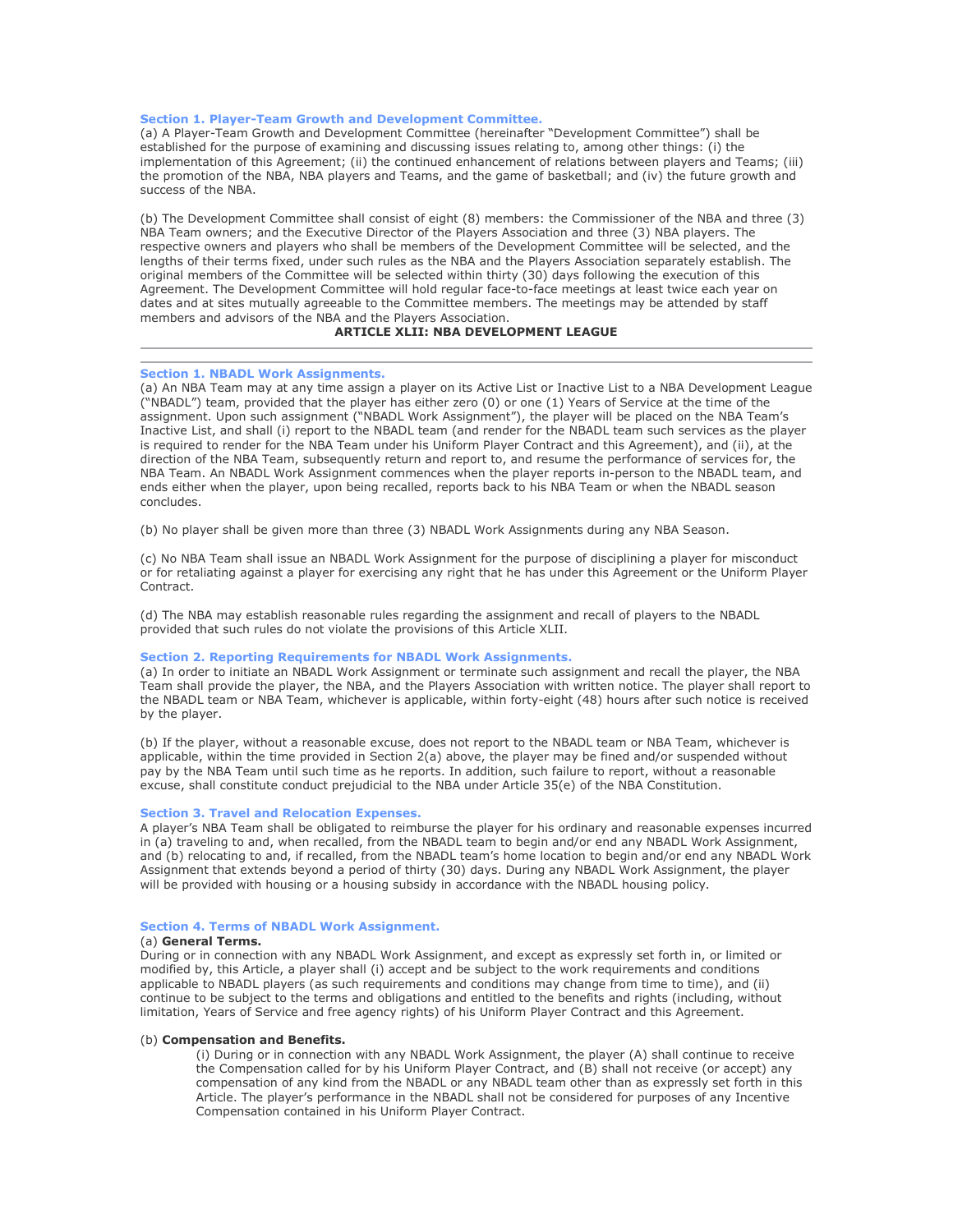### Section 1. Player-Team Growth and Development Committee.

(a) A Player-Team Growth and Development Committee (hereinafter "Development Committee") shall be established for the purpose of examining and discussing issues relating to, among other things: (i) the implementation of this Agreement; (ii) the continued enhancement of relations between players and Teams; (iii) the promotion of the NBA, NBA players and Teams, and the game of basketball; and (iv) the future growth and success of the NBA.

(b) The Development Committee shall consist of eight (8) members: the Commissioner of the NBA and three (3) NBA Team owners; and the Executive Director of the Players Association and three (3) NBA players. The respective owners and players who shall be members of the Development Committee will be selected, and the lengths of their terms fixed, under such rules as the NBA and the Players Association separately establish. The original members of the Committee will be selected within thirty (30) days following the execution of this Agreement. The Development Committee will hold regular face-to-face meetings at least twice each year on dates and at sites mutually agreeable to the Committee members. The meetings may be attended by staff members and advisors of the NBA and the Players Association.

## ARTICLE XLII: NBA DEVELOPMENT LEAGUE

---

### Section 1. NBADL Work Assignments.

(a) An NBA Team may at any time assign a player on its Active List or Inactive List to a NBA Development League ("NBADL") team, provided that the player has either zero (0) or one (1) Years of Service at the time of the assignment. Upon such assignment ("NBADL Work Assignment"), the player will be placed on the NBA Team's Inactive List, and shall (i) report to the NBADL team (and render for the NBADL team such services as the player is required to render for the NBA Team under his Uniform Player Contract and this Agreement), and (ii), at the direction of the NBA Team, subsequently return and report to, and resume the performance of services for, the NBA Team. An NBADL Work Assignment commences when the player reports in-person to the NBADL team, and ends either when the player, upon being recalled, reports back to his NBA Team or when the NBADL season concludes.

(b) No player shall be given more than three (3) NBADL Work Assignments during any NBA Season.

(c) No NBA Team shall issue an NBADL Work Assignment for the purpose of disciplining a player for misconduct or for retaliating against a player for exercising any right that he has under this Agreement or the Uniform Player Contract.

(d) The NBA may establish reasonable rules regarding the assignment and recall of players to the NBADL provided that such rules do not violate the provisions of this Article XLII.

### Section 2. Reporting Requirements for NBADL Work Assignments.

(a) In order to initiate an NBADL Work Assignment or terminate such assignment and recall the player, the NBA Team shall provide the player, the NBA, and the Players Association with written notice. The player shall report to the NBADL team or NBA Team, whichever is applicable, within forty-eight (48) hours after such notice is received by the player.

(b) If the player, without a reasonable excuse, does not report to the NBADL team or NBA Team, whichever is applicable, within the time provided in Section 2(a) above, the player may be fined and/or suspended without pay by the NBA Team until such time as he reports. In addition, such failure to report, without a reasonable excuse, shall constitute conduct prejudicial to the NBA under Article 35(e) of the NBA Constitution.

### Section 3. Travel and Relocation Expenses.

A player's NBA Team shall be obligated to reimburse the player for his ordinary and reasonable expenses incurred in (a) traveling to and, when recalled, from the NBADL team to begin and/or end any NBADL Work Assignment, and (b) relocating to and, if recalled, from the NBADL team's home location to begin and/or end any NBADL Work Assignment that extends beyond a period of thirty (30) days. During any NBADL Work Assignment, the player will be provided with housing or a housing subsidy in accordance with the NBADL housing policy.

### Section 4. Terms of NBADL Work Assignment.

(a) **General Terms.**

During or in connection with any NBADL Work Assignment, and except as expressly set forth in, or limited or modified by, this Article, a player shall (i) accept and be subject to the work requirements and conditions applicable to NBADL players (as such requirements and conditions may change from time to time), and (ii) continue to be subject to the terms and obligations and entitled to the benefits and rights (including, without limitation, Years of Service and free agency rights) of his Uniform Player Contract and this Agreement.

(b) **Compensation and Benefits.**

(i) During or in connection with any NBADL Work Assignment, the player (A) shall continue to receive the Compensation called for by his Uniform Player Contract, and (B) shall not receive (or accept) any compensation of any kind from the NBADL or any NBADL team other than as expressly set forth in this Article. The player's performance in the NBADL shall not be considered for purposes of any Incentive Compensation contained in his Uniform Player Contract.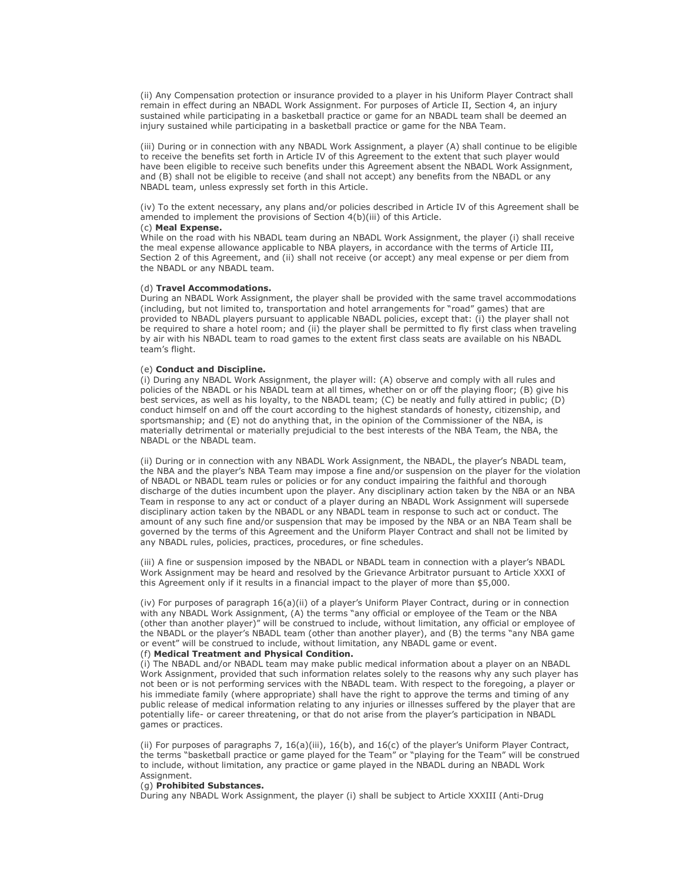(ii) Any Compensation protection or insurance provided to a player in his Uniform Player Contract shall remain in effect during an NBADL Work Assignment. For purposes of Article II, Section 4, an injury sustained while participating in a basketball practice or game for an NBADL team shall be deemed an injury sustained while participating in a basketball practice or game for the NBA Team.

(iii) During or in connection with any NBADL Work Assignment, a player (A) shall continue to be eligible to receive the benefits set forth in Article IV of this Agreement to the extent that such player would have been eligible to receive such benefits under this Agreement absent the NBADL Work Assignment, and (B) shall not be eligible to receive (and shall not accept) any benefits from the NBADL or any NBADL team, unless expressly set forth in this Article.

(iv) To the extent necessary, any plans and/or policies described in Article IV of this Agreement shall be amended to implement the provisions of Section 4(b)(iii) of this Article.

(c) **Meal Expense.**

While on the road with his NBADL team during an NBADL Work Assignment, the player (i) shall receive the meal expense allowance applicable to NBA players, in accordance with the terms of Article III, Section 2 of this Agreement, and (ii) shall not receive (or accept) any meal expense or per diem from the NBADL or any NBADL team.

(d) **Travel Accommodations.**

During an NBADL Work Assignment, the player shall be provided with the same travel accommodations (including, but not limited to, transportation and hotel arrangements for "road" games) that are provided to NBADL players pursuant to applicable NBADL policies, except that: (i) the player shall not be required to share a hotel room; and (ii) the player shall be permitted to fly first class when traveling by air with his NBADL team to road games to the extent first class seats are available on his NBADL team's flight.

(e) **Conduct and Discipline.**

(i) During any NBADL Work Assignment, the player will: (A) observe and comply with all rules and policies of the NBADL or his NBADL team at all times, whether on or off the playing floor; (B) give his best services, as well as his loyalty, to the NBADL team; (C) be neatly and fully attired in public; (D) conduct himself on and off the court according to the highest standards of honesty, citizenship, and sportsmanship; and (E) not do anything that, in the opinion of the Commissioner of the NBA, is materially detrimental or materially prejudicial to the best interests of the NBA Team, the NBA, the NBADL or the NBADL team.

(ii) During or in connection with any NBADL Work Assignment, the NBADL, the player's NBADL team, the NBA and the player's NBA Team may impose a fine and/or suspension on the player for the violation of NBADL or NBADL team rules or policies or for any conduct impairing the faithful and thorough discharge of the duties incumbent upon the player. Any disciplinary action taken by the NBA or an NBA Team in response to any act or conduct of a player during an NBADL Work Assignment will supersede disciplinary action taken by the NBADL or any NBADL team in response to such act or conduct. The amount of any such fine and/or suspension that may be imposed by the NBA or an NBA Team shall be governed by the terms of this Agreement and the Uniform Player Contract and shall not be limited by any NBADL rules, policies, practices, procedures, or fine schedules.

(iii) A fine or suspension imposed by the NBADL or NBADL team in connection with a player's NBADL Work Assignment may be heard and resolved by the Grievance Arbitrator pursuant to Article XXXI of this Agreement only if it results in a financial impact to the player of more than $5,000.

(iv) For purposes of paragraph 16(a)(ii) of a player's Uniform Player Contract, during or in connection with any NBADL Work Assignment, (A) the terms "any official or employee of the Team or the NBA (other than another player)" will be construed to include, without limitation, any official or employee of the NBADL or the player's NBADL team (other than another player), and (B) the terms "any NBA game or event" will be construed to include, without limitation, any NBADL game or event.

(f) **Medical Treatment and Physical Condition.**

(i) The NBADL and/or NBADL team may make public medical information about a player on an NBADL Work Assignment, provided that such information relates solely to the reasons why any such player has not been or is not performing services with the NBADL team. With respect to the foregoing, a player or his immediate family (where appropriate) shall have the right to approve the terms and timing of any public release of medical information relating to any injuries or illnesses suffered by the player that are potentially life- or career threatening, or that do not arise from the player's participation in NBADL games or practices.

(ii) For purposes of paragraphs 7, 16(a)(iii), 16(b), and 16(c) of the player's Uniform Player Contract, the terms "basketball practice or game played for the Team" or "playing for the Team" will be construed to include, without limitation, any practice or game played in the NBADL during an NBADL Work Assignment.

(g) **Prohibited Substances.**

During any NBADL Work Assignment, the player (i) shall be subject to Article XXXIII (Anti-Drug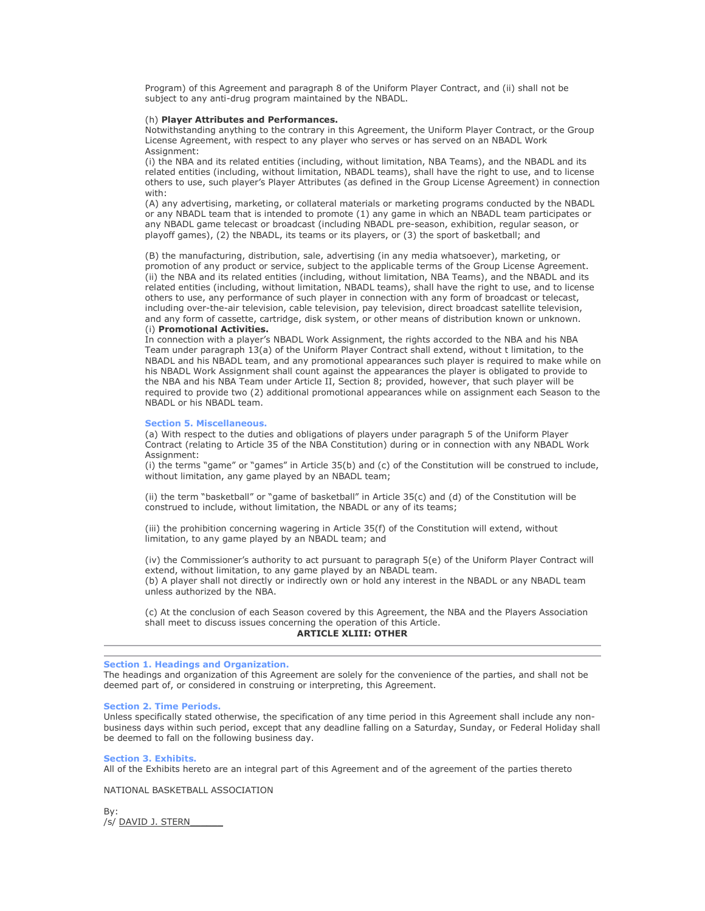Program) of this Agreement and paragraph 8 of the Uniform Player Contract, and (ii) shall not be subject to any anti-drug program maintained by the NBADL.

(h) **Player Attributes and Performances.**
Notwithstanding anything to the contrary in this Agreement, the Uniform Player Contract, or the Group License Agreement, with respect to any player who serves or has served on an NBADL Work Assignment:
(i) the NBA and its related entities (including, without limitation, NBA Teams), and the NBADL and its related entities (including, without limitation, NBADL teams), shall have the right to use, and to license others to use, such player's Player Attributes (as defined in the Group License Agreement) in connection with:
(A) any advertising, marketing, or collateral materials or marketing programs conducted by the NBADL or any NBADL team that is intended to promote (1) any game in which an NBADL team participates or any NBADL game telecast or broadcast (including NBADL pre-season, exhibition, regular season, or playoff games), (2) the NBADL, its teams or its players, or (3) the sport of basketball; and

(B) the manufacturing, distribution, sale, advertising (in any media whatsoever), marketing, or promotion of any product or service, subject to the applicable terms of the Group License Agreement.
(ii) the NBA and its related entities (including, without limitation, NBA Teams), and the NBADL and its related entities (including, without limitation, NBADL teams), shall have the right to use, and to license others to use, any performance of such player in connection with any form of broadcast or telecast, including over-the-air television, cable television, pay television, direct broadcast satellite television, and any form of cassette, cartridge, disk system, or other means of distribution known or unknown.
(i) **Promotional Activities.**
In connection with a player's NBADL Work Assignment, the rights accorded to the NBA and his NBA Team under paragraph 13(a) of the Uniform Player Contract shall extend, without t limitation, to the NBADL and his NBADL team, and any promotional appearances such player is required to make while on his NBADL Work Assignment shall count against the appearances the player is obligated to provide to the NBA and his NBA Team under Article II, Section 8; provided, however, that such player will be required to provide two (2) additional promotional appearances while on assignment each Season to the NBADL or his NBADL team.

### Section 5. Miscellaneous.

(a) With respect to the duties and obligations of players under paragraph 5 of the Uniform Player Contract (relating to Article 35 of the NBA Constitution) during or in connection with any NBADL Work Assignment:
(i) the terms "game" or "games" in Article 35(b) and (c) of the Constitution will be construed to include, without limitation, any game played by an NBADL team;

(ii) the term "basketball" or "game of basketball" in Article 35(c) and (d) of the Constitution will be construed to include, without limitation, the NBADL or any of its teams;

(iii) the prohibition concerning wagering in Article 35(f) of the Constitution will extend, without limitation, to any game played by an NBADL team; and

(iv) the Commissioner's authority to act pursuant to paragraph 5(e) of the Uniform Player Contract will extend, without limitation, to any game played by an NBADL team.
(b) A player shall not directly or indirectly own or hold any interest in the NBADL or any NBADL team unless authorized by the NBA.

(c) At the conclusion of each Season covered by this Agreement, the NBA and the Players Association shall meet to discuss issues concerning the operation of this Article.

## ARTICLE XLIII: OTHER

---

### Section 1. Headings and Organization.

The headings and organization of this Agreement are solely for the convenience of the parties, and shall not be deemed part of, or considered in construing or interpreting, this Agreement.

### Section 2. Time Periods.

Unless specifically stated otherwise, the specification of any time period in this Agreement shall include any non-business days within such period, except that any deadline falling on a Saturday, Sunday, or Federal Holiday shall be deemed to fall on the following business day.

### Section 3. Exhibits.

All of the Exhibits hereto are an integral part of this Agreement and of the agreement of the parties thereto

NATIONAL BASKETBALL ASSOCIATION

By:
/s/ DAVID J. STERN______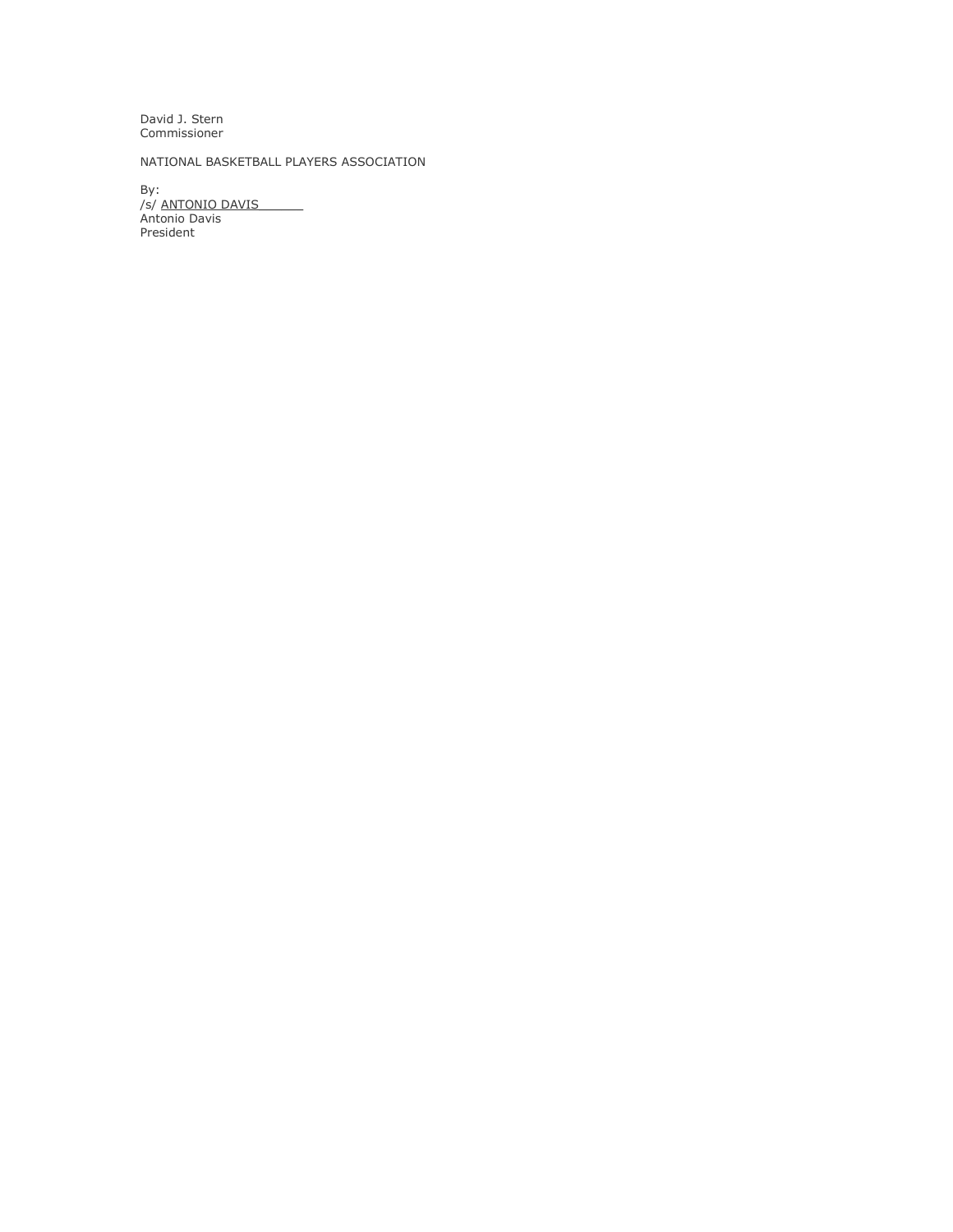David J. Stern
Commissioner

NATIONAL BASKETBALL PLAYERS ASSOCIATION

By:
/s/ ANTONIO DAVIS
Antonio Davis
President